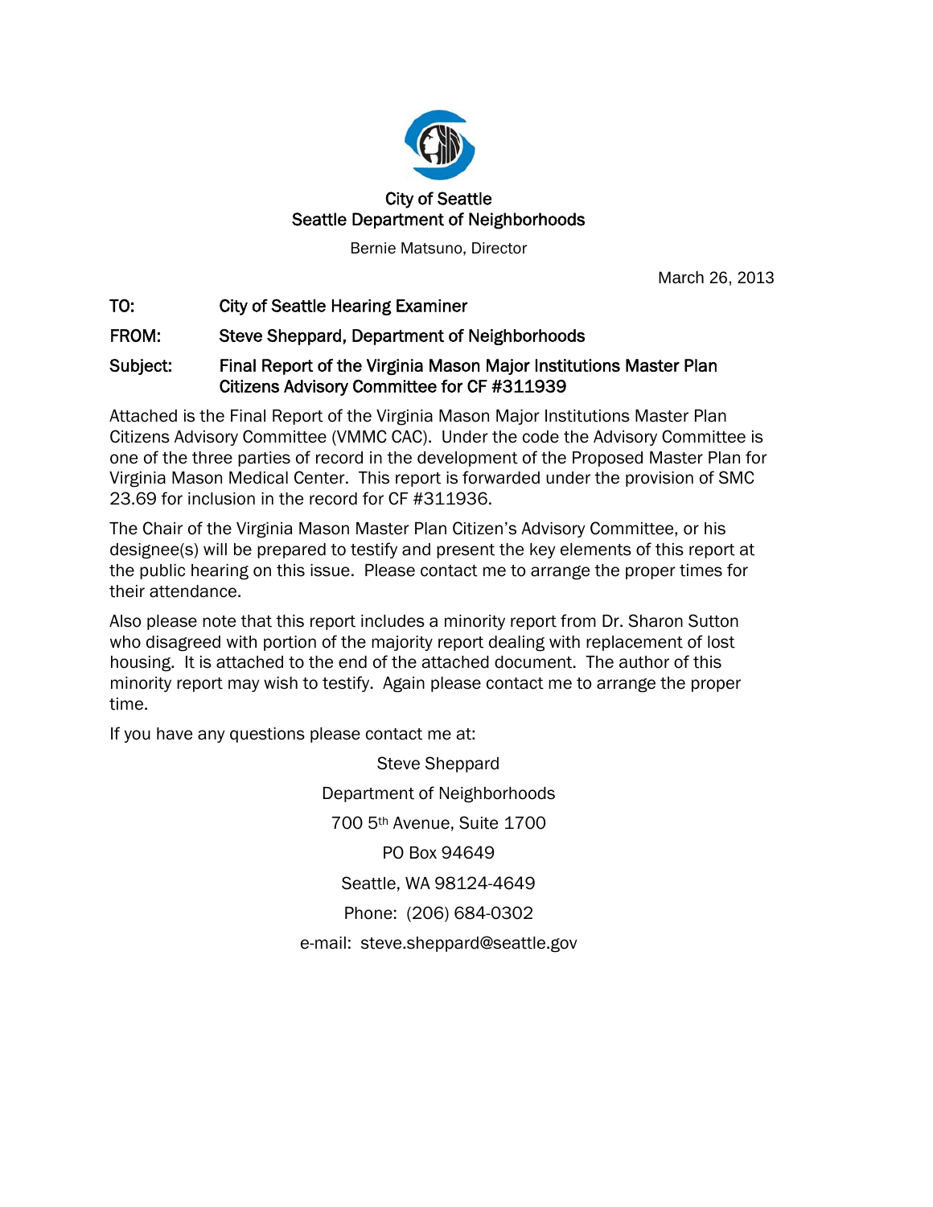City of Seattle
Seattle Department of Neighborhoods

Bernie Matsuno, Director

March 26, 2013

**TO:** City of Seattle Hearing Examiner

**FROM:** Steve Sheppard, Department of Neighborhoods

**Subject:** Final Report of the Virginia Mason Major Institutions Master Plan Citizens Advisory Committee for CF #311939

Attached is the Final Report of the Virginia Mason Major Institutions Master Plan Citizens Advisory Committee (VMMC CAC). Under the code the Advisory Committee is one of the three parties of record in the development of the Proposed Master Plan for Virginia Mason Medical Center. This report is forwarded under the provision of SMC 23.69 for inclusion in the record for CF #311936.

The Chair of the Virginia Mason Master Plan Citizen's Advisory Committee, or his designee(s) will be prepared to testify and present the key elements of this report at the public hearing on this issue. Please contact me to arrange the proper times for their attendance.

Also please note that this report includes a minority report from Dr. Sharon Sutton who disagreed with portion of the majority report dealing with replacement of lost housing. It is attached to the end of the attached document. The author of this minority report may wish to testify. Again please contact me to arrange the proper time.

If you have any questions please contact me at:

Steve Sheppard
Department of Neighborhoods
700 5th Avenue, Suite 1700
PO Box 94649
Seattle, WA 98124-4649
Phone: (206) 684-0302
e-mail: steve.sheppard@seattle.gov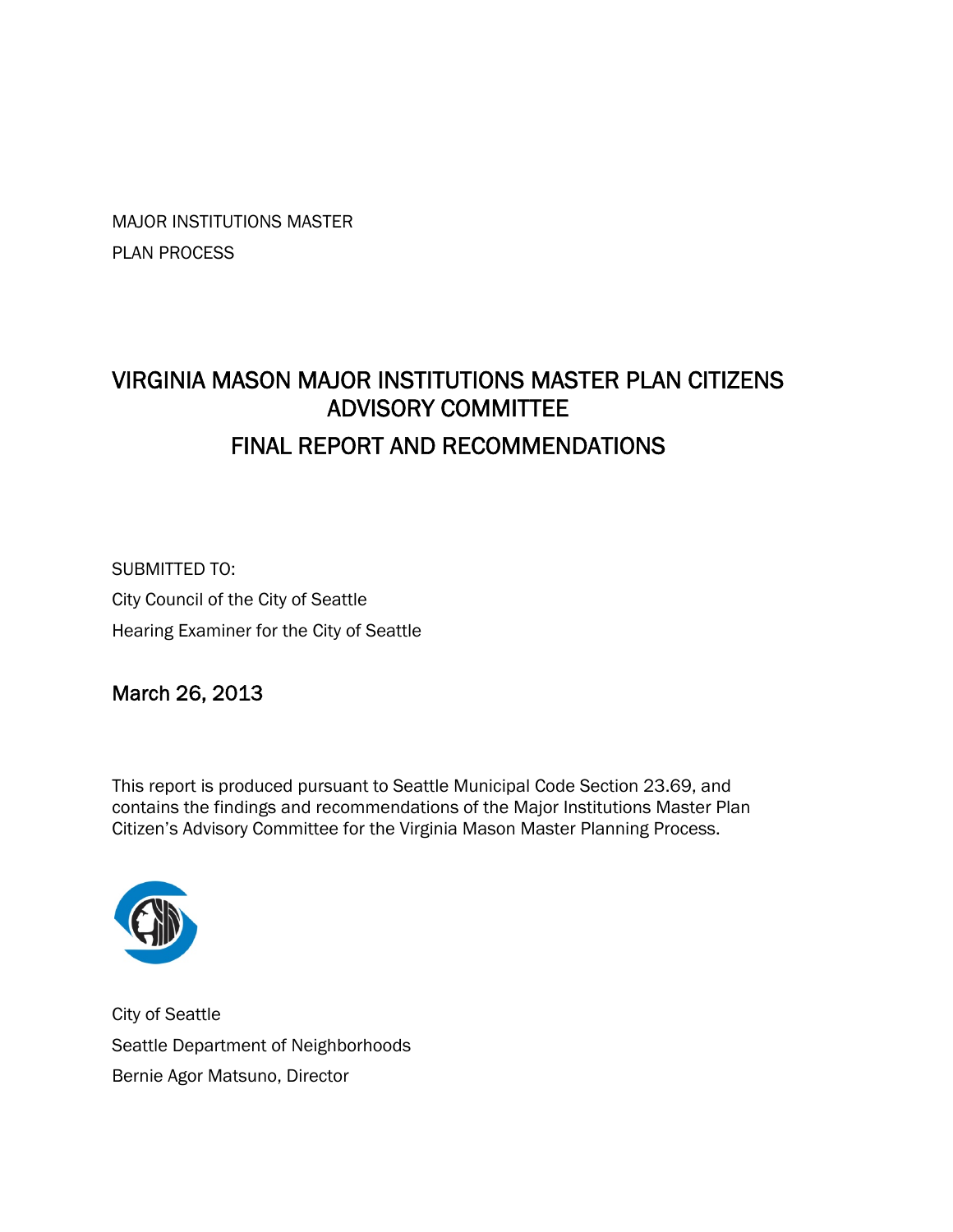MAJOR INSTITUTIONS MASTER
PLAN PROCESS

# VIRGINIA MASON MAJOR INSTITUTIONS MASTER PLAN CITIZENS ADVISORY COMMITTEE

## FINAL REPORT AND RECOMMENDATIONS

SUBMITTED TO:
City Council of the City of Seattle
Hearing Examiner for the City of Seattle

March 26, 2013

This report is produced pursuant to Seattle Municipal Code Section 23.69, and contains the findings and recommendations of the Major Institutions Master Plan Citizen's Advisory Committee for the Virginia Mason Master Planning Process.

City of Seattle
Seattle Department of Neighborhoods
Bernie Agor Matsuno, Director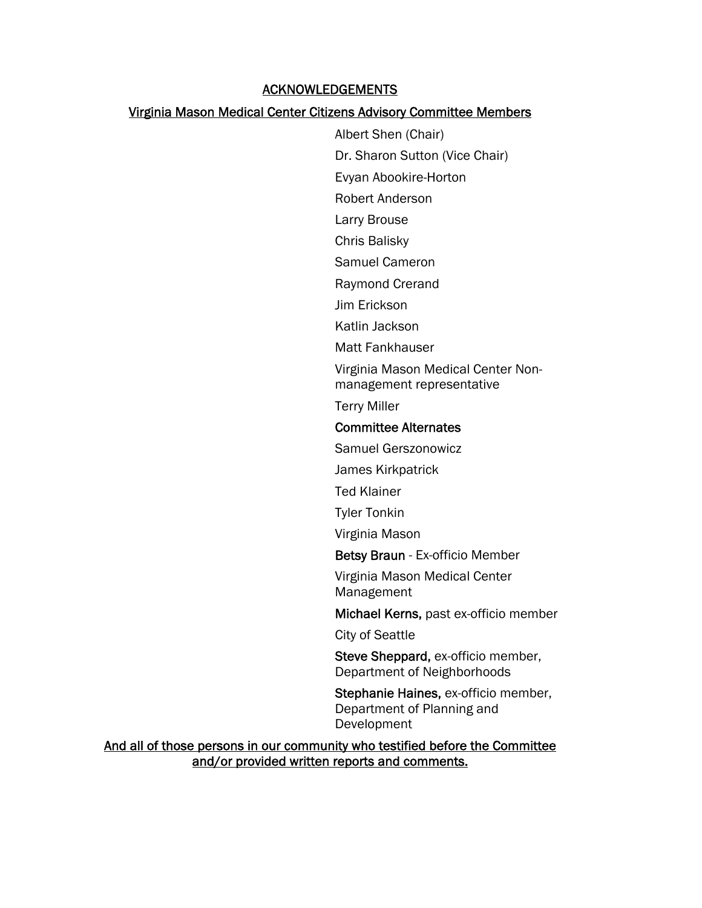# ACKNOWLEDGEMENTS

## Virginia Mason Medical Center Citizens Advisory Committee Members

Albert Shen (Chair)

Dr. Sharon Sutton (Vice Chair)

Evyan Abookire-Horton

Robert Anderson

Larry Brouse

Chris Balisky

Samuel Cameron

Raymond Crerand

Jim Erickson

Katlin Jackson

Matt Fankhauser

Virginia Mason Medical Center Non-management representative

Terry Miller

**Committee Alternates**

Samuel Gerszonowicz

James Kirkpatrick

Ted Klainer

Tyler Tonkin

Virginia Mason

**Betsy Braun** - Ex-officio Member

Virginia Mason Medical Center Management

**Michael Kerns,** past ex-officio member

City of Seattle

**Steve Sheppard,** ex-officio member, Department of Neighborhoods

**Stephanie Haines,** ex-officio member, Department of Planning and Development

And all of those persons in our community who testified before the Committee and/or provided written reports and comments.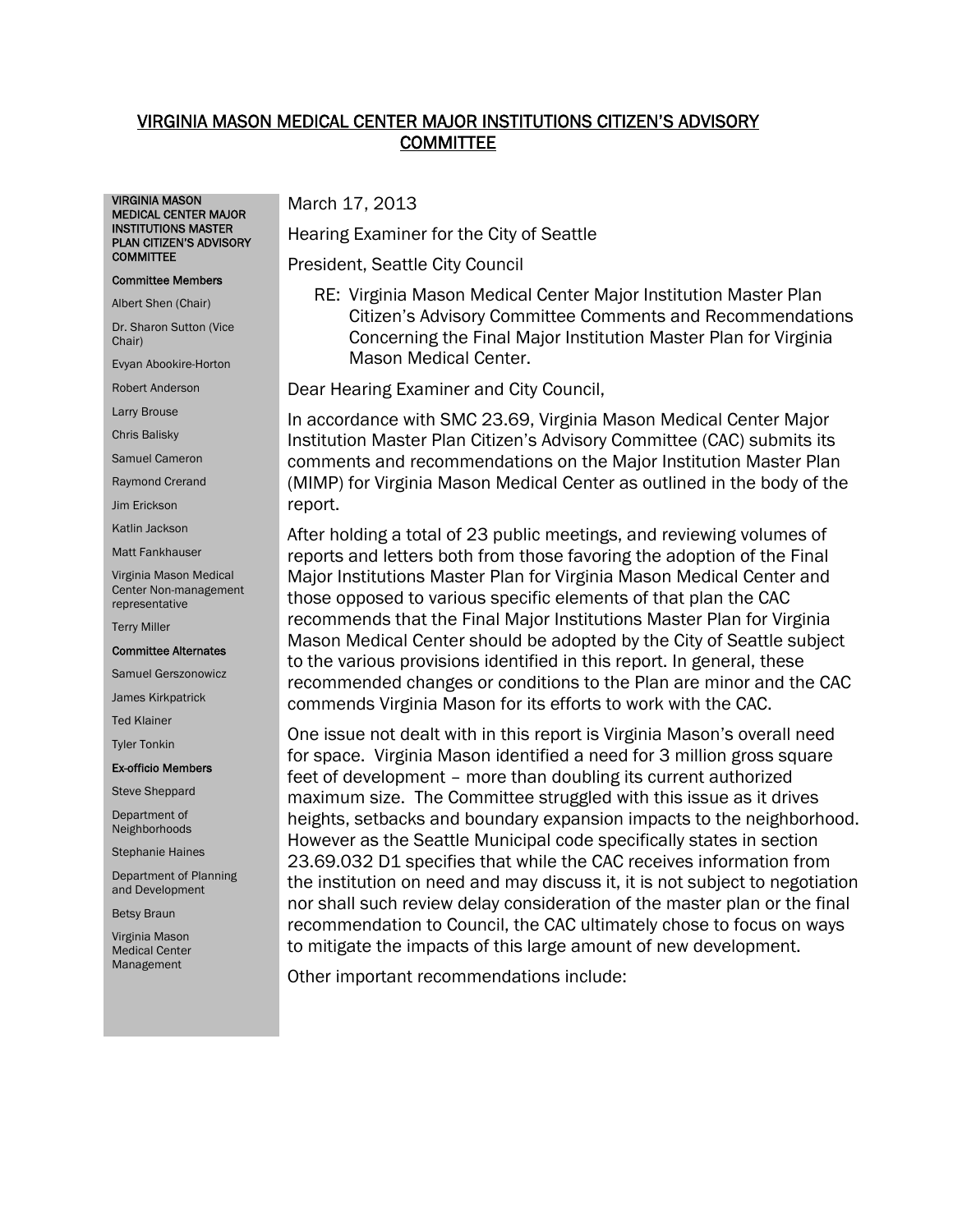# VIRGINIA MASON MEDICAL CENTER MAJOR INSTITUTIONS CITIZEN'S ADVISORY COMMITTEE

**VIRGINIA MASON MEDICAL CENTER MAJOR INSTITUTIONS MASTER PLAN CITIZEN'S ADVISORY COMMITTEE**

**Committee Members**

Albert Shen (Chair)

Dr. Sharon Sutton (Vice Chair)

Evyan Abookire-Horton

Robert Anderson

Larry Brouse

Chris Balisky

Samuel Cameron

Raymond Crerand

Jim Erickson

Katlin Jackson

Matt Fankhauser

Virginia Mason Medical Center Non-management representative

Terry Miller

**Committee Alternates**

Samuel Gerszonowicz

James Kirkpatrick

Ted Klainer

Tyler Tonkin

**Ex-officio Members**

Steve Sheppard

Department of Neighborhoods

Stephanie Haines

Department of Planning and Development

Betsy Braun

Virginia Mason Medical Center Management

March 17, 2013

Hearing Examiner for the City of Seattle

President, Seattle City Council

RE: Virginia Mason Medical Center Major Institution Master Plan Citizen's Advisory Committee Comments and Recommendations Concerning the Final Major Institution Master Plan for Virginia Mason Medical Center.

Dear Hearing Examiner and City Council,

In accordance with SMC 23.69, Virginia Mason Medical Center Major Institution Master Plan Citizen's Advisory Committee (CAC) submits its comments and recommendations on the Major Institution Master Plan (MIMP) for Virginia Mason Medical Center as outlined in the body of the report.

After holding a total of 23 public meetings, and reviewing volumes of reports and letters both from those favoring the adoption of the Final Major Institutions Master Plan for Virginia Mason Medical Center and those opposed to various specific elements of that plan the CAC recommends that the Final Major Institutions Master Plan for Virginia Mason Medical Center should be adopted by the City of Seattle subject to the various provisions identified in this report. In general, these recommended changes or conditions to the Plan are minor and the CAC commends Virginia Mason for its efforts to work with the CAC.

One issue not dealt with in this report is Virginia Mason's overall need for space. Virginia Mason identified a need for 3 million gross square feet of development – more than doubling its current authorized maximum size. The Committee struggled with this issue as it drives heights, setbacks and boundary expansion impacts to the neighborhood. However as the Seattle Municipal code specifically states in section 23.69.032 D1 specifies that while the CAC receives information from the institution on need and may discuss it, it is not subject to negotiation nor shall such review delay consideration of the master plan or the final recommendation to Council, the CAC ultimately chose to focus on ways to mitigate the impacts of this large amount of new development.

Other important recommendations include: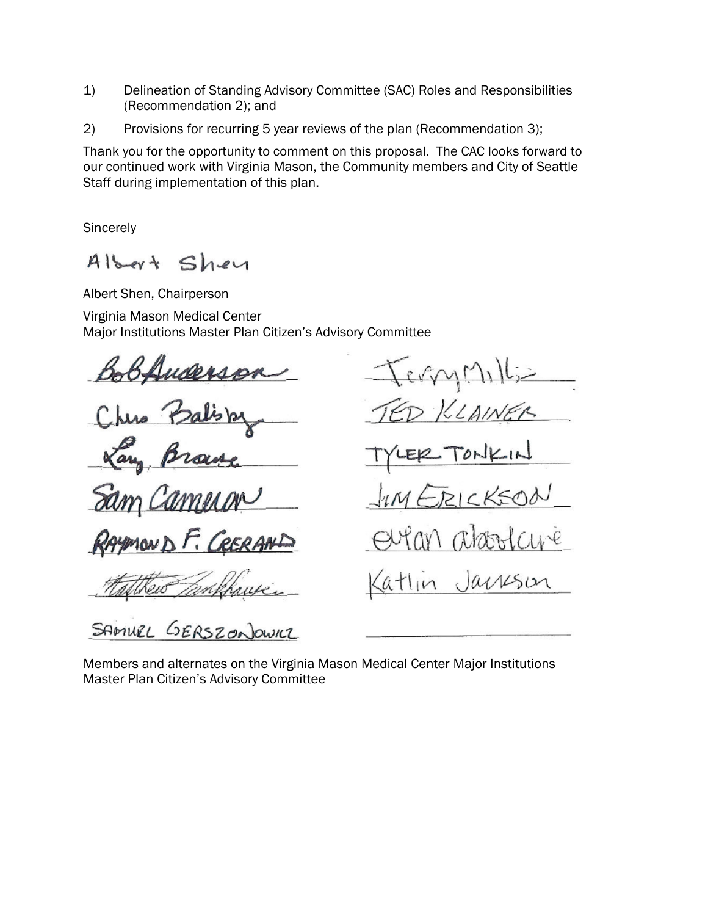1) Delineation of Standing Advisory Committee (SAC) Roles and Responsibilities (Recommendation 2); and

2) Provisions for recurring 5 year reviews of the plan (Recommendation 3);

Thank you for the opportunity to comment on this proposal. The CAC looks forward to our continued work with Virginia Mason, the Community members and City of Seattle Staff during implementation of this plan.

Sincerely

Albert Shen

Albert Shen, Chairperson

Virginia Mason Medical Center
Major Institutions Master Plan Citizen's Advisory Committee

| | |
|---|---|
| Bob Anderson | Terry Mills |
| Chris Balisky | TED KLAINER |
| Larry Brause | TYLER TONKIN |
| Sam Cameron | JIM ERICKSON |
| RAYMOND F. CRERAND | Eytan Alboolcure |
| Matthew Fankhauser | Katlin Jackson |
| SAMUEL GERSZONOWICZ | |

Members and alternates on the Virginia Mason Medical Center Major Institutions Master Plan Citizen's Advisory Committee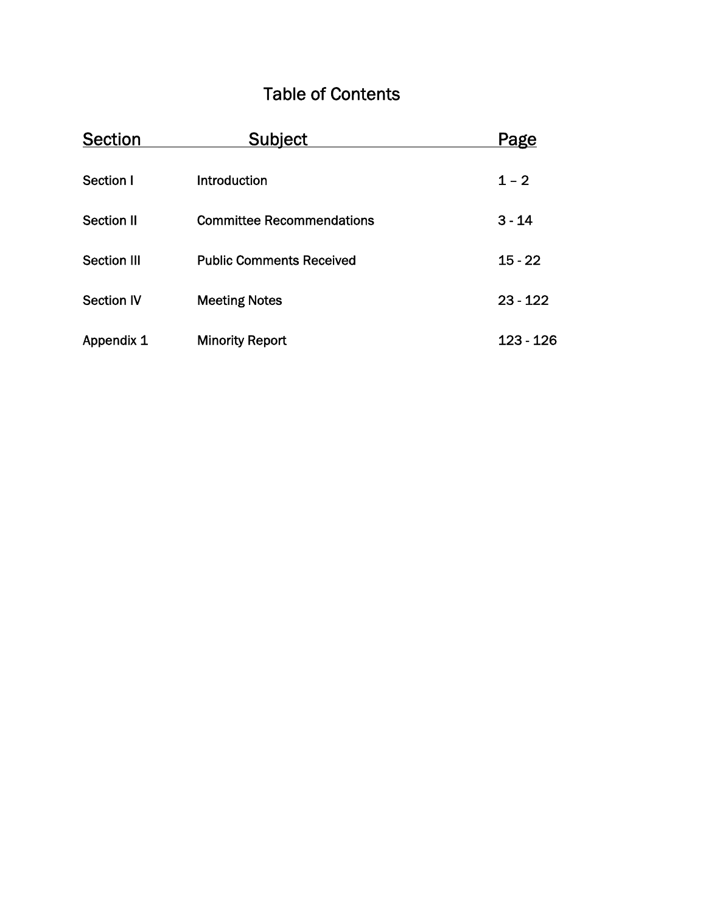# Table of Contents

| Section | Subject | Page |
| --- | --- | --- |
| Section I | Introduction | 1 – 2 |
| Section II | Committee Recommendations | 3 - 14 |
| Section III | Public Comments Received | 15 - 22 |
| Section IV | Meeting Notes | 23 - 122 |
| Appendix 1 | Minority Report | 123 - 126 |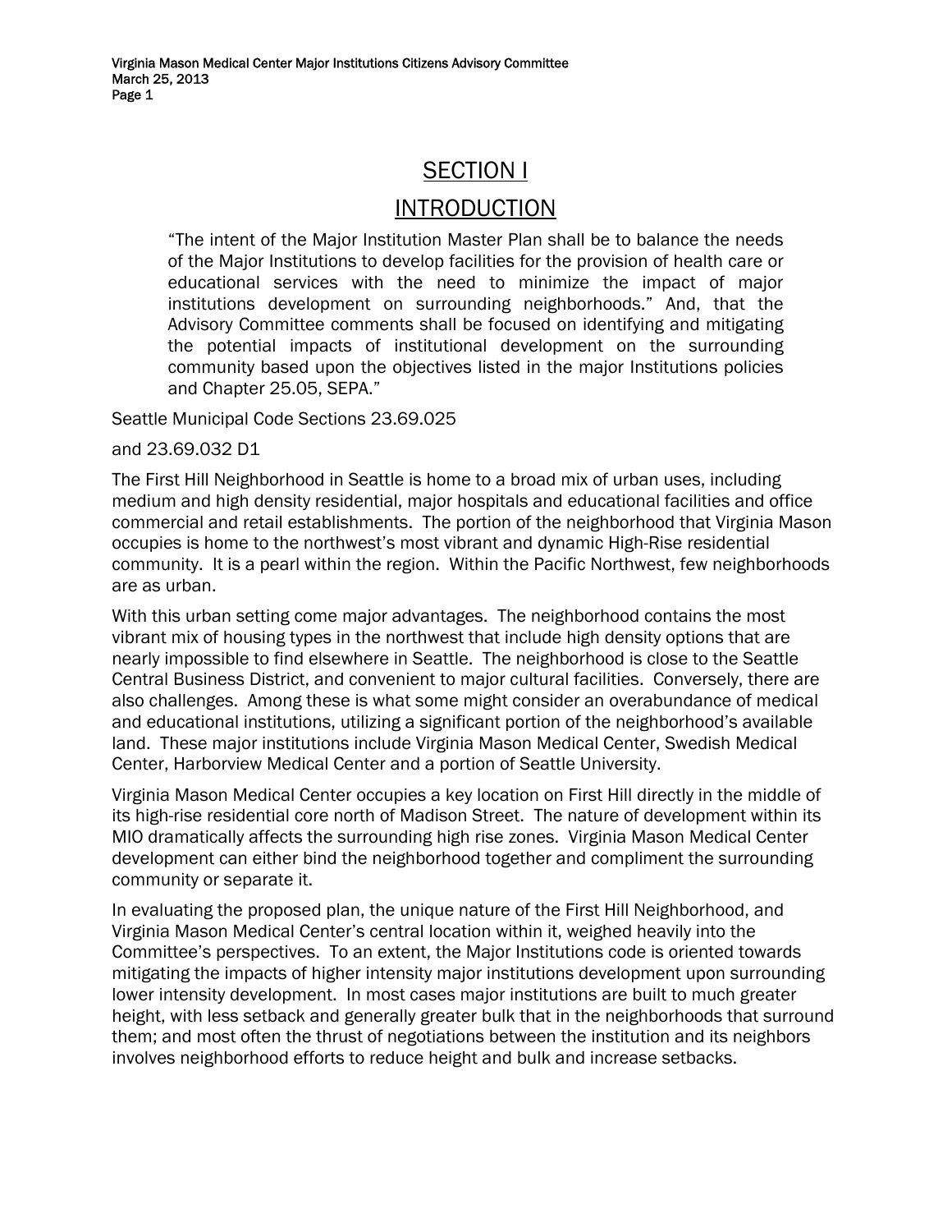# SECTION I

## INTRODUCTION

> "The intent of the Major Institution Master Plan shall be to balance the needs of the Major Institutions to develop facilities for the provision of health care or educational services with the need to minimize the impact of major institutions development on surrounding neighborhoods." And, that the Advisory Committee comments shall be focused on identifying and mitigating the potential impacts of institutional development on the surrounding community based upon the objectives listed in the major Institutions policies and Chapter 25.05, SEPA."

Seattle Municipal Code Sections 23.69.025

and 23.69.032 D1

The First Hill Neighborhood in Seattle is home to a broad mix of urban uses, including medium and high density residential, major hospitals and educational facilities and office commercial and retail establishments. The portion of the neighborhood that Virginia Mason occupies is home to the northwest's most vibrant and dynamic High-Rise residential community. It is a pearl within the region. Within the Pacific Northwest, few neighborhoods are as urban.

With this urban setting come major advantages. The neighborhood contains the most vibrant mix of housing types in the northwest that include high density options that are nearly impossible to find elsewhere in Seattle. The neighborhood is close to the Seattle Central Business District, and convenient to major cultural facilities. Conversely, there are also challenges. Among these is what some might consider an overabundance of medical and educational institutions, utilizing a significant portion of the neighborhood's available land. These major institutions include Virginia Mason Medical Center, Swedish Medical Center, Harborview Medical Center and a portion of Seattle University.

Virginia Mason Medical Center occupies a key location on First Hill directly in the middle of its high-rise residential core north of Madison Street. The nature of development within its MIO dramatically affects the surrounding high rise zones. Virginia Mason Medical Center development can either bind the neighborhood together and compliment the surrounding community or separate it.

In evaluating the proposed plan, the unique nature of the First Hill Neighborhood, and Virginia Mason Medical Center's central location within it, weighed heavily into the Committee's perspectives. To an extent, the Major Institutions code is oriented towards mitigating the impacts of higher intensity major institutions development upon surrounding lower intensity development. In most cases major institutions are built to much greater height, with less setback and generally greater bulk that in the neighborhoods that surround them; and most often the thrust of negotiations between the institution and its neighbors involves neighborhood efforts to reduce height and bulk and increase setbacks.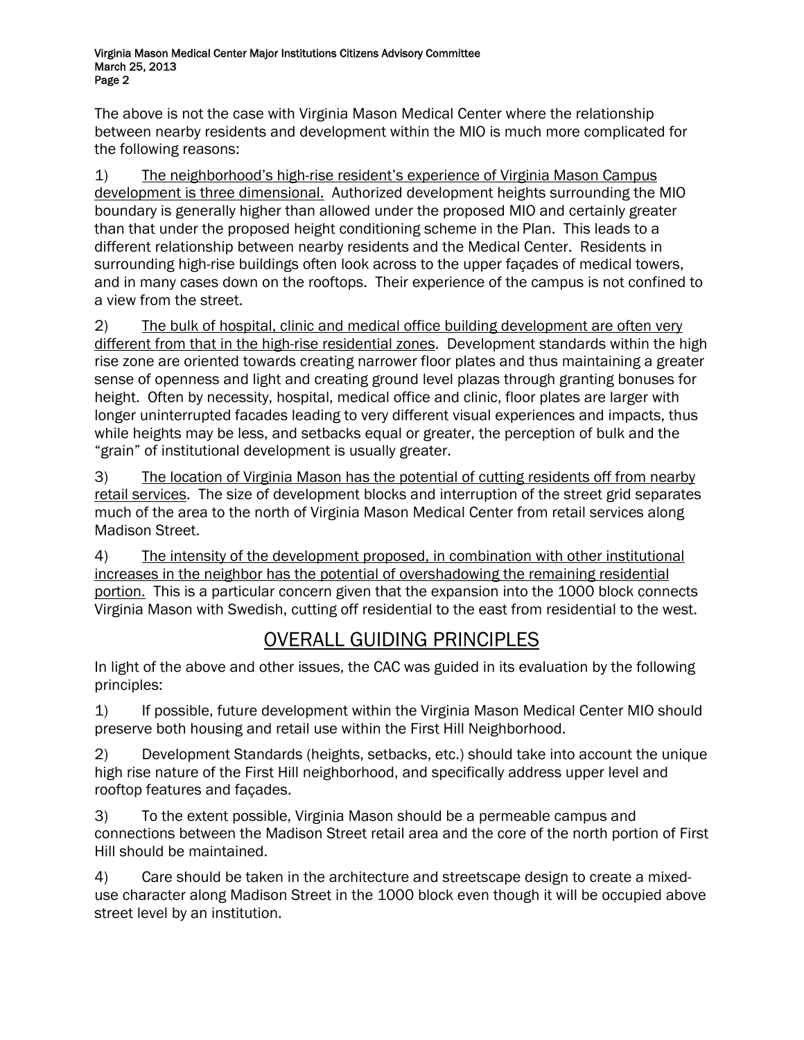The above is not the case with Virginia Mason Medical Center where the relationship between nearby residents and development within the MIO is much more complicated for the following reasons:

1) <u>The neighborhood's high-rise resident's experience of Virginia Mason Campus development is three dimensional.</u> Authorized development heights surrounding the MIO boundary is generally higher than allowed under the proposed MIO and certainly greater than that under the proposed height conditioning scheme in the Plan. This leads to a different relationship between nearby residents and the Medical Center. Residents in surrounding high-rise buildings often look across to the upper façades of medical towers, and in many cases down on the rooftops. Their experience of the campus is not confined to a view from the street.

2) <u>The bulk of hospital, clinic and medical office building development are often very different from that in the high-rise residential zones</u>. Development standards within the high rise zone are oriented towards creating narrower floor plates and thus maintaining a greater sense of openness and light and creating ground level plazas through granting bonuses for height. Often by necessity, hospital, medical office and clinic, floor plates are larger with longer uninterrupted facades leading to very different visual experiences and impacts, thus while heights may be less, and setbacks equal or greater, the perception of bulk and the "grain" of institutional development is usually greater.

3) <u>The location of Virginia Mason has the potential of cutting residents off from nearby retail services</u>. The size of development blocks and interruption of the street grid separates much of the area to the north of Virginia Mason Medical Center from retail services along Madison Street.

4) <u>The intensity of the development proposed, in combination with other institutional increases in the neighbor has the potential of overshadowing the remaining residential portion.</u> This is a particular concern given that the expansion into the 1000 block connects Virginia Mason with Swedish, cutting off residential to the east from residential to the west.

## <u>OVERALL GUIDING PRINCIPLES</u>

In light of the above and other issues, the CAC was guided in its evaluation by the following principles:

1) If possible, future development within the Virginia Mason Medical Center MIO should preserve both housing and retail use within the First Hill Neighborhood.

2) Development Standards (heights, setbacks, etc.) should take into account the unique high rise nature of the First Hill neighborhood, and specifically address upper level and rooftop features and façades.

3) To the extent possible, Virginia Mason should be a permeable campus and connections between the Madison Street retail area and the core of the north portion of First Hill should be maintained.

4) Care should be taken in the architecture and streetscape design to create a mixed-use character along Madison Street in the 1000 block even though it will be occupied above street level by an institution.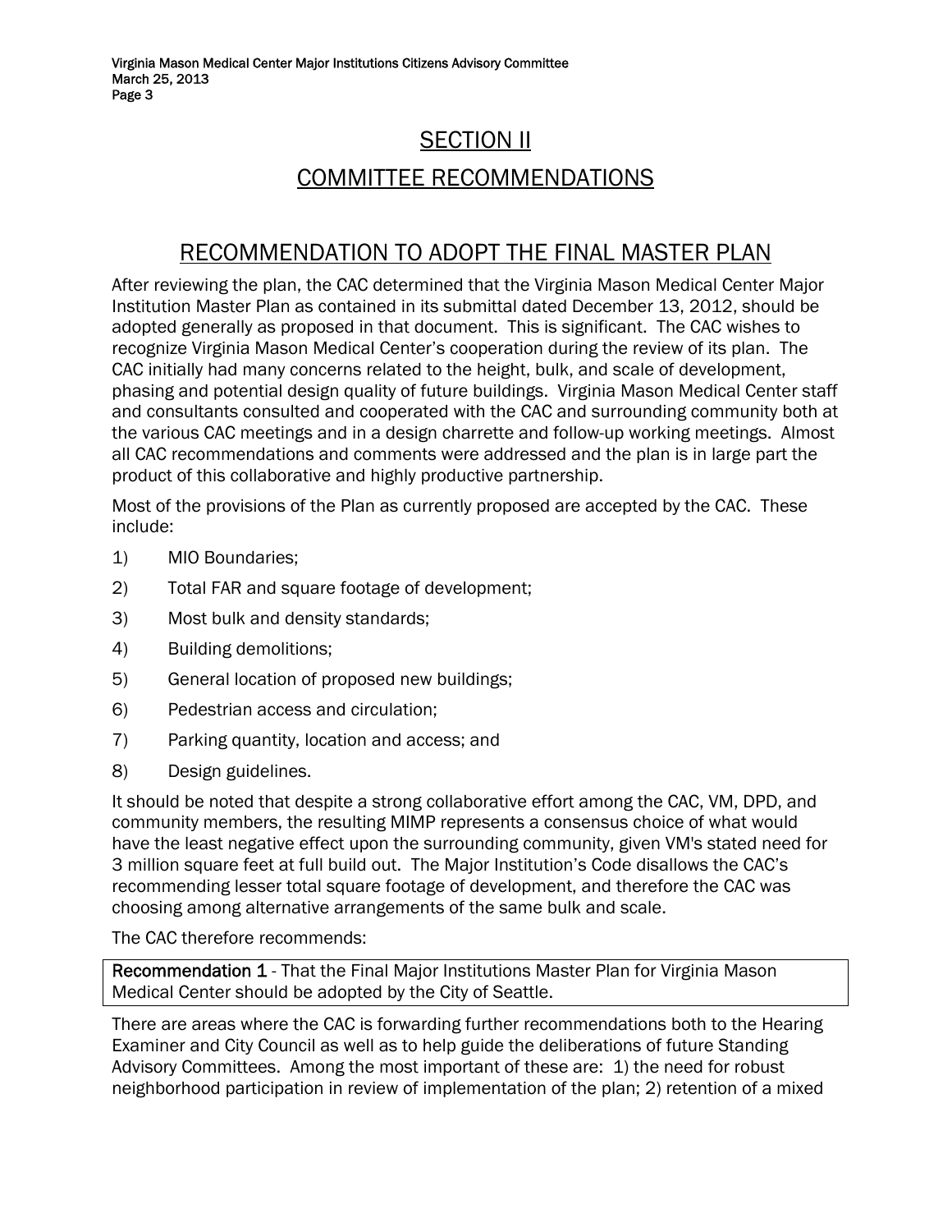# SECTION II

# COMMITTEE RECOMMENDATIONS

## RECOMMENDATION TO ADOPT THE FINAL MASTER PLAN

After reviewing the plan, the CAC determined that the Virginia Mason Medical Center Major Institution Master Plan as contained in its submittal dated December 13, 2012, should be adopted generally as proposed in that document. This is significant. The CAC wishes to recognize Virginia Mason Medical Center's cooperation during the review of its plan. The CAC initially had many concerns related to the height, bulk, and scale of development, phasing and potential design quality of future buildings. Virginia Mason Medical Center staff and consultants consulted and cooperated with the CAC and surrounding community both at the various CAC meetings and in a design charrette and follow-up working meetings. Almost all CAC recommendations and comments were addressed and the plan is in large part the product of this collaborative and highly productive partnership.

Most of the provisions of the Plan as currently proposed are accepted by the CAC. These include:

1) MIO Boundaries;
2) Total FAR and square footage of development;
3) Most bulk and density standards;
4) Building demolitions;
5) General location of proposed new buildings;
6) Pedestrian access and circulation;
7) Parking quantity, location and access; and
8) Design guidelines.

It should be noted that despite a strong collaborative effort among the CAC, VM, DPD, and community members, the resulting MIMP represents a consensus choice of what would have the least negative effect upon the surrounding community, given VM's stated need for 3 million square feet at full build out. The Major Institution's Code disallows the CAC's recommending lesser total square footage of development, and therefore the CAC was choosing among alternative arrangements of the same bulk and scale.

The CAC therefore recommends:

**Recommendation 1** - That the Final Major Institutions Master Plan for Virginia Mason Medical Center should be adopted by the City of Seattle.

There are areas where the CAC is forwarding further recommendations both to the Hearing Examiner and City Council as well as to help guide the deliberations of future Standing Advisory Committees. Among the most important of these are: 1) the need for robust neighborhood participation in review of implementation of the plan; 2) retention of a mixed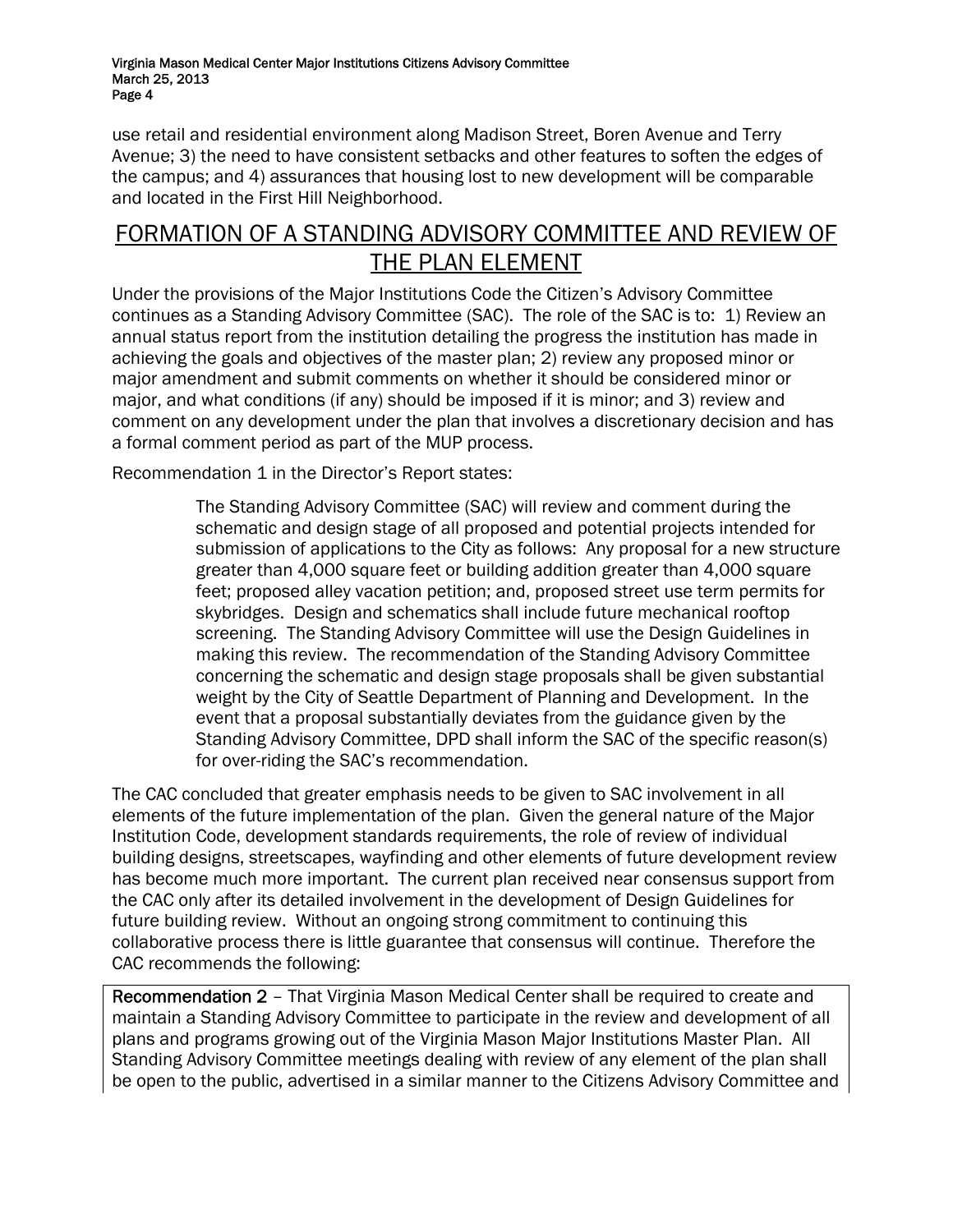use retail and residential environment along Madison Street, Boren Avenue and Terry Avenue; 3) the need to have consistent setbacks and other features to soften the edges of the campus; and 4) assurances that housing lost to new development will be comparable and located in the First Hill Neighborhood.

## FORMATION OF A STANDING ADVISORY COMMITTEE AND REVIEW OF THE PLAN ELEMENT

Under the provisions of the Major Institutions Code the Citizen's Advisory Committee continues as a Standing Advisory Committee (SAC). The role of the SAC is to: 1) Review an annual status report from the institution detailing the progress the institution has made in achieving the goals and objectives of the master plan; 2) review any proposed minor or major amendment and submit comments on whether it should be considered minor or major, and what conditions (if any) should be imposed if it is minor; and 3) review and comment on any development under the plan that involves a discretionary decision and has a formal comment period as part of the MUP process.

Recommendation 1 in the Director's Report states:

> The Standing Advisory Committee (SAC) will review and comment during the schematic and design stage of all proposed and potential projects intended for submission of applications to the City as follows: Any proposal for a new structure greater than 4,000 square feet or building addition greater than 4,000 square feet; proposed alley vacation petition; and, proposed street use term permits for skybridges. Design and schematics shall include future mechanical rooftop screening. The Standing Advisory Committee will use the Design Guidelines in making this review. The recommendation of the Standing Advisory Committee concerning the schematic and design stage proposals shall be given substantial weight by the City of Seattle Department of Planning and Development. In the event that a proposal substantially deviates from the guidance given by the Standing Advisory Committee, DPD shall inform the SAC of the specific reason(s) for over-riding the SAC's recommendation.

The CAC concluded that greater emphasis needs to be given to SAC involvement in all elements of the future implementation of the plan. Given the general nature of the Major Institution Code, development standards requirements, the role of review of individual building designs, streetscapes, wayfinding and other elements of future development review has become much more important. The current plan received near consensus support from the CAC only after its detailed involvement in the development of Design Guidelines for future building review. Without an ongoing strong commitment to continuing this collaborative process there is little guarantee that consensus will continue. Therefore the CAC recommends the following:

**Recommendation 2** – That Virginia Mason Medical Center shall be required to create and maintain a Standing Advisory Committee to participate in the review and development of all plans and programs growing out of the Virginia Mason Major Institutions Master Plan. All Standing Advisory Committee meetings dealing with review of any element of the plan shall be open to the public, advertised in a similar manner to the Citizens Advisory Committee and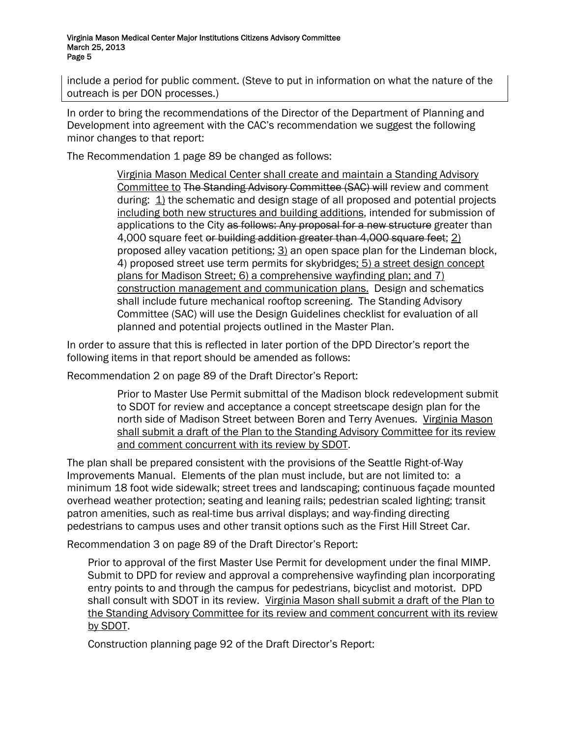include a period for public comment. (Steve to put in information on what the nature of the outreach is per DON processes.)

In order to bring the recommendations of the Director of the Department of Planning and Development into agreement with the CAC's recommendation we suggest the following minor changes to that report:

The Recommendation 1 page 89 be changed as follows:

> <u>Virginia Mason Medical Center shall create and maintain a Standing Advisory Committee to</u> ~~The Standing Advisory Committee (SAC) will~~ review and comment during: <u>1)</u> the schematic and design stage of all proposed and potential projects <u>including both new structures and building additions</u>, intended for submission of applications to the City ~~as follows: Any proposal for a new structure~~ greater than 4,000 square feet ~~or building addition greater than 4,000 square feet~~; <u>2)</u> proposed alley vacation petition<u>s;</u> <u>3)</u> an open space plan for the Lindeman block, 4) proposed street use term permits for skybridges<u>; 5) a street design concept plans for Madison Street; 6) a comprehensive wayfinding plan; and 7) construction management and communication plans.</u> Design and schematics shall include future mechanical rooftop screening. The Standing Advisory Committee (SAC) will use the Design Guidelines checklist for evaluation of all planned and potential projects outlined in the Master Plan.

In order to assure that this is reflected in later portion of the DPD Director's report the following items in that report should be amended as follows:

Recommendation 2 on page 89 of the Draft Director's Report:

> Prior to Master Use Permit submittal of the Madison block redevelopment submit to SDOT for review and acceptance a concept streetscape design plan for the north side of Madison Street between Boren and Terry Avenues. <u>Virginia Mason shall submit a draft of the Plan to the Standing Advisory Committee for its review and comment concurrent with its review by SDOT</u>.

The plan shall be prepared consistent with the provisions of the Seattle Right-of-Way Improvements Manual. Elements of the plan must include, but are not limited to: a minimum 18 foot wide sidewalk; street trees and landscaping; continuous façade mounted overhead weather protection; seating and leaning rails; pedestrian scaled lighting; transit patron amenities, such as real-time bus arrival displays; and way-finding directing pedestrians to campus uses and other transit options such as the First Hill Street Car.

Recommendation 3 on page 89 of the Draft Director's Report:

> Prior to approval of the first Master Use Permit for development under the final MIMP. Submit to DPD for review and approval a comprehensive wayfinding plan incorporating entry points to and through the campus for pedestrians, bicyclist and motorist. DPD shall consult with SDOT in its review. <u>Virginia Mason shall submit a draft of the Plan to the Standing Advisory Committee for its review and comment concurrent with its review by SDOT</u>.
>
> Construction planning page 92 of the Draft Director's Report: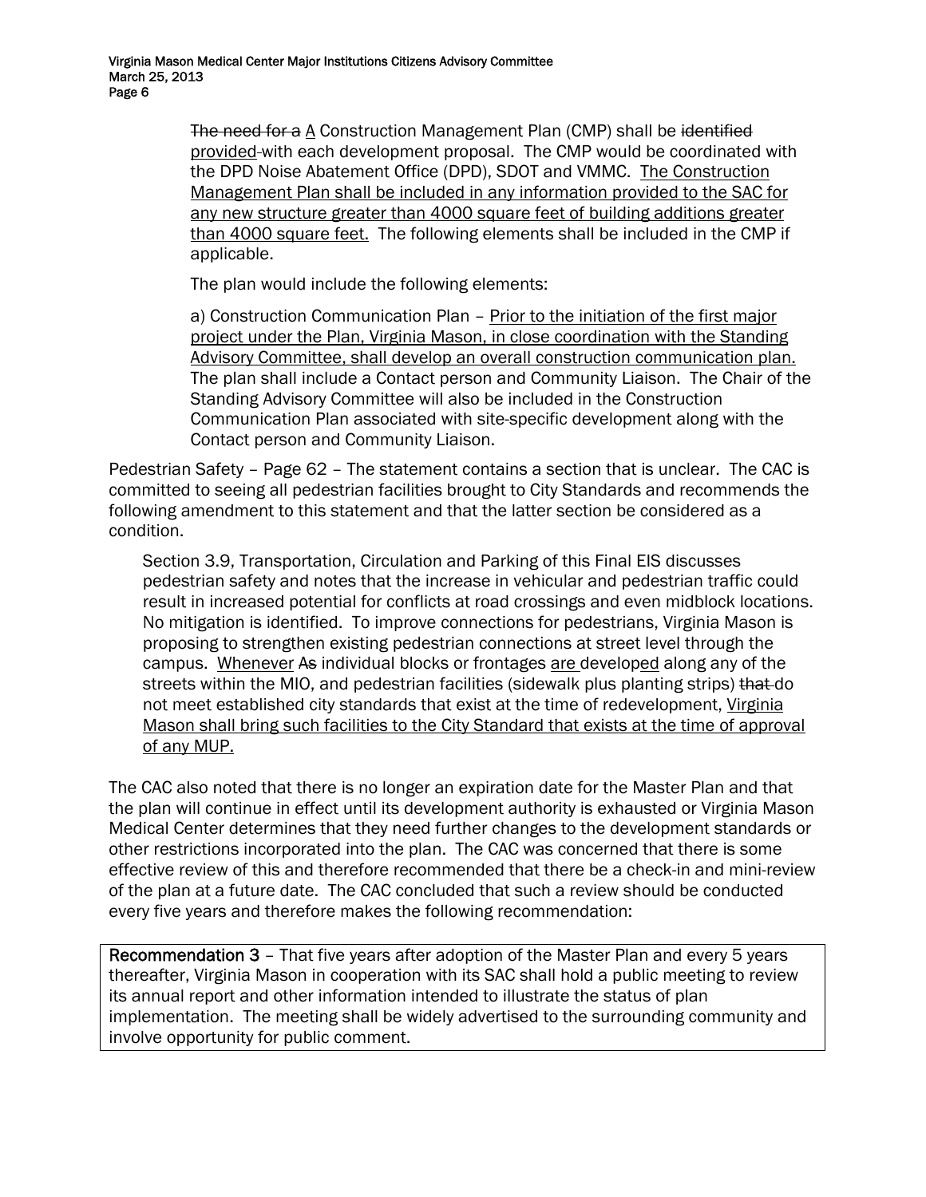~~The need for a~~ A Construction Management Plan (CMP) shall be ~~identified~~ provided with each development proposal. The CMP would be coordinated with the DPD Noise Abatement Office (DPD), SDOT and VMMC. The Construction Management Plan shall be included in any information provided to the SAC for any new structure greater than 4000 square feet of building additions greater than 4000 square feet. The following elements shall be included in the CMP if applicable.

> The plan would include the following elements:
>
> a) Construction Communication Plan – Prior to the initiation of the first major project under the Plan, Virginia Mason, in close coordination with the Standing Advisory Committee, shall develop an overall construction communication plan. The plan shall include a Contact person and Community Liaison. The Chair of the Standing Advisory Committee will also be included in the Construction Communication Plan associated with site-specific development along with the Contact person and Community Liaison.

Pedestrian Safety – Page 62 – The statement contains a section that is unclear. The CAC is committed to seeing all pedestrian facilities brought to City Standards and recommends the following amendment to this statement and that the latter section be considered as a condition.

> Section 3.9, Transportation, Circulation and Parking of this Final EIS discusses pedestrian safety and notes that the increase in vehicular and pedestrian traffic could result in increased potential for conflicts at road crossings and even midblock locations. No mitigation is identified. To improve connections for pedestrians, Virginia Mason is proposing to strengthen existing pedestrian connections at street level through the campus. Whenever ~~As~~ individual blocks or frontages are developed along any of the streets within the MIO, and pedestrian facilities (sidewalk plus planting strips) ~~that~~ do not meet established city standards that exist at the time of redevelopment, Virginia Mason shall bring such facilities to the City Standard that exists at the time of approval of any MUP.

The CAC also noted that there is no longer an expiration date for the Master Plan and that the plan will continue in effect until its development authority is exhausted or Virginia Mason Medical Center determines that they need further changes to the development standards or other restrictions incorporated into the plan. The CAC was concerned that there is some effective review of this and therefore recommended that there be a check-in and mini-review of the plan at a future date. The CAC concluded that such a review should be conducted every five years and therefore makes the following recommendation:

**Recommendation 3** – That five years after adoption of the Master Plan and every 5 years thereafter, Virginia Mason in cooperation with its SAC shall hold a public meeting to review its annual report and other information intended to illustrate the status of plan implementation. The meeting shall be widely advertised to the surrounding community and involve opportunity for public comment.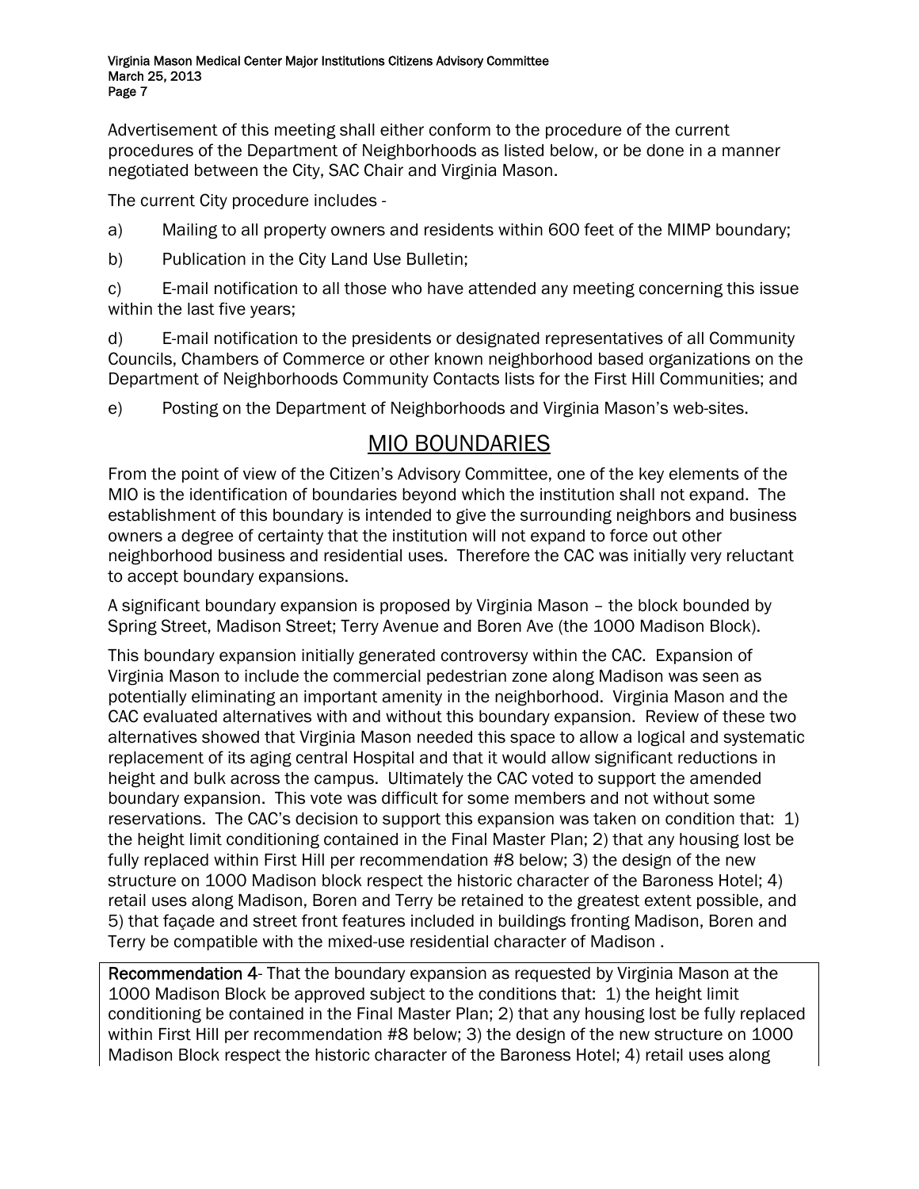Advertisement of this meeting shall either conform to the procedure of the current procedures of the Department of Neighborhoods as listed below, or be done in a manner negotiated between the City, SAC Chair and Virginia Mason.

The current City procedure includes -

a) Mailing to all property owners and residents within 600 feet of the MIMP boundary;

b) Publication in the City Land Use Bulletin;

c) E-mail notification to all those who have attended any meeting concerning this issue within the last five years;

d) E-mail notification to the presidents or designated representatives of all Community Councils, Chambers of Commerce or other known neighborhood based organizations on the Department of Neighborhoods Community Contacts lists for the First Hill Communities; and

e) Posting on the Department of Neighborhoods and Virginia Mason's web-sites.

## MIO BOUNDARIES

From the point of view of the Citizen's Advisory Committee, one of the key elements of the MIO is the identification of boundaries beyond which the institution shall not expand. The establishment of this boundary is intended to give the surrounding neighbors and business owners a degree of certainty that the institution will not expand to force out other neighborhood business and residential uses. Therefore the CAC was initially very reluctant to accept boundary expansions.

A significant boundary expansion is proposed by Virginia Mason – the block bounded by Spring Street, Madison Street; Terry Avenue and Boren Ave (the 1000 Madison Block).

This boundary expansion initially generated controversy within the CAC. Expansion of Virginia Mason to include the commercial pedestrian zone along Madison was seen as potentially eliminating an important amenity in the neighborhood. Virginia Mason and the CAC evaluated alternatives with and without this boundary expansion. Review of these two alternatives showed that Virginia Mason needed this space to allow a logical and systematic replacement of its aging central Hospital and that it would allow significant reductions in height and bulk across the campus. Ultimately the CAC voted to support the amended boundary expansion. This vote was difficult for some members and not without some reservations. The CAC's decision to support this expansion was taken on condition that: 1) the height limit conditioning contained in the Final Master Plan; 2) that any housing lost be fully replaced within First Hill per recommendation #8 below; 3) the design of the new structure on 1000 Madison block respect the historic character of the Baroness Hotel; 4) retail uses along Madison, Boren and Terry be retained to the greatest extent possible, and 5) that façade and street front features included in buildings fronting Madison, Boren and Terry be compatible with the mixed-use residential character of Madison .

**Recommendation 4**- That the boundary expansion as requested by Virginia Mason at the 1000 Madison Block be approved subject to the conditions that: 1) the height limit conditioning be contained in the Final Master Plan; 2) that any housing lost be fully replaced within First Hill per recommendation #8 below; 3) the design of the new structure on 1000 Madison Block respect the historic character of the Baroness Hotel; 4) retail uses along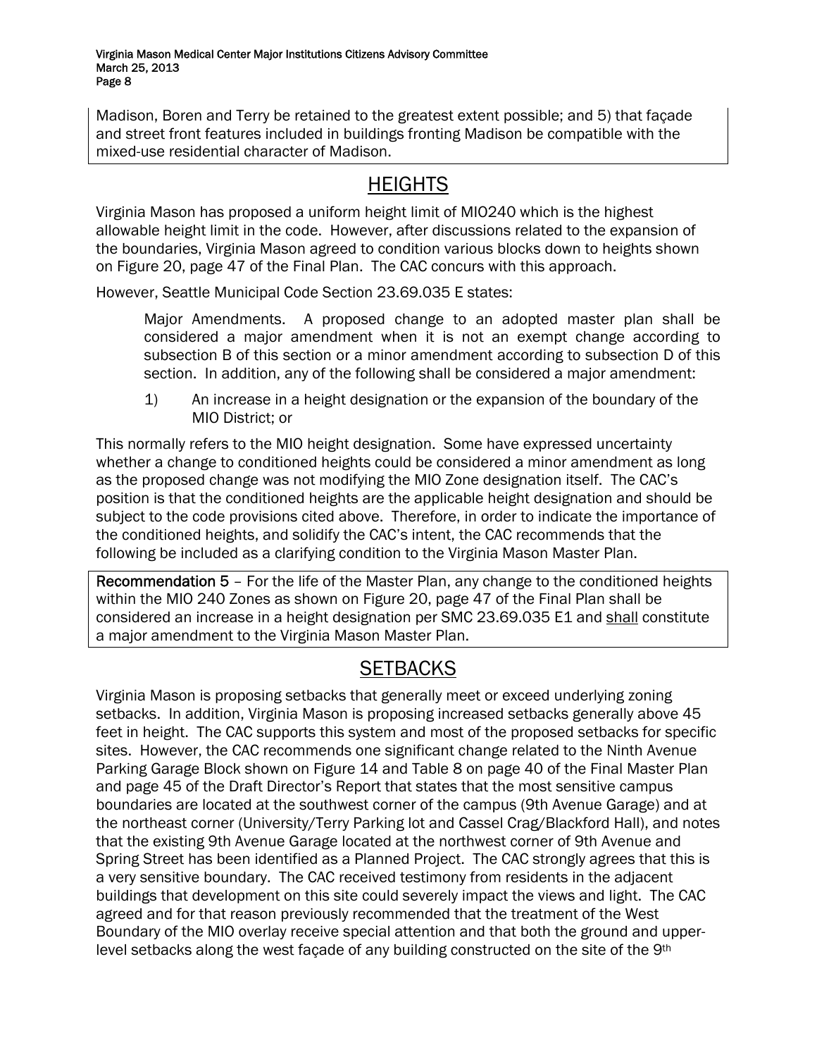Madison, Boren and Terry be retained to the greatest extent possible; and 5) that façade and street front features included in buildings fronting Madison be compatible with the mixed-use residential character of Madison.

## HEIGHTS

Virginia Mason has proposed a uniform height limit of MIO240 which is the highest allowable height limit in the code. However, after discussions related to the expansion of the boundaries, Virginia Mason agreed to condition various blocks down to heights shown on Figure 20, page 47 of the Final Plan. The CAC concurs with this approach.

However, Seattle Municipal Code Section 23.69.035 E states:

> Major Amendments. A proposed change to an adopted master plan shall be considered a major amendment when it is not an exempt change according to subsection B of this section or a minor amendment according to subsection D of this section. In addition, any of the following shall be considered a major amendment:
>
> 1) An increase in a height designation or the expansion of the boundary of the MIO District; or

This normally refers to the MIO height designation. Some have expressed uncertainty whether a change to conditioned heights could be considered a minor amendment as long as the proposed change was not modifying the MIO Zone designation itself. The CAC's position is that the conditioned heights are the applicable height designation and should be subject to the code provisions cited above. Therefore, in order to indicate the importance of the conditioned heights, and solidify the CAC's intent, the CAC recommends that the following be included as a clarifying condition to the Virginia Mason Master Plan.

**Recommendation 5** – For the life of the Master Plan, any change to the conditioned heights within the MIO 240 Zones as shown on Figure 20, page 47 of the Final Plan shall be considered an increase in a height designation per SMC 23.69.035 E1 and shall constitute a major amendment to the Virginia Mason Master Plan.

## SETBACKS

Virginia Mason is proposing setbacks that generally meet or exceed underlying zoning setbacks. In addition, Virginia Mason is proposing increased setbacks generally above 45 feet in height. The CAC supports this system and most of the proposed setbacks for specific sites. However, the CAC recommends one significant change related to the Ninth Avenue Parking Garage Block shown on Figure 14 and Table 8 on page 40 of the Final Master Plan and page 45 of the Draft Director's Report that states that the most sensitive campus boundaries are located at the southwest corner of the campus (9th Avenue Garage) and at the northeast corner (University/Terry Parking lot and Cassel Crag/Blackford Hall), and notes that the existing 9th Avenue Garage located at the northwest corner of 9th Avenue and Spring Street has been identified as a Planned Project. The CAC strongly agrees that this is a very sensitive boundary. The CAC received testimony from residents in the adjacent buildings that development on this site could severely impact the views and light. The CAC agreed and for that reason previously recommended that the treatment of the West Boundary of the MIO overlay receive special attention and that both the ground and upper-level setbacks along the west façade of any building constructed on the site of the 9th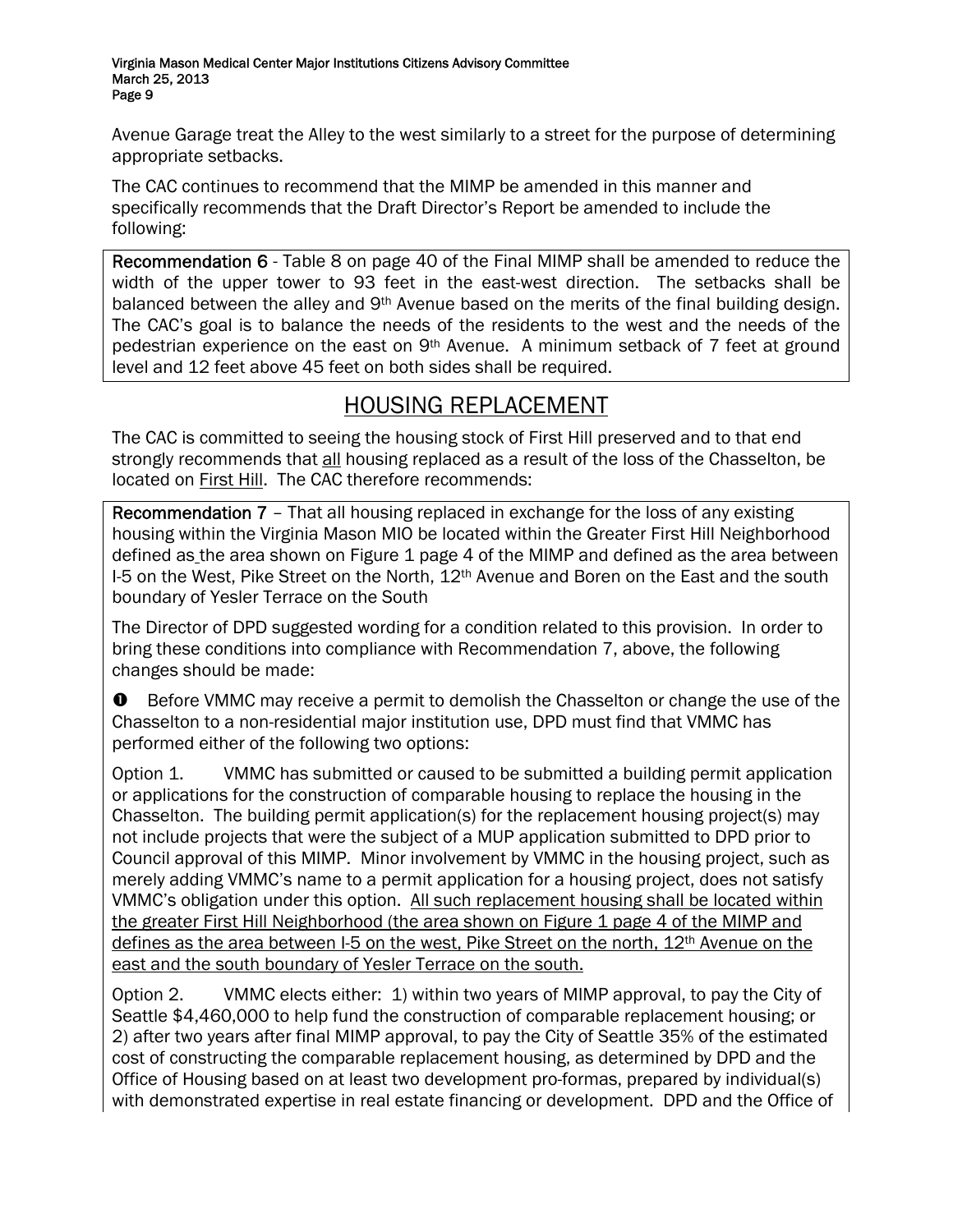Avenue Garage treat the Alley to the west similarly to a street for the purpose of determining appropriate setbacks.

The CAC continues to recommend that the MIMP be amended in this manner and specifically recommends that the Draft Director's Report be amended to include the following:

**Recommendation 6** - Table 8 on page 40 of the Final MIMP shall be amended to reduce the width of the upper tower to 93 feet in the east-west direction. The setbacks shall be balanced between the alley and 9th Avenue based on the merits of the final building design. The CAC's goal is to balance the needs of the residents to the west and the needs of the pedestrian experience on the east on 9th Avenue. A minimum setback of 7 feet at ground level and 12 feet above 45 feet on both sides shall be required.

## HOUSING REPLACEMENT

The CAC is committed to seeing the housing stock of First Hill preserved and to that end strongly recommends that <u>all</u> housing replaced as a result of the loss of the Chasselton, be located on <u>First Hill</u>. The CAC therefore recommends:

**Recommendation 7** – That all housing replaced in exchange for the loss of any existing housing within the Virginia Mason MIO be located within the Greater First Hill Neighborhood defined as the area shown on Figure 1 page 4 of the MIMP and defined as the area between I-5 on the West, Pike Street on the North, 12th Avenue and Boren on the East and the south boundary of Yesler Terrace on the South

The Director of DPD suggested wording for a condition related to this provision. In order to bring these conditions into compliance with Recommendation 7, above, the following changes should be made:

❶ Before VMMC may receive a permit to demolish the Chasselton or change the use of the Chasselton to a non-residential major institution use, DPD must find that VMMC has performed either of the following two options:

Option 1. VMMC has submitted or caused to be submitted a building permit application or applications for the construction of comparable housing to replace the housing in the Chasselton. The building permit application(s) for the replacement housing project(s) may not include projects that were the subject of a MUP application submitted to DPD prior to Council approval of this MIMP. Minor involvement by VMMC in the housing project, such as merely adding VMMC's name to a permit application for a housing project, does not satisfy VMMC's obligation under this option. <u>All such replacement housing shall be located within the greater First Hill Neighborhood (the area shown on Figure 1 page 4 of the MIMP and defines as the area between I-5 on the west, Pike Street on the north, 12th Avenue on the east and the south boundary of Yesler Terrace on the south.</u>

Option 2. VMMC elects either: 1) within two years of MIMP approval, to pay the City of Seattle $4,460,000 to help fund the construction of comparable replacement housing; or 2) after two years after final MIMP approval, to pay the City of Seattle 35% of the estimated cost of constructing the comparable replacement housing, as determined by DPD and the Office of Housing based on at least two development pro-formas, prepared by individual(s) with demonstrated expertise in real estate financing or development. DPD and the Office of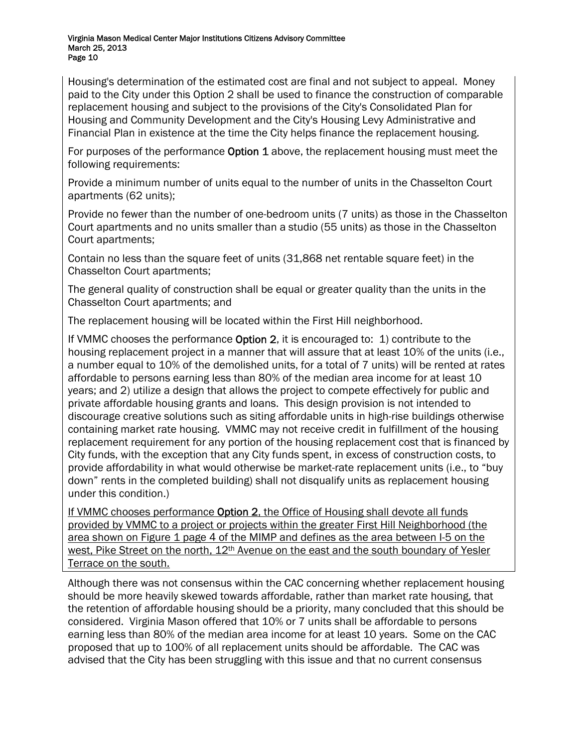Housing's determination of the estimated cost are final and not subject to appeal. Money paid to the City under this Option 2 shall be used to finance the construction of comparable replacement housing and subject to the provisions of the City's Consolidated Plan for Housing and Community Development and the City's Housing Levy Administrative and Financial Plan in existence at the time the City helps finance the replacement housing.

For purposes of the performance **Option 1** above, the replacement housing must meet the following requirements:

Provide a minimum number of units equal to the number of units in the Chasselton Court apartments (62 units);

Provide no fewer than the number of one-bedroom units (7 units) as those in the Chasselton Court apartments and no units smaller than a studio (55 units) as those in the Chasselton Court apartments;

Contain no less than the square feet of units (31,868 net rentable square feet) in the Chasselton Court apartments;

The general quality of construction shall be equal or greater quality than the units in the Chasselton Court apartments; and

The replacement housing will be located within the First Hill neighborhood.

If VMMC chooses the performance **Option 2**, it is encouraged to: 1) contribute to the housing replacement project in a manner that will assure that at least 10% of the units (i.e., a number equal to 10% of the demolished units, for a total of 7 units) will be rented at rates affordable to persons earning less than 80% of the median area income for at least 10 years; and 2) utilize a design that allows the project to compete effectively for public and private affordable housing grants and loans. This design provision is not intended to discourage creative solutions such as siting affordable units in high-rise buildings otherwise containing market rate housing. VMMC may not receive credit in fulfillment of the housing replacement requirement for any portion of the housing replacement cost that is financed by City funds, with the exception that any City funds spent, in excess of construction costs, to provide affordability in what would otherwise be market-rate replacement units (i.e., to "buy down" rents in the completed building) shall not disqualify units as replacement housing under this condition.)

<u>If VMMC chooses performance **Option 2**, the Office of Housing shall devote all funds provided by VMMC to a project or projects within the greater First Hill Neighborhood (the area shown on Figure 1 page 4 of the MIMP and defines as the area between I-5 on the west, Pike Street on the north, 12th Avenue on the east and the south boundary of Yesler Terrace on the south.</u>

Although there was not consensus within the CAC concerning whether replacement housing should be more heavily skewed towards affordable, rather than market rate housing, that the retention of affordable housing should be a priority, many concluded that this should be considered. Virginia Mason offered that 10% or 7 units shall be affordable to persons earning less than 80% of the median area income for at least 10 years. Some on the CAC proposed that up to 100% of all replacement units should be affordable. The CAC was advised that the City has been struggling with this issue and that no current consensus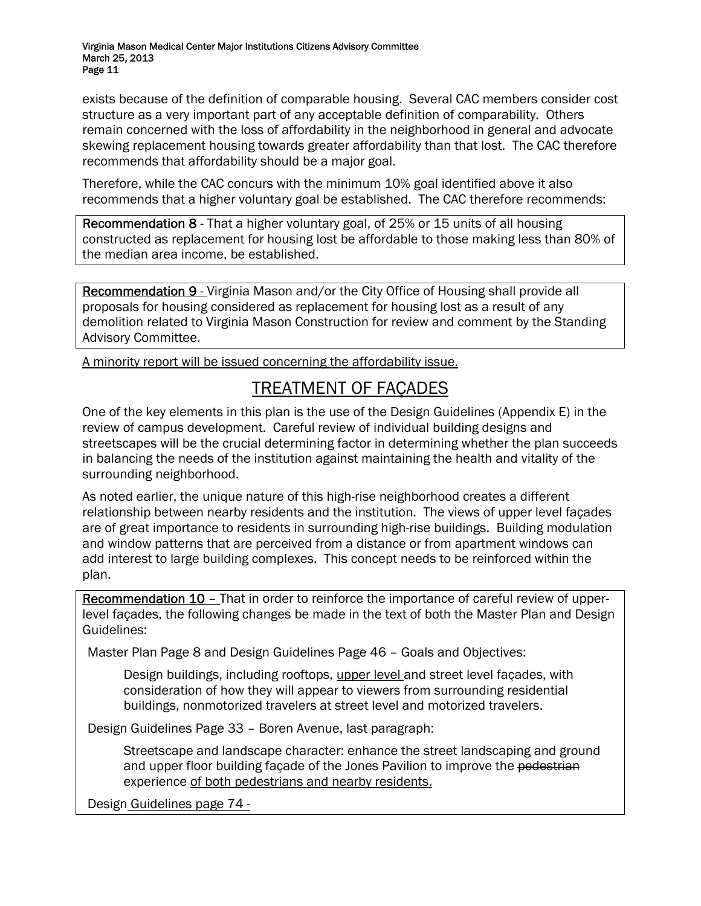exists because of the definition of comparable housing. Several CAC members consider cost structure as a very important part of any acceptable definition of comparability. Others remain concerned with the loss of affordability in the neighborhood in general and advocate skewing replacement housing towards greater affordability than that lost. The CAC therefore recommends that affordability should be a major goal.

Therefore, while the CAC concurs with the minimum 10% goal identified above it also recommends that a higher voluntary goal be established. The CAC therefore recommends:

**Recommendation 8** - That a higher voluntary goal, of 25% or 15 units of all housing constructed as replacement for housing lost be affordable to those making less than 80% of the median area income, be established.

<u>**Recommendation 9**</u> - Virginia Mason and/or the City Office of Housing shall provide all proposals for housing considered as replacement for housing lost as a result of any demolition related to Virginia Mason Construction for review and comment by the Standing Advisory Committee.

<u>A minority report will be issued concerning the affordability issue.</u>

# <u>TREATMENT OF FAÇADES</u>

One of the key elements in this plan is the use of the Design Guidelines (Appendix E) in the review of campus development. Careful review of individual building designs and streetscapes will be the crucial determining factor in determining whether the plan succeeds in balancing the needs of the institution against maintaining the health and vitality of the surrounding neighborhood.

As noted earlier, the unique nature of this high-rise neighborhood creates a different relationship between nearby residents and the institution. The views of upper level façades are of great importance to residents in surrounding high-rise buildings. Building modulation and window patterns that are perceived from a distance or from apartment windows can add interest to large building complexes. This concept needs to be reinforced within the plan.

<u>**Recommendation 10**</u> – That in order to reinforce the importance of careful review of upper-level façades, the following changes be made in the text of both the Master Plan and Design Guidelines:

Master Plan Page 8 and Design Guidelines Page 46 – Goals and Objectives:

> Design buildings, including rooftops, <u>upper level</u> and street level façades, with consideration of how they will appear to viewers from surrounding residential buildings, nonmotorized travelers at street level and motorized travelers.

Design Guidelines Page 33 – Boren Avenue, last paragraph:

> Streetscape and landscape character: enhance the street landscaping and ground and upper floor building façade of the Jones Pavilion to improve the ~~pedestrian~~ experience <u>of both pedestrians and nearby residents.</u>

Design <u>Guidelines page 74 -</u>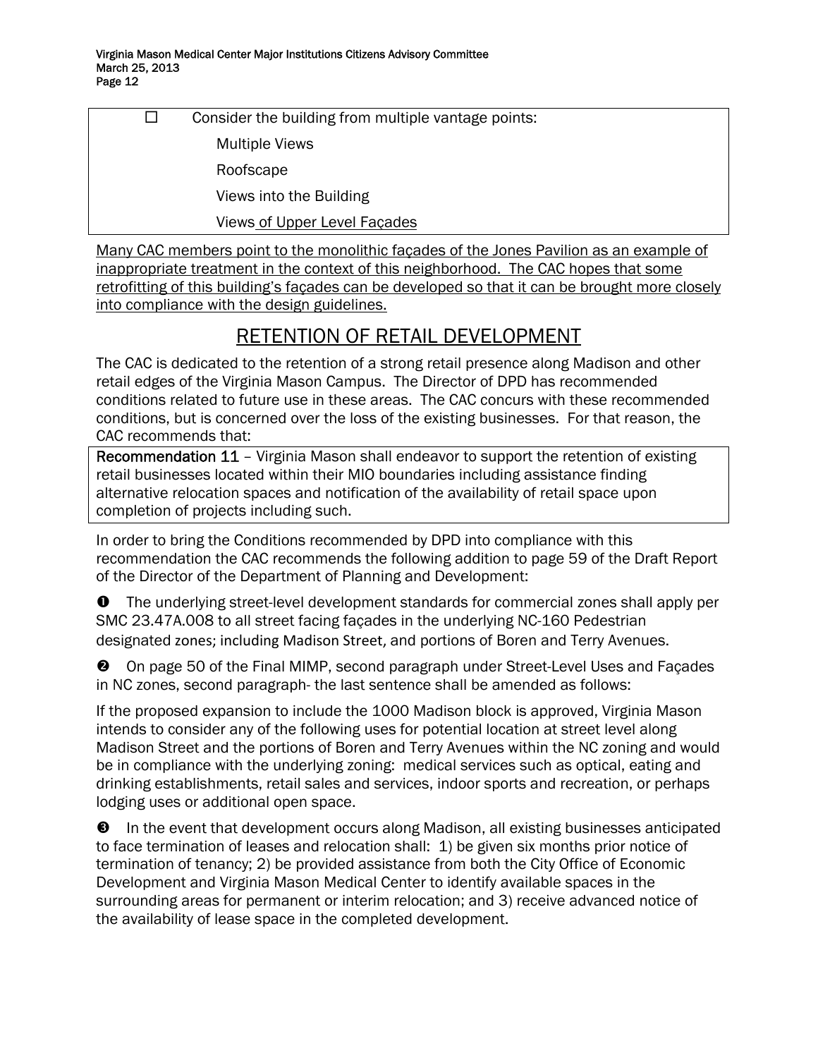- ☐ Consider the building from multiple vantage points:
  - Multiple Views
  - Roofscape
  - Views into the Building
  - Views of Upper Level Façades

Many CAC members point to the monolithic façades of the Jones Pavilion as an example of inappropriate treatment in the context of this neighborhood. The CAC hopes that some retrofitting of this building's façades can be developed so that it can be brought more closely into compliance with the design guidelines.

## RETENTION OF RETAIL DEVELOPMENT

The CAC is dedicated to the retention of a strong retail presence along Madison and other retail edges of the Virginia Mason Campus. The Director of DPD has recommended conditions related to future use in these areas. The CAC concurs with these recommended conditions, but is concerned over the loss of the existing businesses. For that reason, the CAC recommends that:

**Recommendation 11** – Virginia Mason shall endeavor to support the retention of existing retail businesses located within their MIO boundaries including assistance finding alternative relocation spaces and notification of the availability of retail space upon completion of projects including such.

In order to bring the Conditions recommended by DPD into compliance with this recommendation the CAC recommends the following addition to page 59 of the Draft Report of the Director of the Department of Planning and Development:

❶ The underlying street-level development standards for commercial zones shall apply per SMC 23.47A.008 to all street facing façades in the underlying NC-160 Pedestrian designated zones; including Madison Street, and portions of Boren and Terry Avenues.

❷ On page 50 of the Final MIMP, second paragraph under Street-Level Uses and Façades in NC zones, second paragraph- the last sentence shall be amended as follows:

If the proposed expansion to include the 1000 Madison block is approved, Virginia Mason intends to consider any of the following uses for potential location at street level along Madison Street and the portions of Boren and Terry Avenues within the NC zoning and would be in compliance with the underlying zoning: medical services such as optical, eating and drinking establishments, retail sales and services, indoor sports and recreation, or perhaps lodging uses or additional open space.

❸ In the event that development occurs along Madison, all existing businesses anticipated to face termination of leases and relocation shall: 1) be given six months prior notice of termination of tenancy; 2) be provided assistance from both the City Office of Economic Development and Virginia Mason Medical Center to identify available spaces in the surrounding areas for permanent or interim relocation; and 3) receive advanced notice of the availability of lease space in the completed development.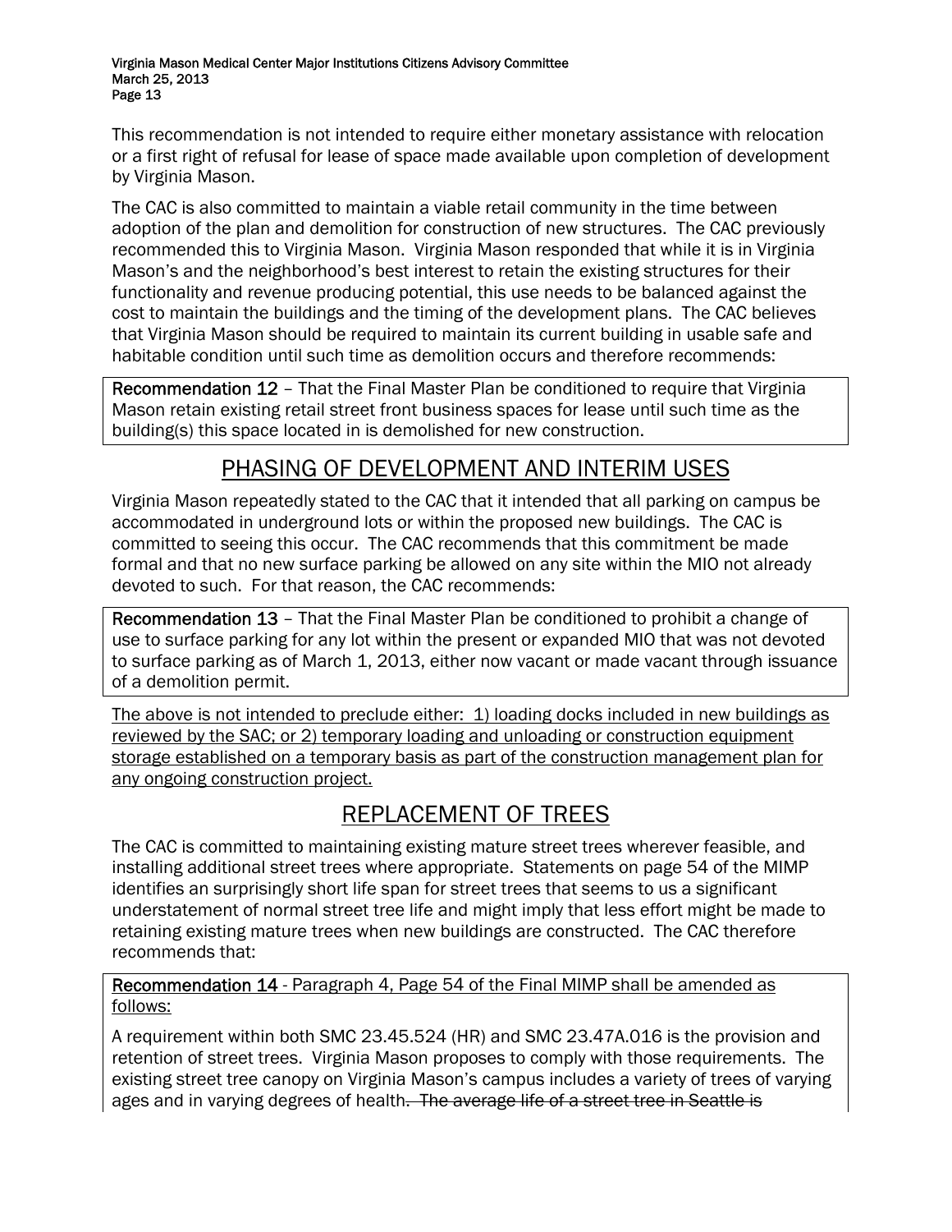This recommendation is not intended to require either monetary assistance with relocation or a first right of refusal for lease of space made available upon completion of development by Virginia Mason.

The CAC is also committed to maintain a viable retail community in the time between adoption of the plan and demolition for construction of new structures. The CAC previously recommended this to Virginia Mason. Virginia Mason responded that while it is in Virginia Mason's and the neighborhood's best interest to retain the existing structures for their functionality and revenue producing potential, this use needs to be balanced against the cost to maintain the buildings and the timing of the development plans. The CAC believes that Virginia Mason should be required to maintain its current building in usable safe and habitable condition until such time as demolition occurs and therefore recommends:

**Recommendation 12** – That the Final Master Plan be conditioned to require that Virginia Mason retain existing retail street front business spaces for lease until such time as the building(s) this space located in is demolished for new construction.

## PHASING OF DEVELOPMENT AND INTERIM USES

Virginia Mason repeatedly stated to the CAC that it intended that all parking on campus be accommodated in underground lots or within the proposed new buildings. The CAC is committed to seeing this occur. The CAC recommends that this commitment be made formal and that no new surface parking be allowed on any site within the MIO not already devoted to such. For that reason, the CAC recommends:

**Recommendation 13** – That the Final Master Plan be conditioned to prohibit a change of use to surface parking for any lot within the present or expanded MIO that was not devoted to surface parking as of March 1, 2013, either now vacant or made vacant through issuance of a demolition permit.

<u>The above is not intended to preclude either: 1) loading docks included in new buildings as reviewed by the SAC; or 2) temporary loading and unloading or construction equipment storage established on a temporary basis as part of the construction management plan for any ongoing construction project.</u>

## REPLACEMENT OF TREES

The CAC is committed to maintaining existing mature street trees wherever feasible, and installing additional street trees where appropriate. Statements on page 54 of the MIMP identifies an surprisingly short life span for street trees that seems to us a significant understatement of normal street tree life and might imply that less effort might be made to retaining existing mature trees when new buildings are constructed. The CAC therefore recommends that:

<u>**Recommendation 14** - Paragraph 4, Page 54 of the Final MIMP shall be amended as follows:</u>

A requirement within both SMC 23.45.524 (HR) and SMC 23.47A.016 is the provision and retention of street trees. Virginia Mason proposes to comply with those requirements. The existing street tree canopy on Virginia Mason's campus includes a variety of trees of varying ages and in varying degrees of health~~. The average life of a street tree in Seattle is~~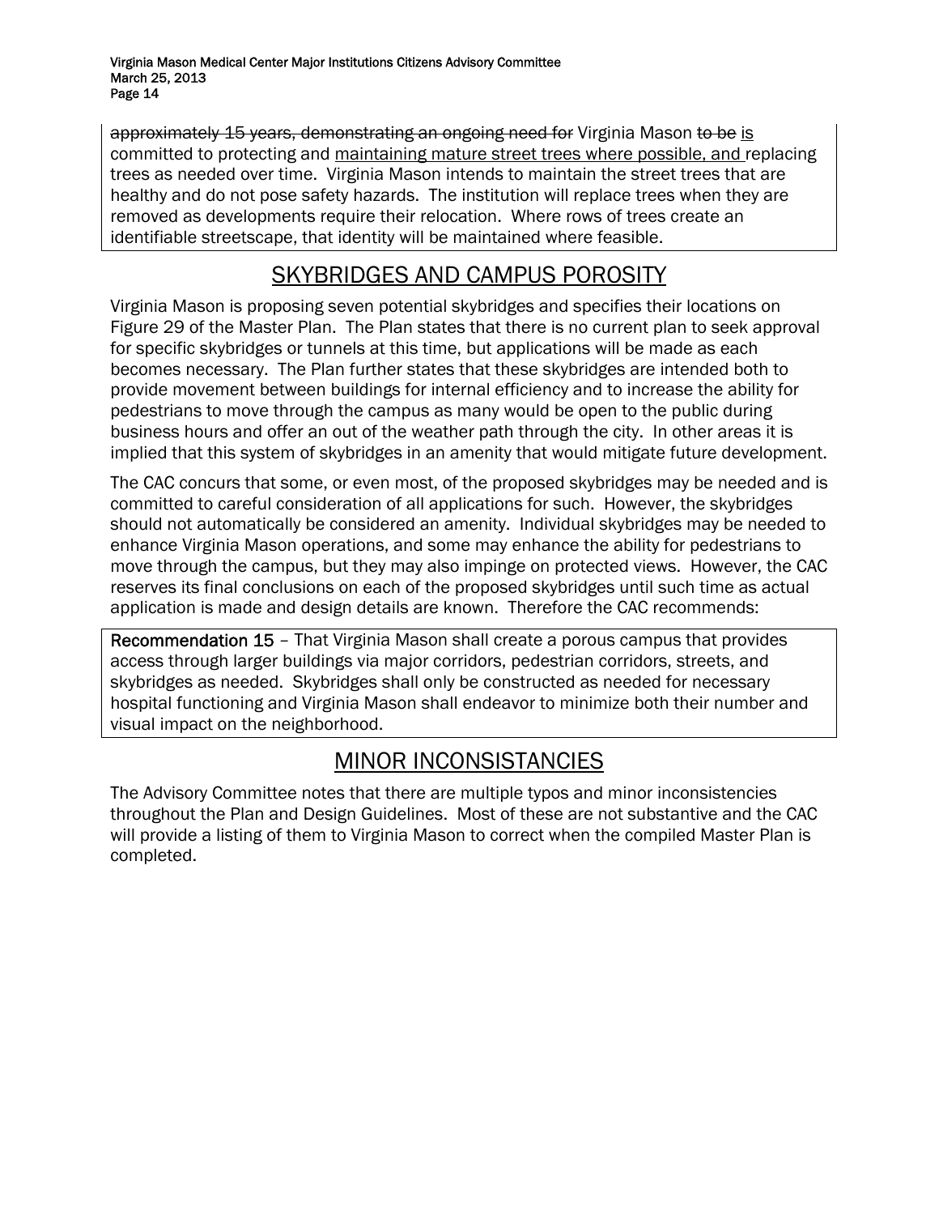~~approximately 15 years, demonstrating an ongoing need for~~ Virginia Mason ~~to be~~ is committed to protecting and maintaining mature street trees where possible, and replacing trees as needed over time. Virginia Mason intends to maintain the street trees that are healthy and do not pose safety hazards. The institution will replace trees when they are removed as developments require their relocation. Where rows of trees create an identifiable streetscape, that identity will be maintained where feasible.

## SKYBRIDGES AND CAMPUS POROSITY

Virginia Mason is proposing seven potential skybridges and specifies their locations on Figure 29 of the Master Plan. The Plan states that there is no current plan to seek approval for specific skybridges or tunnels at this time, but applications will be made as each becomes necessary. The Plan further states that these skybridges are intended both to provide movement between buildings for internal efficiency and to increase the ability for pedestrians to move through the campus as many would be open to the public during business hours and offer an out of the weather path through the city. In other areas it is implied that this system of skybridges in an amenity that would mitigate future development.

The CAC concurs that some, or even most, of the proposed skybridges may be needed and is committed to careful consideration of all applications for such. However, the skybridges should not automatically be considered an amenity. Individual skybridges may be needed to enhance Virginia Mason operations, and some may enhance the ability for pedestrians to move through the campus, but they may also impinge on protected views. However, the CAC reserves its final conclusions on each of the proposed skybridges until such time as actual application is made and design details are known. Therefore the CAC recommends:

**Recommendation 15** – That Virginia Mason shall create a porous campus that provides access through larger buildings via major corridors, pedestrian corridors, streets, and skybridges as needed. Skybridges shall only be constructed as needed for necessary hospital functioning and Virginia Mason shall endeavor to minimize both their number and visual impact on the neighborhood.

## MINOR INCONSISTANCIES

The Advisory Committee notes that there are multiple typos and minor inconsistencies throughout the Plan and Design Guidelines. Most of these are not substantive and the CAC will provide a listing of them to Virginia Mason to correct when the compiled Master Plan is completed.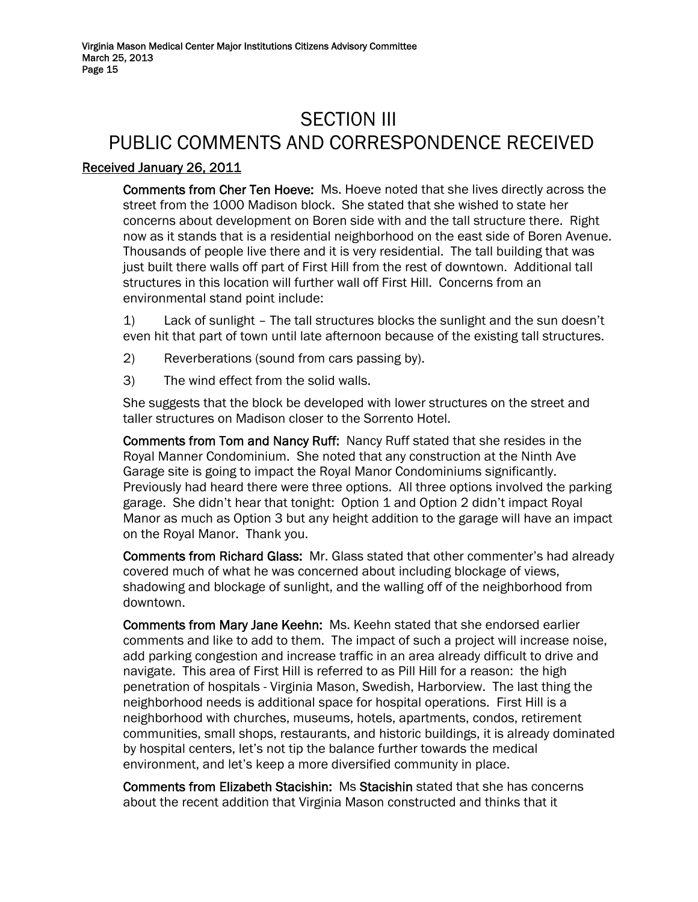# SECTION III
# PUBLIC COMMENTS AND CORRESPONDENCE RECEIVED

## Received January 26, 2011

**Comments from Cher Ten Hoeve:** Ms. Hoeve noted that she lives directly across the street from the 1000 Madison block. She stated that she wished to state her concerns about development on Boren side with and the tall structure there. Right now as it stands that is a residential neighborhood on the east side of Boren Avenue. Thousands of people live there and it is very residential. The tall building that was just built there walls off part of First Hill from the rest of downtown. Additional tall structures in this location will further wall off First Hill. Concerns from an environmental stand point include:

1) Lack of sunlight – The tall structures blocks the sunlight and the sun doesn't even hit that part of town until late afternoon because of the existing tall structures.

2) Reverberations (sound from cars passing by).

3) The wind effect from the solid walls.

She suggests that the block be developed with lower structures on the street and taller structures on Madison closer to the Sorrento Hotel.

**Comments from Tom and Nancy Ruff:** Nancy Ruff stated that she resides in the Royal Manner Condominium. She noted that any construction at the Ninth Ave Garage site is going to impact the Royal Manor Condominiums significantly. Previously had heard there were three options. All three options involved the parking garage. She didn't hear that tonight: Option 1 and Option 2 didn't impact Royal Manor as much as Option 3 but any height addition to the garage will have an impact on the Royal Manor. Thank you.

**Comments from Richard Glass:** Mr. Glass stated that other commenter's had already covered much of what he was concerned about including blockage of views, shadowing and blockage of sunlight, and the walling off of the neighborhood from downtown.

**Comments from Mary Jane Keehn:** Ms. Keehn stated that she endorsed earlier comments and like to add to them. The impact of such a project will increase noise, add parking congestion and increase traffic in an area already difficult to drive and navigate. This area of First Hill is referred to as Pill Hill for a reason: the high penetration of hospitals - Virginia Mason, Swedish, Harborview. The last thing the neighborhood needs is additional space for hospital operations. First Hill is a neighborhood with churches, museums, hotels, apartments, condos, retirement communities, small shops, restaurants, and historic buildings, it is already dominated by hospital centers, let's not tip the balance further towards the medical environment, and let's keep a more diversified community in place.

**Comments from Elizabeth Stacishin:** Ms **Stacishin** stated that she has concerns about the recent addition that Virginia Mason constructed and thinks that it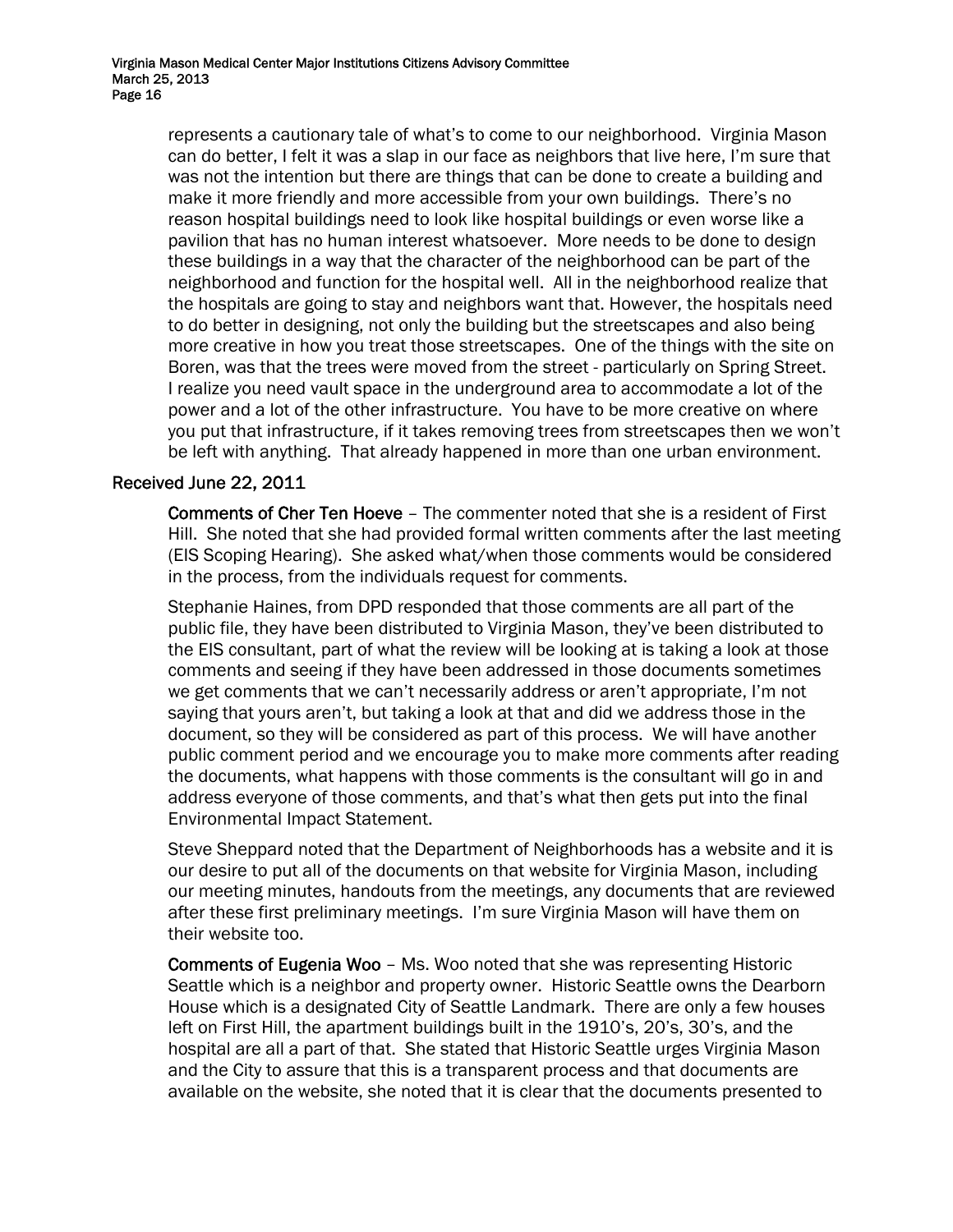represents a cautionary tale of what's to come to our neighborhood. Virginia Mason can do better, I felt it was a slap in our face as neighbors that live here, I'm sure that was not the intention but there are things that can be done to create a building and make it more friendly and more accessible from your own buildings. There's no reason hospital buildings need to look like hospital buildings or even worse like a pavilion that has no human interest whatsoever. More needs to be done to design these buildings in a way that the character of the neighborhood can be part of the neighborhood and function for the hospital well. All in the neighborhood realize that the hospitals are going to stay and neighbors want that. However, the hospitals need to do better in designing, not only the building but the streetscapes and also being more creative in how you treat those streetscapes. One of the things with the site on Boren, was that the trees were moved from the street - particularly on Spring Street. I realize you need vault space in the underground area to accommodate a lot of the power and a lot of the other infrastructure. You have to be more creative on where you put that infrastructure, if it takes removing trees from streetscapes then we won't be left with anything. That already happened in more than one urban environment.

## Received June 22, 2011

**Comments of Cher Ten Hoeve** – The commenter noted that she is a resident of First Hill. She noted that she had provided formal written comments after the last meeting (EIS Scoping Hearing). She asked what/when those comments would be considered in the process, from the individuals request for comments.

Stephanie Haines, from DPD responded that those comments are all part of the public file, they have been distributed to Virginia Mason, they've been distributed to the EIS consultant, part of what the review will be looking at is taking a look at those comments and seeing if they have been addressed in those documents sometimes we get comments that we can't necessarily address or aren't appropriate, I'm not saying that yours aren't, but taking a look at that and did we address those in the document, so they will be considered as part of this process. We will have another public comment period and we encourage you to make more comments after reading the documents, what happens with those comments is the consultant will go in and address everyone of those comments, and that's what then gets put into the final Environmental Impact Statement.

Steve Sheppard noted that the Department of Neighborhoods has a website and it is our desire to put all of the documents on that website for Virginia Mason, including our meeting minutes, handouts from the meetings, any documents that are reviewed after these first preliminary meetings. I'm sure Virginia Mason will have them on their website too.

**Comments of Eugenia Woo** – Ms. Woo noted that she was representing Historic Seattle which is a neighbor and property owner. Historic Seattle owns the Dearborn House which is a designated City of Seattle Landmark. There are only a few houses left on First Hill, the apartment buildings built in the 1910's, 20's, 30's, and the hospital are all a part of that. She stated that Historic Seattle urges Virginia Mason and the City to assure that this is a transparent process and that documents are available on the website, she noted that it is clear that the documents presented to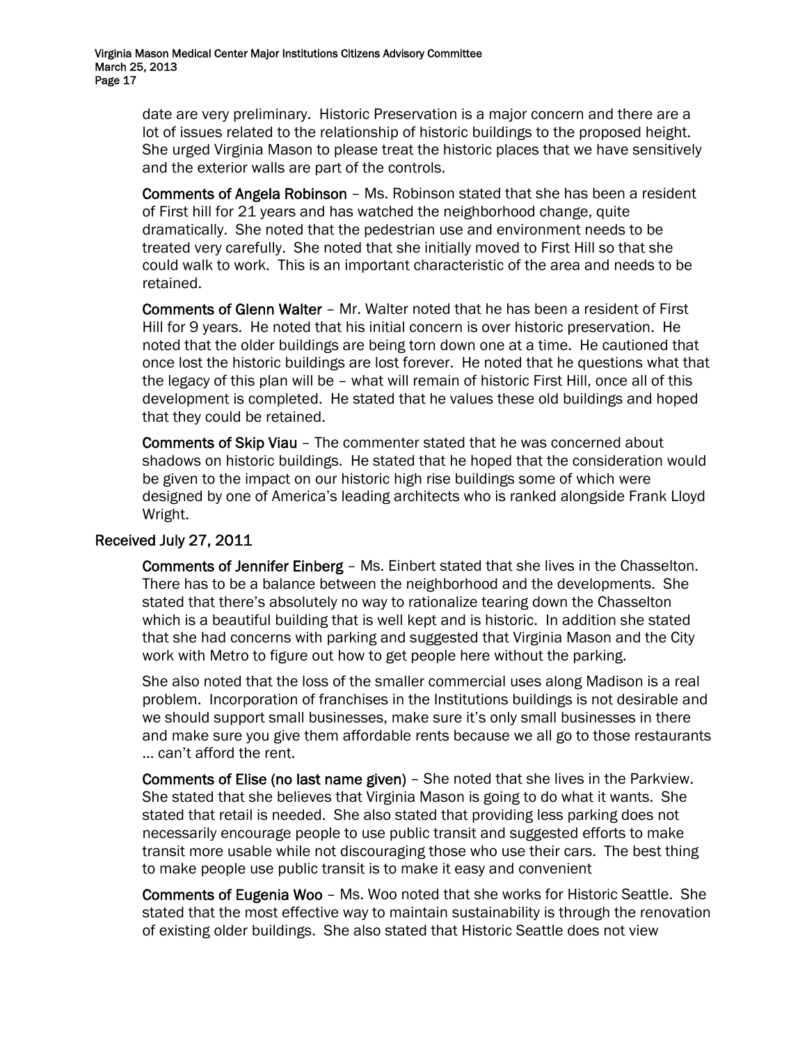date are very preliminary. Historic Preservation is a major concern and there are a lot of issues related to the relationship of historic buildings to the proposed height. She urged Virginia Mason to please treat the historic places that we have sensitively and the exterior walls are part of the controls.

**Comments of Angela Robinson** – Ms. Robinson stated that she has been a resident of First hill for 21 years and has watched the neighborhood change, quite dramatically. She noted that the pedestrian use and environment needs to be treated very carefully. She noted that she initially moved to First Hill so that she could walk to work. This is an important characteristic of the area and needs to be retained.

**Comments of Glenn Walter** – Mr. Walter noted that he has been a resident of First Hill for 9 years. He noted that his initial concern is over historic preservation. He noted that the older buildings are being torn down one at a time. He cautioned that once lost the historic buildings are lost forever. He noted that he questions what that the legacy of this plan will be – what will remain of historic First Hill, once all of this development is completed. He stated that he values these old buildings and hoped that they could be retained.

**Comments of Skip Viau** – The commenter stated that he was concerned about shadows on historic buildings. He stated that he hoped that the consideration would be given to the impact on our historic high rise buildings some of which were designed by one of America's leading architects who is ranked alongside Frank Lloyd Wright.

## Received July 27, 2011

**Comments of Jennifer Einberg** – Ms. Einbert stated that she lives in the Chasselton. There has to be a balance between the neighborhood and the developments. She stated that there's absolutely no way to rationalize tearing down the Chasselton which is a beautiful building that is well kept and is historic. In addition she stated that she had concerns with parking and suggested that Virginia Mason and the City work with Metro to figure out how to get people here without the parking.

She also noted that the loss of the smaller commercial uses along Madison is a real problem. Incorporation of franchises in the Institutions buildings is not desirable and we should support small businesses, make sure it's only small businesses in there and make sure you give them affordable rents because we all go to those restaurants … can't afford the rent.

**Comments of Elise (no last name given)** – She noted that she lives in the Parkview. She stated that she believes that Virginia Mason is going to do what it wants. She stated that retail is needed. She also stated that providing less parking does not necessarily encourage people to use public transit and suggested efforts to make transit more usable while not discouraging those who use their cars. The best thing to make people use public transit is to make it easy and convenient

**Comments of Eugenia Woo** – Ms. Woo noted that she works for Historic Seattle. She stated that the most effective way to maintain sustainability is through the renovation of existing older buildings. She also stated that Historic Seattle does not view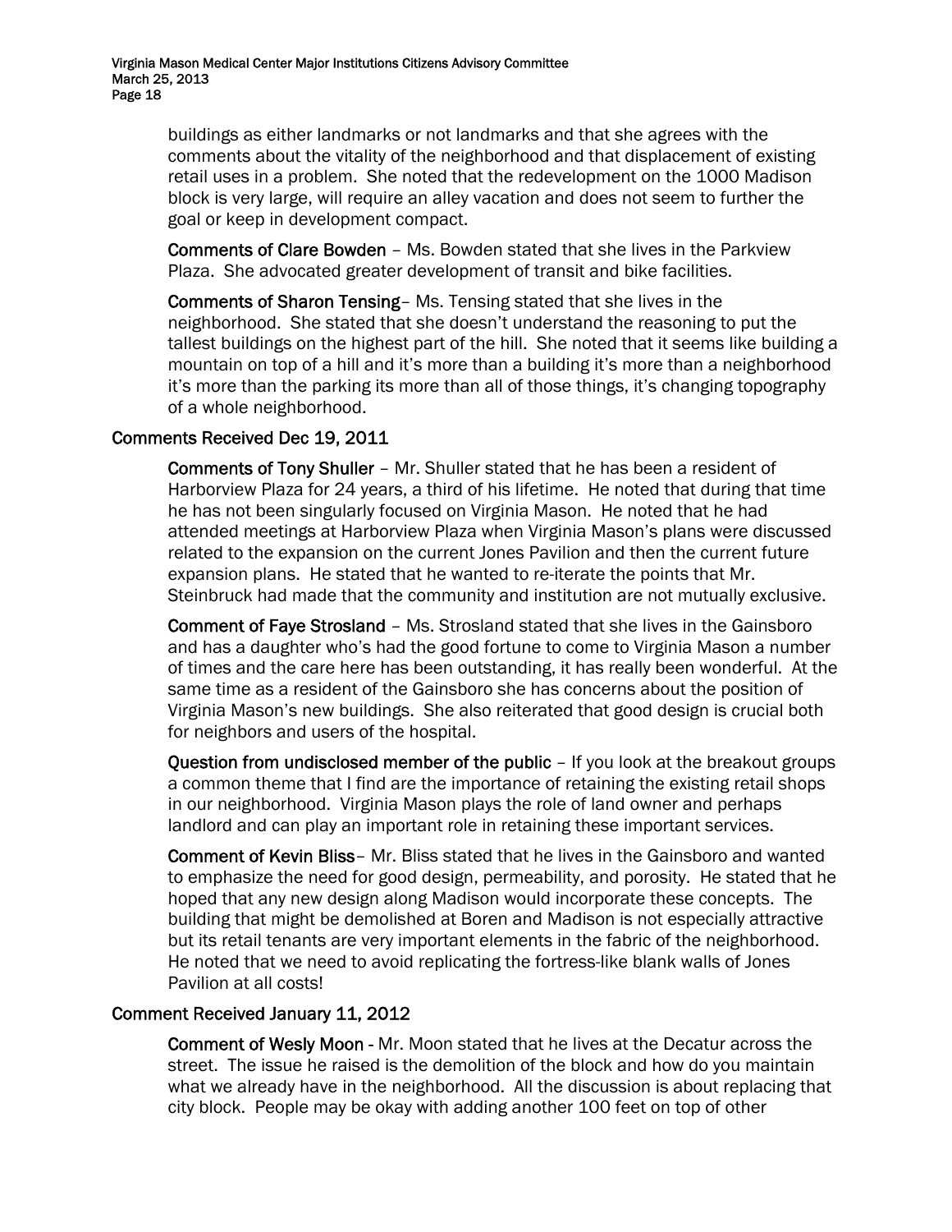buildings as either landmarks or not landmarks and that she agrees with the comments about the vitality of the neighborhood and that displacement of existing retail uses in a problem. She noted that the redevelopment on the 1000 Madison block is very large, will require an alley vacation and does not seem to further the goal or keep in development compact.

**Comments of Clare Bowden** – Ms. Bowden stated that she lives in the Parkview Plaza. She advocated greater development of transit and bike facilities.

**Comments of Sharon Tensing**– Ms. Tensing stated that she lives in the neighborhood. She stated that she doesn't understand the reasoning to put the tallest buildings on the highest part of the hill. She noted that it seems like building a mountain on top of a hill and it's more than a building it's more than a neighborhood it's more than the parking its more than all of those things, it's changing topography of a whole neighborhood.

## Comments Received Dec 19, 2011

**Comments of Tony Shuller** – Mr. Shuller stated that he has been a resident of Harborview Plaza for 24 years, a third of his lifetime. He noted that during that time he has not been singularly focused on Virginia Mason. He noted that he had attended meetings at Harborview Plaza when Virginia Mason's plans were discussed related to the expansion on the current Jones Pavilion and then the current future expansion plans. He stated that he wanted to re-iterate the points that Mr. Steinbruck had made that the community and institution are not mutually exclusive.

**Comment of Faye Strosland** – Ms. Strosland stated that she lives in the Gainsboro and has a daughter who's had the good fortune to come to Virginia Mason a number of times and the care here has been outstanding, it has really been wonderful. At the same time as a resident of the Gainsboro she has concerns about the position of Virginia Mason's new buildings. She also reiterated that good design is crucial both for neighbors and users of the hospital.

**Question from undisclosed member of the public** – If you look at the breakout groups a common theme that I find are the importance of retaining the existing retail shops in our neighborhood. Virginia Mason plays the role of land owner and perhaps landlord and can play an important role in retaining these important services.

**Comment of Kevin Bliss**– Mr. Bliss stated that he lives in the Gainsboro and wanted to emphasize the need for good design, permeability, and porosity. He stated that he hoped that any new design along Madison would incorporate these concepts. The building that might be demolished at Boren and Madison is not especially attractive but its retail tenants are very important elements in the fabric of the neighborhood. He noted that we need to avoid replicating the fortress-like blank walls of Jones Pavilion at all costs!

## Comment Received January 11, 2012

**Comment of Wesly Moon** - Mr. Moon stated that he lives at the Decatur across the street. The issue he raised is the demolition of the block and how do you maintain what we already have in the neighborhood. All the discussion is about replacing that city block. People may be okay with adding another 100 feet on top of other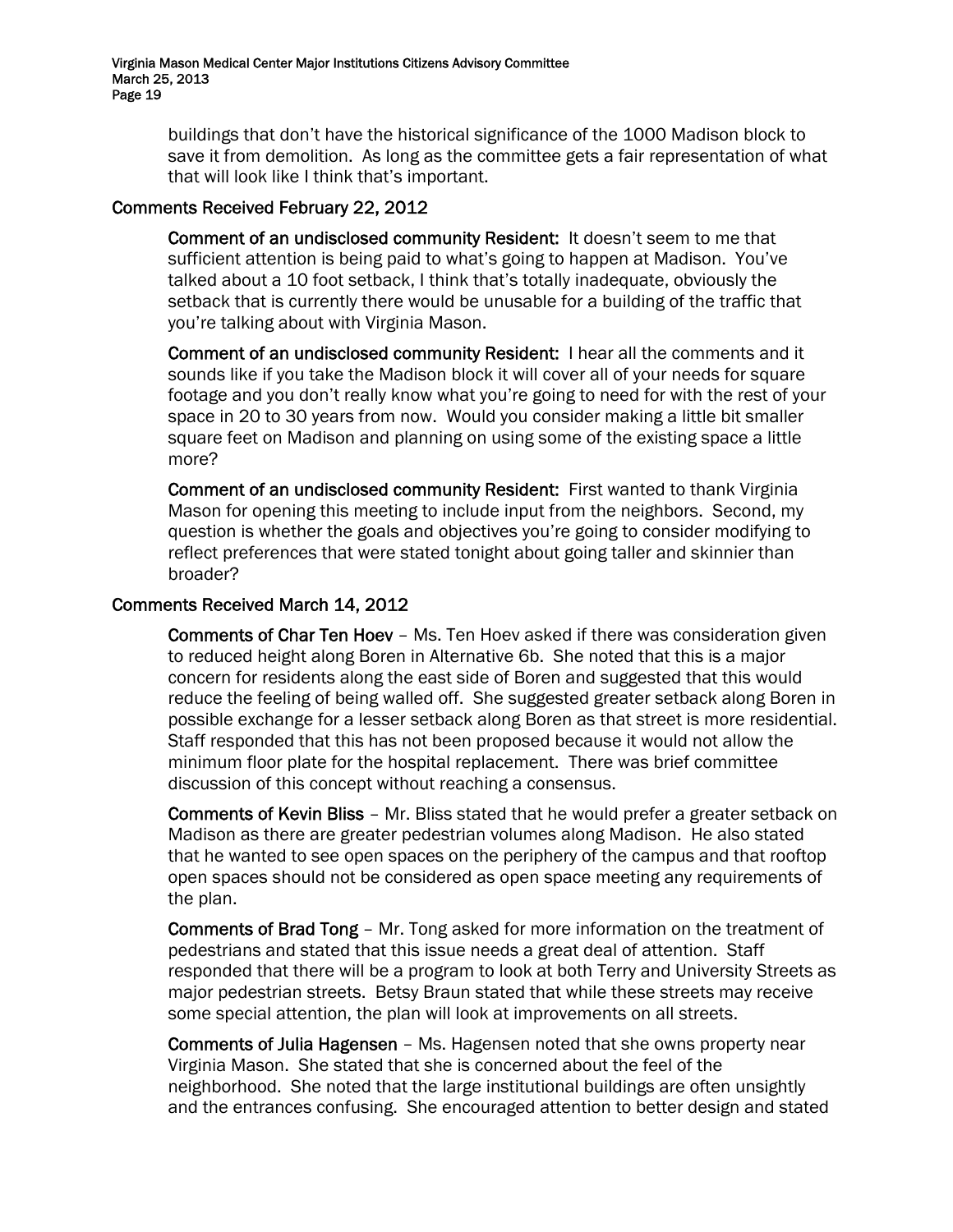buildings that don't have the historical significance of the 1000 Madison block to save it from demolition. As long as the committee gets a fair representation of what that will look like I think that's important.

## Comments Received February 22, 2012

**Comment of an undisclosed community Resident:** It doesn't seem to me that sufficient attention is being paid to what's going to happen at Madison. You've talked about a 10 foot setback, I think that's totally inadequate, obviously the setback that is currently there would be unusable for a building of the traffic that you're talking about with Virginia Mason.

**Comment of an undisclosed community Resident:** I hear all the comments and it sounds like if you take the Madison block it will cover all of your needs for square footage and you don't really know what you're going to need for with the rest of your space in 20 to 30 years from now. Would you consider making a little bit smaller square feet on Madison and planning on using some of the existing space a little more?

**Comment of an undisclosed community Resident:** First wanted to thank Virginia Mason for opening this meeting to include input from the neighbors. Second, my question is whether the goals and objectives you're going to consider modifying to reflect preferences that were stated tonight about going taller and skinnier than broader?

## Comments Received March 14, 2012

**Comments of Char Ten Hoev** – Ms. Ten Hoev asked if there was consideration given to reduced height along Boren in Alternative 6b. She noted that this is a major concern for residents along the east side of Boren and suggested that this would reduce the feeling of being walled off. She suggested greater setback along Boren in possible exchange for a lesser setback along Boren as that street is more residential. Staff responded that this has not been proposed because it would not allow the minimum floor plate for the hospital replacement. There was brief committee discussion of this concept without reaching a consensus.

**Comments of Kevin Bliss** – Mr. Bliss stated that he would prefer a greater setback on Madison as there are greater pedestrian volumes along Madison. He also stated that he wanted to see open spaces on the periphery of the campus and that rooftop open spaces should not be considered as open space meeting any requirements of the plan.

**Comments of Brad Tong** – Mr. Tong asked for more information on the treatment of pedestrians and stated that this issue needs a great deal of attention. Staff responded that there will be a program to look at both Terry and University Streets as major pedestrian streets. Betsy Braun stated that while these streets may receive some special attention, the plan will look at improvements on all streets.

**Comments of Julia Hagensen** – Ms. Hagensen noted that she owns property near Virginia Mason. She stated that she is concerned about the feel of the neighborhood. She noted that the large institutional buildings are often unsightly and the entrances confusing. She encouraged attention to better design and stated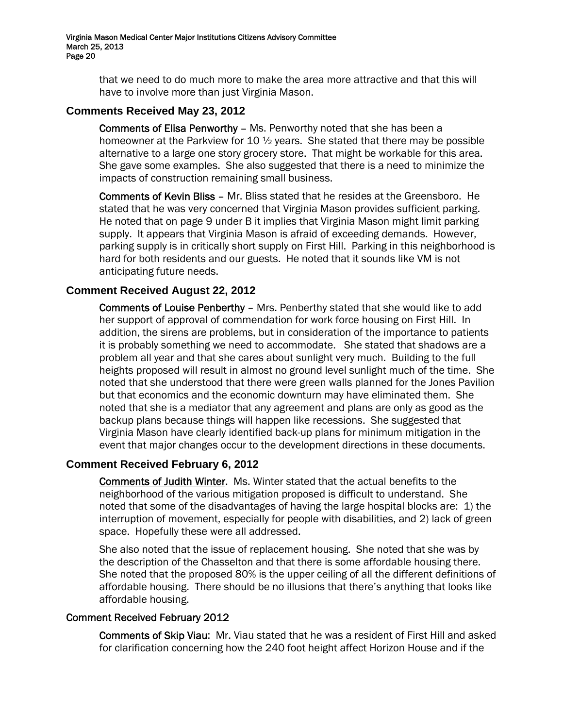that we need to do much more to make the area more attractive and that this will have to involve more than just Virginia Mason.

## Comments Received May 23, 2012

**Comments of Elisa Penworthy** – Ms. Penworthy noted that she has been a homeowner at the Parkview for 10 ½ years. She stated that there may be possible alternative to a large one story grocery store. That might be workable for this area. She gave some examples. She also suggested that there is a need to minimize the impacts of construction remaining small business.

**Comments of Kevin Bliss** – Mr. Bliss stated that he resides at the Greensboro. He stated that he was very concerned that Virginia Mason provides sufficient parking. He noted that on page 9 under B it implies that Virginia Mason might limit parking supply. It appears that Virginia Mason is afraid of exceeding demands. However, parking supply is in critically short supply on First Hill. Parking in this neighborhood is hard for both residents and our guests. He noted that it sounds like VM is not anticipating future needs.

## Comment Received August 22, 2012

**Comments of Louise Penberthy** – Mrs. Penberthy stated that she would like to add her support of approval of commendation for work force housing on First Hill. In addition, the sirens are problems, but in consideration of the importance to patients it is probably something we need to accommodate. She stated that shadows are a problem all year and that she cares about sunlight very much. Building to the full heights proposed will result in almost no ground level sunlight much of the time. She noted that she understood that there were green walls planned for the Jones Pavilion but that economics and the economic downturn may have eliminated them. She noted that she is a mediator that any agreement and plans are only as good as the backup plans because things will happen like recessions. She suggested that Virginia Mason have clearly identified back-up plans for minimum mitigation in the event that major changes occur to the development directions in these documents.

## Comment Received February 6, 2012

**Comments of Judith Winter**. Ms. Winter stated that the actual benefits to the neighborhood of the various mitigation proposed is difficult to understand. She noted that some of the disadvantages of having the large hospital blocks are: 1) the interruption of movement, especially for people with disabilities, and 2) lack of green space. Hopefully these were all addressed.

She also noted that the issue of replacement housing. She noted that she was by the description of the Chasselton and that there is some affordable housing there. She noted that the proposed 80% is the upper ceiling of all the different definitions of affordable housing. There should be no illusions that there's anything that looks like affordable housing.

## Comment Received February 2012

**Comments of Skip Viau**: Mr. Viau stated that he was a resident of First Hill and asked for clarification concerning how the 240 foot height affect Horizon House and if the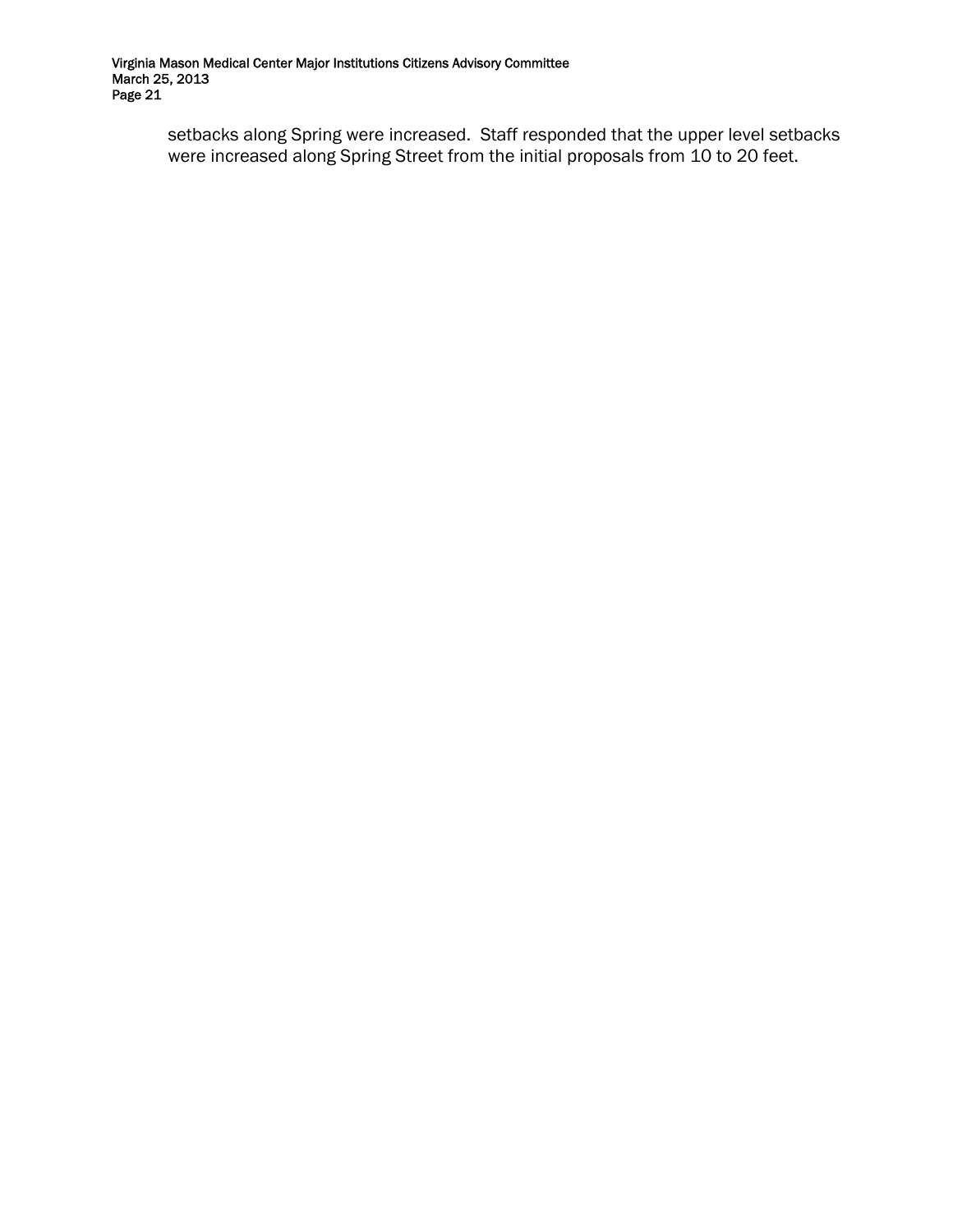setbacks along Spring were increased. Staff responded that the upper level setbacks were increased along Spring Street from the initial proposals from 10 to 20 feet.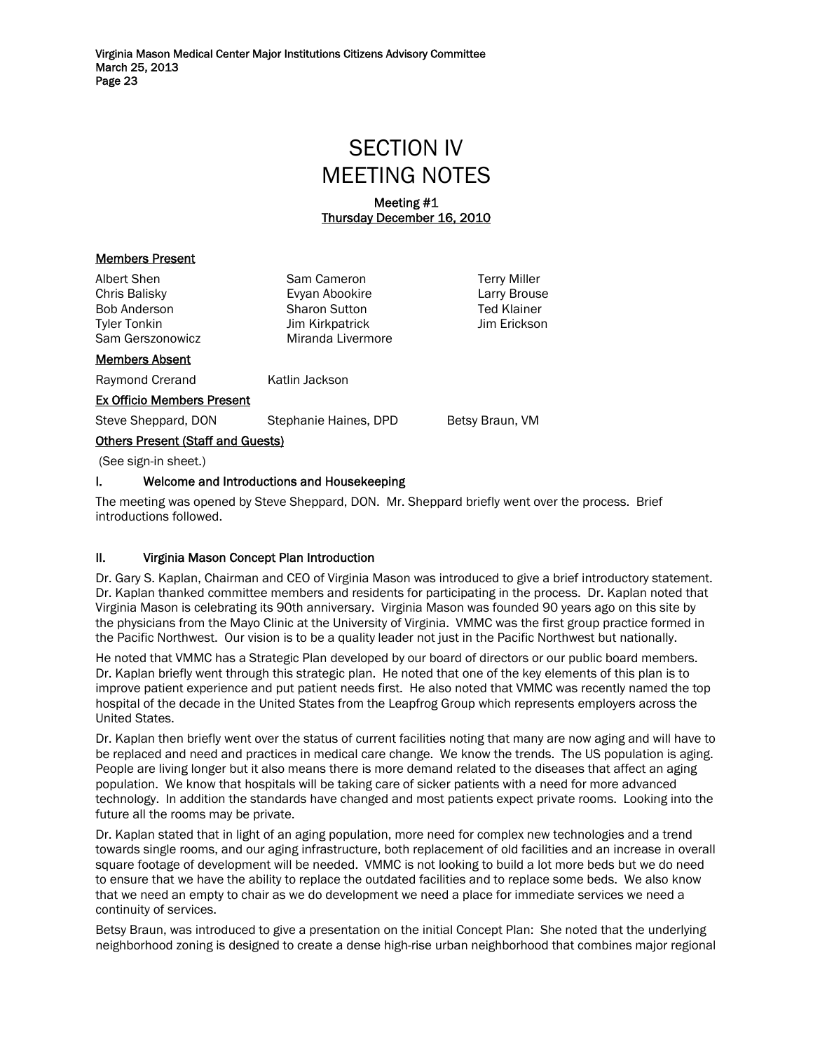# SECTION IV
# MEETING NOTES

**Meeting #1**
**Thursday December 16, 2010**

**Members Present**

| | | |
|---|---|---|
| Albert Shen | Sam Cameron | Terry Miller |
| Chris Balisky | Evyan Abookire | Larry Brouse |
| Bob Anderson | Sharon Sutton | Ted Klainer |
| Tyler Tonkin | Jim Kirkpatrick | Jim Erickson |
| Sam Gerszonowicz | Miranda Livermore | |

**Members Absent**

Raymond Crerand　　Katlin Jackson

**Ex Officio Members Present**

Steve Sheppard, DON　　Stephanie Haines, DPD　　Betsy Braun, VM

**Others Present (Staff and Guests)**

(See sign-in sheet.)

## I. Welcome and Introductions and Housekeeping

The meeting was opened by Steve Sheppard, DON. Mr. Sheppard briefly went over the process. Brief introductions followed.

## II. Virginia Mason Concept Plan Introduction

Dr. Gary S. Kaplan, Chairman and CEO of Virginia Mason was introduced to give a brief introductory statement. Dr. Kaplan thanked committee members and residents for participating in the process. Dr. Kaplan noted that Virginia Mason is celebrating its 90th anniversary. Virginia Mason was founded 90 years ago on this site by the physicians from the Mayo Clinic at the University of Virginia. VMMC was the first group practice formed in the Pacific Northwest. Our vision is to be a quality leader not just in the Pacific Northwest but nationally.

He noted that VMMC has a Strategic Plan developed by our board of directors or our public board members. Dr. Kaplan briefly went through this strategic plan. He noted that one of the key elements of this plan is to improve patient experience and put patient needs first. He also noted that VMMC was recently named the top hospital of the decade in the United States from the Leapfrog Group which represents employers across the United States.

Dr. Kaplan then briefly went over the status of current facilities noting that many are now aging and will have to be replaced and need and practices in medical care change. We know the trends. The US population is aging. People are living longer but it also means there is more demand related to the diseases that affect an aging population. We know that hospitals will be taking care of sicker patients with a need for more advanced technology. In addition the standards have changed and most patients expect private rooms. Looking into the future all the rooms may be private.

Dr. Kaplan stated that in light of an aging population, more need for complex new technologies and a trend towards single rooms, and our aging infrastructure, both replacement of old facilities and an increase in overall square footage of development will be needed. VMMC is not looking to build a lot more beds but we do need to ensure that we have the ability to replace the outdated facilities and to replace some beds. We also know that we need an empty to chair as we do development we need a place for immediate services we need a continuity of services.

Betsy Braun, was introduced to give a presentation on the initial Concept Plan: She noted that the underlying neighborhood zoning is designed to create a dense high-rise urban neighborhood that combines major regional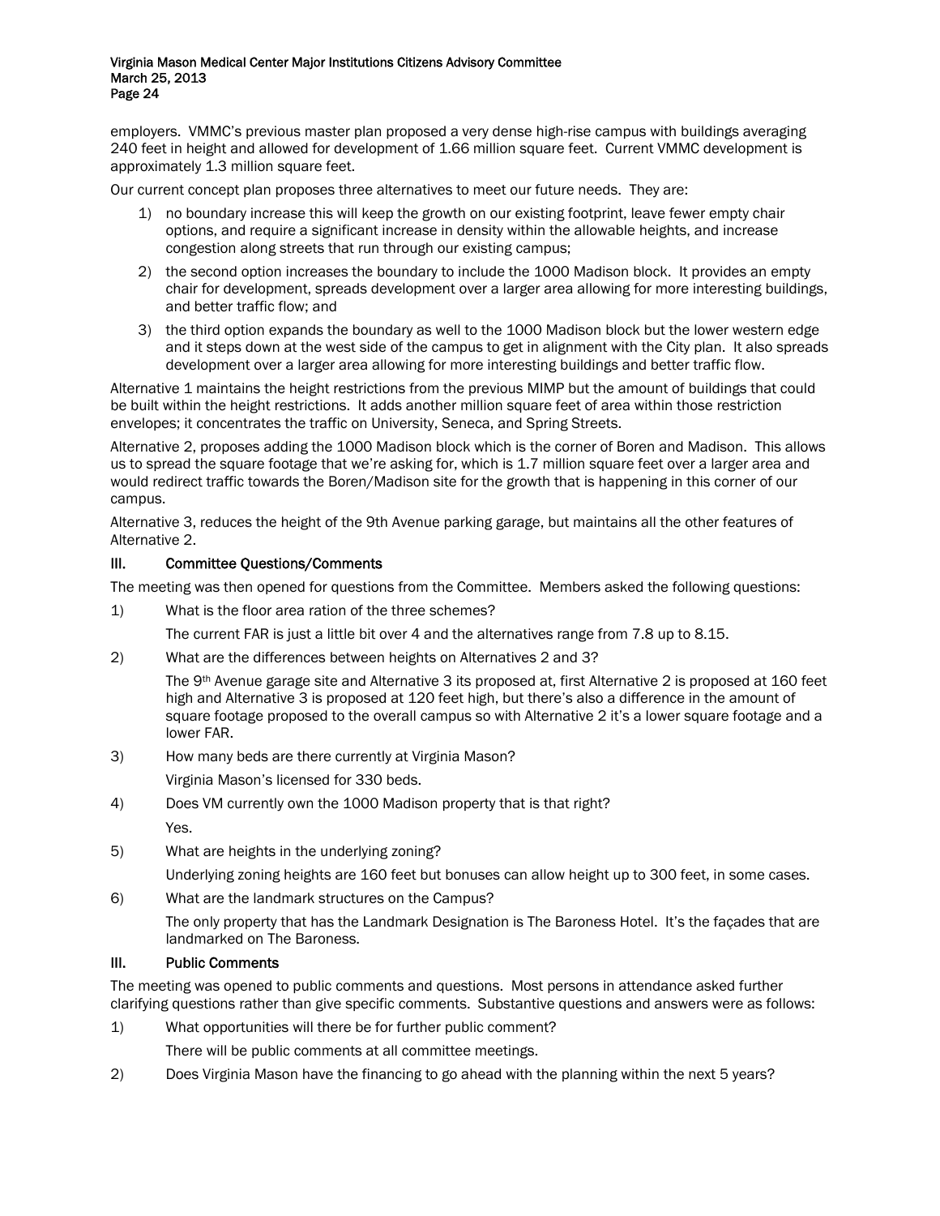employers. VMMC's previous master plan proposed a very dense high-rise campus with buildings averaging 240 feet in height and allowed for development of 1.66 million square feet. Current VMMC development is approximately 1.3 million square feet.

Our current concept plan proposes three alternatives to meet our future needs. They are:

1) no boundary increase this will keep the growth on our existing footprint, leave fewer empty chair options, and require a significant increase in density within the allowable heights, and increase congestion along streets that run through our existing campus;
2) the second option increases the boundary to include the 1000 Madison block. It provides an empty chair for development, spreads development over a larger area allowing for more interesting buildings, and better traffic flow; and
3) the third option expands the boundary as well to the 1000 Madison block but the lower western edge and it steps down at the west side of the campus to get in alignment with the City plan. It also spreads development over a larger area allowing for more interesting buildings and better traffic flow.

Alternative 1 maintains the height restrictions from the previous MIMP but the amount of buildings that could be built within the height restrictions. It adds another million square feet of area within those restriction envelopes; it concentrates the traffic on University, Seneca, and Spring Streets.

Alternative 2, proposes adding the 1000 Madison block which is the corner of Boren and Madison. This allows us to spread the square footage that we're asking for, which is 1.7 million square feet over a larger area and would redirect traffic towards the Boren/Madison site for the growth that is happening in this corner of our campus.

Alternative 3, reduces the height of the 9th Avenue parking garage, but maintains all the other features of Alternative 2.

## III. Committee Questions/Comments

The meeting was then opened for questions from the Committee. Members asked the following questions:

1) What is the floor area ration of the three schemes?

   The current FAR is just a little bit over 4 and the alternatives range from 7.8 up to 8.15.

2) What are the differences between heights on Alternatives 2 and 3?

   The 9th Avenue garage site and Alternative 3 its proposed at, first Alternative 2 is proposed at 160 feet high and Alternative 3 is proposed at 120 feet high, but there's also a difference in the amount of square footage proposed to the overall campus so with Alternative 2 it's a lower square footage and a lower FAR.

3) How many beds are there currently at Virginia Mason?

   Virginia Mason's licensed for 330 beds.

4) Does VM currently own the 1000 Madison property that is that right?

   Yes.

5) What are heights in the underlying zoning?

   Underlying zoning heights are 160 feet but bonuses can allow height up to 300 feet, in some cases.

6) What are the landmark structures on the Campus?

   The only property that has the Landmark Designation is The Baroness Hotel. It's the façades that are landmarked on The Baroness.

## III. Public Comments

The meeting was opened to public comments and questions. Most persons in attendance asked further clarifying questions rather than give specific comments. Substantive questions and answers were as follows:

1) What opportunities will there be for further public comment?

   There will be public comments at all committee meetings.

2) Does Virginia Mason have the financing to go ahead with the planning within the next 5 years?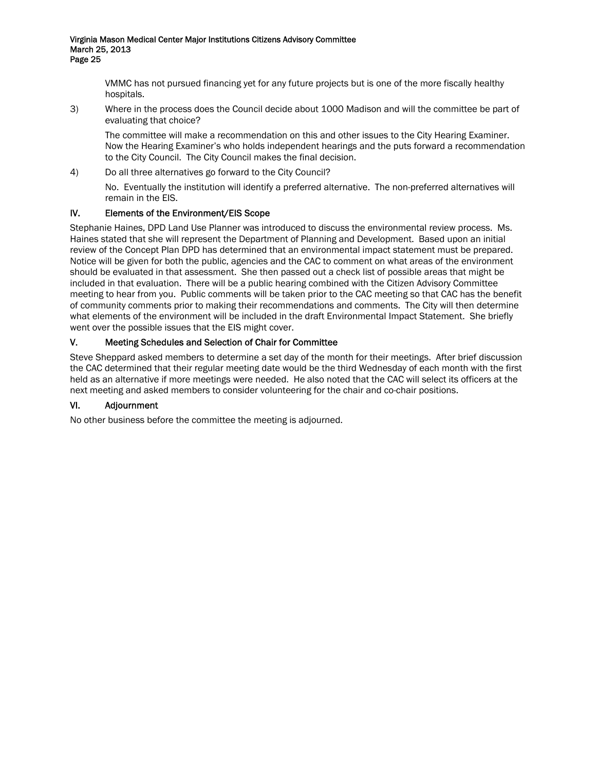VMMC has not pursued financing yet for any future projects but is one of the more fiscally healthy hospitals.

3) Where in the process does the Council decide about 1000 Madison and will the committee be part of evaluating that choice?

   The committee will make a recommendation on this and other issues to the City Hearing Examiner. Now the Hearing Examiner's who holds independent hearings and the puts forward a recommendation to the City Council. The City Council makes the final decision.

4) Do all three alternatives go forward to the City Council?

   No. Eventually the institution will identify a preferred alternative. The non-preferred alternatives will remain in the EIS.

## IV. Elements of the Environment/EIS Scope

Stephanie Haines, DPD Land Use Planner was introduced to discuss the environmental review process. Ms. Haines stated that she will represent the Department of Planning and Development. Based upon an initial review of the Concept Plan DPD has determined that an environmental impact statement must be prepared. Notice will be given for both the public, agencies and the CAC to comment on what areas of the environment should be evaluated in that assessment. She then passed out a check list of possible areas that might be included in that evaluation. There will be a public hearing combined with the Citizen Advisory Committee meeting to hear from you. Public comments will be taken prior to the CAC meeting so that CAC has the benefit of community comments prior to making their recommendations and comments. The City will then determine what elements of the environment will be included in the draft Environmental Impact Statement. She briefly went over the possible issues that the EIS might cover.

## V. Meeting Schedules and Selection of Chair for Committee

Steve Sheppard asked members to determine a set day of the month for their meetings. After brief discussion the CAC determined that their regular meeting date would be the third Wednesday of each month with the first held as an alternative if more meetings were needed. He also noted that the CAC will select its officers at the next meeting and asked members to consider volunteering for the chair and co-chair positions.

## VI. Adjournment

No other business before the committee the meeting is adjourned.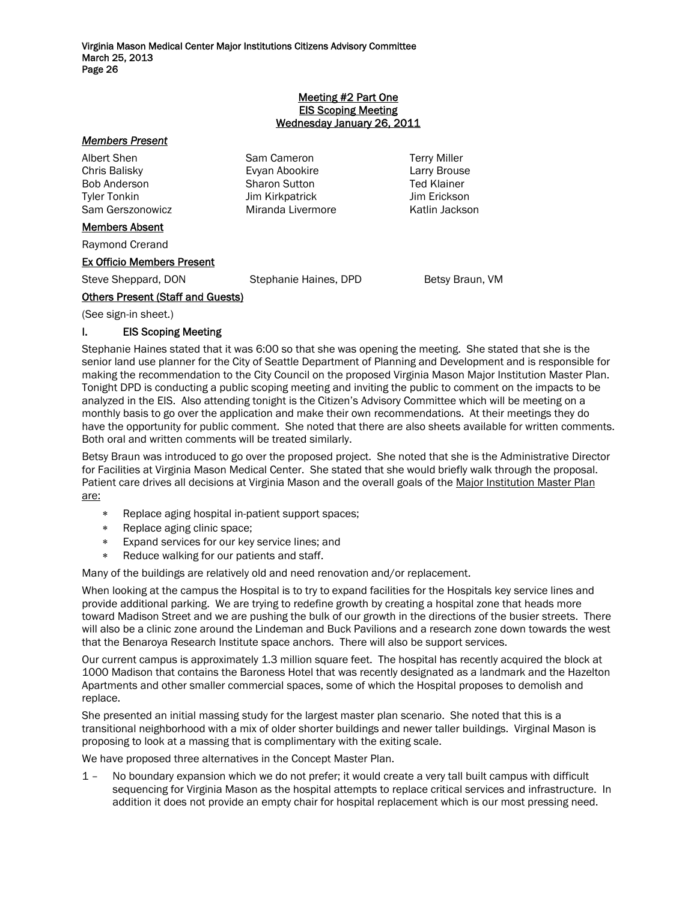**Meeting #2 Part One**
**EIS Scoping Meeting**
**Wednesday January 26, 2011**

***Members Present***

| | | |
|---|---|---|
| Albert Shen | Sam Cameron | Terry Miller |
| Chris Balisky | Evyan Abookire | Larry Brouse |
| Bob Anderson | Sharon Sutton | Ted Klainer |
| Tyler Tonkin | Jim Kirkpatrick | Jim Erickson |
| Sam Gerszonowicz | Miranda Livermore | Katlin Jackson |

**Members Absent**

Raymond Crerand

**Ex Officio Members Present**

Steve Sheppard, DON     Stephanie Haines, DPD     Betsy Braun, VM

**Others Present (Staff and Guests)**

(See sign-in sheet.)

## I. EIS Scoping Meeting

Stephanie Haines stated that it was 6:00 so that she was opening the meeting. She stated that she is the senior land use planner for the City of Seattle Department of Planning and Development and is responsible for making the recommendation to the City Council on the proposed Virginia Mason Major Institution Master Plan. Tonight DPD is conducting a public scoping meeting and inviting the public to comment on the impacts to be analyzed in the EIS. Also attending tonight is the Citizen's Advisory Committee which will be meeting on a monthly basis to go over the application and make their own recommendations. At their meetings they do have the opportunity for public comment. She noted that there are also sheets available for written comments. Both oral and written comments will be treated similarly.

Betsy Braun was introduced to go over the proposed project. She noted that she is the Administrative Director for Facilities at Virginia Mason Medical Center. She stated that she would briefly walk through the proposal. Patient care drives all decisions at Virginia Mason and the overall goals of the Major Institution Master Plan are:

* Replace aging hospital in-patient support spaces;
* Replace aging clinic space;
* Expand services for our key service lines; and
* Reduce walking for our patients and staff.

Many of the buildings are relatively old and need renovation and/or replacement.

When looking at the campus the Hospital is to try to expand facilities for the Hospitals key service lines and provide additional parking. We are trying to redefine growth by creating a hospital zone that heads more toward Madison Street and we are pushing the bulk of our growth in the directions of the busier streets. There will also be a clinic zone around the Lindeman and Buck Pavilions and a research zone down towards the west that the Benaroya Research Institute space anchors. There will also be support services.

Our current campus is approximately 1.3 million square feet. The hospital has recently acquired the block at 1000 Madison that contains the Baroness Hotel that was recently designated as a landmark and the Hazelton Apartments and other smaller commercial spaces, some of which the Hospital proposes to demolish and replace.

She presented an initial massing study for the largest master plan scenario. She noted that this is a transitional neighborhood with a mix of older shorter buildings and newer taller buildings. Virginal Mason is proposing to look at a massing that is complimentary with the exiting scale.

We have proposed three alternatives in the Concept Master Plan.

1 – No boundary expansion which we do not prefer; it would create a very tall built campus with difficult sequencing for Virginia Mason as the hospital attempts to replace critical services and infrastructure. In addition it does not provide an empty chair for hospital replacement which is our most pressing need.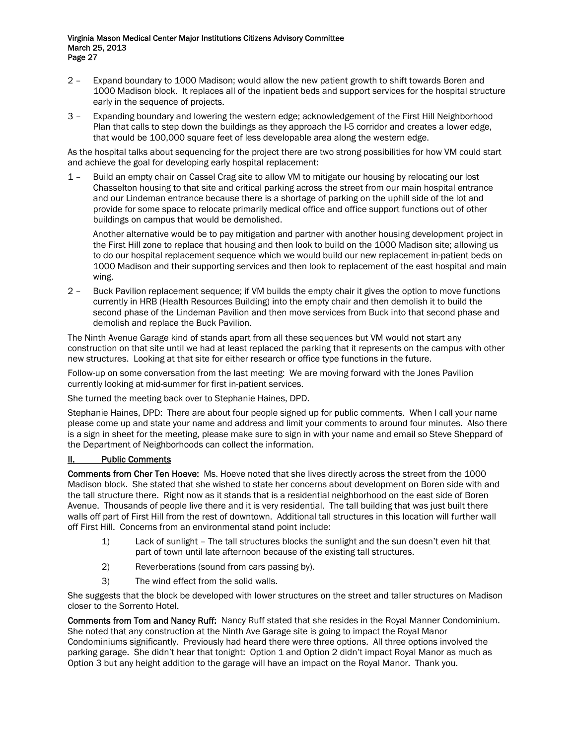2 – Expand boundary to 1000 Madison; would allow the new patient growth to shift towards Boren and 1000 Madison block. It replaces all of the inpatient beds and support services for the hospital structure early in the sequence of projects.

3 – Expanding boundary and lowering the western edge; acknowledgement of the First Hill Neighborhood Plan that calls to step down the buildings as they approach the I-5 corridor and creates a lower edge, that would be 100,000 square feet of less developable area along the western edge.

As the hospital talks about sequencing for the project there are two strong possibilities for how VM could start and achieve the goal for developing early hospital replacement:

1 – Build an empty chair on Cassel Crag site to allow VM to mitigate our housing by relocating our lost Chasselton housing to that site and critical parking across the street from our main hospital entrance and our Lindeman entrance because there is a shortage of parking on the uphill side of the lot and provide for some space to relocate primarily medical office and office support functions out of other buildings on campus that would be demolished.

   Another alternative would be to pay mitigation and partner with another housing development project in the First Hill zone to replace that housing and then look to build on the 1000 Madison site; allowing us to do our hospital replacement sequence which we would build our new replacement in-patient beds on 1000 Madison and their supporting services and then look to replacement of the east hospital and main wing.

2 – Buck Pavilion replacement sequence; if VM builds the empty chair it gives the option to move functions currently in HRB (Health Resources Building) into the empty chair and then demolish it to build the second phase of the Lindeman Pavilion and then move services from Buck into that second phase and demolish and replace the Buck Pavilion.

The Ninth Avenue Garage kind of stands apart from all these sequences but VM would not start any construction on that site until we had at least replaced the parking that it represents on the campus with other new structures. Looking at that site for either research or office type functions in the future.

Follow-up on some conversation from the last meeting: We are moving forward with the Jones Pavilion currently looking at mid-summer for first in-patient services.

She turned the meeting back over to Stephanie Haines, DPD.

Stephanie Haines, DPD: There are about four people signed up for public comments. When I call your name please come up and state your name and address and limit your comments to around four minutes. Also there is a sign in sheet for the meeting, please make sure to sign in with your name and email so Steve Sheppard of the Department of Neighborhoods can collect the information.

## II. Public Comments

**Comments from Cher Ten Hoeve:** Ms. Hoeve noted that she lives directly across the street from the 1000 Madison block. She stated that she wished to state her concerns about development on Boren side with and the tall structure there. Right now as it stands that is a residential neighborhood on the east side of Boren Avenue. Thousands of people live there and it is very residential. The tall building that was just built there walls off part of First Hill from the rest of downtown. Additional tall structures in this location will further wall off First Hill. Concerns from an environmental stand point include:

1) Lack of sunlight – The tall structures blocks the sunlight and the sun doesn't even hit that part of town until late afternoon because of the existing tall structures.
2) Reverberations (sound from cars passing by).
3) The wind effect from the solid walls.

She suggests that the block be developed with lower structures on the street and taller structures on Madison closer to the Sorrento Hotel.

**Comments from Tom and Nancy Ruff:** Nancy Ruff stated that she resides in the Royal Manner Condominium. She noted that any construction at the Ninth Ave Garage site is going to impact the Royal Manor Condominiums significantly. Previously had heard there were three options. All three options involved the parking garage. She didn't hear that tonight: Option 1 and Option 2 didn't impact Royal Manor as much as Option 3 but any height addition to the garage will have an impact on the Royal Manor. Thank you.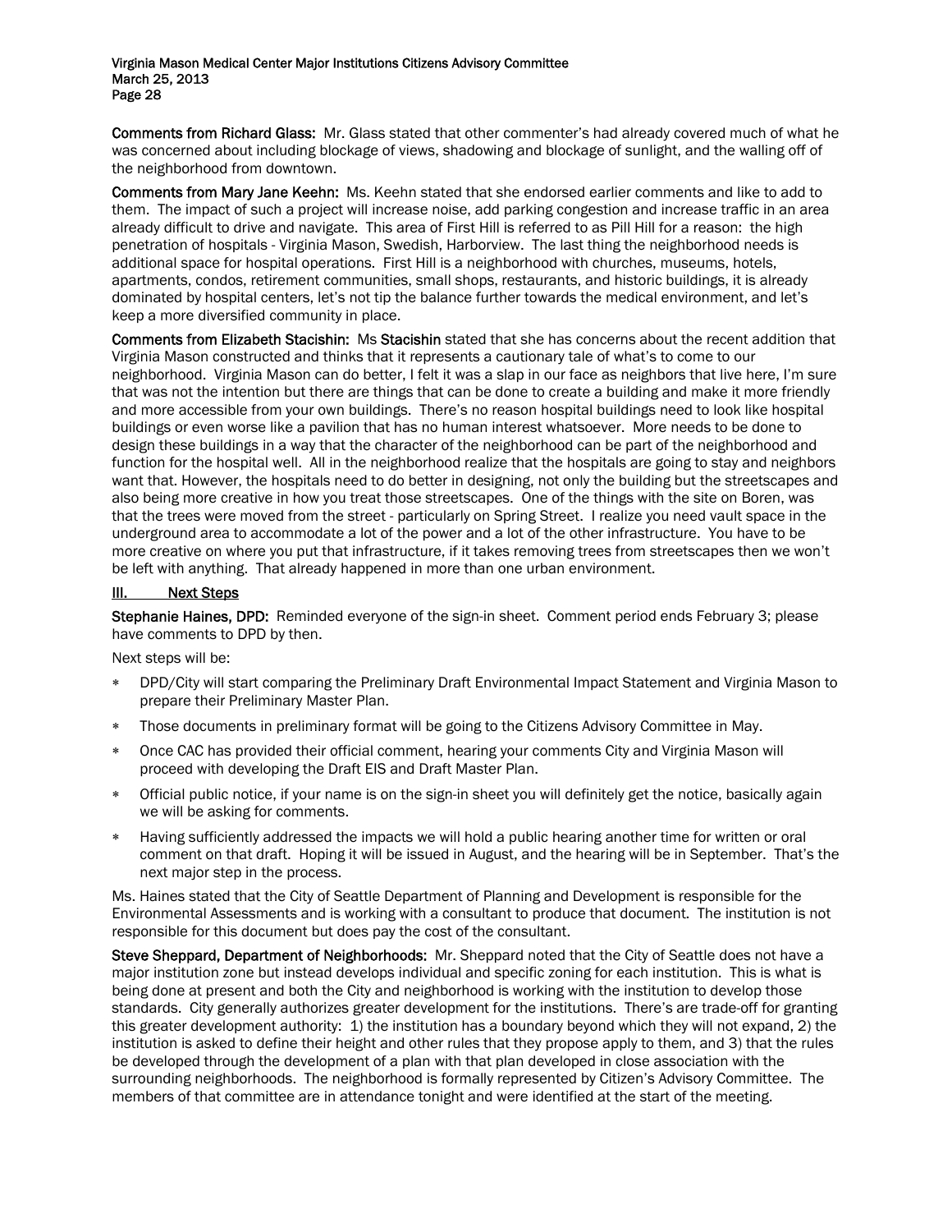**Comments from Richard Glass:** Mr. Glass stated that other commenter's had already covered much of what he was concerned about including blockage of views, shadowing and blockage of sunlight, and the walling off of the neighborhood from downtown.

**Comments from Mary Jane Keehn:** Ms. Keehn stated that she endorsed earlier comments and like to add to them. The impact of such a project will increase noise, add parking congestion and increase traffic in an area already difficult to drive and navigate. This area of First Hill is referred to as Pill Hill for a reason: the high penetration of hospitals - Virginia Mason, Swedish, Harborview. The last thing the neighborhood needs is additional space for hospital operations. First Hill is a neighborhood with churches, museums, hotels, apartments, condos, retirement communities, small shops, restaurants, and historic buildings, it is already dominated by hospital centers, let's not tip the balance further towards the medical environment, and let's keep a more diversified community in place.

**Comments from Elizabeth Stacishin:** Ms **Stacishin** stated that she has concerns about the recent addition that Virginia Mason constructed and thinks that it represents a cautionary tale of what's to come to our neighborhood. Virginia Mason can do better, I felt it was a slap in our face as neighbors that live here, I'm sure that was not the intention but there are things that can be done to create a building and make it more friendly and more accessible from your own buildings. There's no reason hospital buildings need to look like hospital buildings or even worse like a pavilion that has no human interest whatsoever. More needs to be done to design these buildings in a way that the character of the neighborhood can be part of the neighborhood and function for the hospital well. All in the neighborhood realize that the hospitals are going to stay and neighbors want that. However, the hospitals need to do better in designing, not only the building but the streetscapes and also being more creative in how you treat those streetscapes. One of the things with the site on Boren, was that the trees were moved from the street - particularly on Spring Street. I realize you need vault space in the underground area to accommodate a lot of the power and a lot of the other infrastructure. You have to be more creative on where you put that infrastructure, if it takes removing trees from streetscapes then we won't be left with anything. That already happened in more than one urban environment.

## III. Next Steps

**Stephanie Haines, DPD:** Reminded everyone of the sign-in sheet. Comment period ends February 3; please have comments to DPD by then.

Next steps will be:

* DPD/City will start comparing the Preliminary Draft Environmental Impact Statement and Virginia Mason to prepare their Preliminary Master Plan.
* Those documents in preliminary format will be going to the Citizens Advisory Committee in May.
* Once CAC has provided their official comment, hearing your comments City and Virginia Mason will proceed with developing the Draft EIS and Draft Master Plan.
* Official public notice, if your name is on the sign-in sheet you will definitely get the notice, basically again we will be asking for comments.
* Having sufficiently addressed the impacts we will hold a public hearing another time for written or oral comment on that draft. Hoping it will be issued in August, and the hearing will be in September. That's the next major step in the process.

Ms. Haines stated that the City of Seattle Department of Planning and Development is responsible for the Environmental Assessments and is working with a consultant to produce that document. The institution is not responsible for this document but does pay the cost of the consultant.

**Steve Sheppard, Department of Neighborhoods:** Mr. Sheppard noted that the City of Seattle does not have a major institution zone but instead develops individual and specific zoning for each institution. This is what is being done at present and both the City and neighborhood is working with the institution to develop those standards. City generally authorizes greater development for the institutions. There's are trade-off for granting this greater development authority: 1) the institution has a boundary beyond which they will not expand, 2) the institution is asked to define their height and other rules that they propose apply to them, and 3) that the rules be developed through the development of a plan with that plan developed in close association with the surrounding neighborhoods. The neighborhood is formally represented by Citizen's Advisory Committee. The members of that committee are in attendance tonight and were identified at the start of the meeting.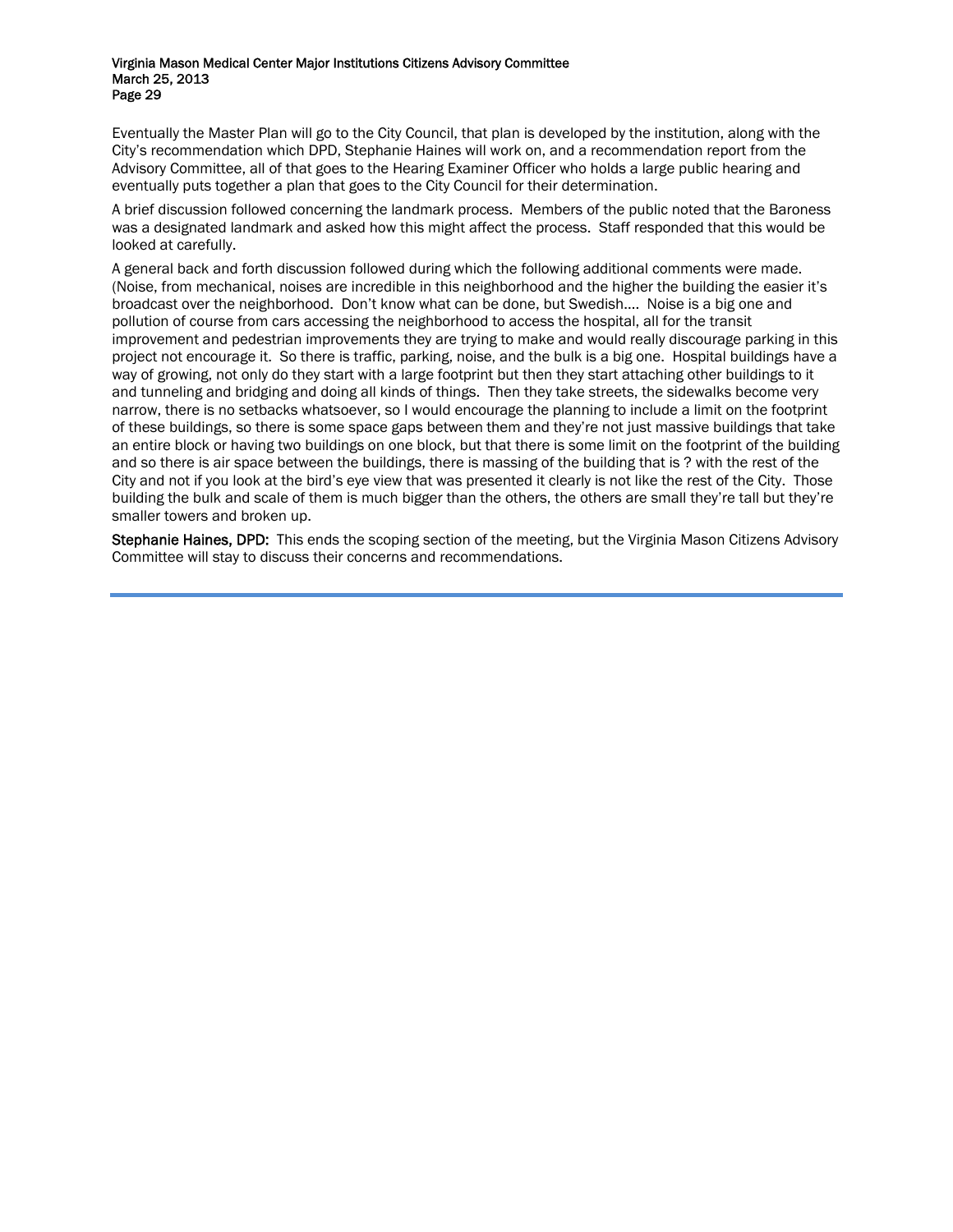Eventually the Master Plan will go to the City Council, that plan is developed by the institution, along with the City's recommendation which DPD, Stephanie Haines will work on, and a recommendation report from the Advisory Committee, all of that goes to the Hearing Examiner Officer who holds a large public hearing and eventually puts together a plan that goes to the City Council for their determination.

A brief discussion followed concerning the landmark process. Members of the public noted that the Baroness was a designated landmark and asked how this might affect the process. Staff responded that this would be looked at carefully.

A general back and forth discussion followed during which the following additional comments were made. (Noise, from mechanical, noises are incredible in this neighborhood and the higher the building the easier it's broadcast over the neighborhood. Don't know what can be done, but Swedish.... Noise is a big one and pollution of course from cars accessing the neighborhood to access the hospital, all for the transit improvement and pedestrian improvements they are trying to make and would really discourage parking in this project not encourage it. So there is traffic, parking, noise, and the bulk is a big one. Hospital buildings have a way of growing, not only do they start with a large footprint but then they start attaching other buildings to it and tunneling and bridging and doing all kinds of things. Then they take streets, the sidewalks become very narrow, there is no setbacks whatsoever, so I would encourage the planning to include a limit on the footprint of these buildings, so there is some space gaps between them and they're not just massive buildings that take an entire block or having two buildings on one block, but that there is some limit on the footprint of the building and so there is air space between the buildings, there is massing of the building that is ? with the rest of the City and not if you look at the bird's eye view that was presented it clearly is not like the rest of the City. Those building the bulk and scale of them is much bigger than the others, the others are small they're tall but they're smaller towers and broken up.

**Stephanie Haines, DPD:** This ends the scoping section of the meeting, but the Virginia Mason Citizens Advisory Committee will stay to discuss their concerns and recommendations.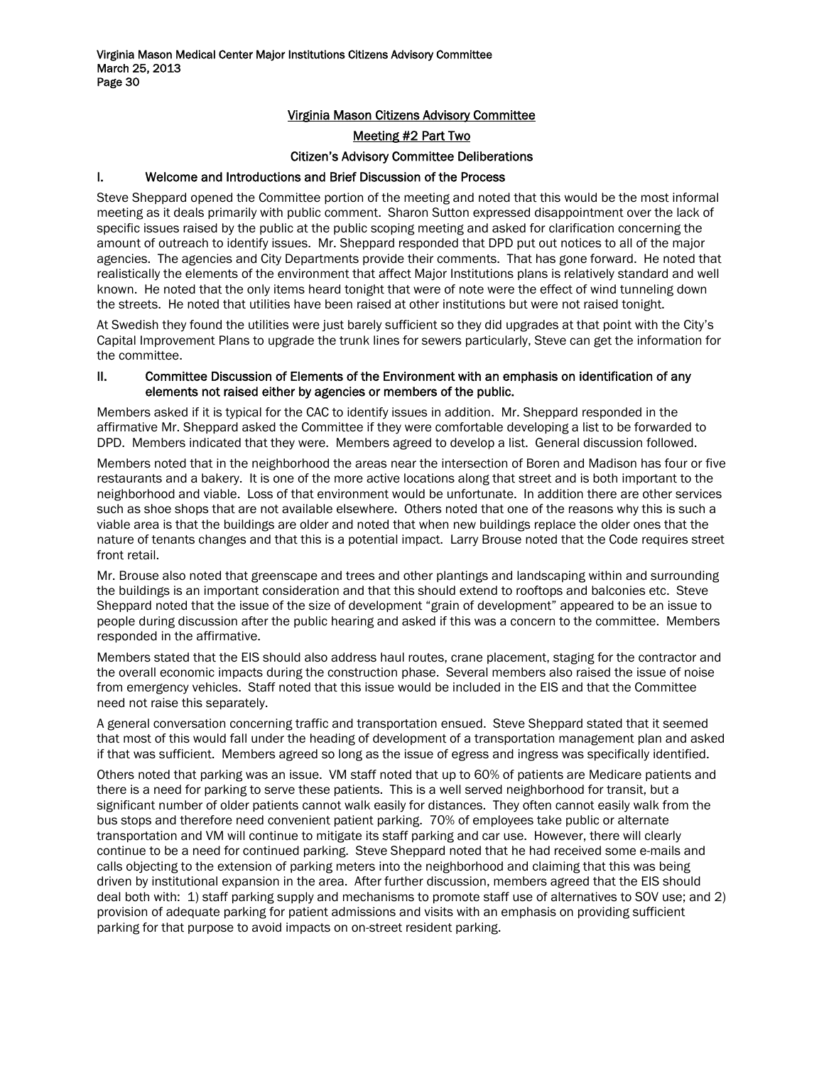<u>Virginia Mason Citizens Advisory Committee</u>

<u>Meeting #2 Part Two</u>

**Citizen's Advisory Committee Deliberations**

## I. Welcome and Introductions and Brief Discussion of the Process

Steve Sheppard opened the Committee portion of the meeting and noted that this would be the most informal meeting as it deals primarily with public comment. Sharon Sutton expressed disappointment over the lack of specific issues raised by the public at the public scoping meeting and asked for clarification concerning the amount of outreach to identify issues. Mr. Sheppard responded that DPD put out notices to all of the major agencies. The agencies and City Departments provide their comments. That has gone forward. He noted that realistically the elements of the environment that affect Major Institutions plans is relatively standard and well known. He noted that the only items heard tonight that were of note were the effect of wind tunneling down the streets. He noted that utilities have been raised at other institutions but were not raised tonight.

At Swedish they found the utilities were just barely sufficient so they did upgrades at that point with the City's Capital Improvement Plans to upgrade the trunk lines for sewers particularly, Steve can get the information for the committee.

## II. Committee Discussion of Elements of the Environment with an emphasis on identification of any elements not raised either by agencies or members of the public.

Members asked if it is typical for the CAC to identify issues in addition. Mr. Sheppard responded in the affirmative Mr. Sheppard asked the Committee if they were comfortable developing a list to be forwarded to DPD. Members indicated that they were. Members agreed to develop a list. General discussion followed.

Members noted that in the neighborhood the areas near the intersection of Boren and Madison has four or five restaurants and a bakery. It is one of the more active locations along that street and is both important to the neighborhood and viable. Loss of that environment would be unfortunate. In addition there are other services such as shoe shops that are not available elsewhere. Others noted that one of the reasons why this is such a viable area is that the buildings are older and noted that when new buildings replace the older ones that the nature of tenants changes and that this is a potential impact. Larry Brouse noted that the Code requires street front retail.

Mr. Brouse also noted that greenscape and trees and other plantings and landscaping within and surrounding the buildings is an important consideration and that this should extend to rooftops and balconies etc. Steve Sheppard noted that the issue of the size of development "grain of development" appeared to be an issue to people during discussion after the public hearing and asked if this was a concern to the committee. Members responded in the affirmative.

Members stated that the EIS should also address haul routes, crane placement, staging for the contractor and the overall economic impacts during the construction phase. Several members also raised the issue of noise from emergency vehicles. Staff noted that this issue would be included in the EIS and that the Committee need not raise this separately.

A general conversation concerning traffic and transportation ensued. Steve Sheppard stated that it seemed that most of this would fall under the heading of development of a transportation management plan and asked if that was sufficient. Members agreed so long as the issue of egress and ingress was specifically identified.

Others noted that parking was an issue. VM staff noted that up to 60% of patients are Medicare patients and there is a need for parking to serve these patients. This is a well served neighborhood for transit, but a significant number of older patients cannot walk easily for distances. They often cannot easily walk from the bus stops and therefore need convenient patient parking. 70% of employees take public or alternate transportation and VM will continue to mitigate its staff parking and car use. However, there will clearly continue to be a need for continued parking. Steve Sheppard noted that he had received some e-mails and calls objecting to the extension of parking meters into the neighborhood and claiming that this was being driven by institutional expansion in the area. After further discussion, members agreed that the EIS should deal both with: 1) staff parking supply and mechanisms to promote staff use of alternatives to SOV use; and 2) provision of adequate parking for patient admissions and visits with an emphasis on providing sufficient parking for that purpose to avoid impacts on on-street resident parking.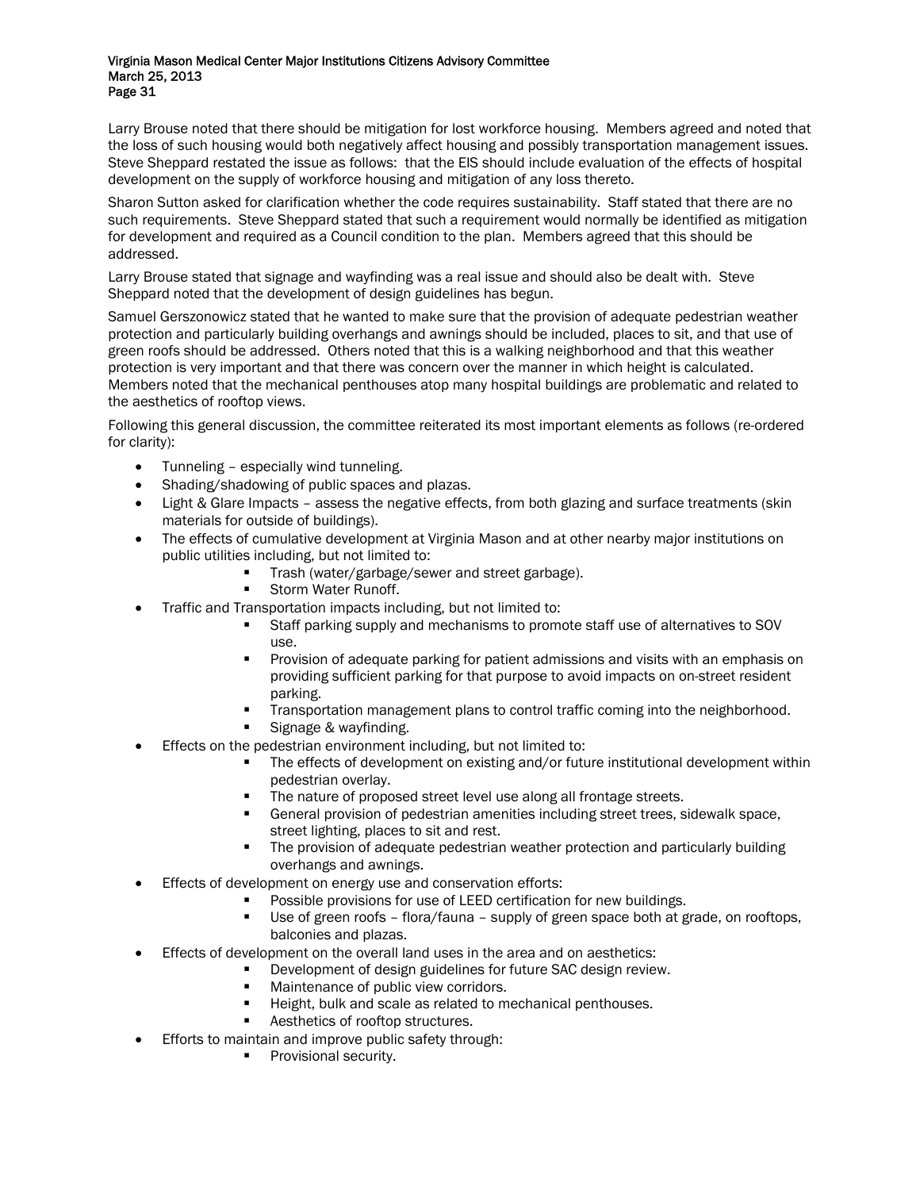Larry Brouse noted that there should be mitigation for lost workforce housing. Members agreed and noted that the loss of such housing would both negatively affect housing and possibly transportation management issues. Steve Sheppard restated the issue as follows: that the EIS should include evaluation of the effects of hospital development on the supply of workforce housing and mitigation of any loss thereto.

Sharon Sutton asked for clarification whether the code requires sustainability. Staff stated that there are no such requirements. Steve Sheppard stated that such a requirement would normally be identified as mitigation for development and required as a Council condition to the plan. Members agreed that this should be addressed.

Larry Brouse stated that signage and wayfinding was a real issue and should also be dealt with. Steve Sheppard noted that the development of design guidelines has begun.

Samuel Gerszonowicz stated that he wanted to make sure that the provision of adequate pedestrian weather protection and particularly building overhangs and awnings should be included, places to sit, and that use of green roofs should be addressed. Others noted that this is a walking neighborhood and that this weather protection is very important and that there was concern over the manner in which height is calculated. Members noted that the mechanical penthouses atop many hospital buildings are problematic and related to the aesthetics of rooftop views.

Following this general discussion, the committee reiterated its most important elements as follows (re-ordered for clarity):

- Tunneling – especially wind tunneling.
- Shading/shadowing of public spaces and plazas.
- Light & Glare Impacts – assess the negative effects, from both glazing and surface treatments (skin materials for outside of buildings).
- The effects of cumulative development at Virginia Mason and at other nearby major institutions on public utilities including, but not limited to:
    - Trash (water/garbage/sewer and street garbage).
    - Storm Water Runoff.
- Traffic and Transportation impacts including, but not limited to:
    - Staff parking supply and mechanisms to promote staff use of alternatives to SOV use.
    - Provision of adequate parking for patient admissions and visits with an emphasis on providing sufficient parking for that purpose to avoid impacts on on-street resident parking.
    - Transportation management plans to control traffic coming into the neighborhood.
    - Signage & wayfinding.
- Effects on the pedestrian environment including, but not limited to:
    - The effects of development on existing and/or future institutional development within pedestrian overlay.
    - The nature of proposed street level use along all frontage streets.
    - General provision of pedestrian amenities including street trees, sidewalk space, street lighting, places to sit and rest.
    - The provision of adequate pedestrian weather protection and particularly building overhangs and awnings.
- Effects of development on energy use and conservation efforts:
    - Possible provisions for use of LEED certification for new buildings.
    - Use of green roofs – flora/fauna – supply of green space both at grade, on rooftops, balconies and plazas.
- Effects of development on the overall land uses in the area and on aesthetics:
    - Development of design guidelines for future SAC design review.
    - Maintenance of public view corridors.
    - Height, bulk and scale as related to mechanical penthouses.
    - Aesthetics of rooftop structures.
- Efforts to maintain and improve public safety through:
    - Provisional security.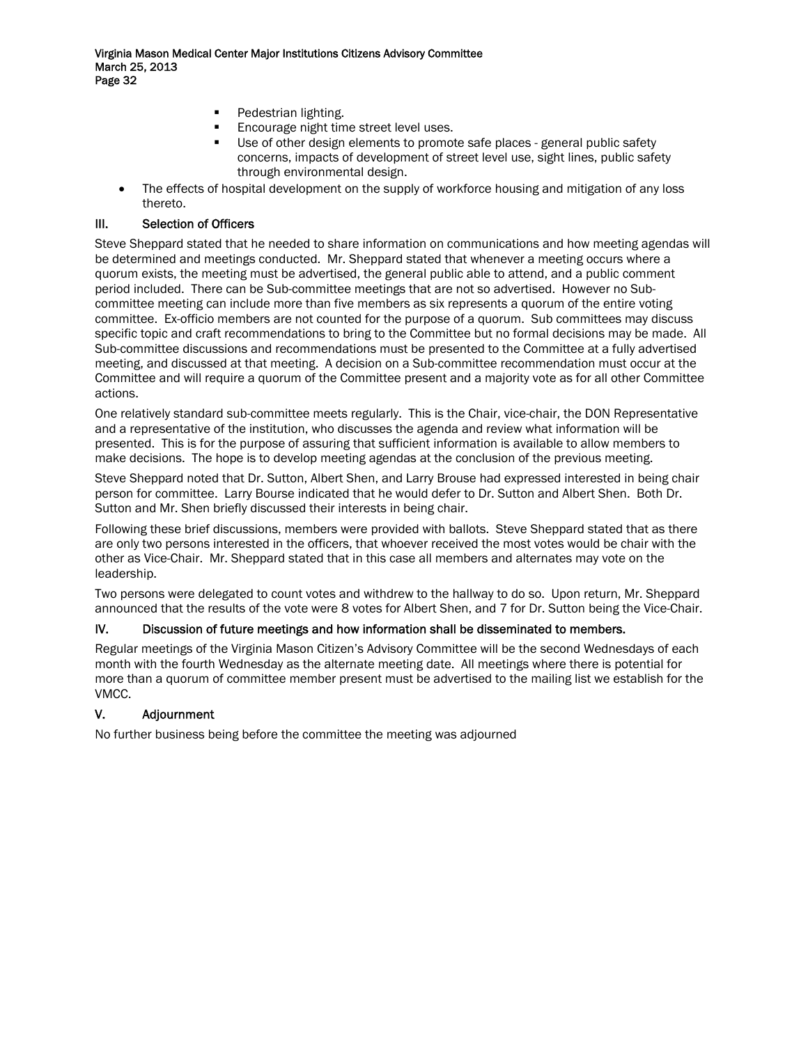- Pedestrian lighting.
- Encourage night time street level uses.
- Use of other design elements to promote safe places - general public safety concerns, impacts of development of street level use, sight lines, public safety through environmental design.

- The effects of hospital development on the supply of workforce housing and mitigation of any loss thereto.

## III. Selection of Officers

Steve Sheppard stated that he needed to share information on communications and how meeting agendas will be determined and meetings conducted. Mr. Sheppard stated that whenever a meeting occurs where a quorum exists, the meeting must be advertised, the general public able to attend, and a public comment period included. There can be Sub-committee meetings that are not so advertised. However no Sub-committee meeting can include more than five members as six represents a quorum of the entire voting committee. Ex-officio members are not counted for the purpose of a quorum. Sub committees may discuss specific topic and craft recommendations to bring to the Committee but no formal decisions may be made. All Sub-committee discussions and recommendations must be presented to the Committee at a fully advertised meeting, and discussed at that meeting. A decision on a Sub-committee recommendation must occur at the Committee and will require a quorum of the Committee present and a majority vote as for all other Committee actions.

One relatively standard sub-committee meets regularly. This is the Chair, vice-chair, the DON Representative and a representative of the institution, who discusses the agenda and review what information will be presented. This is for the purpose of assuring that sufficient information is available to allow members to make decisions. The hope is to develop meeting agendas at the conclusion of the previous meeting.

Steve Sheppard noted that Dr. Sutton, Albert Shen, and Larry Brouse had expressed interested in being chair person for committee. Larry Bourse indicated that he would defer to Dr. Sutton and Albert Shen. Both Dr. Sutton and Mr. Shen briefly discussed their interests in being chair.

Following these brief discussions, members were provided with ballots. Steve Sheppard stated that as there are only two persons interested in the officers, that whoever received the most votes would be chair with the other as Vice-Chair. Mr. Sheppard stated that in this case all members and alternates may vote on the leadership.

Two persons were delegated to count votes and withdrew to the hallway to do so. Upon return, Mr. Sheppard announced that the results of the vote were 8 votes for Albert Shen, and 7 for Dr. Sutton being the Vice-Chair.

## IV. Discussion of future meetings and how information shall be disseminated to members.

Regular meetings of the Virginia Mason Citizen's Advisory Committee will be the second Wednesdays of each month with the fourth Wednesday as the alternate meeting date. All meetings where there is potential for more than a quorum of committee member present must be advertised to the mailing list we establish for the VMCC.

## V. Adjournment

No further business being before the committee the meeting was adjourned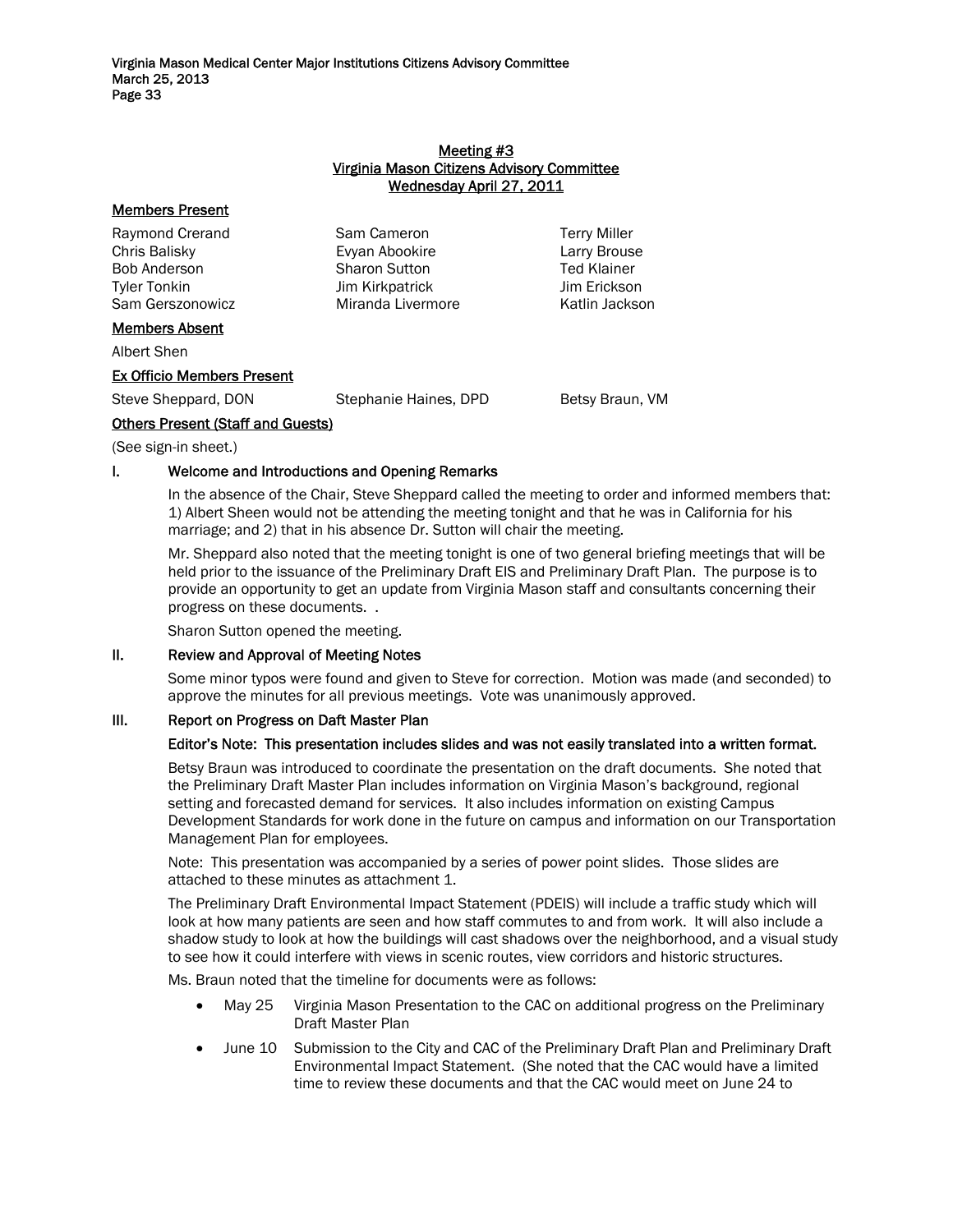## Meeting #3
## Virginia Mason Citizens Advisory Committee
## Wednesday April 27, 2011

**Members Present**

| | | |
|---|---|---|
| Raymond Crerand | Sam Cameron | Terry Miller |
| Chris Balisky | Evyan Abookire | Larry Brouse |
| Bob Anderson | Sharon Sutton | Ted Klainer |
| Tyler Tonkin | Jim Kirkpatrick | Jim Erickson |
| Sam Gerszonowicz | Miranda Livermore | Katlin Jackson |

**Members Absent**

Albert Shen

**Ex Officio Members Present**

| | | |
|---|---|---|
| Steve Sheppard, DON | Stephanie Haines, DPD | Betsy Braun, VM |

**Others Present (Staff and Guests)**

(See sign-in sheet.)

### I. Welcome and Introductions and Opening Remarks

In the absence of the Chair, Steve Sheppard called the meeting to order and informed members that: 1) Albert Sheen would not be attending the meeting tonight and that he was in California for his marriage; and 2) that in his absence Dr. Sutton will chair the meeting.

Mr. Sheppard also noted that the meeting tonight is one of two general briefing meetings that will be held prior to the issuance of the Preliminary Draft EIS and Preliminary Draft Plan. The purpose is to provide an opportunity to get an update from Virginia Mason staff and consultants concerning their progress on these documents. .

Sharon Sutton opened the meeting.

### II. Review and Approval of Meeting Notes

Some minor typos were found and given to Steve for correction. Motion was made (and seconded) to approve the minutes for all previous meetings. Vote was unanimously approved.

### III. Report on Progress on Daft Master Plan

**Editor's Note: This presentation includes slides and was not easily translated into a written format.**

Betsy Braun was introduced to coordinate the presentation on the draft documents. She noted that the Preliminary Draft Master Plan includes information on Virginia Mason's background, regional setting and forecasted demand for services. It also includes information on existing Campus Development Standards for work done in the future on campus and information on our Transportation Management Plan for employees.

Note: This presentation was accompanied by a series of power point slides. Those slides are attached to these minutes as attachment 1.

The Preliminary Draft Environmental Impact Statement (PDEIS) will include a traffic study which will look at how many patients are seen and how staff commutes to and from work. It will also include a shadow study to look at how the buildings will cast shadows over the neighborhood, and a visual study to see how it could interfere with views in scenic routes, view corridors and historic structures.

Ms. Braun noted that the timeline for documents were as follows:

- May 25 Virginia Mason Presentation to the CAC on additional progress on the Preliminary Draft Master Plan
- June 10 Submission to the City and CAC of the Preliminary Draft Plan and Preliminary Draft Environmental Impact Statement. (She noted that the CAC would have a limited time to review these documents and that the CAC would meet on June 24 to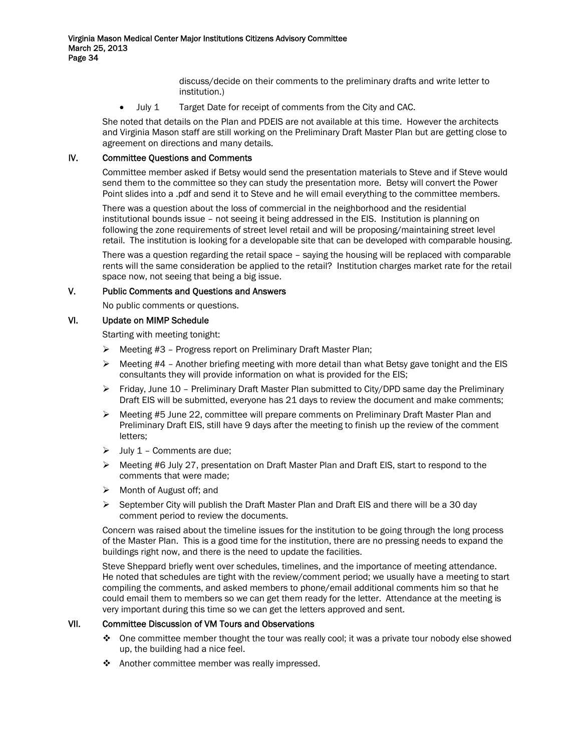discuss/decide on their comments to the preliminary drafts and write letter to institution.)

- July 1 Target Date for receipt of comments from the City and CAC.

She noted that details on the Plan and PDEIS are not available at this time. However the architects and Virginia Mason staff are still working on the Preliminary Draft Master Plan but are getting close to agreement on directions and many details.

## IV. Committee Questions and Comments

Committee member asked if Betsy would send the presentation materials to Steve and if Steve would send them to the committee so they can study the presentation more. Betsy will convert the Power Point slides into a .pdf and send it to Steve and he will email everything to the committee members.

There was a question about the loss of commercial in the neighborhood and the residential institutional bounds issue – not seeing it being addressed in the EIS. Institution is planning on following the zone requirements of street level retail and will be proposing/maintaining street level retail. The institution is looking for a developable site that can be developed with comparable housing.

There was a question regarding the retail space – saying the housing will be replaced with comparable rents will the same consideration be applied to the retail? Institution charges market rate for the retail space now, not seeing that being a big issue.

## V. Public Comments and Questions and Answers

No public comments or questions.

## VI. Update on MIMP Schedule

Starting with meeting tonight:

- Meeting #3 – Progress report on Preliminary Draft Master Plan;
- Meeting #4 – Another briefing meeting with more detail than what Betsy gave tonight and the EIS consultants they will provide information on what is provided for the EIS;
- Friday, June 10 – Preliminary Draft Master Plan submitted to City/DPD same day the Preliminary Draft EIS will be submitted, everyone has 21 days to review the document and make comments;
- Meeting #5 June 22, committee will prepare comments on Preliminary Draft Master Plan and Preliminary Draft EIS, still have 9 days after the meeting to finish up the review of the comment letters;
- July 1 – Comments are due;
- Meeting #6 July 27, presentation on Draft Master Plan and Draft EIS, start to respond to the comments that were made;
- Month of August off; and
- September City will publish the Draft Master Plan and Draft EIS and there will be a 30 day comment period to review the documents.

Concern was raised about the timeline issues for the institution to be going through the long process of the Master Plan. This is a good time for the institution, there are no pressing needs to expand the buildings right now, and there is the need to update the facilities.

Steve Sheppard briefly went over schedules, timelines, and the importance of meeting attendance. He noted that schedules are tight with the review/comment period; we usually have a meeting to start compiling the comments, and asked members to phone/email additional comments him so that he could email them to members so we can get them ready for the letter. Attendance at the meeting is very important during this time so we can get the letters approved and sent.

## VII. Committee Discussion of VM Tours and Observations

- One committee member thought the tour was really cool; it was a private tour nobody else showed up, the building had a nice feel.
- Another committee member was really impressed.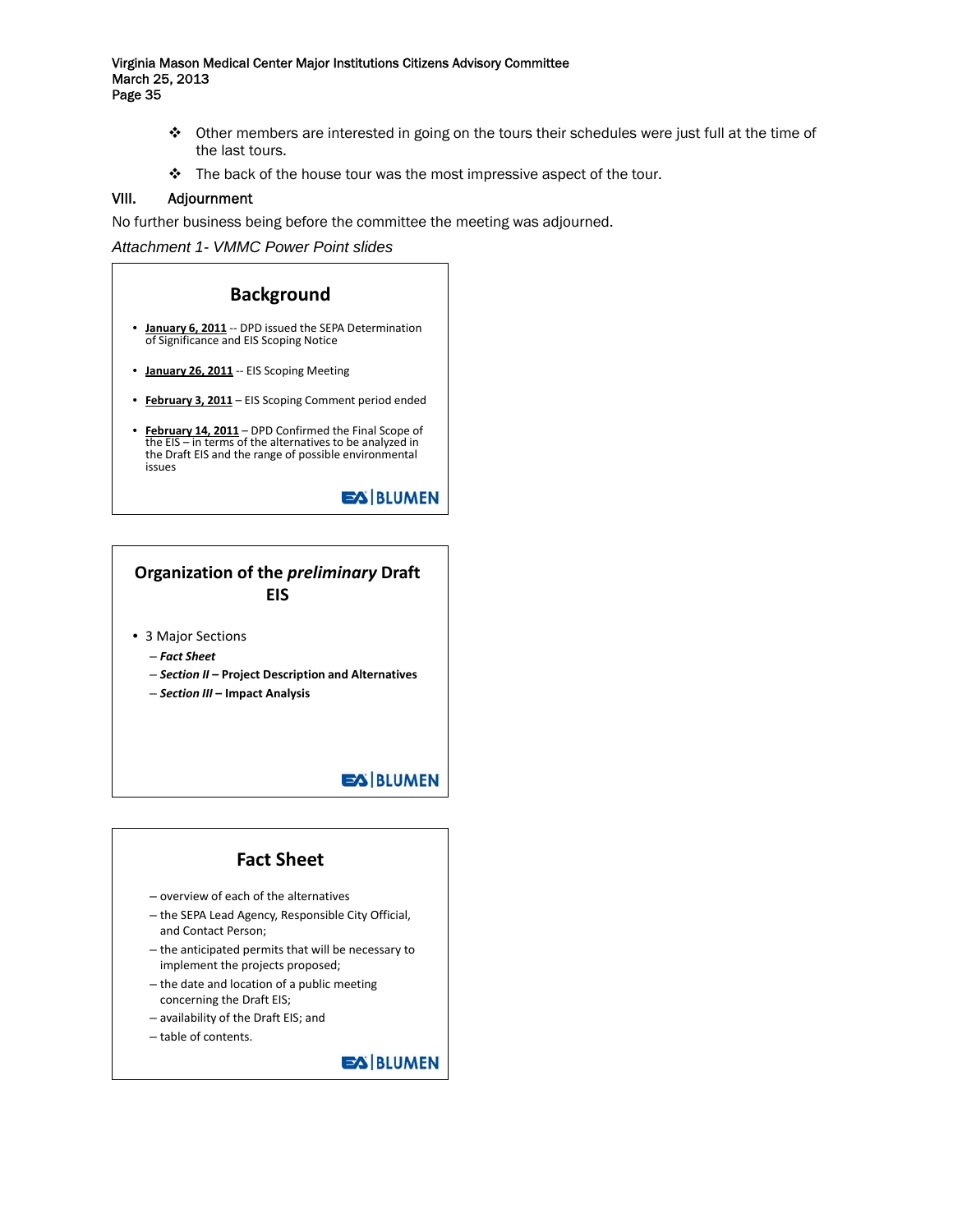- Other members are interested in going on the tours their schedules were just full at the time of the last tours.
- The back of the house tour was the most impressive aspect of the tour.

## VIII. Adjournment

No further business being before the committee the meeting was adjourned.

*Attachment 1- VMMC Power Point slides*

### Background

- **January 6, 2011** -- DPD issued the SEPA Determination of Significance and EIS Scoping Notice
- **January 26, 2011** -- EIS Scoping Meeting
- **February 3, 2011** – EIS Scoping Comment period ended
- **February 14, 2011** – DPD Confirmed the Final Scope of the EIS – in terms of the alternatives to be analyzed in the Draft EIS and the range of possible environmental issues

EA | BLUMEN

### Organization of the *preliminary* Draft EIS

- 3 Major Sections
  - ***Fact Sheet***
  - ***Section II* – Project Description and Alternatives**
  - ***Section III* – Impact Analysis**

EA | BLUMEN

### Fact Sheet

- overview of each of the alternatives
- the SEPA Lead Agency, Responsible City Official, and Contact Person;
- the anticipated permits that will be necessary to implement the projects proposed;
- the date and location of a public meeting concerning the Draft EIS;
- availability of the Draft EIS; and
- table of contents.

EA | BLUMEN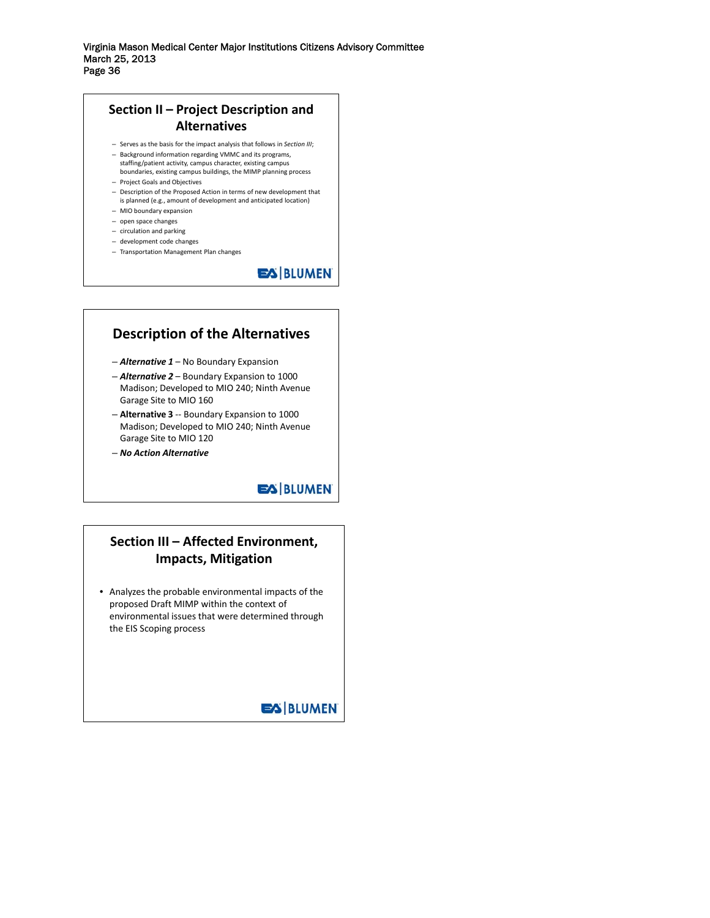## Section II – Project Description and Alternatives

- Serves as the basis for the impact analysis that follows in *Section III*;
- Background information regarding VMMC and its programs, staffing/patient activity, campus character, existing campus boundaries, existing campus buildings, the MIMP planning process
- Project Goals and Objectives
- Description of the Proposed Action in terms of new development that is planned (e.g., amount of development and anticipated location)
- MIO boundary expansion
- open space changes
- circulation and parking
- development code changes
- Transportation Management Plan changes

EA | BLUMEN

## Description of the Alternatives

- ***Alternative 1*** – No Boundary Expansion
- ***Alternative 2*** – Boundary Expansion to 1000 Madison; Developed to MIO 240; Ninth Avenue Garage Site to MIO 160
- **Alternative 3** -- Boundary Expansion to 1000 Madison; Developed to MIO 240; Ninth Avenue Garage Site to MIO 120
- ***No Action Alternative***

EA | BLUMEN

## Section III – Affected Environment, Impacts, Mitigation

- Analyzes the probable environmental impacts of the proposed Draft MIMP within the context of environmental issues that were determined through the EIS Scoping process

EA | BLUMEN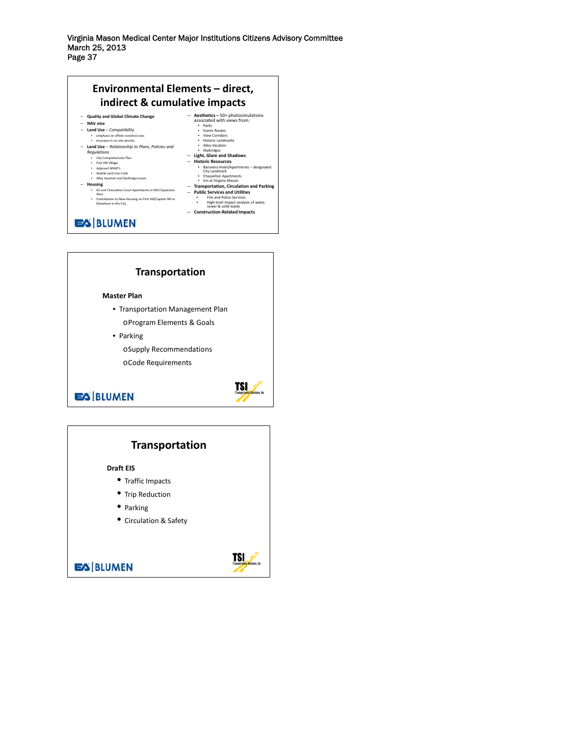## Environmental Elements – direct, indirect & cumulative impacts

- **Quality and Global Climate Change**
- **NAir oise**
- **Land Use** – *Compatibility*
  - emphasis on offsite sensitive uses
  - increases in on-site density
- **Land Use** -- *Relationship to Plans, Policies and Regulations*
  - City Comprehensive Plan
  - First Hill Village
  - Adjacent MIMP's
  - Seattle Land Use Code
  - Alley Vacation and Skybridge issues
- **Housing**
  - 62-unit Chasselton Court Apartments in MIO Expansion Area
  - Contribution to New Housing on First Hill/Capitol Hill or Elsewhere in the City
- **Aesthetics –** 50+ photosimulations associated with views from:
  - Parks
  - Scenic Routes
  - View Corridors
  - Historic Landmarks
  - Alley Vacation
  - Skybridges
- **Light, Glare and Shadows**
- **Historic Resources**
  - Baroness Hotel/Apartments – designated City Landmark
  - Chasselton Apartments
  - Inn at Virginia Mason
- **Transportation, Circulation and Parking**
- **Public Services and Utilities**
  - Fire and Police Services
  - High-level impact analysis of water, sewer & solid waste
- **Construction-Related Impacts**

EA | BLUMEN

## Transportation

**Master Plan**

- Transportation Management Plan
  - Program Elements & Goals
- Parking
  - Supply Recommendations
  - Code Requirements

EA | BLUMEN

TSI Transportation Solutions, Inc.

## Transportation

**Draft EIS**

- Traffic Impacts
- Trip Reduction
- Parking
- Circulation & Safety

EA | BLUMEN

TSI Transportation Solutions, Inc.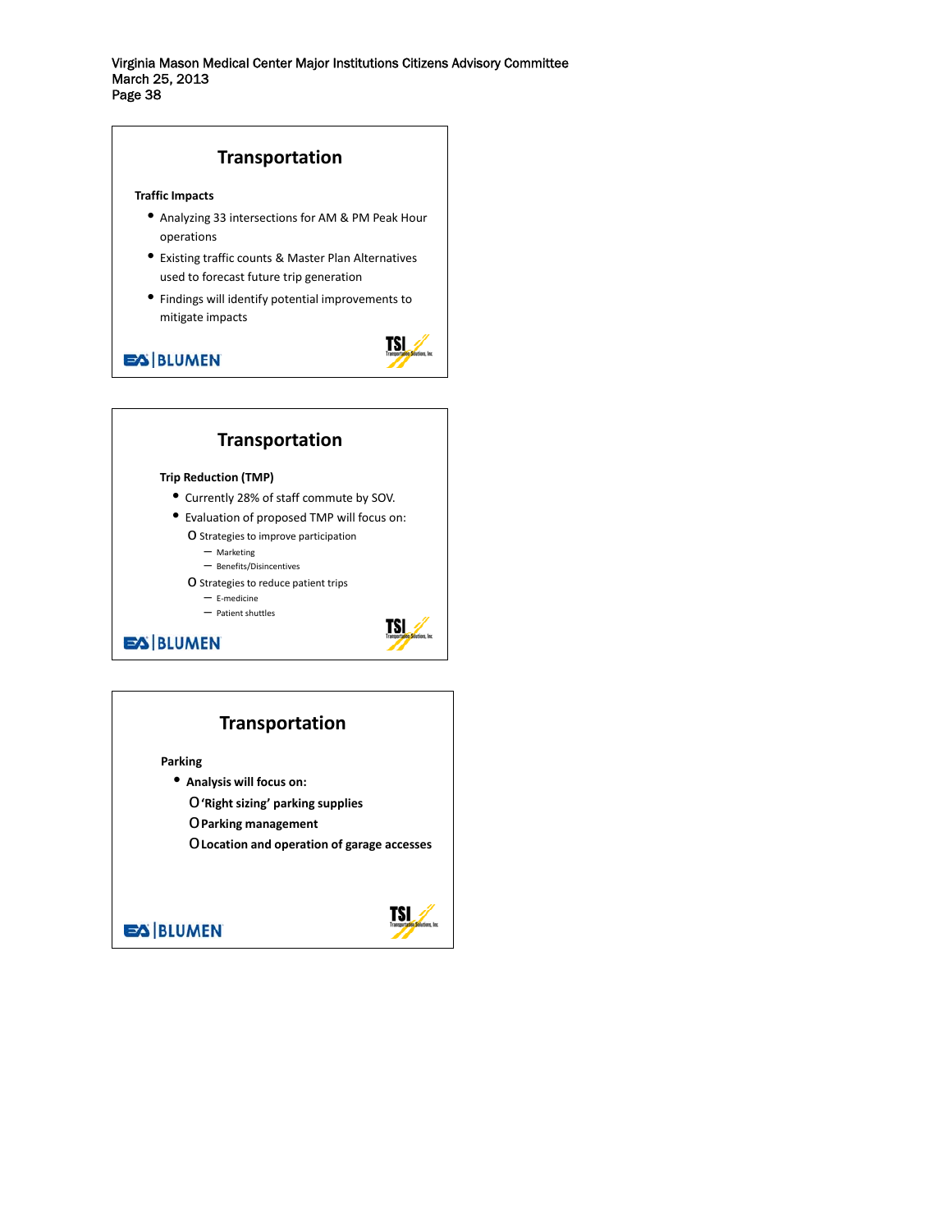## Transportation

**Traffic Impacts**

- Analyzing 33 intersections for AM & PM Peak Hour operations
- Existing traffic counts & Master Plan Alternatives used to forecast future trip generation
- Findings will identify potential improvements to mitigate impacts

EA | BLUMEN

TSI Transportation Solutions, Inc

## Transportation

**Trip Reduction (TMP)**

- Currently 28% of staff commute by SOV.
- Evaluation of proposed TMP will focus on:
  - Strategies to improve participation
    - Marketing
    - Benefits/Disincentives
  - Strategies to reduce patient trips
    - E-medicine
    - Patient shuttles

EA | BLUMEN

TSI Transportation Solutions, Inc

## Transportation

**Parking**

- **Analysis will focus on:**
  - **'Right sizing' parking supplies**
  - **Parking management**
  - **Location and operation of garage accesses**

EA | BLUMEN

TSI Transportation Solutions, Inc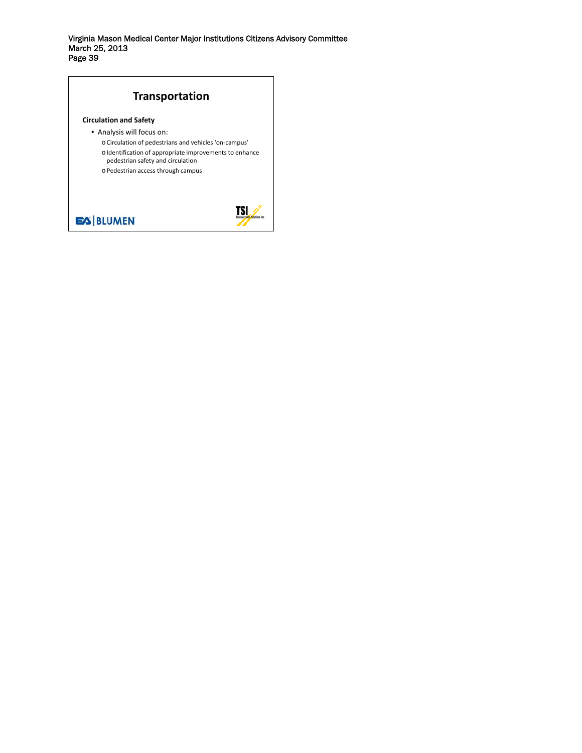## Transportation

**Circulation and Safety**

- Analysis will focus on:
  - Circulation of pedestrians and vehicles 'on-campus'
  - Identification of appropriate improvements to enhance pedestrian safety and circulation
  - Pedestrian access through campus

EA | BLUMEN

TSI Transportation Solutions, Inc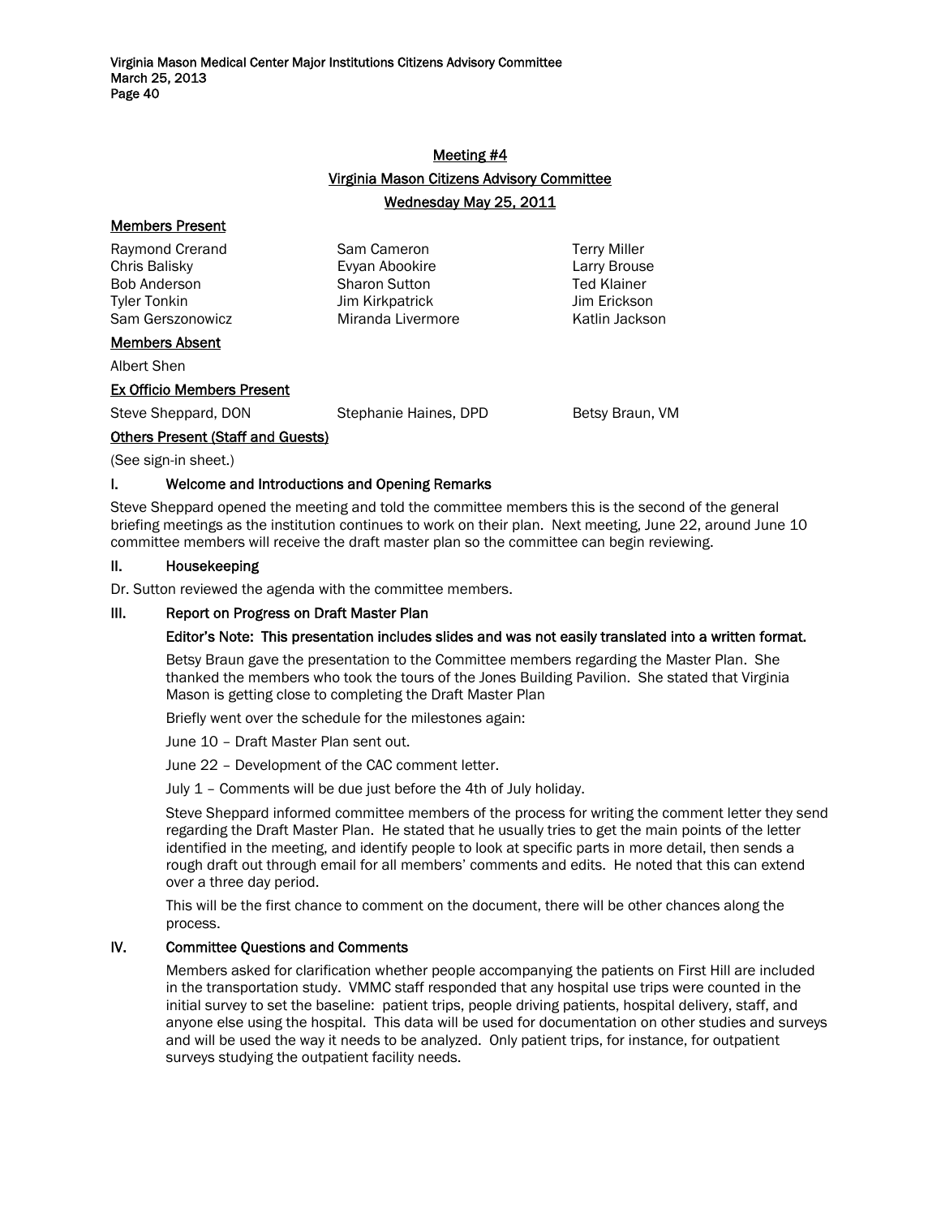## Meeting #4

## Virginia Mason Citizens Advisory Committee

## Wednesday May 25, 2011

### Members Present

| | | |
|---|---|---|
| Raymond Crerand | Sam Cameron | Terry Miller |
| Chris Balisky | Evyan Abookire | Larry Brouse |
| Bob Anderson | Sharon Sutton | Ted Klainer |
| Tyler Tonkin | Jim Kirkpatrick | Jim Erickson |
| Sam Gerszonowicz | Miranda Livermore | Katlin Jackson |

### Members Absent

Albert Shen

### Ex Officio Members Present

| | | |
|---|---|---|
| Steve Sheppard, DON | Stephanie Haines, DPD | Betsy Braun, VM |

### Others Present (Staff and Guests)

(See sign-in sheet.)

### I. Welcome and Introductions and Opening Remarks

Steve Sheppard opened the meeting and told the committee members this is the second of the general briefing meetings as the institution continues to work on their plan. Next meeting, June 22, around June 10 committee members will receive the draft master plan so the committee can begin reviewing.

### II. Housekeeping

Dr. Sutton reviewed the agenda with the committee members.

### III. Report on Progress on Draft Master Plan

**Editor's Note: This presentation includes slides and was not easily translated into a written format.**

Betsy Braun gave the presentation to the Committee members regarding the Master Plan. She thanked the members who took the tours of the Jones Building Pavilion. She stated that Virginia Mason is getting close to completing the Draft Master Plan

Briefly went over the schedule for the milestones again:

June 10 – Draft Master Plan sent out.

June 22 – Development of the CAC comment letter.

July 1 – Comments will be due just before the 4th of July holiday.

Steve Sheppard informed committee members of the process for writing the comment letter they send regarding the Draft Master Plan. He stated that he usually tries to get the main points of the letter identified in the meeting, and identify people to look at specific parts in more detail, then sends a rough draft out through email for all members' comments and edits. He noted that this can extend over a three day period.

This will be the first chance to comment on the document, there will be other chances along the process.

### IV. Committee Questions and Comments

Members asked for clarification whether people accompanying the patients on First Hill are included in the transportation study. VMMC staff responded that any hospital use trips were counted in the initial survey to set the baseline: patient trips, people driving patients, hospital delivery, staff, and anyone else using the hospital. This data will be used for documentation on other studies and surveys and will be used the way it needs to be analyzed. Only patient trips, for instance, for outpatient surveys studying the outpatient facility needs.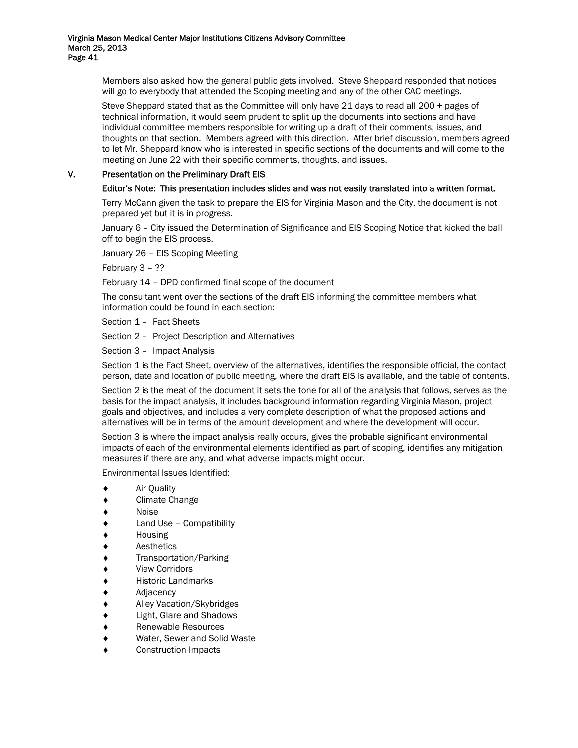Members also asked how the general public gets involved. Steve Sheppard responded that notices will go to everybody that attended the Scoping meeting and any of the other CAC meetings.

Steve Sheppard stated that as the Committee will only have 21 days to read all 200 + pages of technical information, it would seem prudent to split up the documents into sections and have individual committee members responsible for writing up a draft of their comments, issues, and thoughts on that section. Members agreed with this direction. After brief discussion, members agreed to let Mr. Sheppard know who is interested in specific sections of the documents and will come to the meeting on June 22 with their specific comments, thoughts, and issues.

## V. Presentation on the Preliminary Draft EIS

**Editor's Note: This presentation includes slides and was not easily translated into a written format.**

Terry McCann given the task to prepare the EIS for Virginia Mason and the City, the document is not prepared yet but it is in progress.

January 6 – City issued the Determination of Significance and EIS Scoping Notice that kicked the ball off to begin the EIS process.

January 26 – EIS Scoping Meeting

February 3 – ??

February 14 – DPD confirmed final scope of the document

The consultant went over the sections of the draft EIS informing the committee members what information could be found in each section:

Section 1 – Fact Sheets

Section 2 – Project Description and Alternatives

Section 3 – Impact Analysis

Section 1 is the Fact Sheet, overview of the alternatives, identifies the responsible official, the contact person, date and location of public meeting, where the draft EIS is available, and the table of contents.

Section 2 is the meat of the document it sets the tone for all of the analysis that follows, serves as the basis for the impact analysis, it includes background information regarding Virginia Mason, project goals and objectives, and includes a very complete description of what the proposed actions and alternatives will be in terms of the amount development and where the development will occur.

Section 3 is where the impact analysis really occurs, gives the probable significant environmental impacts of each of the environmental elements identified as part of scoping, identifies any mitigation measures if there are any, and what adverse impacts might occur.

Environmental Issues Identified:

- Air Quality
- Climate Change
- Noise
- Land Use – Compatibility
- Housing
- Aesthetics
- Transportation/Parking
- View Corridors
- Historic Landmarks
- Adjacency
- Alley Vacation/Skybridges
- Light, Glare and Shadows
- Renewable Resources
- Water, Sewer and Solid Waste
- Construction Impacts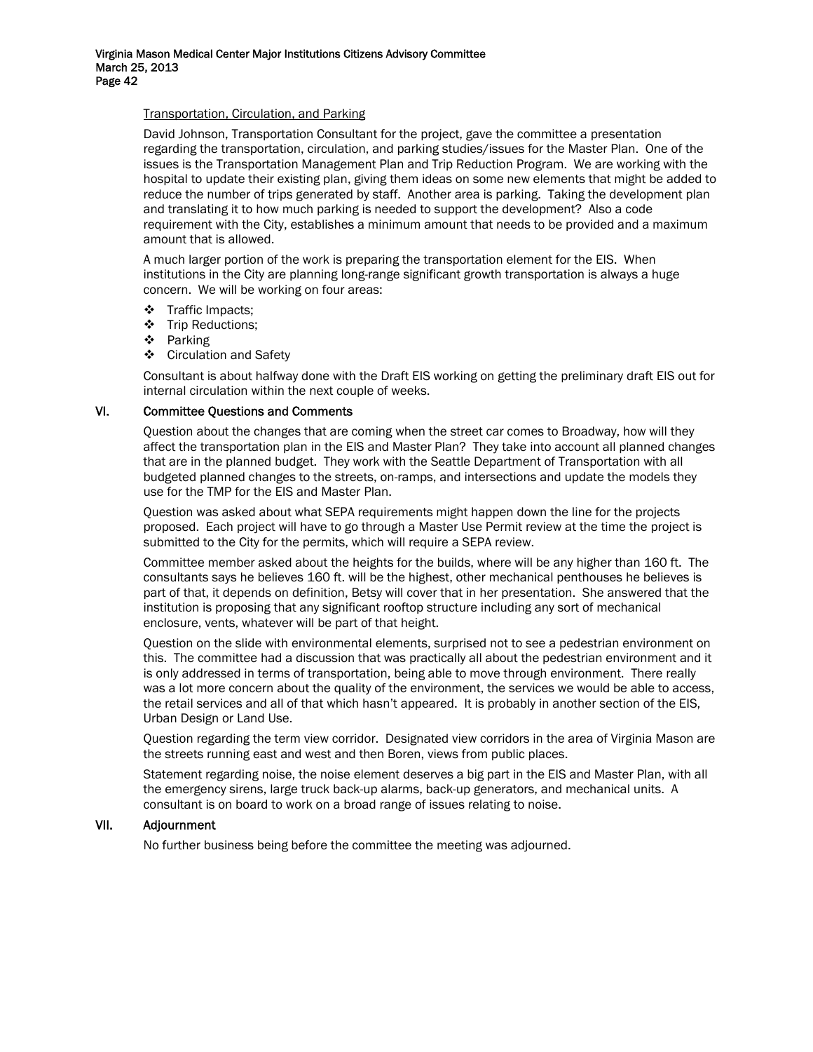Transportation, Circulation, and Parking

David Johnson, Transportation Consultant for the project, gave the committee a presentation regarding the transportation, circulation, and parking studies/issues for the Master Plan. One of the issues is the Transportation Management Plan and Trip Reduction Program. We are working with the hospital to update their existing plan, giving them ideas on some new elements that might be added to reduce the number of trips generated by staff. Another area is parking. Taking the development plan and translating it to how much parking is needed to support the development? Also a code requirement with the City, establishes a minimum amount that needs to be provided and a maximum amount that is allowed.

A much larger portion of the work is preparing the transportation element for the EIS. When institutions in the City are planning long-range significant growth transportation is always a huge concern. We will be working on four areas:

- Traffic Impacts;
- Trip Reductions;
- Parking
- Circulation and Safety

Consultant is about halfway done with the Draft EIS working on getting the preliminary draft EIS out for internal circulation within the next couple of weeks.

## VI. Committee Questions and Comments

Question about the changes that are coming when the street car comes to Broadway, how will they affect the transportation plan in the EIS and Master Plan? They take into account all planned changes that are in the planned budget. They work with the Seattle Department of Transportation with all budgeted planned changes to the streets, on-ramps, and intersections and update the models they use for the TMP for the EIS and Master Plan.

Question was asked about what SEPA requirements might happen down the line for the projects proposed. Each project will have to go through a Master Use Permit review at the time the project is submitted to the City for the permits, which will require a SEPA review.

Committee member asked about the heights for the builds, where will be any higher than 160 ft. The consultants says he believes 160 ft. will be the highest, other mechanical penthouses he believes is part of that, it depends on definition, Betsy will cover that in her presentation. She answered that the institution is proposing that any significant rooftop structure including any sort of mechanical enclosure, vents, whatever will be part of that height.

Question on the slide with environmental elements, surprised not to see a pedestrian environment on this. The committee had a discussion that was practically all about the pedestrian environment and it is only addressed in terms of transportation, being able to move through environment. There really was a lot more concern about the quality of the environment, the services we would be able to access, the retail services and all of that which hasn't appeared. It is probably in another section of the EIS, Urban Design or Land Use.

Question regarding the term view corridor. Designated view corridors in the area of Virginia Mason are the streets running east and west and then Boren, views from public places.

Statement regarding noise, the noise element deserves a big part in the EIS and Master Plan, with all the emergency sirens, large truck back-up alarms, back-up generators, and mechanical units. A consultant is on board to work on a broad range of issues relating to noise.

## VII. Adjournment

No further business being before the committee the meeting was adjourned.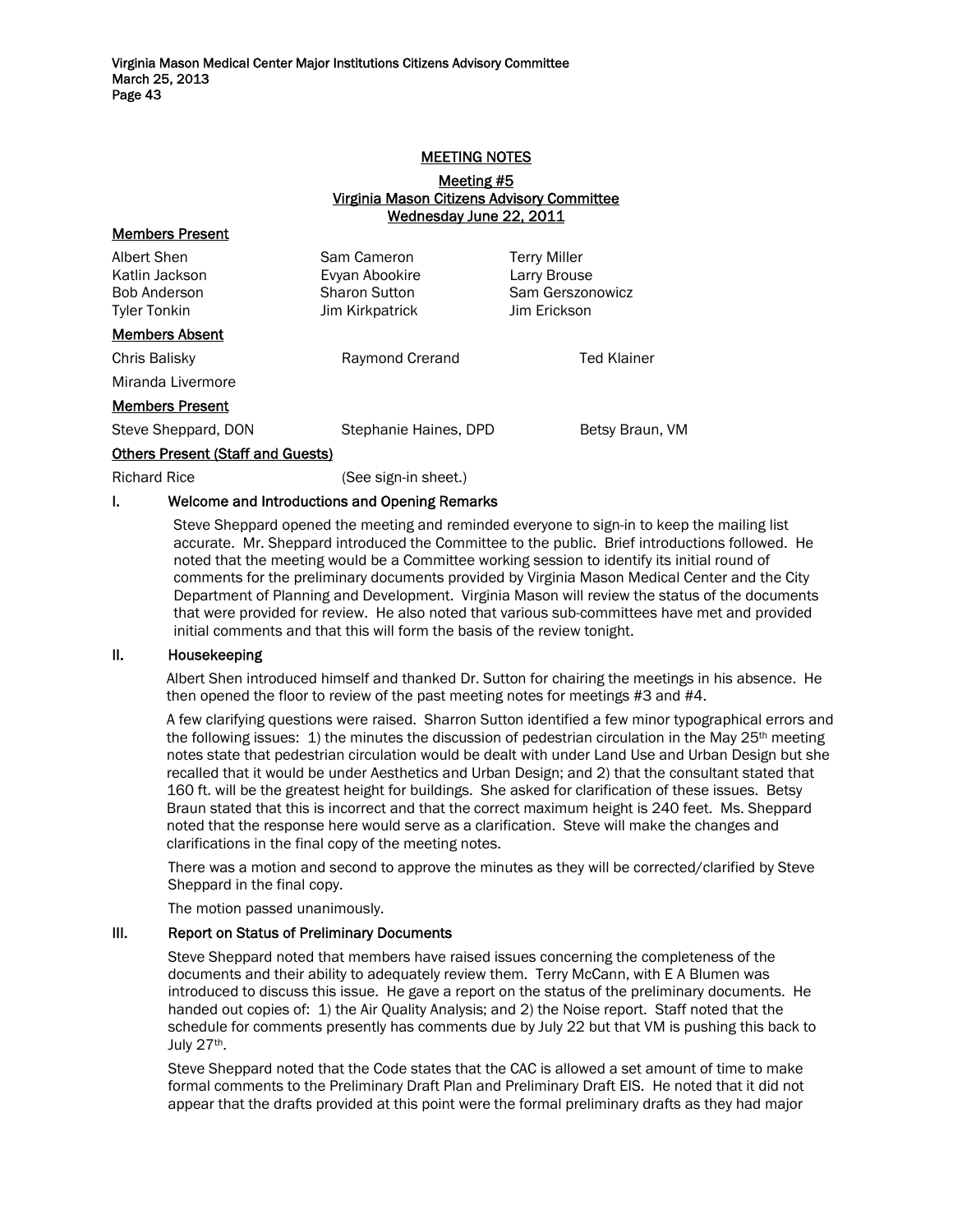## MEETING NOTES

### Meeting #5
### Virginia Mason Citizens Advisory Committee
### Wednesday June 22, 2011

**Members Present**

| | | |
|---|---|---|
| Albert Shen | Sam Cameron | Terry Miller |
| Katlin Jackson | Evyan Abookire | Larry Brouse |
| Bob Anderson | Sharon Sutton | Sam Gerszonowicz |
| Tyler Tonkin | Jim Kirkpatrick | Jim Erickson |

**Members Absent**

| | | |
|---|---|---|
| Chris Balisky | Raymond Crerand | Ted Klainer |
| Miranda Livermore | | |

**Members Present**

| | | |
|---|---|---|
| Steve Sheppard, DON | Stephanie Haines, DPD | Betsy Braun, VM |

**Others Present (Staff and Guests)**

Richard Rice (See sign-in sheet.)

**I. Welcome and Introductions and Opening Remarks**

Steve Sheppard opened the meeting and reminded everyone to sign-in to keep the mailing list accurate. Mr. Sheppard introduced the Committee to the public. Brief introductions followed. He noted that the meeting would be a Committee working session to identify its initial round of comments for the preliminary documents provided by Virginia Mason Medical Center and the City Department of Planning and Development. Virginia Mason will review the status of the documents that were provided for review. He also noted that various sub-committees have met and provided initial comments and that this will form the basis of the review tonight.

**II. Housekeeping**

Albert Shen introduced himself and thanked Dr. Sutton for chairing the meetings in his absence. He then opened the floor to review of the past meeting notes for meetings #3 and #4.

A few clarifying questions were raised. Sharron Sutton identified a few minor typographical errors and the following issues: 1) the minutes the discussion of pedestrian circulation in the May 25th meeting notes state that pedestrian circulation would be dealt with under Land Use and Urban Design but she recalled that it would be under Aesthetics and Urban Design; and 2) that the consultant stated that 160 ft. will be the greatest height for buildings. She asked for clarification of these issues. Betsy Braun stated that this is incorrect and that the correct maximum height is 240 feet. Ms. Sheppard noted that the response here would serve as a clarification. Steve will make the changes and clarifications in the final copy of the meeting notes.

There was a motion and second to approve the minutes as they will be corrected/clarified by Steve Sheppard in the final copy.

The motion passed unanimously.

**III. Report on Status of Preliminary Documents**

Steve Sheppard noted that members have raised issues concerning the completeness of the documents and their ability to adequately review them. Terry McCann, with E A Blumen was introduced to discuss this issue. He gave a report on the status of the preliminary documents. He handed out copies of: 1) the Air Quality Analysis; and 2) the Noise report. Staff noted that the schedule for comments presently has comments due by July 22 but that VM is pushing this back to July 27th.

Steve Sheppard noted that the Code states that the CAC is allowed a set amount of time to make formal comments to the Preliminary Draft Plan and Preliminary Draft EIS. He noted that it did not appear that the drafts provided at this point were the formal preliminary drafts as they had major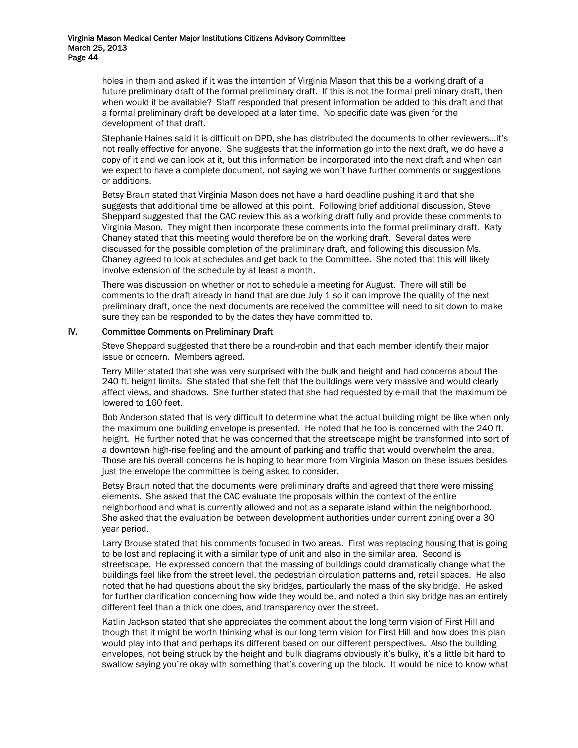holes in them and asked if it was the intention of Virginia Mason that this be a working draft of a future preliminary draft of the formal preliminary draft. If this is not the formal preliminary draft, then when would it be available? Staff responded that present information be added to this draft and that a formal preliminary draft be developed at a later time. No specific date was given for the development of that draft.

Stephanie Haines said it is difficult on DPD, she has distributed the documents to other reviewers…it's not really effective for anyone. She suggests that the information go into the next draft, we do have a copy of it and we can look at it, but this information be incorporated into the next draft and when can we expect to have a complete document, not saying we won't have further comments or suggestions or additions.

Betsy Braun stated that Virginia Mason does not have a hard deadline pushing it and that she suggests that additional time be allowed at this point. Following brief additional discussion, Steve Sheppard suggested that the CAC review this as a working draft fully and provide these comments to Virginia Mason. They might then incorporate these comments into the formal preliminary draft. Katy Chaney stated that this meeting would therefore be on the working draft. Several dates were discussed for the possible completion of the preliminary draft, and following this discussion Ms. Chaney agreed to look at schedules and get back to the Committee. She noted that this will likely involve extension of the schedule by at least a month.

There was discussion on whether or not to schedule a meeting for August. There will still be comments to the draft already in hand that are due July 1 so it can improve the quality of the next preliminary draft, once the next documents are received the committee will need to sit down to make sure they can be responded to by the dates they have committed to.

## IV. Committee Comments on Preliminary Draft

Steve Sheppard suggested that there be a round-robin and that each member identify their major issue or concern. Members agreed.

Terry Miller stated that she was very surprised with the bulk and height and had concerns about the 240 ft. height limits. She stated that she felt that the buildings were very massive and would clearly affect views, and shadows. She further stated that she had requested by e-mail that the maximum be lowered to 160 feet.

Bob Anderson stated that is very difficult to determine what the actual building might be like when only the maximum one building envelope is presented. He noted that he too is concerned with the 240 ft. height. He further noted that he was concerned that the streetscape might be transformed into sort of a downtown high-rise feeling and the amount of parking and traffic that would overwhelm the area. Those are his overall concerns he is hoping to hear more from Virginia Mason on these issues besides just the envelope the committee is being asked to consider.

Betsy Braun noted that the documents were preliminary drafts and agreed that there were missing elements. She asked that the CAC evaluate the proposals within the context of the entire neighborhood and what is currently allowed and not as a separate island within the neighborhood. She asked that the evaluation be between development authorities under current zoning over a 30 year period.

Larry Brouse stated that his comments focused in two areas. First was replacing housing that is going to be lost and replacing it with a similar type of unit and also in the similar area. Second is streetscape. He expressed concern that the massing of buildings could dramatically change what the buildings feel like from the street level, the pedestrian circulation patterns and, retail spaces. He also noted that he had questions about the sky bridges, particularly the mass of the sky bridge. He asked for further clarification concerning how wide they would be, and noted a thin sky bridge has an entirely different feel than a thick one does, and transparency over the street.

Katlin Jackson stated that she appreciates the comment about the long term vision of First Hill and though that it might be worth thinking what is our long term vision for First Hill and how does this plan would play into that and perhaps its different based on our different perspectives. Also the building envelopes, not being struck by the height and bulk diagrams obviously it's bulky, it's a little bit hard to swallow saying you're okay with something that's covering up the block. It would be nice to know what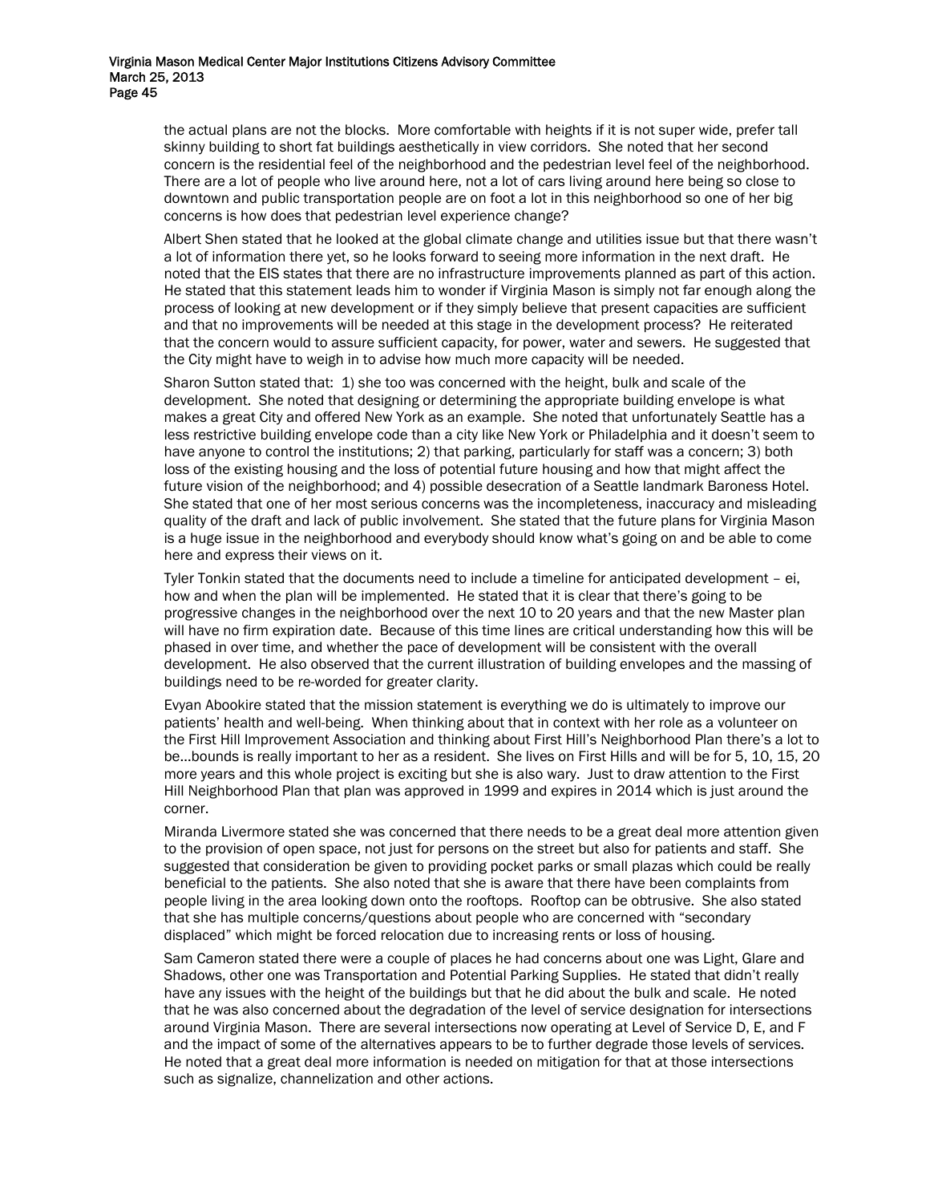the actual plans are not the blocks. More comfortable with heights if it is not super wide, prefer tall skinny building to short fat buildings aesthetically in view corridors. She noted that her second concern is the residential feel of the neighborhood and the pedestrian level feel of the neighborhood. There are a lot of people who live around here, not a lot of cars living around here being so close to downtown and public transportation people are on foot a lot in this neighborhood so one of her big concerns is how does that pedestrian level experience change?

Albert Shen stated that he looked at the global climate change and utilities issue but that there wasn't a lot of information there yet, so he looks forward to seeing more information in the next draft. He noted that the EIS states that there are no infrastructure improvements planned as part of this action. He stated that this statement leads him to wonder if Virginia Mason is simply not far enough along the process of looking at new development or if they simply believe that present capacities are sufficient and that no improvements will be needed at this stage in the development process? He reiterated that the concern would to assure sufficient capacity, for power, water and sewers. He suggested that the City might have to weigh in to advise how much more capacity will be needed.

Sharon Sutton stated that: 1) she too was concerned with the height, bulk and scale of the development. She noted that designing or determining the appropriate building envelope is what makes a great City and offered New York as an example. She noted that unfortunately Seattle has a less restrictive building envelope code than a city like New York or Philadelphia and it doesn't seem to have anyone to control the institutions; 2) that parking, particularly for staff was a concern; 3) both loss of the existing housing and the loss of potential future housing and how that might affect the future vision of the neighborhood; and 4) possible desecration of a Seattle landmark Baroness Hotel. She stated that one of her most serious concerns was the incompleteness, inaccuracy and misleading quality of the draft and lack of public involvement. She stated that the future plans for Virginia Mason is a huge issue in the neighborhood and everybody should know what's going on and be able to come here and express their views on it.

Tyler Tonkin stated that the documents need to include a timeline for anticipated development – ei, how and when the plan will be implemented. He stated that it is clear that there's going to be progressive changes in the neighborhood over the next 10 to 20 years and that the new Master plan will have no firm expiration date. Because of this time lines are critical understanding how this will be phased in over time, and whether the pace of development will be consistent with the overall development. He also observed that the current illustration of building envelopes and the massing of buildings need to be re-worded for greater clarity.

Evyan Abookire stated that the mission statement is everything we do is ultimately to improve our patients' health and well-being. When thinking about that in context with her role as a volunteer on the First Hill Improvement Association and thinking about First Hill's Neighborhood Plan there's a lot to be…bounds is really important to her as a resident. She lives on First Hills and will be for 5, 10, 15, 20 more years and this whole project is exciting but she is also wary. Just to draw attention to the First Hill Neighborhood Plan that plan was approved in 1999 and expires in 2014 which is just around the corner.

Miranda Livermore stated she was concerned that there needs to be a great deal more attention given to the provision of open space, not just for persons on the street but also for patients and staff. She suggested that consideration be given to providing pocket parks or small plazas which could be really beneficial to the patients. She also noted that she is aware that there have been complaints from people living in the area looking down onto the rooftops. Rooftop can be obtrusive. She also stated that she has multiple concerns/questions about people who are concerned with "secondary displaced" which might be forced relocation due to increasing rents or loss of housing.

Sam Cameron stated there were a couple of places he had concerns about one was Light, Glare and Shadows, other one was Transportation and Potential Parking Supplies. He stated that didn't really have any issues with the height of the buildings but that he did about the bulk and scale. He noted that he was also concerned about the degradation of the level of service designation for intersections around Virginia Mason. There are several intersections now operating at Level of Service D, E, and F and the impact of some of the alternatives appears to be to further degrade those levels of services. He noted that a great deal more information is needed on mitigation for that at those intersections such as signalize, channelization and other actions.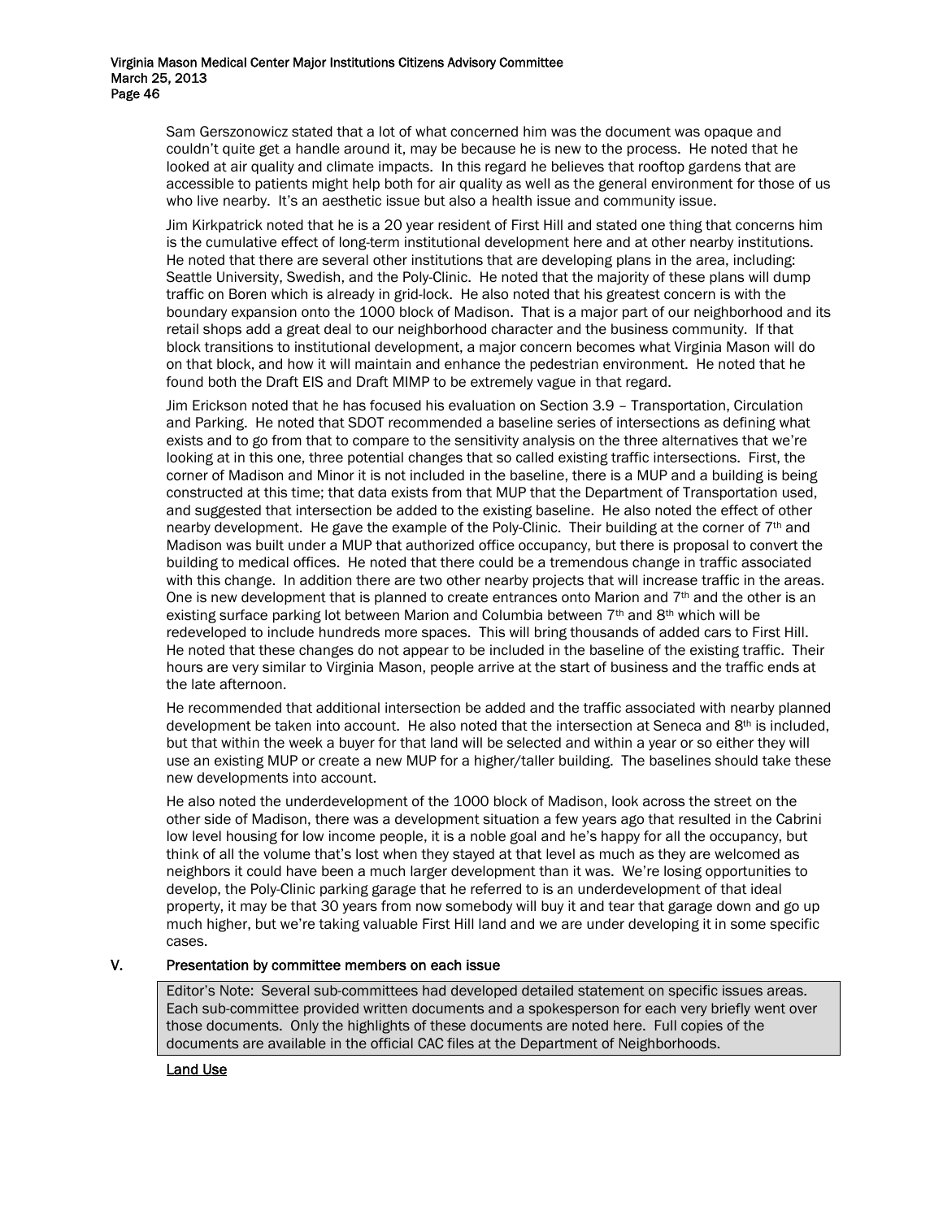Sam Gerszonowicz stated that a lot of what concerned him was the document was opaque and couldn't quite get a handle around it, may be because he is new to the process. He noted that he looked at air quality and climate impacts. In this regard he believes that rooftop gardens that are accessible to patients might help both for air quality as well as the general environment for those of us who live nearby. It's an aesthetic issue but also a health issue and community issue.

Jim Kirkpatrick noted that he is a 20 year resident of First Hill and stated one thing that concerns him is the cumulative effect of long-term institutional development here and at other nearby institutions. He noted that there are several other institutions that are developing plans in the area, including: Seattle University, Swedish, and the Poly-Clinic. He noted that the majority of these plans will dump traffic on Boren which is already in grid-lock. He also noted that his greatest concern is with the boundary expansion onto the 1000 block of Madison. That is a major part of our neighborhood and its retail shops add a great deal to our neighborhood character and the business community. If that block transitions to institutional development, a major concern becomes what Virginia Mason will do on that block, and how it will maintain and enhance the pedestrian environment. He noted that he found both the Draft EIS and Draft MIMP to be extremely vague in that regard.

Jim Erickson noted that he has focused his evaluation on Section 3.9 – Transportation, Circulation and Parking. He noted that SDOT recommended a baseline series of intersections as defining what exists and to go from that to compare to the sensitivity analysis on the three alternatives that we're looking at in this one, three potential changes that so called existing traffic intersections. First, the corner of Madison and Minor it is not included in the baseline, there is a MUP and a building is being constructed at this time; that data exists from that MUP that the Department of Transportation used, and suggested that intersection be added to the existing baseline. He also noted the effect of other nearby development. He gave the example of the Poly-Clinic. Their building at the corner of 7th and Madison was built under a MUP that authorized office occupancy, but there is proposal to convert the building to medical offices. He noted that there could be a tremendous change in traffic associated with this change. In addition there are two other nearby projects that will increase traffic in the areas. One is new development that is planned to create entrances onto Marion and 7th and the other is an existing surface parking lot between Marion and Columbia between 7th and 8th which will be redeveloped to include hundreds more spaces. This will bring thousands of added cars to First Hill. He noted that these changes do not appear to be included in the baseline of the existing traffic. Their hours are very similar to Virginia Mason, people arrive at the start of business and the traffic ends at the late afternoon.

He recommended that additional intersection be added and the traffic associated with nearby planned development be taken into account. He also noted that the intersection at Seneca and 8th is included, but that within the week a buyer for that land will be selected and within a year or so either they will use an existing MUP or create a new MUP for a higher/taller building. The baselines should take these new developments into account.

He also noted the underdevelopment of the 1000 block of Madison, look across the street on the other side of Madison, there was a development situation a few years ago that resulted in the Cabrini low level housing for low income people, it is a noble goal and he's happy for all the occupancy, but think of all the volume that's lost when they stayed at that level as much as they are welcomed as neighbors it could have been a much larger development than it was. We're losing opportunities to develop, the Poly-Clinic parking garage that he referred to is an underdevelopment of that ideal property, it may be that 30 years from now somebody will buy it and tear that garage down and go up much higher, but we're taking valuable First Hill land and we are under developing it in some specific cases.

## V. Presentation by committee members on each issue

Editor's Note: Several sub-committees had developed detailed statement on specific issues areas. Each sub-committee provided written documents and a spokesperson for each very briefly went over those documents. Only the highlights of these documents are noted here. Full copies of the documents are available in the official CAC files at the Department of Neighborhoods.

**Land Use**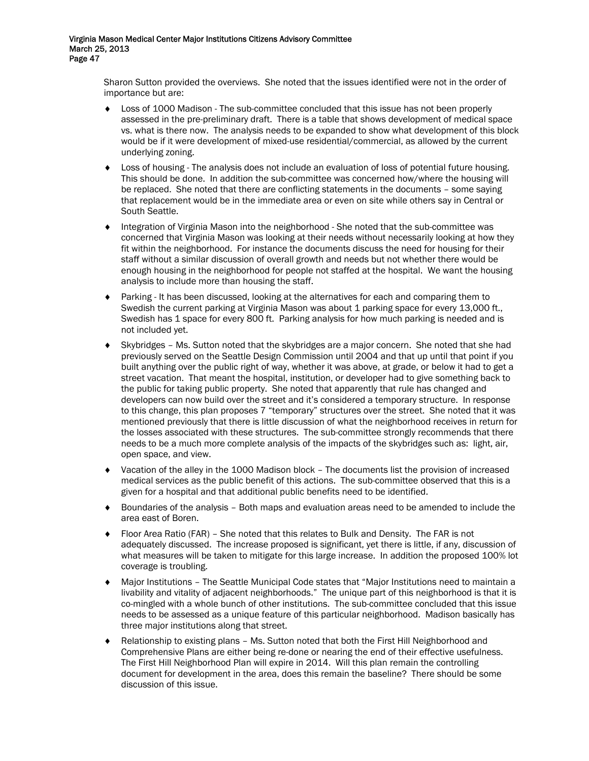Sharon Sutton provided the overviews. She noted that the issues identified were not in the order of importance but are:

- Loss of 1000 Madison - The sub-committee concluded that this issue has not been properly assessed in the pre-preliminary draft. There is a table that shows development of medical space vs. what is there now. The analysis needs to be expanded to show what development of this block would be if it were development of mixed-use residential/commercial, as allowed by the current underlying zoning.
- Loss of housing - The analysis does not include an evaluation of loss of potential future housing. This should be done. In addition the sub-committee was concerned how/where the housing will be replaced. She noted that there are conflicting statements in the documents – some saying that replacement would be in the immediate area or even on site while others say in Central or South Seattle.
- Integration of Virginia Mason into the neighborhood - She noted that the sub-committee was concerned that Virginia Mason was looking at their needs without necessarily looking at how they fit within the neighborhood. For instance the documents discuss the need for housing for their staff without a similar discussion of overall growth and needs but not whether there would be enough housing in the neighborhood for people not staffed at the hospital. We want the housing analysis to include more than housing the staff.
- Parking - It has been discussed, looking at the alternatives for each and comparing them to Swedish the current parking at Virginia Mason was about 1 parking space for every 13,000 ft., Swedish has 1 space for every 800 ft. Parking analysis for how much parking is needed and is not included yet.
- Skybridges – Ms. Sutton noted that the skybridges are a major concern. She noted that she had previously served on the Seattle Design Commission until 2004 and that up until that point if you built anything over the public right of way, whether it was above, at grade, or below it had to get a street vacation. That meant the hospital, institution, or developer had to give something back to the public for taking public property. She noted that apparently that rule has changed and developers can now build over the street and it's considered a temporary structure. In response to this change, this plan proposes 7 "temporary" structures over the street. She noted that it was mentioned previously that there is little discussion of what the neighborhood receives in return for the losses associated with these structures. The sub-committee strongly recommends that there needs to be a much more complete analysis of the impacts of the skybridges such as: light, air, open space, and view.
- Vacation of the alley in the 1000 Madison block – The documents list the provision of increased medical services as the public benefit of this actions. The sub-committee observed that this is a given for a hospital and that additional public benefits need to be identified.
- Boundaries of the analysis – Both maps and evaluation areas need to be amended to include the area east of Boren.
- Floor Area Ratio (FAR) – She noted that this relates to Bulk and Density. The FAR is not adequately discussed. The increase proposed is significant, yet there is little, if any, discussion of what measures will be taken to mitigate for this large increase. In addition the proposed 100% lot coverage is troubling.
- Major Institutions – The Seattle Municipal Code states that "Major Institutions need to maintain a livability and vitality of adjacent neighborhoods." The unique part of this neighborhood is that it is co-mingled with a whole bunch of other institutions. The sub-committee concluded that this issue needs to be assessed as a unique feature of this particular neighborhood. Madison basically has three major institutions along that street.
- Relationship to existing plans – Ms. Sutton noted that both the First Hill Neighborhood and Comprehensive Plans are either being re-done or nearing the end of their effective usefulness. The First Hill Neighborhood Plan will expire in 2014. Will this plan remain the controlling document for development in the area, does this remain the baseline? There should be some discussion of this issue.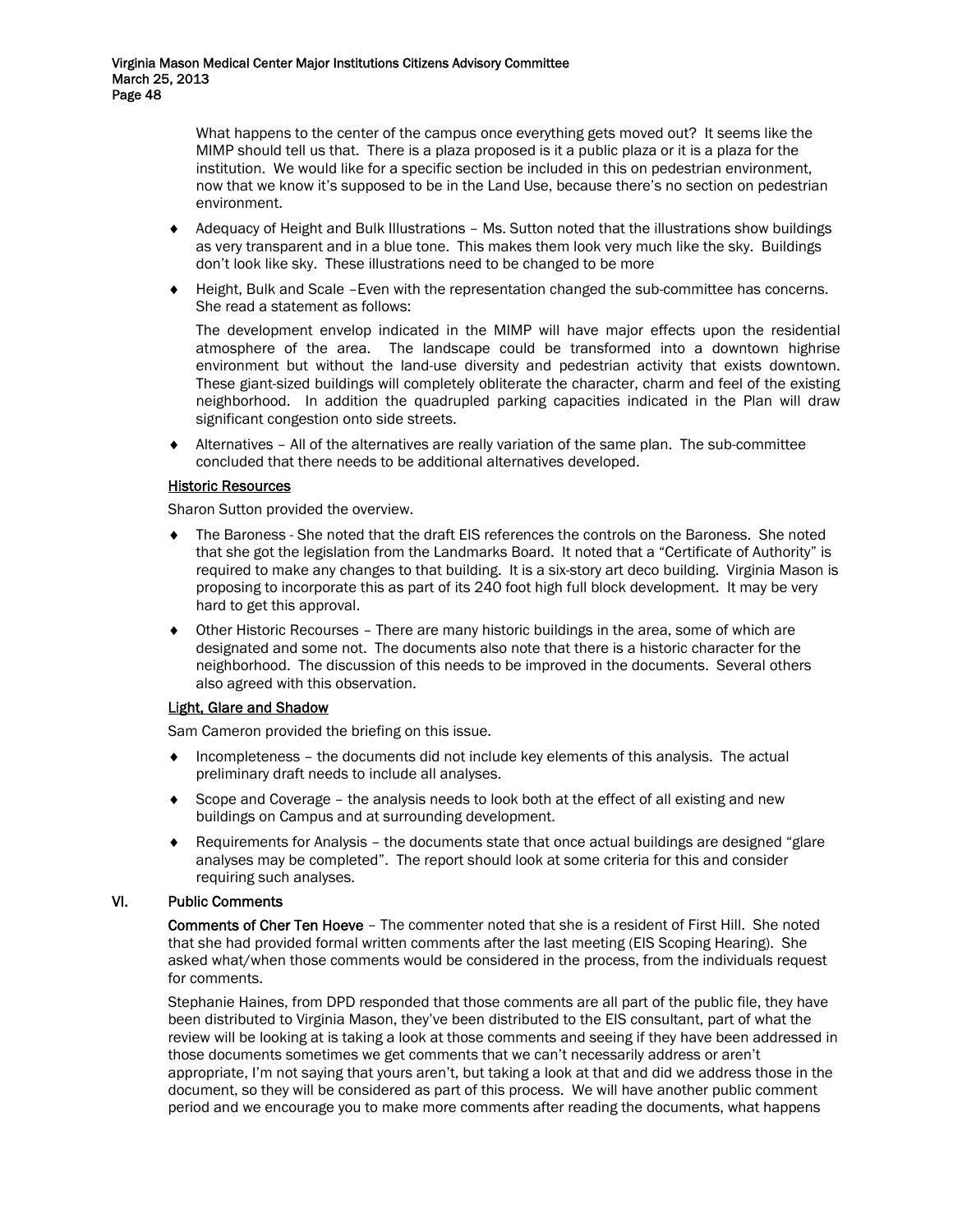What happens to the center of the campus once everything gets moved out? It seems like the MIMP should tell us that. There is a plaza proposed is it a public plaza or it is a plaza for the institution. We would like for a specific section be included in this on pedestrian environment, now that we know it's supposed to be in the Land Use, because there's no section on pedestrian environment.

- Adequacy of Height and Bulk Illustrations – Ms. Sutton noted that the illustrations show buildings as very transparent and in a blue tone. This makes them look very much like the sky. Buildings don't look like sky. These illustrations need to be changed to be more
- Height, Bulk and Scale –Even with the representation changed the sub-committee has concerns. She read a statement as follows:

  The development envelop indicated in the MIMP will have major effects upon the residential atmosphere of the area. The landscape could be transformed into a downtown highrise environment but without the land-use diversity and pedestrian activity that exists downtown. These giant-sized buildings will completely obliterate the character, charm and feel of the existing neighborhood. In addition the quadrupled parking capacities indicated in the Plan will draw significant congestion onto side streets.
- Alternatives – All of the alternatives are really variation of the same plan. The sub-committee concluded that there needs to be additional alternatives developed.

<u>Historic Resources</u>

Sharon Sutton provided the overview.

- The Baroness - She noted that the draft EIS references the controls on the Baroness. She noted that she got the legislation from the Landmarks Board. It noted that a "Certificate of Authority" is required to make any changes to that building. It is a six-story art deco building. Virginia Mason is proposing to incorporate this as part of its 240 foot high full block development. It may be very hard to get this approval.
- Other Historic Recourses – There are many historic buildings in the area, some of which are designated and some not. The documents also note that there is a historic character for the neighborhood. The discussion of this needs to be improved in the documents. Several others also agreed with this observation.

<u>Light, Glare and Shadow</u>

Sam Cameron provided the briefing on this issue.

- Incompleteness – the documents did not include key elements of this analysis. The actual preliminary draft needs to include all analyses.
- Scope and Coverage – the analysis needs to look both at the effect of all existing and new buildings on Campus and at surrounding development.
- Requirements for Analysis – the documents state that once actual buildings are designed "glare analyses may be completed". The report should look at some criteria for this and consider requiring such analyses.

## VI. Public Comments

**Comments of Cher Ten Hoeve** – The commenter noted that she is a resident of First Hill. She noted that she had provided formal written comments after the last meeting (EIS Scoping Hearing). She asked what/when those comments would be considered in the process, from the individuals request for comments.

Stephanie Haines, from DPD responded that those comments are all part of the public file, they have been distributed to Virginia Mason, they've been distributed to the EIS consultant, part of what the review will be looking at is taking a look at those comments and seeing if they have been addressed in those documents sometimes we get comments that we can't necessarily address or aren't appropriate, I'm not saying that yours aren't, but taking a look at that and did we address those in the document, so they will be considered as part of this process. We will have another public comment period and we encourage you to make more comments after reading the documents, what happens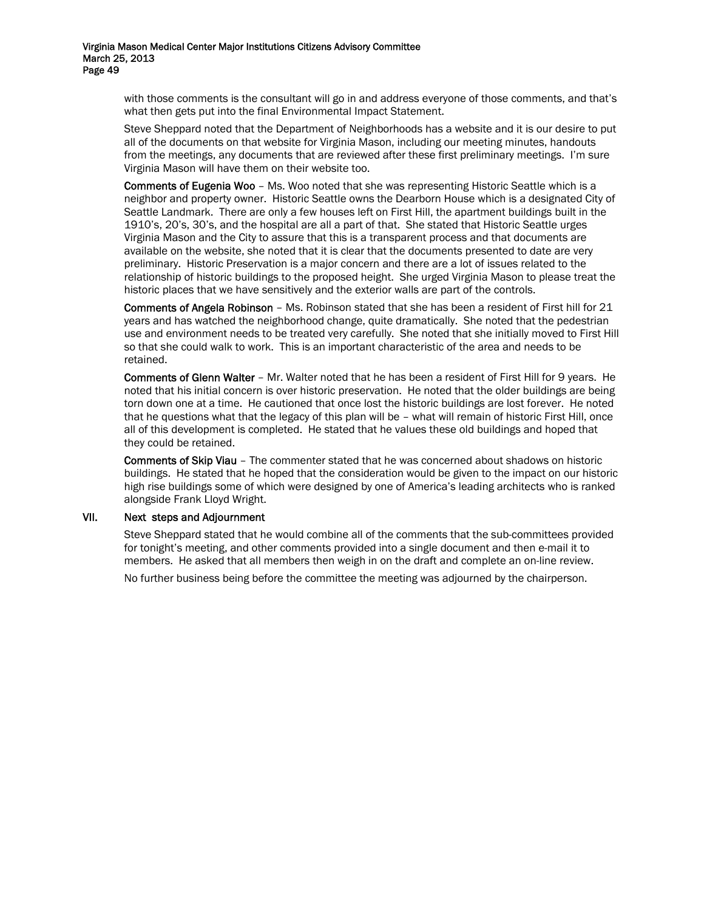with those comments is the consultant will go in and address everyone of those comments, and that's what then gets put into the final Environmental Impact Statement.

Steve Sheppard noted that the Department of Neighborhoods has a website and it is our desire to put all of the documents on that website for Virginia Mason, including our meeting minutes, handouts from the meetings, any documents that are reviewed after these first preliminary meetings. I'm sure Virginia Mason will have them on their website too.

**Comments of Eugenia Woo** – Ms. Woo noted that she was representing Historic Seattle which is a neighbor and property owner. Historic Seattle owns the Dearborn House which is a designated City of Seattle Landmark. There are only a few houses left on First Hill, the apartment buildings built in the 1910's, 20's, 30's, and the hospital are all a part of that. She stated that Historic Seattle urges Virginia Mason and the City to assure that this is a transparent process and that documents are available on the website, she noted that it is clear that the documents presented to date are very preliminary. Historic Preservation is a major concern and there are a lot of issues related to the relationship of historic buildings to the proposed height. She urged Virginia Mason to please treat the historic places that we have sensitively and the exterior walls are part of the controls.

**Comments of Angela Robinson** – Ms. Robinson stated that she has been a resident of First hill for 21 years and has watched the neighborhood change, quite dramatically. She noted that the pedestrian use and environment needs to be treated very carefully. She noted that she initially moved to First Hill so that she could walk to work. This is an important characteristic of the area and needs to be retained.

**Comments of Glenn Walter** – Mr. Walter noted that he has been a resident of First Hill for 9 years. He noted that his initial concern is over historic preservation. He noted that the older buildings are being torn down one at a time. He cautioned that once lost the historic buildings are lost forever. He noted that he questions what that the legacy of this plan will be – what will remain of historic First Hill, once all of this development is completed. He stated that he values these old buildings and hoped that they could be retained.

**Comments of Skip Viau** – The commenter stated that he was concerned about shadows on historic buildings. He stated that he hoped that the consideration would be given to the impact on our historic high rise buildings some of which were designed by one of America's leading architects who is ranked alongside Frank Lloyd Wright.

## VII. Next steps and Adjournment

Steve Sheppard stated that he would combine all of the comments that the sub-committees provided for tonight's meeting, and other comments provided into a single document and then e-mail it to members. He asked that all members then weigh in on the draft and complete an on-line review.

No further business being before the committee the meeting was adjourned by the chairperson.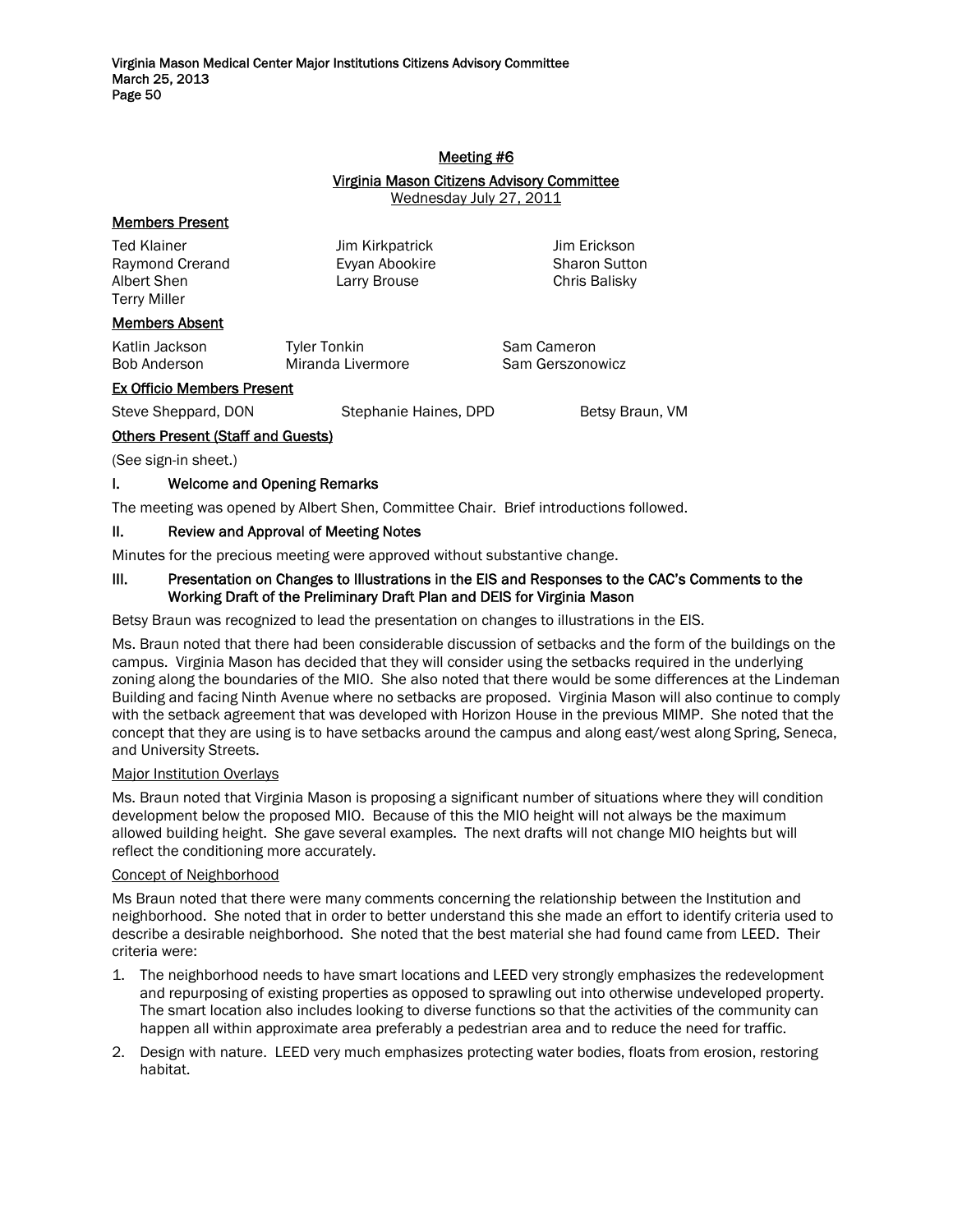## Meeting #6

### Virginia Mason Citizens Advisory Committee

Wednesday July 27, 2011

**Members Present**

| | | |
|---|---|---|
| Ted Klainer | Jim Kirkpatrick | Jim Erickson |
| Raymond Crerand | Evyan Abookire | Sharon Sutton |
| Albert Shen | Larry Brouse | Chris Balisky |
| Terry Miller | | |

**Members Absent**

| | | |
|---|---|---|
| Katlin Jackson | Tyler Tonkin | Sam Cameron |
| Bob Anderson | Miranda Livermore | Sam Gerszonowicz |

**Ex Officio Members Present**

| | | |
|---|---|---|
| Steve Sheppard, DON | Stephanie Haines, DPD | Betsy Braun, VM |

**Others Present (Staff and Guests)**

(See sign-in sheet.)

### I. Welcome and Opening Remarks

The meeting was opened by Albert Shen, Committee Chair. Brief introductions followed.

### II. Review and Approval of Meeting Notes

Minutes for the precious meeting were approved without substantive change.

### III. Presentation on Changes to Illustrations in the EIS and Responses to the CAC's Comments to the Working Draft of the Preliminary Draft Plan and DEIS for Virginia Mason

Betsy Braun was recognized to lead the presentation on changes to illustrations in the EIS.

Ms. Braun noted that there had been considerable discussion of setbacks and the form of the buildings on the campus. Virginia Mason has decided that they will consider using the setbacks required in the underlying zoning along the boundaries of the MIO. She also noted that there would be some differences at the Lindeman Building and facing Ninth Avenue where no setbacks are proposed. Virginia Mason will also continue to comply with the setback agreement that was developed with Horizon House in the previous MIMP. She noted that the concept that they are using is to have setbacks around the campus and along east/west along Spring, Seneca, and University Streets.

**Major Institution Overlays**

Ms. Braun noted that Virginia Mason is proposing a significant number of situations where they will condition development below the proposed MIO. Because of this the MIO height will not always be the maximum allowed building height. She gave several examples. The next drafts will not change MIO heights but will reflect the conditioning more accurately.

**Concept of Neighborhood**

Ms Braun noted that there were many comments concerning the relationship between the Institution and neighborhood. She noted that in order to better understand this she made an effort to identify criteria used to describe a desirable neighborhood. She noted that the best material she had found came from LEED. Their criteria were:

1. The neighborhood needs to have smart locations and LEED very strongly emphasizes the redevelopment and repurposing of existing properties as opposed to sprawling out into otherwise undeveloped property. The smart location also includes looking to diverse functions so that the activities of the community can happen all within approximate area preferably a pedestrian area and to reduce the need for traffic.
2. Design with nature. LEED very much emphasizes protecting water bodies, floats from erosion, restoring habitat.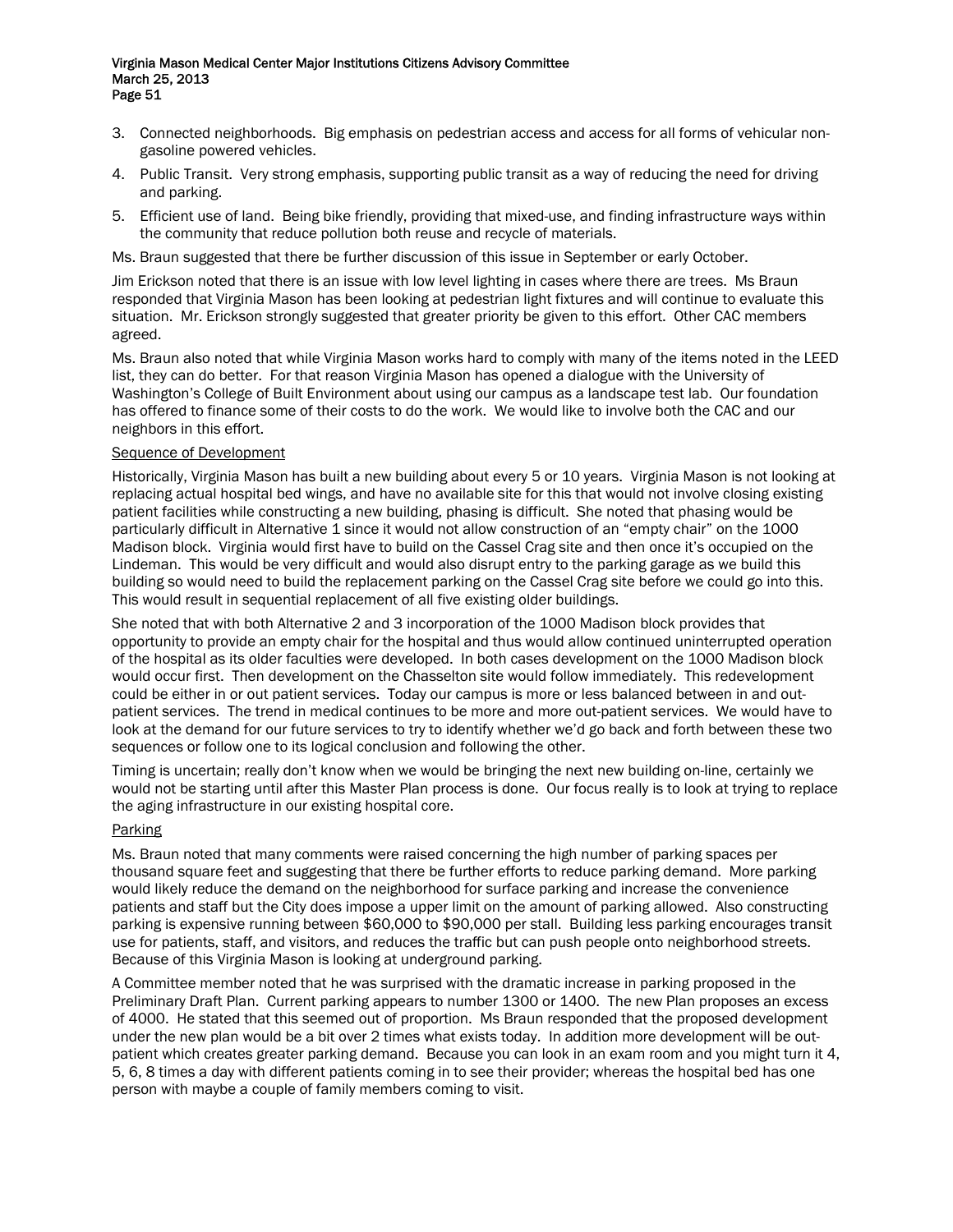3. Connected neighborhoods. Big emphasis on pedestrian access and access for all forms of vehicular non-gasoline powered vehicles.
4. Public Transit. Very strong emphasis, supporting public transit as a way of reducing the need for driving and parking.
5. Efficient use of land. Being bike friendly, providing that mixed-use, and finding infrastructure ways within the community that reduce pollution both reuse and recycle of materials.

Ms. Braun suggested that there be further discussion of this issue in September or early October.

Jim Erickson noted that there is an issue with low level lighting in cases where there are trees. Ms Braun responded that Virginia Mason has been looking at pedestrian light fixtures and will continue to evaluate this situation. Mr. Erickson strongly suggested that greater priority be given to this effort. Other CAC members agreed.

Ms. Braun also noted that while Virginia Mason works hard to comply with many of the items noted in the LEED list, they can do better. For that reason Virginia Mason has opened a dialogue with the University of Washington's College of Built Environment about using our campus as a landscape test lab. Our foundation has offered to finance some of their costs to do the work. We would like to involve both the CAC and our neighbors in this effort.

Sequence of Development

Historically, Virginia Mason has built a new building about every 5 or 10 years. Virginia Mason is not looking at replacing actual hospital bed wings, and have no available site for this that would not involve closing existing patient facilities while constructing a new building, phasing is difficult. She noted that phasing would be particularly difficult in Alternative 1 since it would not allow construction of an "empty chair" on the 1000 Madison block. Virginia would first have to build on the Cassel Crag site and then once it's occupied on the Lindeman. This would be very difficult and would also disrupt entry to the parking garage as we build this building so would need to build the replacement parking on the Cassel Crag site before we could go into this. This would result in sequential replacement of all five existing older buildings.

She noted that with both Alternative 2 and 3 incorporation of the 1000 Madison block provides that opportunity to provide an empty chair for the hospital and thus would allow continued uninterrupted operation of the hospital as its older faculties were developed. In both cases development on the 1000 Madison block would occur first. Then development on the Chasselton site would follow immediately. This redevelopment could be either in or out patient services. Today our campus is more or less balanced between in and out-patient services. The trend in medical continues to be more and more out-patient services. We would have to look at the demand for our future services to try to identify whether we'd go back and forth between these two sequences or follow one to its logical conclusion and following the other.

Timing is uncertain; really don't know when we would be bringing the next new building on-line, certainly we would not be starting until after this Master Plan process is done. Our focus really is to look at trying to replace the aging infrastructure in our existing hospital core.

Parking

Ms. Braun noted that many comments were raised concerning the high number of parking spaces per thousand square feet and suggesting that there be further efforts to reduce parking demand. More parking would likely reduce the demand on the neighborhood for surface parking and increase the convenience patients and staff but the City does impose a upper limit on the amount of parking allowed. Also constructing parking is expensive running between $60,000 to $90,000 per stall. Building less parking encourages transit use for patients, staff, and visitors, and reduces the traffic but can push people onto neighborhood streets. Because of this Virginia Mason is looking at underground parking.

A Committee member noted that he was surprised with the dramatic increase in parking proposed in the Preliminary Draft Plan. Current parking appears to number 1300 or 1400. The new Plan proposes an excess of 4000. He stated that this seemed out of proportion. Ms Braun responded that the proposed development under the new plan would be a bit over 2 times what exists today. In addition more development will be out-patient which creates greater parking demand. Because you can look in an exam room and you might turn it 4, 5, 6, 8 times a day with different patients coming in to see their provider; whereas the hospital bed has one person with maybe a couple of family members coming to visit.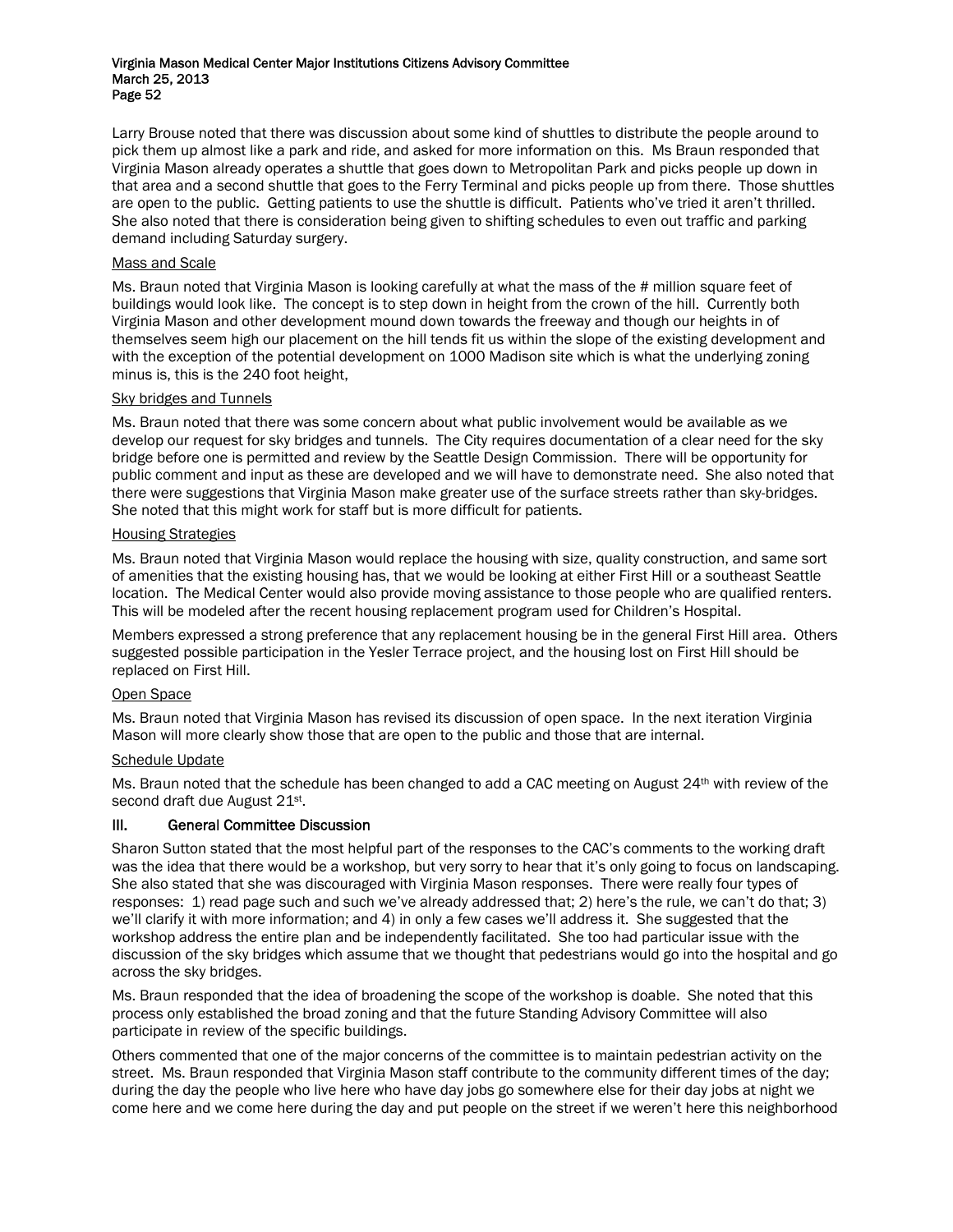Larry Brouse noted that there was discussion about some kind of shuttles to distribute the people around to pick them up almost like a park and ride, and asked for more information on this. Ms Braun responded that Virginia Mason already operates a shuttle that goes down to Metropolitan Park and picks people up down in that area and a second shuttle that goes to the Ferry Terminal and picks people up from there. Those shuttles are open to the public. Getting patients to use the shuttle is difficult. Patients who've tried it aren't thrilled. She also noted that there is consideration being given to shifting schedules to even out traffic and parking demand including Saturday surgery.

Mass and Scale

Ms. Braun noted that Virginia Mason is looking carefully at what the mass of the # million square feet of buildings would look like. The concept is to step down in height from the crown of the hill. Currently both Virginia Mason and other development mound down towards the freeway and though our heights in of themselves seem high our placement on the hill tends fit us within the slope of the existing development and with the exception of the potential development on 1000 Madison site which is what the underlying zoning minus is, this is the 240 foot height,

Sky bridges and Tunnels

Ms. Braun noted that there was some concern about what public involvement would be available as we develop our request for sky bridges and tunnels. The City requires documentation of a clear need for the sky bridge before one is permitted and review by the Seattle Design Commission. There will be opportunity for public comment and input as these are developed and we will have to demonstrate need. She also noted that there were suggestions that Virginia Mason make greater use of the surface streets rather than sky-bridges. She noted that this might work for staff but is more difficult for patients.

Housing Strategies

Ms. Braun noted that Virginia Mason would replace the housing with size, quality construction, and same sort of amenities that the existing housing has, that we would be looking at either First Hill or a southeast Seattle location. The Medical Center would also provide moving assistance to those people who are qualified renters. This will be modeled after the recent housing replacement program used for Children's Hospital.

Members expressed a strong preference that any replacement housing be in the general First Hill area. Others suggested possible participation in the Yesler Terrace project, and the housing lost on First Hill should be replaced on First Hill.

Open Space

Ms. Braun noted that Virginia Mason has revised its discussion of open space. In the next iteration Virginia Mason will more clearly show those that are open to the public and those that are internal.

Schedule Update

Ms. Braun noted that the schedule has been changed to add a CAC meeting on August 24th with review of the second draft due August 21st.

## III. General Committee Discussion

Sharon Sutton stated that the most helpful part of the responses to the CAC's comments to the working draft was the idea that there would be a workshop, but very sorry to hear that it's only going to focus on landscaping. She also stated that she was discouraged with Virginia Mason responses. There were really four types of responses: 1) read page such and such we've already addressed that; 2) here's the rule, we can't do that; 3) we'll clarify it with more information; and 4) in only a few cases we'll address it. She suggested that the workshop address the entire plan and be independently facilitated. She too had particular issue with the discussion of the sky bridges which assume that we thought that pedestrians would go into the hospital and go across the sky bridges.

Ms. Braun responded that the idea of broadening the scope of the workshop is doable. She noted that this process only established the broad zoning and that the future Standing Advisory Committee will also participate in review of the specific buildings.

Others commented that one of the major concerns of the committee is to maintain pedestrian activity on the street. Ms. Braun responded that Virginia Mason staff contribute to the community different times of the day; during the day the people who live here who have day jobs go somewhere else for their day jobs at night we come here and we come here during the day and put people on the street if we weren't here this neighborhood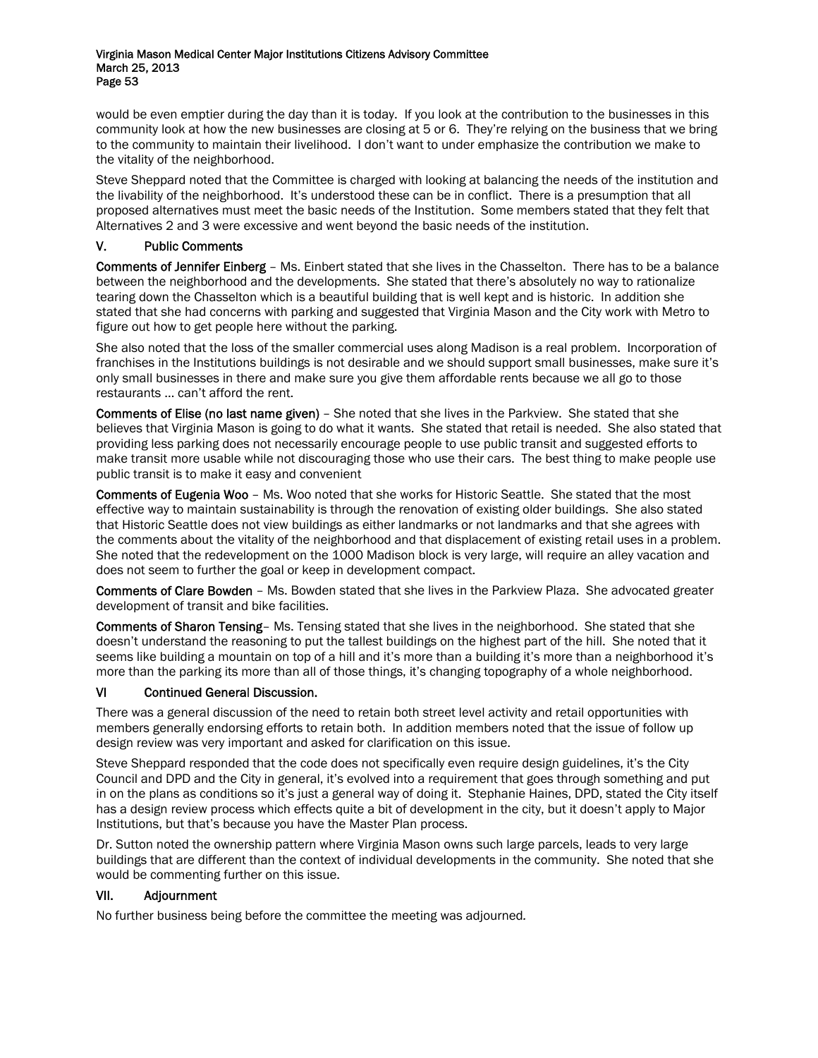would be even emptier during the day than it is today. If you look at the contribution to the businesses in this community look at how the new businesses are closing at 5 or 6. They're relying on the business that we bring to the community to maintain their livelihood. I don't want to under emphasize the contribution we make to the vitality of the neighborhood.

Steve Sheppard noted that the Committee is charged with looking at balancing the needs of the institution and the livability of the neighborhood. It's understood these can be in conflict. There is a presumption that all proposed alternatives must meet the basic needs of the Institution. Some members stated that they felt that Alternatives 2 and 3 were excessive and went beyond the basic needs of the institution.

## V. Public Comments

**Comments of Jennifer Einberg** – Ms. Einbert stated that she lives in the Chasselton. There has to be a balance between the neighborhood and the developments. She stated that there's absolutely no way to rationalize tearing down the Chasselton which is a beautiful building that is well kept and is historic. In addition she stated that she had concerns with parking and suggested that Virginia Mason and the City work with Metro to figure out how to get people here without the parking.

She also noted that the loss of the smaller commercial uses along Madison is a real problem. Incorporation of franchises in the Institutions buildings is not desirable and we should support small businesses, make sure it's only small businesses in there and make sure you give them affordable rents because we all go to those restaurants … can't afford the rent.

**Comments of Elise (no last name given)** – She noted that she lives in the Parkview. She stated that she believes that Virginia Mason is going to do what it wants. She stated that retail is needed. She also stated that providing less parking does not necessarily encourage people to use public transit and suggested efforts to make transit more usable while not discouraging those who use their cars. The best thing to make people use public transit is to make it easy and convenient

**Comments of Eugenia Woo** – Ms. Woo noted that she works for Historic Seattle. She stated that the most effective way to maintain sustainability is through the renovation of existing older buildings. She also stated that Historic Seattle does not view buildings as either landmarks or not landmarks and that she agrees with the comments about the vitality of the neighborhood and that displacement of existing retail uses in a problem. She noted that the redevelopment on the 1000 Madison block is very large, will require an alley vacation and does not seem to further the goal or keep in development compact.

**Comments of Clare Bowden** – Ms. Bowden stated that she lives in the Parkview Plaza. She advocated greater development of transit and bike facilities.

**Comments of Sharon Tensing**– Ms. Tensing stated that she lives in the neighborhood. She stated that she doesn't understand the reasoning to put the tallest buildings on the highest part of the hill. She noted that it seems like building a mountain on top of a hill and it's more than a building it's more than a neighborhood it's more than the parking its more than all of those things, it's changing topography of a whole neighborhood.

## VI Continued General Discussion.

There was a general discussion of the need to retain both street level activity and retail opportunities with members generally endorsing efforts to retain both. In addition members noted that the issue of follow up design review was very important and asked for clarification on this issue.

Steve Sheppard responded that the code does not specifically even require design guidelines, it's the City Council and DPD and the City in general, it's evolved into a requirement that goes through something and put in on the plans as conditions so it's just a general way of doing it. Stephanie Haines, DPD, stated the City itself has a design review process which effects quite a bit of development in the city, but it doesn't apply to Major Institutions, but that's because you have the Master Plan process.

Dr. Sutton noted the ownership pattern where Virginia Mason owns such large parcels, leads to very large buildings that are different than the context of individual developments in the community. She noted that she would be commenting further on this issue.

## VII. Adjournment

No further business being before the committee the meeting was adjourned*.*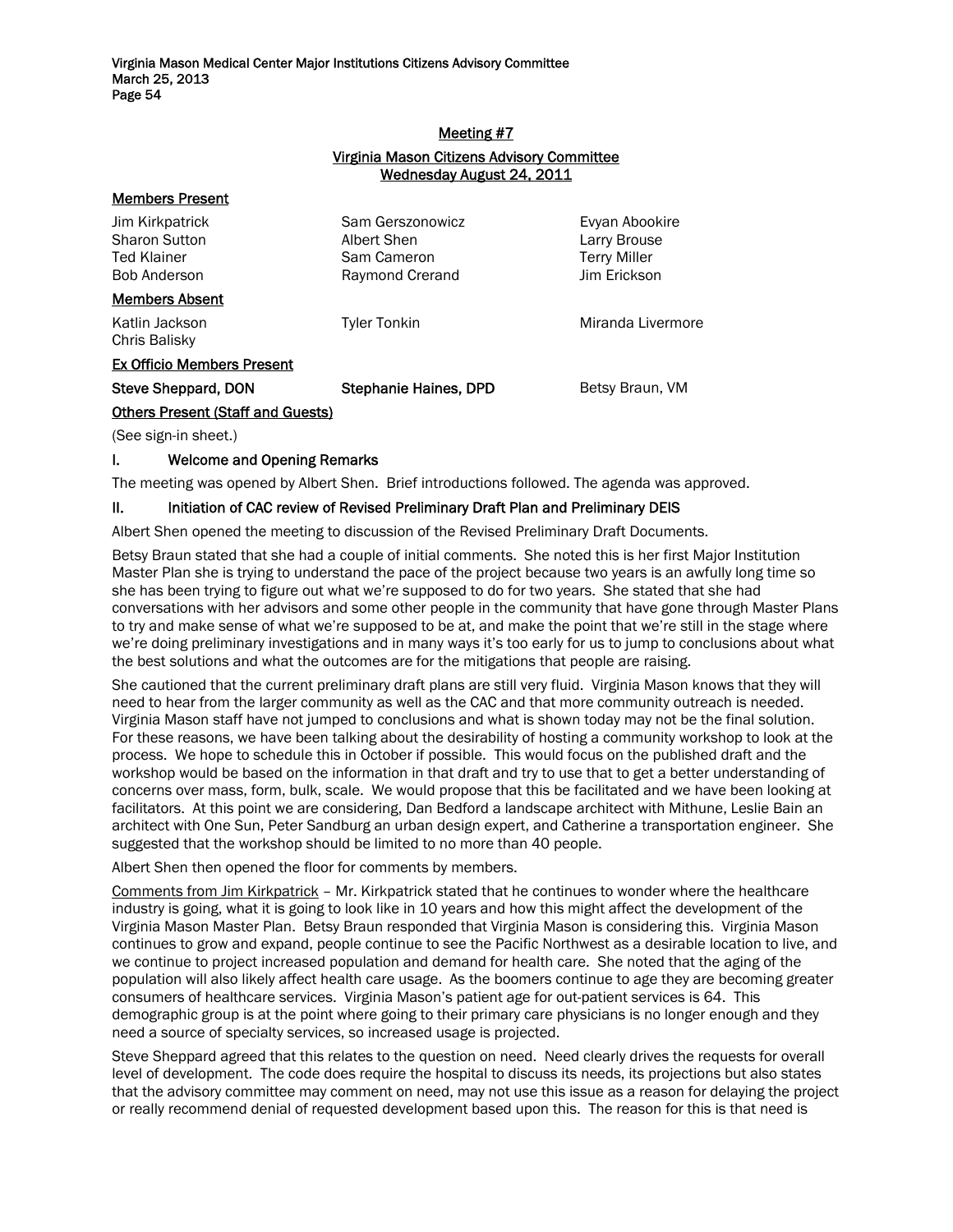## Meeting #7

### Virginia Mason Citizens Advisory Committee
### Wednesday August 24, 2011

**Members Present**

| | | |
|---|---|---|
| Jim Kirkpatrick | Sam Gerszonowicz | Evyan Abookire |
| Sharon Sutton | Albert Shen | Larry Brouse |
| Ted Klainer | Sam Cameron | Terry Miller |
| Bob Anderson | Raymond Crerand | Jim Erickson |

**Members Absent**

| | | |
|---|---|---|
| Katlin Jackson | Tyler Tonkin | Miranda Livermore |
| Chris Balisky | | |

**Ex Officio Members Present**

| | | |
|---|---|---|
| **Steve Sheppard, DON** | **Stephanie Haines, DPD** | Betsy Braun, VM |

**Others Present (Staff and Guests)**

(See sign-in sheet.)

## I. Welcome and Opening Remarks

The meeting was opened by Albert Shen. Brief introductions followed. The agenda was approved.

## II. Initiation of CAC review of Revised Preliminary Draft Plan and Preliminary DEIS

Albert Shen opened the meeting to discussion of the Revised Preliminary Draft Documents.

Betsy Braun stated that she had a couple of initial comments. She noted this is her first Major Institution Master Plan she is trying to understand the pace of the project because two years is an awfully long time so she has been trying to figure out what we're supposed to do for two years. She stated that she had conversations with her advisors and some other people in the community that have gone through Master Plans to try and make sense of what we're supposed to be at, and make the point that we're still in the stage where we're doing preliminary investigations and in many ways it's too early for us to jump to conclusions about what the best solutions and what the outcomes are for the mitigations that people are raising.

She cautioned that the current preliminary draft plans are still very fluid. Virginia Mason knows that they will need to hear from the larger community as well as the CAC and that more community outreach is needed. Virginia Mason staff have not jumped to conclusions and what is shown today may not be the final solution. For these reasons, we have been talking about the desirability of hosting a community workshop to look at the process. We hope to schedule this in October if possible. This would focus on the published draft and the workshop would be based on the information in that draft and try to use that to get a better understanding of concerns over mass, form, bulk, scale. We would propose that this be facilitated and we have been looking at facilitators. At this point we are considering, Dan Bedford a landscape architect with Mithune, Leslie Bain an architect with One Sun, Peter Sandburg an urban design expert, and Catherine a transportation engineer. She suggested that the workshop should be limited to no more than 40 people.

Albert Shen then opened the floor for comments by members.

<u>Comments from Jim Kirkpatrick</u> – Mr. Kirkpatrick stated that he continues to wonder where the healthcare industry is going, what it is going to look like in 10 years and how this might affect the development of the Virginia Mason Master Plan. Betsy Braun responded that Virginia Mason is considering this. Virginia Mason continues to grow and expand, people continue to see the Pacific Northwest as a desirable location to live, and we continue to project increased population and demand for health care. She noted that the aging of the population will also likely affect health care usage. As the boomers continue to age they are becoming greater consumers of healthcare services. Virginia Mason's patient age for out-patient services is 64. This demographic group is at the point where going to their primary care physicians is no longer enough and they need a source of specialty services, so increased usage is projected.

Steve Sheppard agreed that this relates to the question on need. Need clearly drives the requests for overall level of development. The code does require the hospital to discuss its needs, its projections but also states that the advisory committee may comment on need, may not use this issue as a reason for delaying the project or really recommend denial of requested development based upon this. The reason for this is that need is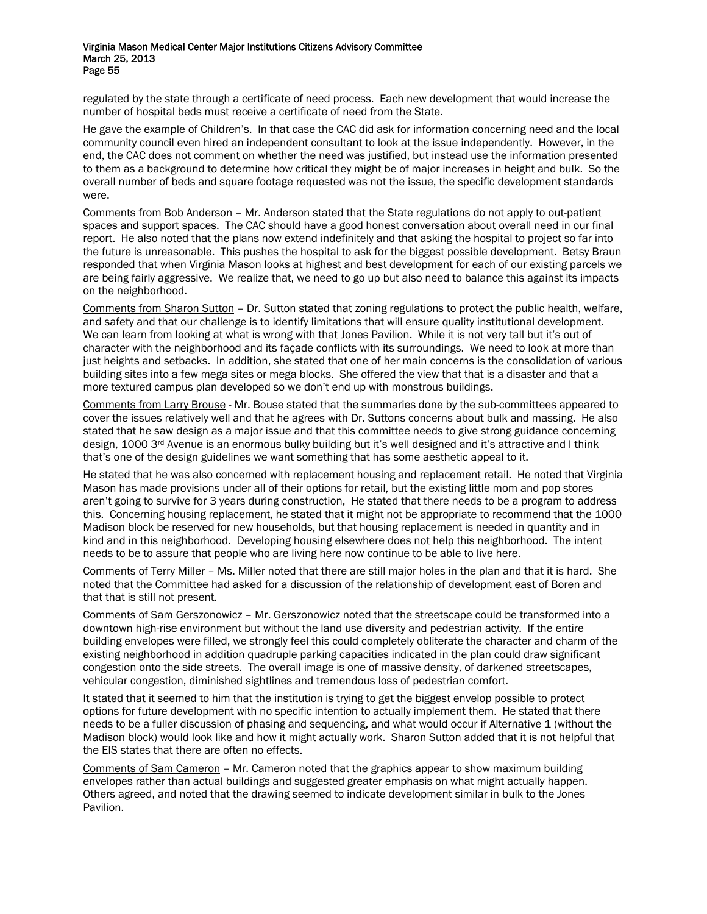regulated by the state through a certificate of need process. Each new development that would increase the number of hospital beds must receive a certificate of need from the State.

He gave the example of Children's. In that case the CAC did ask for information concerning need and the local community council even hired an independent consultant to look at the issue independently. However, in the end, the CAC does not comment on whether the need was justified, but instead use the information presented to them as a background to determine how critical they might be of major increases in height and bulk. So the overall number of beds and square footage requested was not the issue, the specific development standards were.

Comments from Bob Anderson – Mr. Anderson stated that the State regulations do not apply to out-patient spaces and support spaces. The CAC should have a good honest conversation about overall need in our final report. He also noted that the plans now extend indefinitely and that asking the hospital to project so far into the future is unreasonable. This pushes the hospital to ask for the biggest possible development. Betsy Braun responded that when Virginia Mason looks at highest and best development for each of our existing parcels we are being fairly aggressive. We realize that, we need to go up but also need to balance this against its impacts on the neighborhood.

Comments from Sharon Sutton – Dr. Sutton stated that zoning regulations to protect the public health, welfare, and safety and that our challenge is to identify limitations that will ensure quality institutional development. We can learn from looking at what is wrong with that Jones Pavilion. While it is not very tall but it's out of character with the neighborhood and its façade conflicts with its surroundings. We need to look at more than just heights and setbacks. In addition, she stated that one of her main concerns is the consolidation of various building sites into a few mega sites or mega blocks. She offered the view that that is a disaster and that a more textured campus plan developed so we don't end up with monstrous buildings.

Comments from Larry Brouse - Mr. Bouse stated that the summaries done by the sub-committees appeared to cover the issues relatively well and that he agrees with Dr. Suttons concerns about bulk and massing. He also stated that he saw design as a major issue and that this committee needs to give strong guidance concerning design, 1000 3rd Avenue is an enormous bulky building but it's well designed and it's attractive and I think that's one of the design guidelines we want something that has some aesthetic appeal to it.

He stated that he was also concerned with replacement housing and replacement retail. He noted that Virginia Mason has made provisions under all of their options for retail, but the existing little mom and pop stores aren't going to survive for 3 years during construction, He stated that there needs to be a program to address this. Concerning housing replacement, he stated that it might not be appropriate to recommend that the 1000 Madison block be reserved for new households, but that housing replacement is needed in quantity and in kind and in this neighborhood. Developing housing elsewhere does not help this neighborhood. The intent needs to be to assure that people who are living here now continue to be able to live here.

Comments of Terry Miller – Ms. Miller noted that there are still major holes in the plan and that it is hard. She noted that the Committee had asked for a discussion of the relationship of development east of Boren and that that is still not present.

Comments of Sam Gerszonowicz – Mr. Gerszonowicz noted that the streetscape could be transformed into a downtown high-rise environment but without the land use diversity and pedestrian activity. If the entire building envelopes were filled, we strongly feel this could completely obliterate the character and charm of the existing neighborhood in addition quadruple parking capacities indicated in the plan could draw significant congestion onto the side streets. The overall image is one of massive density, of darkened streetscapes, vehicular congestion, diminished sightlines and tremendous loss of pedestrian comfort.

It stated that it seemed to him that the institution is trying to get the biggest envelop possible to protect options for future development with no specific intention to actually implement them. He stated that there needs to be a fuller discussion of phasing and sequencing, and what would occur if Alternative 1 (without the Madison block) would look like and how it might actually work. Sharon Sutton added that it is not helpful that the EIS states that there are often no effects.

Comments of Sam Cameron – Mr. Cameron noted that the graphics appear to show maximum building envelopes rather than actual buildings and suggested greater emphasis on what might actually happen. Others agreed, and noted that the drawing seemed to indicate development similar in bulk to the Jones Pavilion.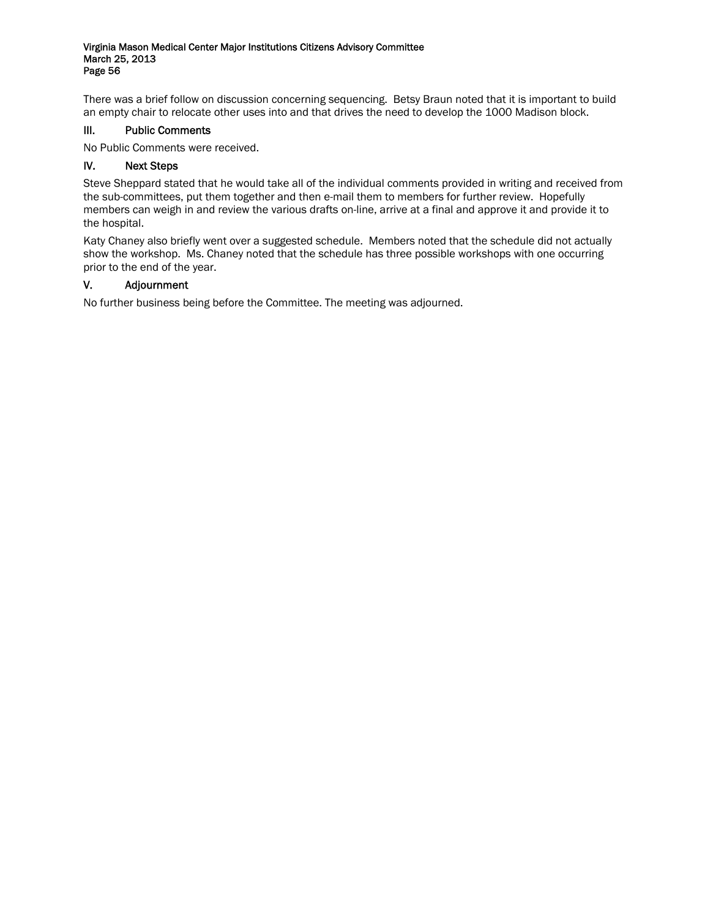There was a brief follow on discussion concerning sequencing. Betsy Braun noted that it is important to build an empty chair to relocate other uses into and that drives the need to develop the 1000 Madison block.

## III. Public Comments

No Public Comments were received.

## IV. Next Steps

Steve Sheppard stated that he would take all of the individual comments provided in writing and received from the sub-committees, put them together and then e-mail them to members for further review. Hopefully members can weigh in and review the various drafts on-line, arrive at a final and approve it and provide it to the hospital.

Katy Chaney also briefly went over a suggested schedule. Members noted that the schedule did not actually show the workshop. Ms. Chaney noted that the schedule has three possible workshops with one occurring prior to the end of the year.

## V. Adjournment

No further business being before the Committee. The meeting was adjourned.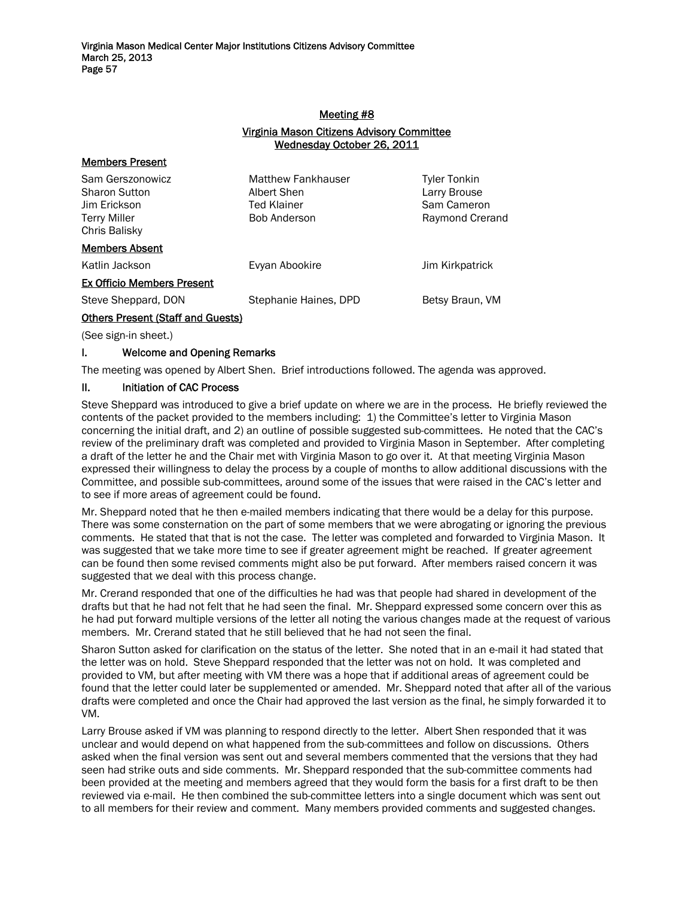## Meeting #8

## Virginia Mason Citizens Advisory Committee
## Wednesday October 26, 2011

### Members Present

| | | |
|---|---|---|
| Sam Gerszonowicz | Matthew Fankhauser | Tyler Tonkin |
| Sharon Sutton | Albert Shen | Larry Brouse |
| Jim Erickson | Ted Klainer | Sam Cameron |
| Terry Miller | Bob Anderson | Raymond Crerand |
| Chris Balisky | | |

### Members Absent

| | | |
|---|---|---|
| Katlin Jackson | Evyan Abookire | Jim Kirkpatrick |

### Ex Officio Members Present

| | | |
|---|---|---|
| Steve Sheppard, DON | Stephanie Haines, DPD | Betsy Braun, VM |

### Others Present (Staff and Guests)

(See sign-in sheet.)

### I. Welcome and Opening Remarks

The meeting was opened by Albert Shen. Brief introductions followed. The agenda was approved.

### II. Initiation of CAC Process

Steve Sheppard was introduced to give a brief update on where we are in the process. He briefly reviewed the contents of the packet provided to the members including: 1) the Committee's letter to Virginia Mason concerning the initial draft, and 2) an outline of possible suggested sub-committees. He noted that the CAC's review of the preliminary draft was completed and provided to Virginia Mason in September. After completing a draft of the letter he and the Chair met with Virginia Mason to go over it. At that meeting Virginia Mason expressed their willingness to delay the process by a couple of months to allow additional discussions with the Committee, and possible sub-committees, around some of the issues that were raised in the CAC's letter and to see if more areas of agreement could be found.

Mr. Sheppard noted that he then e-mailed members indicating that there would be a delay for this purpose. There was some consternation on the part of some members that we were abrogating or ignoring the previous comments. He stated that that is not the case. The letter was completed and forwarded to Virginia Mason. It was suggested that we take more time to see if greater agreement might be reached. If greater agreement can be found then some revised comments might also be put forward. After members raised concern it was suggested that we deal with this process change.

Mr. Crerand responded that one of the difficulties he had was that people had shared in development of the drafts but that he had not felt that he had seen the final. Mr. Sheppard expressed some concern over this as he had put forward multiple versions of the letter all noting the various changes made at the request of various members. Mr. Crerand stated that he still believed that he had not seen the final.

Sharon Sutton asked for clarification on the status of the letter. She noted that in an e-mail it had stated that the letter was on hold. Steve Sheppard responded that the letter was not on hold. It was completed and provided to VM, but after meeting with VM there was a hope that if additional areas of agreement could be found that the letter could later be supplemented or amended. Mr. Sheppard noted that after all of the various drafts were completed and once the Chair had approved the last version as the final, he simply forwarded it to VM.

Larry Brouse asked if VM was planning to respond directly to the letter. Albert Shen responded that it was unclear and would depend on what happened from the sub-committees and follow on discussions. Others asked when the final version was sent out and several members commented that the versions that they had seen had strike outs and side comments. Mr. Sheppard responded that the sub-committee comments had been provided at the meeting and members agreed that they would form the basis for a first draft to be then reviewed via e-mail. He then combined the sub-committee letters into a single document which was sent out to all members for their review and comment. Many members provided comments and suggested changes.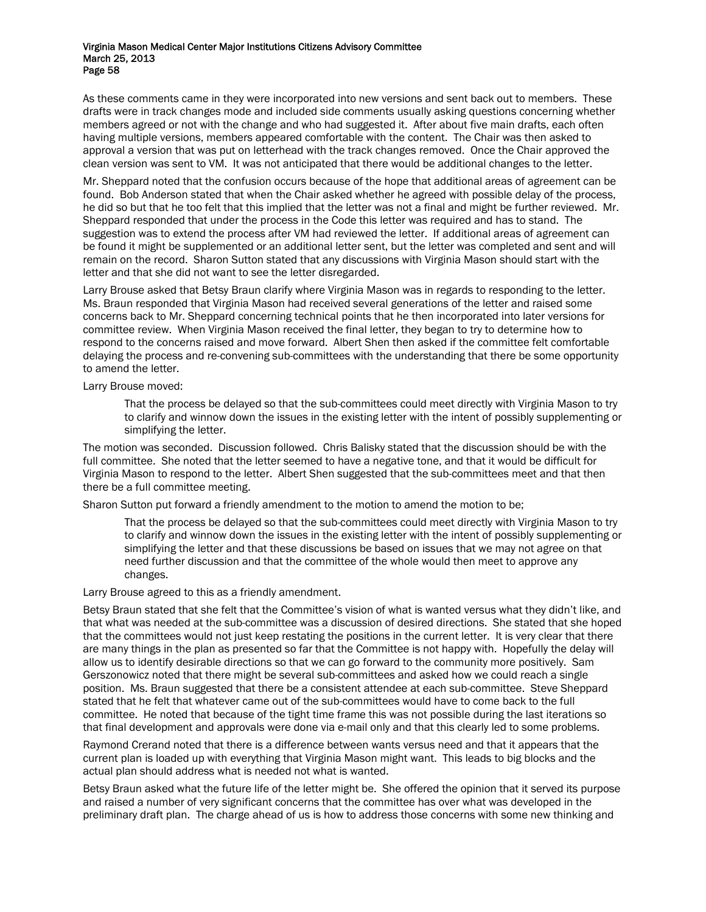As these comments came in they were incorporated into new versions and sent back out to members. These drafts were in track changes mode and included side comments usually asking questions concerning whether members agreed or not with the change and who had suggested it. After about five main drafts, each often having multiple versions, members appeared comfortable with the content. The Chair was then asked to approval a version that was put on letterhead with the track changes removed. Once the Chair approved the clean version was sent to VM. It was not anticipated that there would be additional changes to the letter.

Mr. Sheppard noted that the confusion occurs because of the hope that additional areas of agreement can be found. Bob Anderson stated that when the Chair asked whether he agreed with possible delay of the process, he did so but that he too felt that this implied that the letter was not a final and might be further reviewed. Mr. Sheppard responded that under the process in the Code this letter was required and has to stand. The suggestion was to extend the process after VM had reviewed the letter. If additional areas of agreement can be found it might be supplemented or an additional letter sent, but the letter was completed and sent and will remain on the record. Sharon Sutton stated that any discussions with Virginia Mason should start with the letter and that she did not want to see the letter disregarded.

Larry Brouse asked that Betsy Braun clarify where Virginia Mason was in regards to responding to the letter. Ms. Braun responded that Virginia Mason had received several generations of the letter and raised some concerns back to Mr. Sheppard concerning technical points that he then incorporated into later versions for committee review. When Virginia Mason received the final letter, they began to try to determine how to respond to the concerns raised and move forward. Albert Shen then asked if the committee felt comfortable delaying the process and re-convening sub-committees with the understanding that there be some opportunity to amend the letter.

Larry Brouse moved:

> That the process be delayed so that the sub-committees could meet directly with Virginia Mason to try to clarify and winnow down the issues in the existing letter with the intent of possibly supplementing or simplifying the letter.

The motion was seconded. Discussion followed. Chris Balisky stated that the discussion should be with the full committee. She noted that the letter seemed to have a negative tone, and that it would be difficult for Virginia Mason to respond to the letter. Albert Shen suggested that the sub-committees meet and that then there be a full committee meeting.

Sharon Sutton put forward a friendly amendment to the motion to amend the motion to be;

> That the process be delayed so that the sub-committees could meet directly with Virginia Mason to try to clarify and winnow down the issues in the existing letter with the intent of possibly supplementing or simplifying the letter and that these discussions be based on issues that we may not agree on that need further discussion and that the committee of the whole would then meet to approve any changes.

Larry Brouse agreed to this as a friendly amendment.

Betsy Braun stated that she felt that the Committee's vision of what is wanted versus what they didn't like, and that what was needed at the sub-committee was a discussion of desired directions. She stated that she hoped that the committees would not just keep restating the positions in the current letter. It is very clear that there are many things in the plan as presented so far that the Committee is not happy with. Hopefully the delay will allow us to identify desirable directions so that we can go forward to the community more positively. Sam Gerszonowicz noted that there might be several sub-committees and asked how we could reach a single position. Ms. Braun suggested that there be a consistent attendee at each sub-committee. Steve Sheppard stated that he felt that whatever came out of the sub-committees would have to come back to the full committee. He noted that because of the tight time frame this was not possible during the last iterations so that final development and approvals were done via e-mail only and that this clearly led to some problems.

Raymond Crerand noted that there is a difference between wants versus need and that it appears that the current plan is loaded up with everything that Virginia Mason might want. This leads to big blocks and the actual plan should address what is needed not what is wanted.

Betsy Braun asked what the future life of the letter might be. She offered the opinion that it served its purpose and raised a number of very significant concerns that the committee has over what was developed in the preliminary draft plan. The charge ahead of us is how to address those concerns with some new thinking and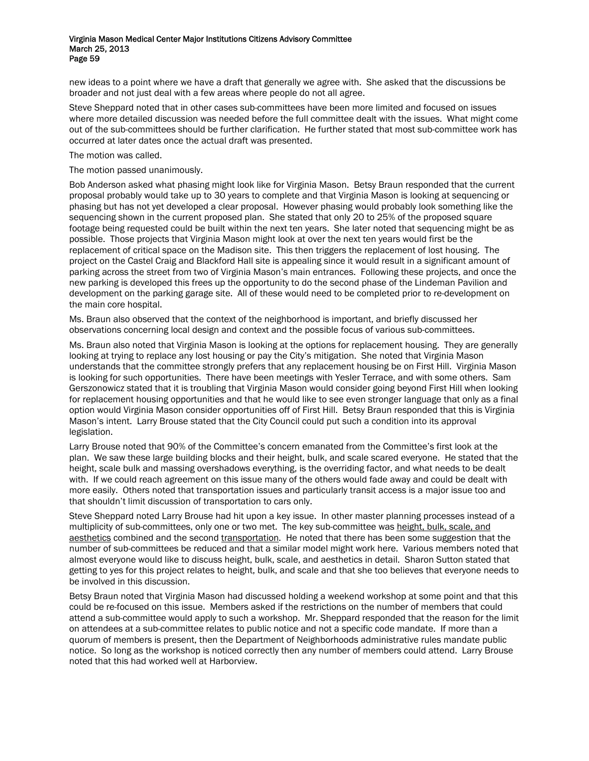new ideas to a point where we have a draft that generally we agree with. She asked that the discussions be broader and not just deal with a few areas where people do not all agree.

Steve Sheppard noted that in other cases sub-committees have been more limited and focused on issues where more detailed discussion was needed before the full committee dealt with the issues. What might come out of the sub-committees should be further clarification. He further stated that most sub-committee work has occurred at later dates once the actual draft was presented.

The motion was called.

The motion passed unanimously.

Bob Anderson asked what phasing might look like for Virginia Mason. Betsy Braun responded that the current proposal probably would take up to 30 years to complete and that Virginia Mason is looking at sequencing or phasing but has not yet developed a clear proposal. However phasing would probably look something like the sequencing shown in the current proposed plan. She stated that only 20 to 25% of the proposed square footage being requested could be built within the next ten years. She later noted that sequencing might be as possible. Those projects that Virginia Mason might look at over the next ten years would first be the replacement of critical space on the Madison site. This then triggers the replacement of lost housing. The project on the Castel Craig and Blackford Hall site is appealing since it would result in a significant amount of parking across the street from two of Virginia Mason's main entrances. Following these projects, and once the new parking is developed this frees up the opportunity to do the second phase of the Lindeman Pavilion and development on the parking garage site. All of these would need to be completed prior to re-development on the main core hospital.

Ms. Braun also observed that the context of the neighborhood is important, and briefly discussed her observations concerning local design and context and the possible focus of various sub-committees.

Ms. Braun also noted that Virginia Mason is looking at the options for replacement housing. They are generally looking at trying to replace any lost housing or pay the City's mitigation. She noted that Virginia Mason understands that the committee strongly prefers that any replacement housing be on First Hill. Virginia Mason is looking for such opportunities. There have been meetings with Yesler Terrace, and with some others. Sam Gerszonowicz stated that it is troubling that Virginia Mason would consider going beyond First Hill when looking for replacement housing opportunities and that he would like to see even stronger language that only as a final option would Virginia Mason consider opportunities off of First Hill. Betsy Braun responded that this is Virginia Mason's intent. Larry Brouse stated that the City Council could put such a condition into its approval legislation.

Larry Brouse noted that 90% of the Committee's concern emanated from the Committee's first look at the plan. We saw these large building blocks and their height, bulk, and scale scared everyone. He stated that the height, scale bulk and massing overshadows everything, is the overriding factor, and what needs to be dealt with. If we could reach agreement on this issue many of the others would fade away and could be dealt with more easily. Others noted that transportation issues and particularly transit access is a major issue too and that shouldn't limit discussion of transportation to cars only.

Steve Sheppard noted Larry Brouse had hit upon a key issue. In other master planning processes instead of a multiplicity of sub-committees, only one or two met. The key sub-committee was <u>height, bulk, scale, and aesthetics</u> combined and the second <u>transportation</u>. He noted that there has been some suggestion that the number of sub-committees be reduced and that a similar model might work here. Various members noted that almost everyone would like to discuss height, bulk, scale, and aesthetics in detail. Sharon Sutton stated that getting to yes for this project relates to height, bulk, and scale and that she too believes that everyone needs to be involved in this discussion.

Betsy Braun noted that Virginia Mason had discussed holding a weekend workshop at some point and that this could be re-focused on this issue. Members asked if the restrictions on the number of members that could attend a sub-committee would apply to such a workshop. Mr. Sheppard responded that the reason for the limit on attendees at a sub-committee relates to public notice and not a specific code mandate. If more than a quorum of members is present, then the Department of Neighborhoods administrative rules mandate public notice. So long as the workshop is noticed correctly then any number of members could attend. Larry Brouse noted that this had worked well at Harborview.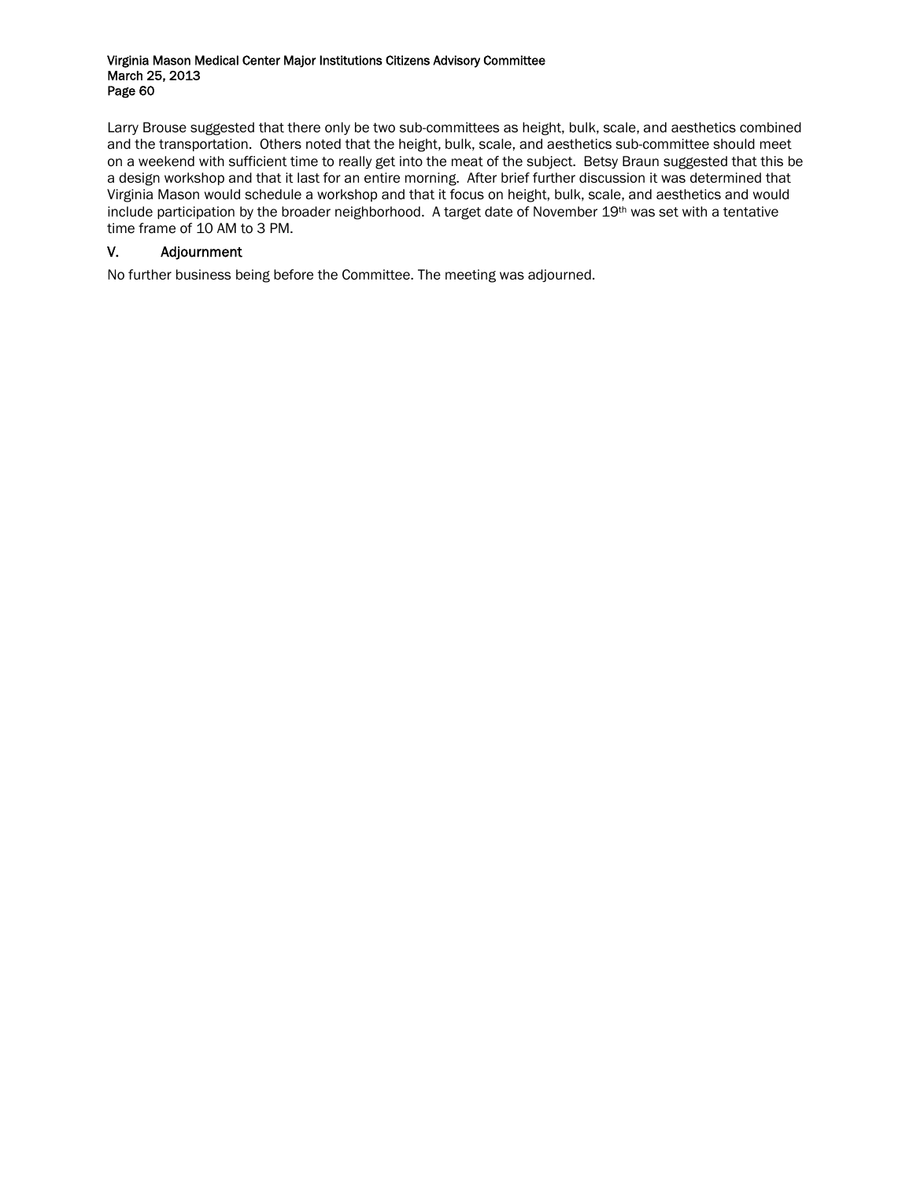Larry Brouse suggested that there only be two sub-committees as height, bulk, scale, and aesthetics combined and the transportation. Others noted that the height, bulk, scale, and aesthetics sub-committee should meet on a weekend with sufficient time to really get into the meat of the subject. Betsy Braun suggested that this be a design workshop and that it last for an entire morning. After brief further discussion it was determined that Virginia Mason would schedule a workshop and that it focus on height, bulk, scale, and aesthetics and would include participation by the broader neighborhood. A target date of November 19th was set with a tentative time frame of 10 AM to 3 PM.

## V. Adjournment

No further business being before the Committee. The meeting was adjourned.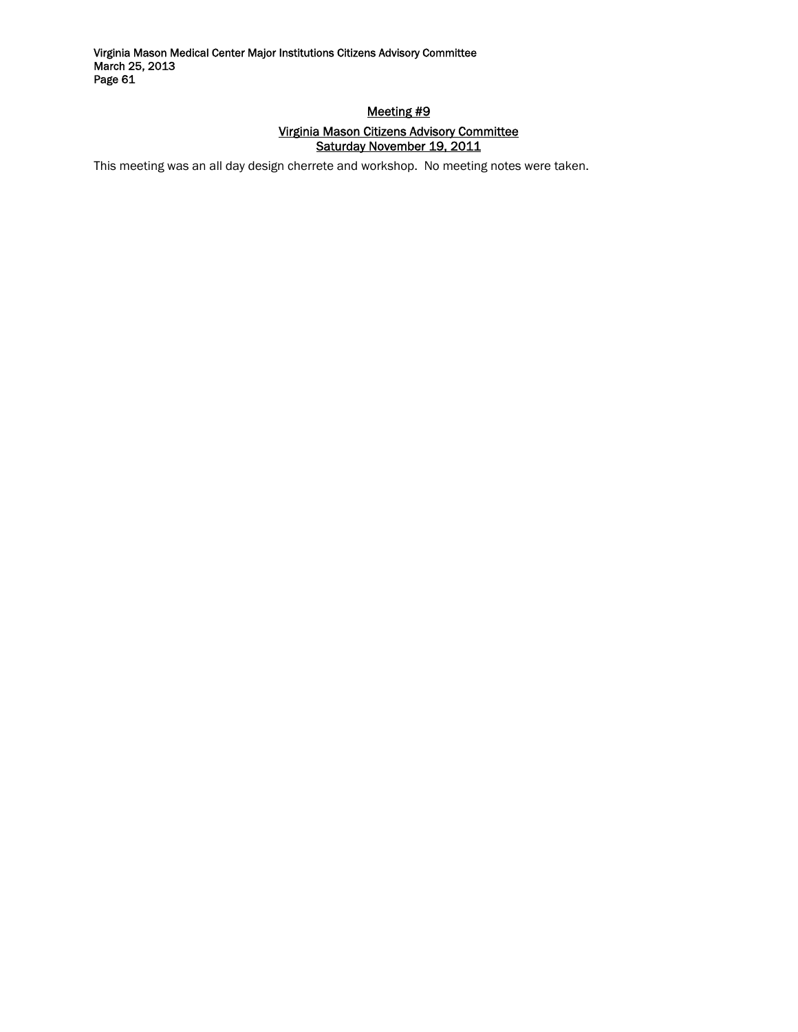## Meeting #9

## Virginia Mason Citizens Advisory Committee
## Saturday November 19, 2011

This meeting was an all day design cherrete and workshop. No meeting notes were taken.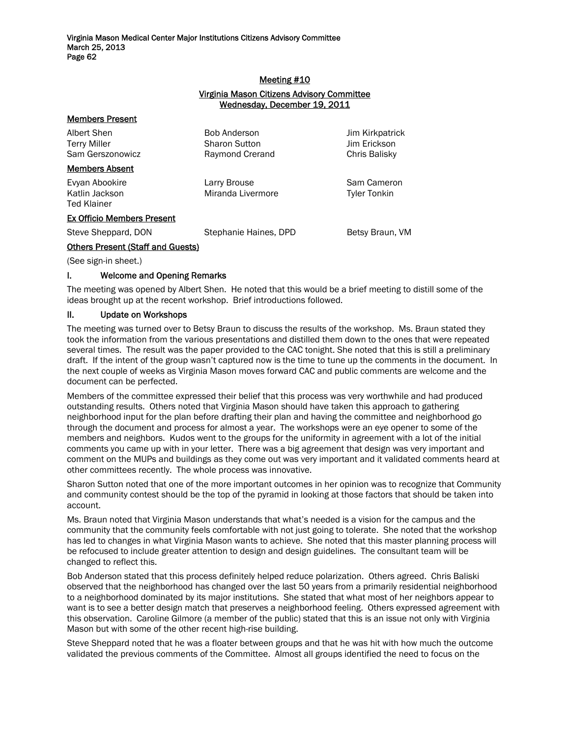## Meeting #10

### Virginia Mason Citizens Advisory Committee
### Wednesday, December 19, 2011

**Members Present**

| | | |
|---|---|---|
| Albert Shen | Bob Anderson | Jim Kirkpatrick |
| Terry Miller | Sharon Sutton | Jim Erickson |
| Sam Gerszonowicz | Raymond Crerand | Chris Balisky |

**Members Absent**

| | | |
|---|---|---|
| Evyan Abookire | Larry Brouse | Sam Cameron |
| Katlin Jackson | Miranda Livermore | Tyler Tonkin |
| Ted Klainer | | |

**Ex Officio Members Present**

| | | |
|---|---|---|
| Steve Sheppard, DON | Stephanie Haines, DPD | Betsy Braun, VM |

**Others Present (Staff and Guests)**

(See sign-in sheet.)

### I. Welcome and Opening Remarks

The meeting was opened by Albert Shen. He noted that this would be a brief meeting to distill some of the ideas brought up at the recent workshop. Brief introductions followed.

### II. Update on Workshops

The meeting was turned over to Betsy Braun to discuss the results of the workshop. Ms. Braun stated they took the information from the various presentations and distilled them down to the ones that were repeated several times. The result was the paper provided to the CAC tonight. She noted that this is still a preliminary draft. If the intent of the group wasn't captured now is the time to tune up the comments in the document. In the next couple of weeks as Virginia Mason moves forward CAC and public comments are welcome and the document can be perfected.

Members of the committee expressed their belief that this process was very worthwhile and had produced outstanding results. Others noted that Virginia Mason should have taken this approach to gathering neighborhood input for the plan before drafting their plan and having the committee and neighborhood go through the document and process for almost a year. The workshops were an eye opener to some of the members and neighbors. Kudos went to the groups for the uniformity in agreement with a lot of the initial comments you came up with in your letter. There was a big agreement that design was very important and comment on the MUPs and buildings as they come out was very important and it validated comments heard at other committees recently. The whole process was innovative.

Sharon Sutton noted that one of the more important outcomes in her opinion was to recognize that Community and community contest should be the top of the pyramid in looking at those factors that should be taken into account.

Ms. Braun noted that Virginia Mason understands that what's needed is a vision for the campus and the community that the community feels comfortable with not just going to tolerate. She noted that the workshop has led to changes in what Virginia Mason wants to achieve. She noted that this master planning process will be refocused to include greater attention to design and design guidelines. The consultant team will be changed to reflect this.

Bob Anderson stated that this process definitely helped reduce polarization. Others agreed. Chris Baliski observed that the neighborhood has changed over the last 50 years from a primarily residential neighborhood to a neighborhood dominated by its major institutions. She stated that what most of her neighbors appear to want is to see a better design match that preserves a neighborhood feeling. Others expressed agreement with this observation. Caroline Gilmore (a member of the public) stated that this is an issue not only with Virginia Mason but with some of the other recent high-rise building.

Steve Sheppard noted that he was a floater between groups and that he was hit with how much the outcome validated the previous comments of the Committee. Almost all groups identified the need to focus on the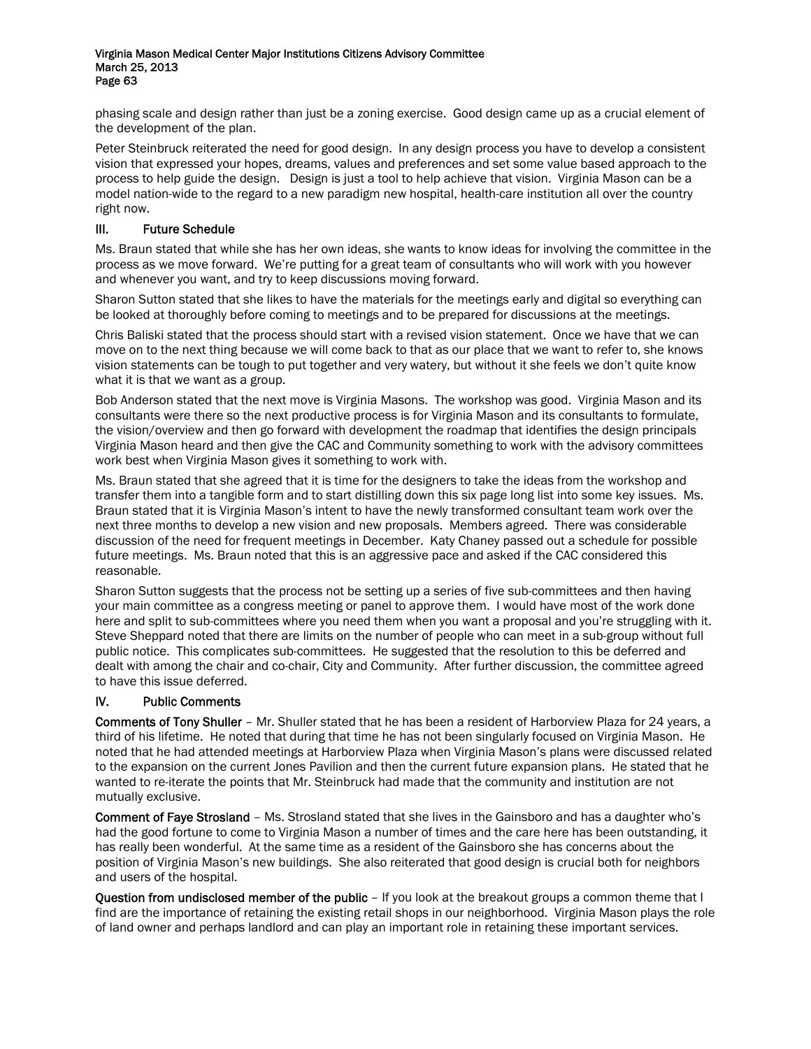phasing scale and design rather than just be a zoning exercise. Good design came up as a crucial element of the development of the plan.

Peter Steinbruck reiterated the need for good design. In any design process you have to develop a consistent vision that expressed your hopes, dreams, values and preferences and set some value based approach to the process to help guide the design. Design is just a tool to help achieve that vision. Virginia Mason can be a model nation-wide to the regard to a new paradigm new hospital, health-care institution all over the country right now.

## III. Future Schedule

Ms. Braun stated that while she has her own ideas, she wants to know ideas for involving the committee in the process as we move forward. We're putting for a great team of consultants who will work with you however and whenever you want, and try to keep discussions moving forward.

Sharon Sutton stated that she likes to have the materials for the meetings early and digital so everything can be looked at thoroughly before coming to meetings and to be prepared for discussions at the meetings.

Chris Baliski stated that the process should start with a revised vision statement. Once we have that we can move on to the next thing because we will come back to that as our place that we want to refer to, she knows vision statements can be tough to put together and very watery, but without it she feels we don't quite know what it is that we want as a group.

Bob Anderson stated that the next move is Virginia Masons. The workshop was good. Virginia Mason and its consultants were there so the next productive process is for Virginia Mason and its consultants to formulate, the vision/overview and then go forward with development the roadmap that identifies the design principals Virginia Mason heard and then give the CAC and Community something to work with the advisory committees work best when Virginia Mason gives it something to work with.

Ms. Braun stated that she agreed that it is time for the designers to take the ideas from the workshop and transfer them into a tangible form and to start distilling down this six page long list into some key issues. Ms. Braun stated that it is Virginia Mason's intent to have the newly transformed consultant team work over the next three months to develop a new vision and new proposals. Members agreed. There was considerable discussion of the need for frequent meetings in December. Katy Chaney passed out a schedule for possible future meetings. Ms. Braun noted that this is an aggressive pace and asked if the CAC considered this reasonable.

Sharon Sutton suggests that the process not be setting up a series of five sub-committees and then having your main committee as a congress meeting or panel to approve them. I would have most of the work done here and split to sub-committees where you need them when you want a proposal and you're struggling with it. Steve Sheppard noted that there are limits on the number of people who can meet in a sub-group without full public notice. This complicates sub-committees. He suggested that the resolution to this be deferred and dealt with among the chair and co-chair, City and Community. After further discussion, the committee agreed to have this issue deferred.

## IV. Public Comments

**Comments of Tony Shuller** – Mr. Shuller stated that he has been a resident of Harborview Plaza for 24 years, a third of his lifetime. He noted that during that time he has not been singularly focused on Virginia Mason. He noted that he had attended meetings at Harborview Plaza when Virginia Mason's plans were discussed related to the expansion on the current Jones Pavilion and then the current future expansion plans. He stated that he wanted to re-iterate the points that Mr. Steinbruck had made that the community and institution are not mutually exclusive.

**Comment of Faye Strosland** – Ms. Strosland stated that she lives in the Gainsboro and has a daughter who's had the good fortune to come to Virginia Mason a number of times and the care here has been outstanding, it has really been wonderful. At the same time as a resident of the Gainsboro she has concerns about the position of Virginia Mason's new buildings. She also reiterated that good design is crucial both for neighbors and users of the hospital.

**Question from undisclosed member of the public** – If you look at the breakout groups a common theme that I find are the importance of retaining the existing retail shops in our neighborhood. Virginia Mason plays the role of land owner and perhaps landlord and can play an important role in retaining these important services.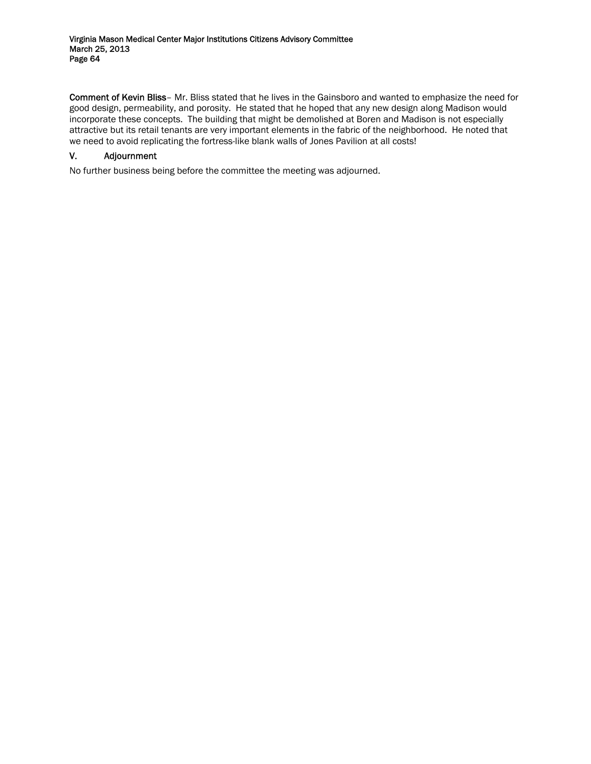**Comment of Kevin Bliss**– Mr. Bliss stated that he lives in the Gainsboro and wanted to emphasize the need for good design, permeability, and porosity. He stated that he hoped that any new design along Madison would incorporate these concepts. The building that might be demolished at Boren and Madison is not especially attractive but its retail tenants are very important elements in the fabric of the neighborhood. He noted that we need to avoid replicating the fortress-like blank walls of Jones Pavilion at all costs!

## V. Adjournment

No further business being before the committee the meeting was adjourned.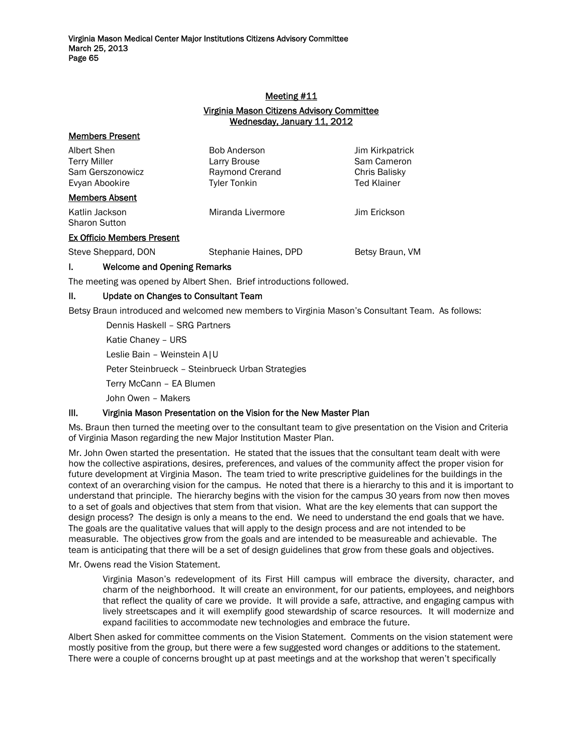## Meeting #11

### Virginia Mason Citizens Advisory Committee
### Wednesday, January 11, 2012

**Members Present**

| | | |
|---|---|---|
| Albert Shen | Bob Anderson | Jim Kirkpatrick |
| Terry Miller | Larry Brouse | Sam Cameron |
| Sam Gerszonowicz | Raymond Crerand | Chris Balisky |
| Evyan Abookire | Tyler Tonkin | Ted Klainer |

**Members Absent**

| | | |
|---|---|---|
| Katlin Jackson | Miranda Livermore | Jim Erickson |
| Sharon Sutton | | |

**Ex Officio Members Present**

| | | |
|---|---|---|
| Steve Sheppard, DON | Stephanie Haines, DPD | Betsy Braun, VM |

### I. Welcome and Opening Remarks

The meeting was opened by Albert Shen. Brief introductions followed.

### II. Update on Changes to Consultant Team

Betsy Braun introduced and welcomed new members to Virginia Mason's Consultant Team. As follows:

Dennis Haskell – SRG Partners

Katie Chaney – URS

Leslie Bain – Weinstein A|U

Peter Steinbrueck – Steinbrueck Urban Strategies

Terry McCann – EA Blumen

John Owen – Makers

### III. Virginia Mason Presentation on the Vision for the New Master Plan

Ms. Braun then turned the meeting over to the consultant team to give presentation on the Vision and Criteria of Virginia Mason regarding the new Major Institution Master Plan.

Mr. John Owen started the presentation. He stated that the issues that the consultant team dealt with were how the collective aspirations, desires, preferences, and values of the community affect the proper vision for future development at Virginia Mason. The team tried to write prescriptive guidelines for the buildings in the context of an overarching vision for the campus. He noted that there is a hierarchy to this and it is important to understand that principle. The hierarchy begins with the vision for the campus 30 years from now then moves to a set of goals and objectives that stem from that vision. What are the key elements that can support the design process? The design is only a means to the end. We need to understand the end goals that we have. The goals are the qualitative values that will apply to the design process and are not intended to be measurable. The objectives grow from the goals and are intended to be measureable and achievable. The team is anticipating that there will be a set of design guidelines that grow from these goals and objectives.

Mr. Owens read the Vision Statement.

> Virginia Mason's redevelopment of its First Hill campus will embrace the diversity, character, and charm of the neighborhood. It will create an environment, for our patients, employees, and neighbors that reflect the quality of care we provide. It will provide a safe, attractive, and engaging campus with lively streetscapes and it will exemplify good stewardship of scarce resources. It will modernize and expand facilities to accommodate new technologies and embrace the future.

Albert Shen asked for committee comments on the Vision Statement. Comments on the vision statement were mostly positive from the group, but there were a few suggested word changes or additions to the statement. There were a couple of concerns brought up at past meetings and at the workshop that weren't specifically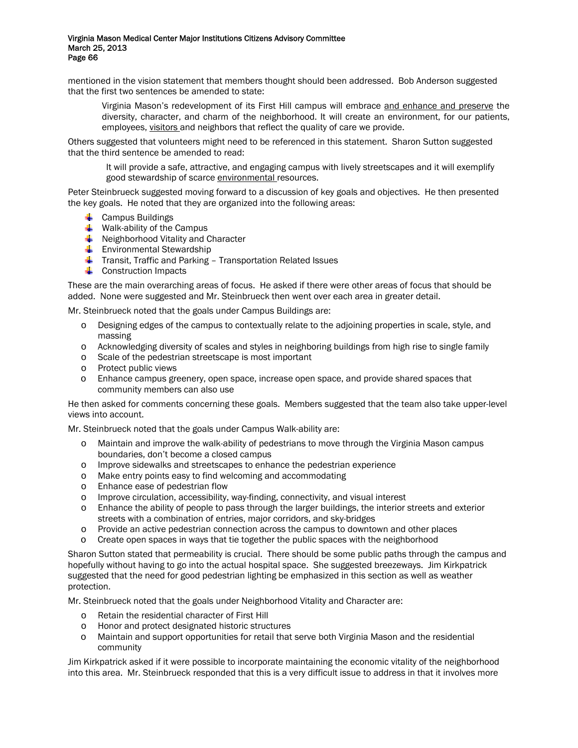mentioned in the vision statement that members thought should been addressed. Bob Anderson suggested that the first two sentences be amended to state:

> Virginia Mason's redevelopment of its First Hill campus will embrace <u>and enhance and preserve</u> the diversity, character, and charm of the neighborhood. It will create an environment, for our patients, employees, <u>visitors</u> and neighbors that reflect the quality of care we provide.

Others suggested that volunteers might need to be referenced in this statement. Sharon Sutton suggested that the third sentence be amended to read:

> It will provide a safe, attractive, and engaging campus with lively streetscapes and it will exemplify good stewardship of scarce <u>environmental</u> resources.

Peter Steinbrueck suggested moving forward to a discussion of key goals and objectives. He then presented the key goals. He noted that they are organized into the following areas:

- Campus Buildings
- Walk-ability of the Campus
- Neighborhood Vitality and Character
- Environmental Stewardship
- Transit, Traffic and Parking – Transportation Related Issues
- Construction Impacts

These are the main overarching areas of focus. He asked if there were other areas of focus that should be added. None were suggested and Mr. Steinbrueck then went over each area in greater detail.

Mr. Steinbrueck noted that the goals under Campus Buildings are:

- Designing edges of the campus to contextually relate to the adjoining properties in scale, style, and massing
- Acknowledging diversity of scales and styles in neighboring buildings from high rise to single family
- Scale of the pedestrian streetscape is most important
- Protect public views
- Enhance campus greenery, open space, increase open space, and provide shared spaces that community members can also use

He then asked for comments concerning these goals. Members suggested that the team also take upper-level views into account.

Mr. Steinbrueck noted that the goals under Campus Walk-ability are:

- Maintain and improve the walk-ability of pedestrians to move through the Virginia Mason campus boundaries, don't become a closed campus
- Improve sidewalks and streetscapes to enhance the pedestrian experience
- Make entry points easy to find welcoming and accommodating
- Enhance ease of pedestrian flow
- Improve circulation, accessibility, way-finding, connectivity, and visual interest
- Enhance the ability of people to pass through the larger buildings, the interior streets and exterior streets with a combination of entries, major corridors, and sky-bridges
- Provide an active pedestrian connection across the campus to downtown and other places
- Create open spaces in ways that tie together the public spaces with the neighborhood

Sharon Sutton stated that permeability is crucial. There should be some public paths through the campus and hopefully without having to go into the actual hospital space. She suggested breezeways. Jim Kirkpatrick suggested that the need for good pedestrian lighting be emphasized in this section as well as weather protection.

Mr. Steinbrueck noted that the goals under Neighborhood Vitality and Character are:

- Retain the residential character of First Hill
- Honor and protect designated historic structures
- Maintain and support opportunities for retail that serve both Virginia Mason and the residential community

Jim Kirkpatrick asked if it were possible to incorporate maintaining the economic vitality of the neighborhood into this area. Mr. Steinbrueck responded that this is a very difficult issue to address in that it involves more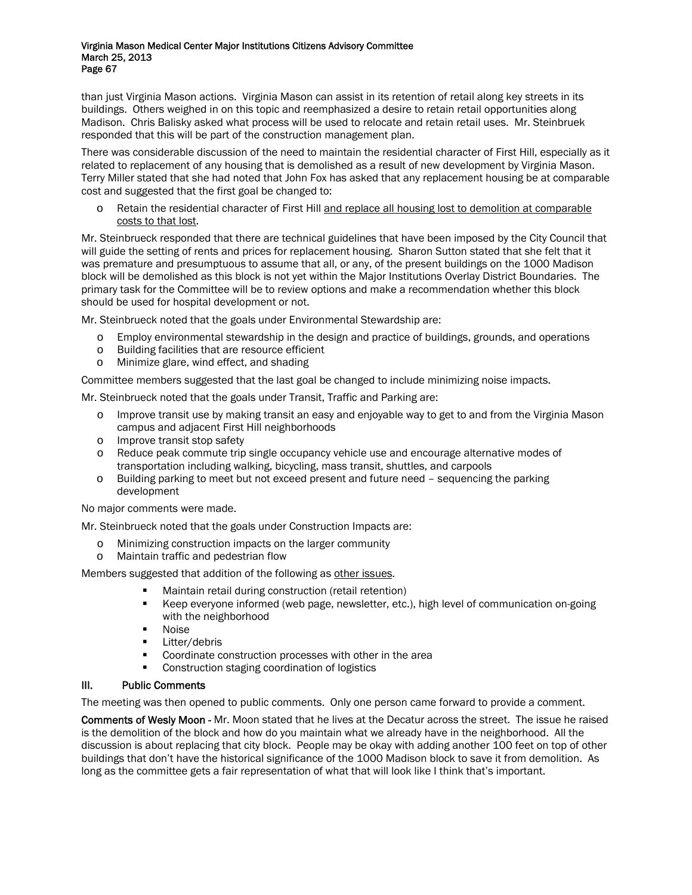than just Virginia Mason actions. Virginia Mason can assist in its retention of retail along key streets in its buildings. Others weighed in on this topic and reemphasized a desire to retain retail opportunities along Madison. Chris Balisky asked what process will be used to relocate and retain retail uses. Mr. Steinbruek responded that this will be part of the construction management plan.

There was considerable discussion of the need to maintain the residential character of First Hill, especially as it related to replacement of any housing that is demolished as a result of new development by Virginia Mason. Terry Miller stated that she had noted that John Fox has asked that any replacement housing be at comparable cost and suggested that the first goal be changed to:

- Retain the residential character of First Hill <u>and replace all housing lost to demolition at comparable costs to that lost</u>.

Mr. Steinbrueck responded that there are technical guidelines that have been imposed by the City Council that will guide the setting of rents and prices for replacement housing. Sharon Sutton stated that she felt that it was premature and presumptuous to assume that all, or any, of the present buildings on the 1000 Madison block will be demolished as this block is not yet within the Major Institutions Overlay District Boundaries. The primary task for the Committee will be to review options and make a recommendation whether this block should be used for hospital development or not.

Mr. Steinbrueck noted that the goals under Environmental Stewardship are:

- Employ environmental stewardship in the design and practice of buildings, grounds, and operations
- Building facilities that are resource efficient
- Minimize glare, wind effect, and shading

Committee members suggested that the last goal be changed to include minimizing noise impacts.

Mr. Steinbrueck noted that the goals under Transit, Traffic and Parking are:

- Improve transit use by making transit an easy and enjoyable way to get to and from the Virginia Mason campus and adjacent First Hill neighborhoods
- Improve transit stop safety
- Reduce peak commute trip single occupancy vehicle use and encourage alternative modes of transportation including walking, bicycling, mass transit, shuttles, and carpools
- Building parking to meet but not exceed present and future need – sequencing the parking development

No major comments were made.

Mr. Steinbrueck noted that the goals under Construction Impacts are:

- Minimizing construction impacts on the larger community
- Maintain traffic and pedestrian flow

Members suggested that addition of the following as <u>other issues</u>.

- Maintain retail during construction (retail retention)
- Keep everyone informed (web page, newsletter, etc.), high level of communication on-going with the neighborhood
- Noise
- Litter/debris
- Coordinate construction processes with other in the area
- Construction staging coordination of logistics

## III. Public Comments

The meeting was then opened to public comments. Only one person came forward to provide a comment.

**Comments of Wesly Moon** - Mr. Moon stated that he lives at the Decatur across the street. The issue he raised is the demolition of the block and how do you maintain what we already have in the neighborhood. All the discussion is about replacing that city block. People may be okay with adding another 100 feet on top of other buildings that don't have the historical significance of the 1000 Madison block to save it from demolition. As long as the committee gets a fair representation of what that will look like I think that's important.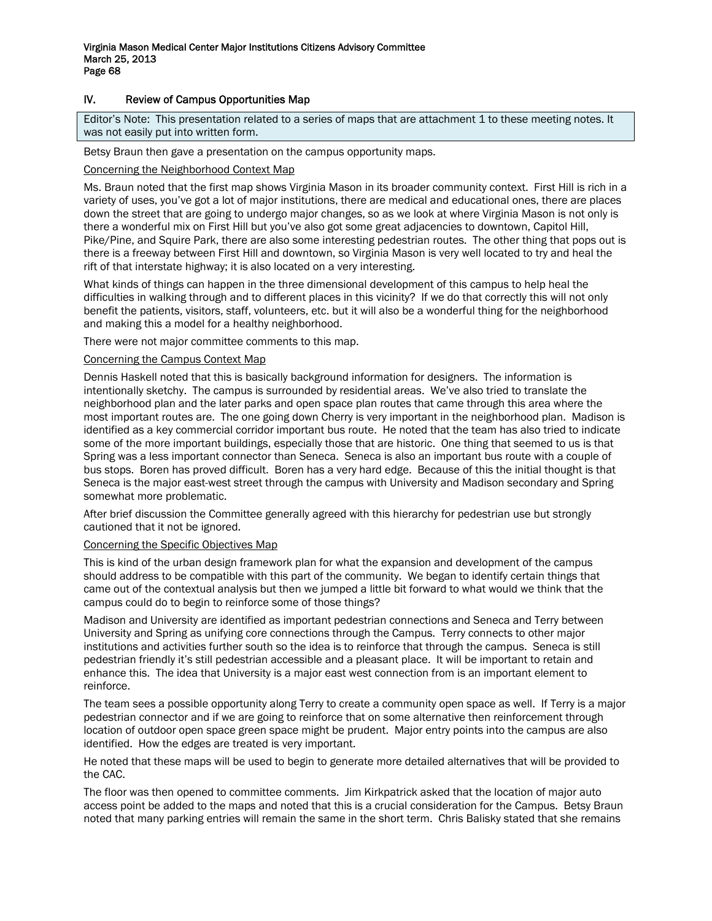## IV. Review of Campus Opportunities Map

> Editor's Note: This presentation related to a series of maps that are attachment 1 to these meeting notes. It was not easily put into written form.

Betsy Braun then gave a presentation on the campus opportunity maps.

Concerning the Neighborhood Context Map

Ms. Braun noted that the first map shows Virginia Mason in its broader community context. First Hill is rich in a variety of uses, you've got a lot of major institutions, there are medical and educational ones, there are places down the street that are going to undergo major changes, so as we look at where Virginia Mason is not only is there a wonderful mix on First Hill but you've also got some great adjacencies to downtown, Capitol Hill, Pike/Pine, and Squire Park, there are also some interesting pedestrian routes. The other thing that pops out is there is a freeway between First Hill and downtown, so Virginia Mason is very well located to try and heal the rift of that interstate highway; it is also located on a very interesting.

What kinds of things can happen in the three dimensional development of this campus to help heal the difficulties in walking through and to different places in this vicinity? If we do that correctly this will not only benefit the patients, visitors, staff, volunteers, etc. but it will also be a wonderful thing for the neighborhood and making this a model for a healthy neighborhood.

There were not major committee comments to this map.

Concerning the Campus Context Map

Dennis Haskell noted that this is basically background information for designers. The information is intentionally sketchy. The campus is surrounded by residential areas. We've also tried to translate the neighborhood plan and the later parks and open space plan routes that came through this area where the most important routes are. The one going down Cherry is very important in the neighborhood plan. Madison is identified as a key commercial corridor important bus route. He noted that the team has also tried to indicate some of the more important buildings, especially those that are historic. One thing that seemed to us is that Spring was a less important connector than Seneca. Seneca is also an important bus route with a couple of bus stops. Boren has proved difficult. Boren has a very hard edge. Because of this the initial thought is that Seneca is the major east-west street through the campus with University and Madison secondary and Spring somewhat more problematic.

After brief discussion the Committee generally agreed with this hierarchy for pedestrian use but strongly cautioned that it not be ignored.

Concerning the Specific Objectives Map

This is kind of the urban design framework plan for what the expansion and development of the campus should address to be compatible with this part of the community. We began to identify certain things that came out of the contextual analysis but then we jumped a little bit forward to what would we think that the campus could do to begin to reinforce some of those things?

Madison and University are identified as important pedestrian connections and Seneca and Terry between University and Spring as unifying core connections through the Campus. Terry connects to other major institutions and activities further south so the idea is to reinforce that through the campus. Seneca is still pedestrian friendly it's still pedestrian accessible and a pleasant place. It will be important to retain and enhance this. The idea that University is a major east west connection from is an important element to reinforce.

The team sees a possible opportunity along Terry to create a community open space as well. If Terry is a major pedestrian connector and if we are going to reinforce that on some alternative then reinforcement through location of outdoor open space green space might be prudent. Major entry points into the campus are also identified. How the edges are treated is very important.

He noted that these maps will be used to begin to generate more detailed alternatives that will be provided to the CAC.

The floor was then opened to committee comments. Jim Kirkpatrick asked that the location of major auto access point be added to the maps and noted that this is a crucial consideration for the Campus. Betsy Braun noted that many parking entries will remain the same in the short term. Chris Balisky stated that she remains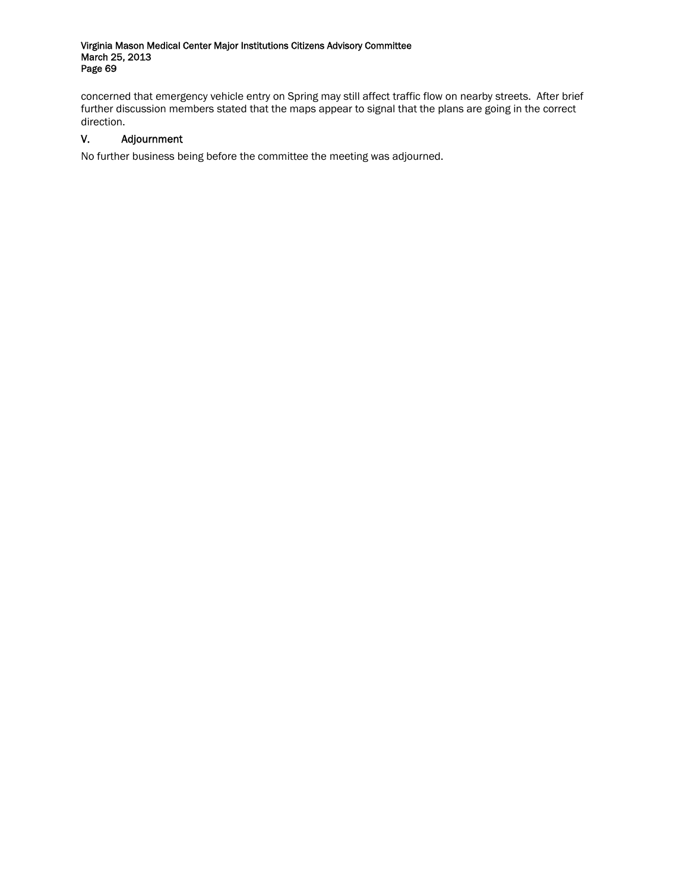concerned that emergency vehicle entry on Spring may still affect traffic flow on nearby streets. After brief further discussion members stated that the maps appear to signal that the plans are going in the correct direction.

## V. Adjournment

No further business being before the committee the meeting was adjourned.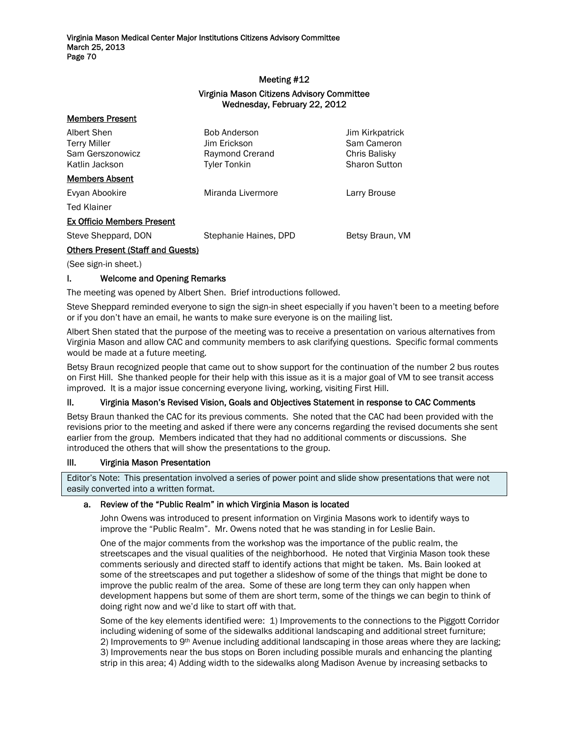## Meeting #12

### Virginia Mason Citizens Advisory Committee
### Wednesday, February 22, 2012

**Members Present**

| | | |
|---|---|---|
| Albert Shen | Bob Anderson | Jim Kirkpatrick |
| Terry Miller | Jim Erickson | Sam Cameron |
| Sam Gerszonowicz | Raymond Crerand | Chris Balisky |
| Katlin Jackson | Tyler Tonkin | Sharon Sutton |

**Members Absent**

| | | |
|---|---|---|
| Evyan Abookire | Miranda Livermore | Larry Brouse |
| Ted Klainer | | |

**Ex Officio Members Present**

| | | |
|---|---|---|
| Steve Sheppard, DON | Stephanie Haines, DPD | Betsy Braun, VM |

**Others Present (Staff and Guests)**

(See sign-in sheet.)

### I. Welcome and Opening Remarks

The meeting was opened by Albert Shen. Brief introductions followed.

Steve Sheppard reminded everyone to sign the sign-in sheet especially if you haven't been to a meeting before or if you don't have an email, he wants to make sure everyone is on the mailing list.

Albert Shen stated that the purpose of the meeting was to receive a presentation on various alternatives from Virginia Mason and allow CAC and community members to ask clarifying questions. Specific formal comments would be made at a future meeting.

Betsy Braun recognized people that came out to show support for the continuation of the number 2 bus routes on First Hill. She thanked people for their help with this issue as it is a major goal of VM to see transit access improved. It is a major issue concerning everyone living, working, visiting First Hill.

### II. Virginia Mason's Revised Vision, Goals and Objectives Statement in response to CAC Comments

Betsy Braun thanked the CAC for its previous comments. She noted that the CAC had been provided with the revisions prior to the meeting and asked if there were any concerns regarding the revised documents she sent earlier from the group. Members indicated that they had no additional comments or discussions. She introduced the others that will show the presentations to the group.

### III. Virginia Mason Presentation

Editor's Note: This presentation involved a series of power point and slide show presentations that were not easily converted into a written format.

#### a. Review of the "Public Realm" in which Virginia Mason is located

John Owens was introduced to present information on Virginia Masons work to identify ways to improve the "Public Realm". Mr. Owens noted that he was standing in for Leslie Bain.

One of the major comments from the workshop was the importance of the public realm, the streetscapes and the visual qualities of the neighborhood. He noted that Virginia Mason took these comments seriously and directed staff to identify actions that might be taken. Ms. Bain looked at some of the streetscapes and put together a slideshow of some of the things that might be done to improve the public realm of the area. Some of these are long term they can only happen when development happens but some of them are short term, some of the things we can begin to think of doing right now and we'd like to start off with that.

Some of the key elements identified were: 1) Improvements to the connections to the Piggott Corridor including widening of some of the sidewalks additional landscaping and additional street furniture; 2) Improvements to 9th Avenue including additional landscaping in those areas where they are lacking; 3) Improvements near the bus stops on Boren including possible murals and enhancing the planting strip in this area; 4) Adding width to the sidewalks along Madison Avenue by increasing setbacks to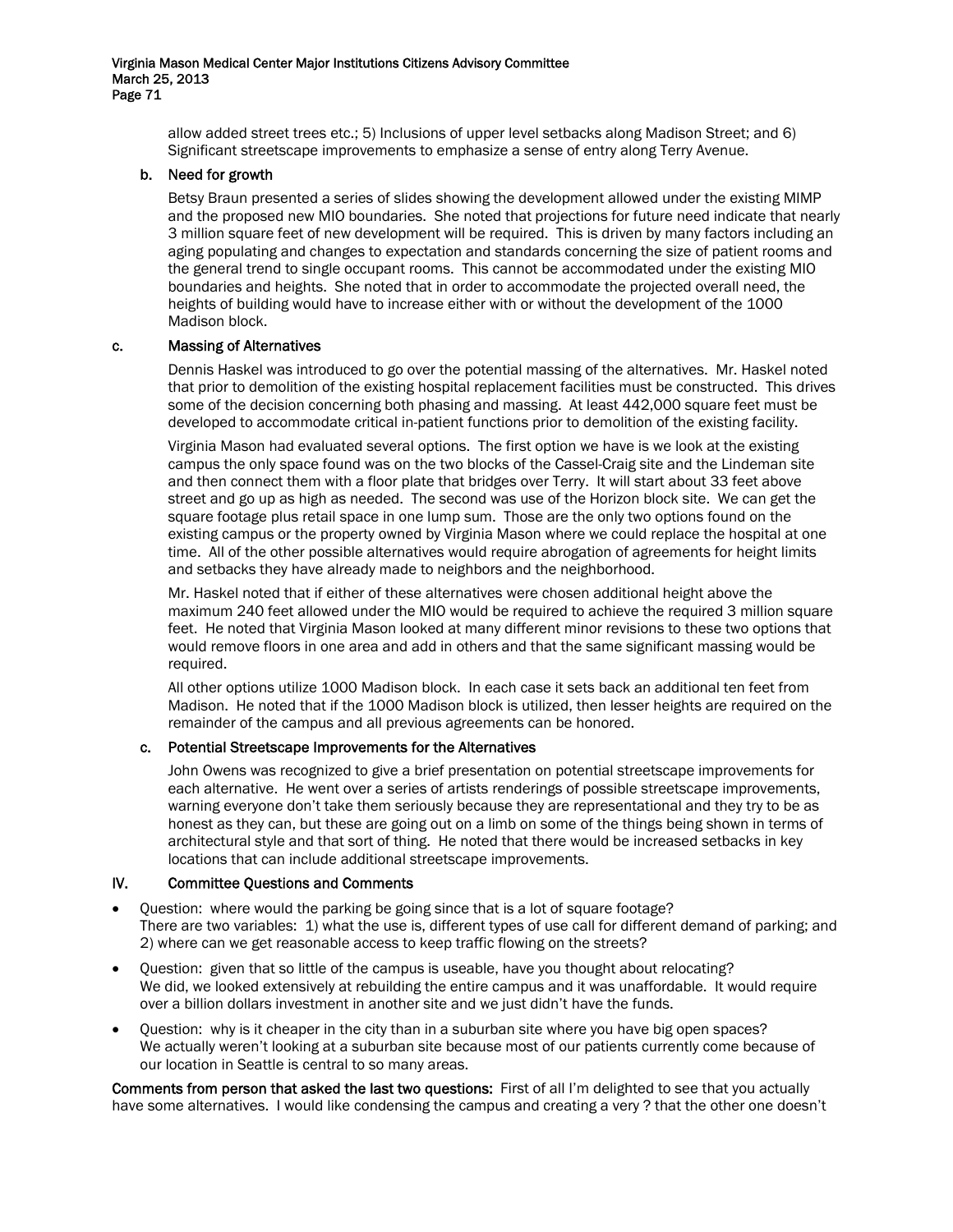allow added street trees etc.; 5) Inclusions of upper level setbacks along Madison Street; and 6) Significant streetscape improvements to emphasize a sense of entry along Terry Avenue.

### b. Need for growth

Betsy Braun presented a series of slides showing the development allowed under the existing MIMP and the proposed new MIO boundaries. She noted that projections for future need indicate that nearly 3 million square feet of new development will be required. This is driven by many factors including an aging populating and changes to expectation and standards concerning the size of patient rooms and the general trend to single occupant rooms. This cannot be accommodated under the existing MIO boundaries and heights. She noted that in order to accommodate the projected overall need, the heights of building would have to increase either with or without the development of the 1000 Madison block.

### c. Massing of Alternatives

Dennis Haskel was introduced to go over the potential massing of the alternatives. Mr. Haskel noted that prior to demolition of the existing hospital replacement facilities must be constructed. This drives some of the decision concerning both phasing and massing. At least 442,000 square feet must be developed to accommodate critical in-patient functions prior to demolition of the existing facility.

Virginia Mason had evaluated several options. The first option we have is we look at the existing campus the only space found was on the two blocks of the Cassel-Craig site and the Lindeman site and then connect them with a floor plate that bridges over Terry. It will start about 33 feet above street and go up as high as needed. The second was use of the Horizon block site. We can get the square footage plus retail space in one lump sum. Those are the only two options found on the existing campus or the property owned by Virginia Mason where we could replace the hospital at one time. All of the other possible alternatives would require abrogation of agreements for height limits and setbacks they have already made to neighbors and the neighborhood.

Mr. Haskel noted that if either of these alternatives were chosen additional height above the maximum 240 feet allowed under the MIO would be required to achieve the required 3 million square feet. He noted that Virginia Mason looked at many different minor revisions to these two options that would remove floors in one area and add in others and that the same significant massing would be required.

All other options utilize 1000 Madison block. In each case it sets back an additional ten feet from Madison. He noted that if the 1000 Madison block is utilized, then lesser heights are required on the remainder of the campus and all previous agreements can be honored.

### c. Potential Streetscape Improvements for the Alternatives

John Owens was recognized to give a brief presentation on potential streetscape improvements for each alternative. He went over a series of artists renderings of possible streetscape improvements, warning everyone don't take them seriously because they are representational and they try to be as honest as they can, but these are going out on a limb on some of the things being shown in terms of architectural style and that sort of thing. He noted that there would be increased setbacks in key locations that can include additional streetscape improvements.

## IV. Committee Questions and Comments

- Question: where would the parking be going since that is a lot of square footage?
  There are two variables: 1) what the use is, different types of use call for different demand of parking; and 2) where can we get reasonable access to keep traffic flowing on the streets?
- Question: given that so little of the campus is useable, have you thought about relocating?
  We did, we looked extensively at rebuilding the entire campus and it was unaffordable. It would require over a billion dollars investment in another site and we just didn't have the funds.
- Question: why is it cheaper in the city than in a suburban site where you have big open spaces?
  We actually weren't looking at a suburban site because most of our patients currently come because of our location in Seattle is central to so many areas.

**Comments from person that asked the last two questions:** First of all I'm delighted to see that you actually have some alternatives. I would like condensing the campus and creating a very ? that the other one doesn't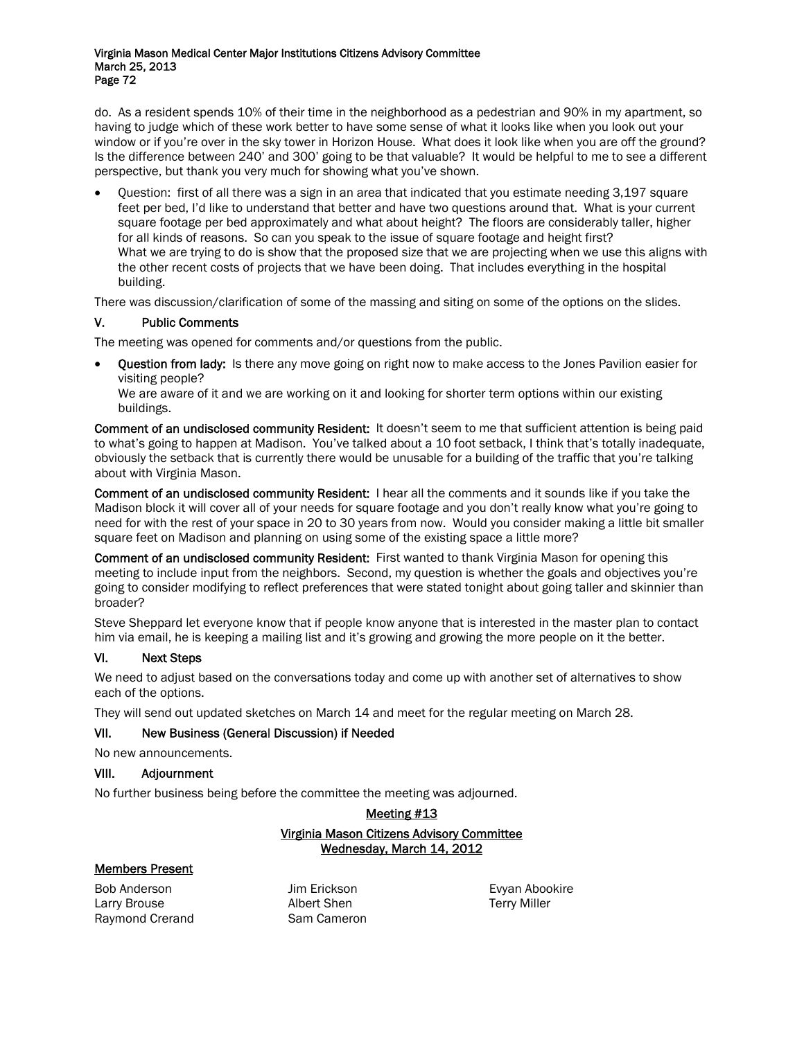do. As a resident spends 10% of their time in the neighborhood as a pedestrian and 90% in my apartment, so having to judge which of these work better to have some sense of what it looks like when you look out your window or if you're over in the sky tower in Horizon House. What does it look like when you are off the ground? Is the difference between 240' and 300' going to be that valuable? It would be helpful to me to see a different perspective, but thank you very much for showing what you've shown.

- Question: first of all there was a sign in an area that indicated that you estimate needing 3,197 square feet per bed, I'd like to understand that better and have two questions around that. What is your current square footage per bed approximately and what about height? The floors are considerably taller, higher for all kinds of reasons. So can you speak to the issue of square footage and height first?
  What we are trying to do is show that the proposed size that we are projecting when we use this aligns with the other recent costs of projects that we have been doing. That includes everything in the hospital building.

There was discussion/clarification of some of the massing and siting on some of the options on the slides.

## V. Public Comments

The meeting was opened for comments and/or questions from the public.

- **Question from lady:** Is there any move going on right now to make access to the Jones Pavilion easier for visiting people?
  We are aware of it and we are working on it and looking for shorter term options within our existing buildings.

**Comment of an undisclosed community Resident:** It doesn't seem to me that sufficient attention is being paid to what's going to happen at Madison. You've talked about a 10 foot setback, I think that's totally inadequate, obviously the setback that is currently there would be unusable for a building of the traffic that you're talking about with Virginia Mason.

**Comment of an undisclosed community Resident:** I hear all the comments and it sounds like if you take the Madison block it will cover all of your needs for square footage and you don't really know what you're going to need for with the rest of your space in 20 to 30 years from now. Would you consider making a little bit smaller square feet on Madison and planning on using some of the existing space a little more?

**Comment of an undisclosed community Resident:** First wanted to thank Virginia Mason for opening this meeting to include input from the neighbors. Second, my question is whether the goals and objectives you're going to consider modifying to reflect preferences that were stated tonight about going taller and skinnier than broader?

Steve Sheppard let everyone know that if people know anyone that is interested in the master plan to contact him via email, he is keeping a mailing list and it's growing and growing the more people on it the better.

## VI. Next Steps

We need to adjust based on the conversations today and come up with another set of alternatives to show each of the options.

They will send out updated sketches on March 14 and meet for the regular meeting on March 28.

## VII. New Business (General Discussion) if Needed

No new announcements.

## VIII. Adjournment

No further business being before the committee the meeting was adjourned.

## Meeting #13

### Virginia Mason Citizens Advisory Committee
### Wednesday, March 14, 2012

**Members Present**

| | | |
|---|---|---|
| Bob Anderson | Jim Erickson | Evyan Abookire |
| Larry Brouse | Albert Shen | Terry Miller |
| Raymond Crerand | Sam Cameron | |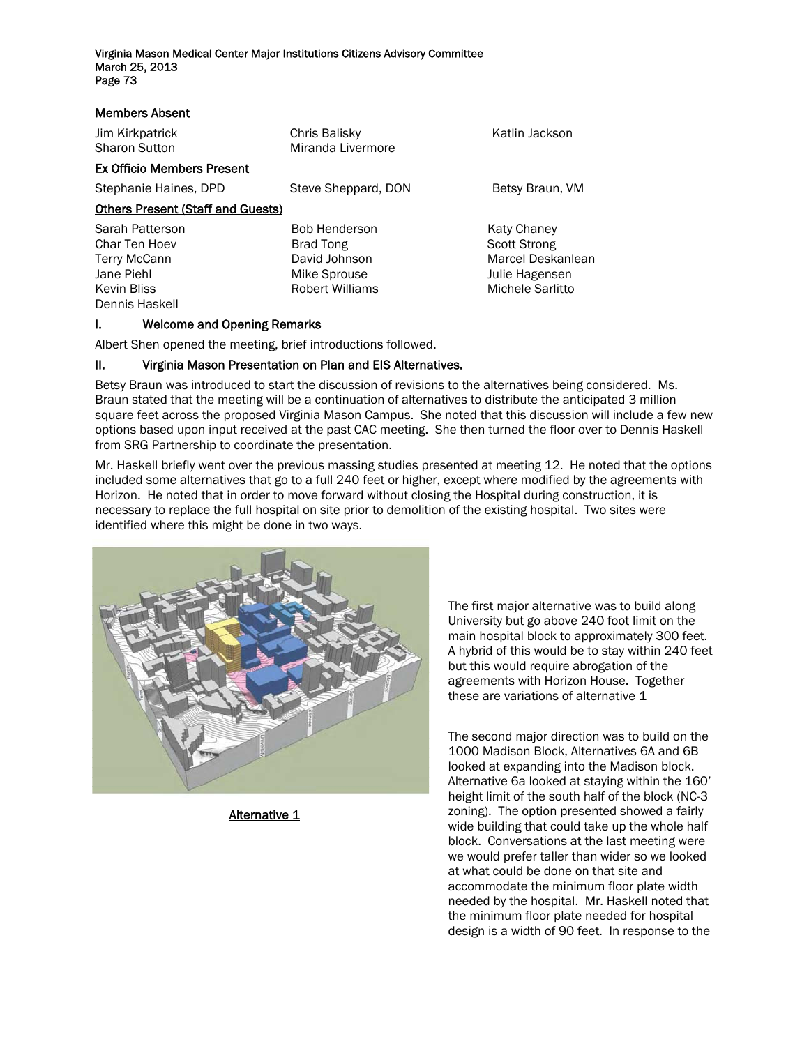Members Absent

| | | |
|---|---|---|
| Jim Kirkpatrick | Chris Balisky | Katlin Jackson |
| Sharon Sutton | Miranda Livermore | |

Ex Officio Members Present

| | | |
|---|---|---|
| Stephanie Haines, DPD | Steve Sheppard, DON | Betsy Braun, VM |

Others Present (Staff and Guests)

| | | |
|---|---|---|
| Sarah Patterson | Bob Henderson | Katy Chaney |
| Char Ten Hoev | Brad Tong | Scott Strong |
| Terry McCann | David Johnson | Marcel Deskanlean |
| Jane Piehl | Mike Sprouse | Julie Hagensen |
| Kevin Bliss | Robert Williams | Michele Sarlitto |
| Dennis Haskell | | |

## I. Welcome and Opening Remarks

Albert Shen opened the meeting, brief introductions followed.

## II. Virginia Mason Presentation on Plan and EIS Alternatives.

Betsy Braun was introduced to start the discussion of revisions to the alternatives being considered. Ms. Braun stated that the meeting will be a continuation of alternatives to distribute the anticipated 3 million square feet across the proposed Virginia Mason Campus. She noted that this discussion will include a few new options based upon input received at the past CAC meeting. She then turned the floor over to Dennis Haskell from SRG Partnership to coordinate the presentation.

Mr. Haskell briefly went over the previous massing studies presented at meeting 12. He noted that the options included some alternatives that go to a full 240 feet or higher, except where modified by the agreements with Horizon. He noted that in order to move forward without closing the Hospital during construction, it is necessary to replace the full hospital on site prior to demolition of the existing hospital. Two sites were identified where this might be done in two ways.

Alternative 1

The first major alternative was to build along University but go above 240 foot limit on the main hospital block to approximately 300 feet. A hybrid of this would be to stay within 240 feet but this would require abrogation of the agreements with Horizon House. Together these are variations of alternative 1

The second major direction was to build on the 1000 Madison Block, Alternatives 6A and 6B looked at expanding into the Madison block. Alternative 6a looked at staying within the 160' height limit of the south half of the block (NC-3 zoning). The option presented showed a fairly wide building that could take up the whole half block. Conversations at the last meeting were we would prefer taller than wider so we looked at what could be done on that site and accommodate the minimum floor plate width needed by the hospital. Mr. Haskell noted that the minimum floor plate needed for hospital design is a width of 90 feet. In response to the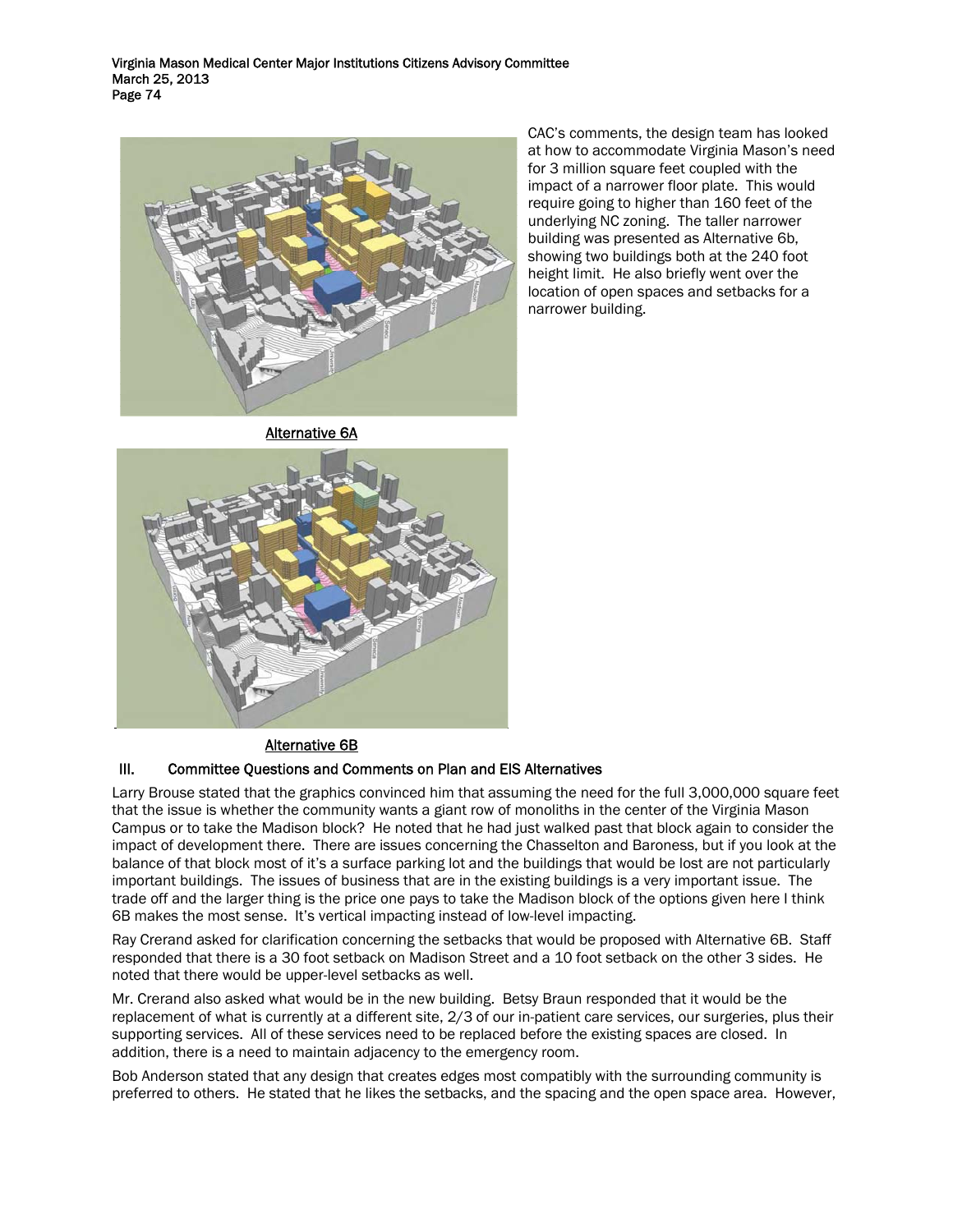CAC's comments, the design team has looked at how to accommodate Virginia Mason's need for 3 million square feet coupled with the impact of a narrower floor plate. This would require going to higher than 160 feet of the underlying NC zoning. The taller narrower building was presented as Alternative 6b, showing two buildings both at the 240 foot height limit. He also briefly went over the location of open spaces and setbacks for a narrower building.

Alternative 6A

Alternative 6B

## III. Committee Questions and Comments on Plan and EIS Alternatives

Larry Brouse stated that the graphics convinced him that assuming the need for the full 3,000,000 square feet that the issue is whether the community wants a giant row of monoliths in the center of the Virginia Mason Campus or to take the Madison block? He noted that he had just walked past that block again to consider the impact of development there. There are issues concerning the Chasselton and Baroness, but if you look at the balance of that block most of it's a surface parking lot and the buildings that would be lost are not particularly important buildings. The issues of business that are in the existing buildings is a very important issue. The trade off and the larger thing is the price one pays to take the Madison block of the options given here I think 6B makes the most sense. It's vertical impacting instead of low-level impacting.

Ray Crerand asked for clarification concerning the setbacks that would be proposed with Alternative 6B. Staff responded that there is a 30 foot setback on Madison Street and a 10 foot setback on the other 3 sides. He noted that there would be upper-level setbacks as well.

Mr. Crerand also asked what would be in the new building. Betsy Braun responded that it would be the replacement of what is currently at a different site, 2/3 of our in-patient care services, our surgeries, plus their supporting services. All of these services need to be replaced before the existing spaces are closed. In addition, there is a need to maintain adjacency to the emergency room.

Bob Anderson stated that any design that creates edges most compatibly with the surrounding community is preferred to others. He stated that he likes the setbacks, and the spacing and the open space area. However,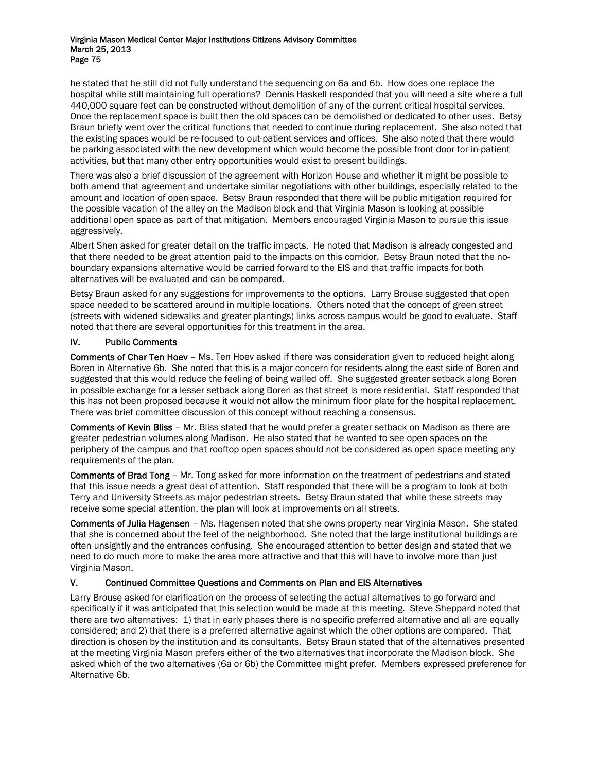he stated that he still did not fully understand the sequencing on 6a and 6b. How does one replace the hospital while still maintaining full operations? Dennis Haskell responded that you will need a site where a full 440,000 square feet can be constructed without demolition of any of the current critical hospital services. Once the replacement space is built then the old spaces can be demolished or dedicated to other uses. Betsy Braun briefly went over the critical functions that needed to continue during replacement. She also noted that the existing spaces would be re-focused to out-patient services and offices. She also noted that there would be parking associated with the new development which would become the possible front door for in-patient activities, but that many other entry opportunities would exist to present buildings.

There was also a brief discussion of the agreement with Horizon House and whether it might be possible to both amend that agreement and undertake similar negotiations with other buildings, especially related to the amount and location of open space. Betsy Braun responded that there will be public mitigation required for the possible vacation of the alley on the Madison block and that Virginia Mason is looking at possible additional open space as part of that mitigation. Members encouraged Virginia Mason to pursue this issue aggressively.

Albert Shen asked for greater detail on the traffic impacts. He noted that Madison is already congested and that there needed to be great attention paid to the impacts on this corridor. Betsy Braun noted that the no-boundary expansions alternative would be carried forward to the EIS and that traffic impacts for both alternatives will be evaluated and can be compared.

Betsy Braun asked for any suggestions for improvements to the options. Larry Brouse suggested that open space needed to be scattered around in multiple locations. Others noted that the concept of green street (streets with widened sidewalks and greater plantings) links across campus would be good to evaluate. Staff noted that there are several opportunities for this treatment in the area.

## IV. Public Comments

**Comments of Char Ten Hoev** – Ms. Ten Hoev asked if there was consideration given to reduced height along Boren in Alternative 6b. She noted that this is a major concern for residents along the east side of Boren and suggested that this would reduce the feeling of being walled off. She suggested greater setback along Boren in possible exchange for a lesser setback along Boren as that street is more residential. Staff responded that this has not been proposed because it would not allow the minimum floor plate for the hospital replacement. There was brief committee discussion of this concept without reaching a consensus.

**Comments of Kevin Bliss** – Mr. Bliss stated that he would prefer a greater setback on Madison as there are greater pedestrian volumes along Madison. He also stated that he wanted to see open spaces on the periphery of the campus and that rooftop open spaces should not be considered as open space meeting any requirements of the plan.

**Comments of Brad Tong** – Mr. Tong asked for more information on the treatment of pedestrians and stated that this issue needs a great deal of attention. Staff responded that there will be a program to look at both Terry and University Streets as major pedestrian streets. Betsy Braun stated that while these streets may receive some special attention, the plan will look at improvements on all streets.

**Comments of Julia Hagensen** – Ms. Hagensen noted that she owns property near Virginia Mason. She stated that she is concerned about the feel of the neighborhood. She noted that the large institutional buildings are often unsightly and the entrances confusing. She encouraged attention to better design and stated that we need to do much more to make the area more attractive and that this will have to involve more than just Virginia Mason.

## V. Continued Committee Questions and Comments on Plan and EIS Alternatives

Larry Brouse asked for clarification on the process of selecting the actual alternatives to go forward and specifically if it was anticipated that this selection would be made at this meeting. Steve Sheppard noted that there are two alternatives: 1) that in early phases there is no specific preferred alternative and all are equally considered; and 2) that there is a preferred alternative against which the other options are compared. That direction is chosen by the institution and its consultants. Betsy Braun stated that of the alternatives presented at the meeting Virginia Mason prefers either of the two alternatives that incorporate the Madison block. She asked which of the two alternatives (6a or 6b) the Committee might prefer. Members expressed preference for Alternative 6b.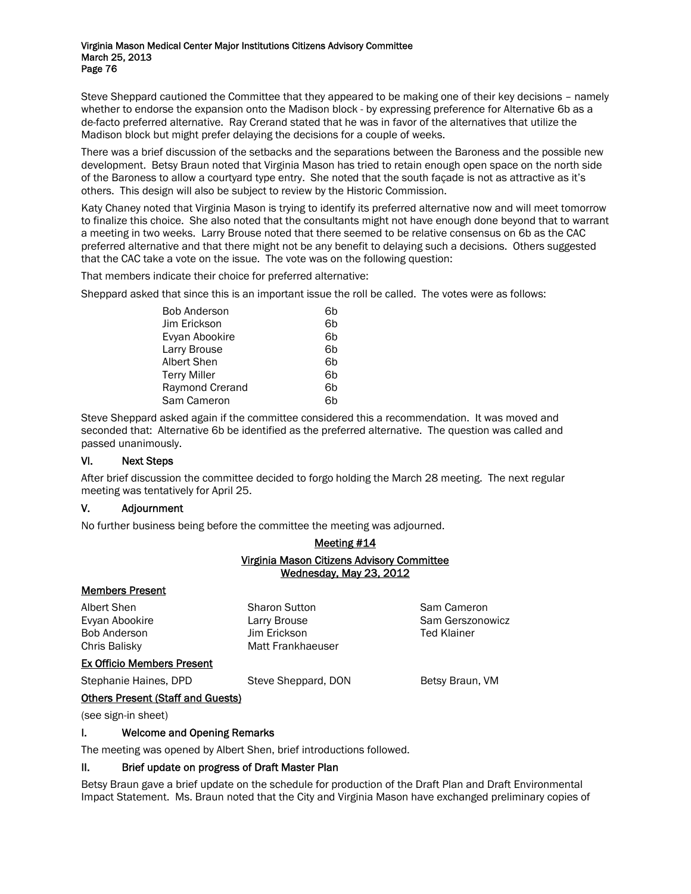Steve Sheppard cautioned the Committee that they appeared to be making one of their key decisions – namely whether to endorse the expansion onto the Madison block - by expressing preference for Alternative 6b as a de-facto preferred alternative. Ray Crerand stated that he was in favor of the alternatives that utilize the Madison block but might prefer delaying the decisions for a couple of weeks.

There was a brief discussion of the setbacks and the separations between the Baroness and the possible new development. Betsy Braun noted that Virginia Mason has tried to retain enough open space on the north side of the Baroness to allow a courtyard type entry. She noted that the south façade is not as attractive as it's others. This design will also be subject to review by the Historic Commission.

Katy Chaney noted that Virginia Mason is trying to identify its preferred alternative now and will meet tomorrow to finalize this choice. She also noted that the consultants might not have enough done beyond that to warrant a meeting in two weeks. Larry Brouse noted that there seemed to be relative consensus on 6b as the CAC preferred alternative and that there might not be any benefit to delaying such a decisions. Others suggested that the CAC take a vote on the issue. The vote was on the following question:

That members indicate their choice for preferred alternative:

Sheppard asked that since this is an important issue the roll be called. The votes were as follows:

| | |
|---|---|
| Bob Anderson | 6b |
| Jim Erickson | 6b |
| Evyan Abookire | 6b |
| Larry Brouse | 6b |
| Albert Shen | 6b |
| Terry Miller | 6b |
| Raymond Crerand | 6b |
| Sam Cameron | 6b |

Steve Sheppard asked again if the committee considered this a recommendation. It was moved and seconded that: Alternative 6b be identified as the preferred alternative. The question was called and passed unanimously.

## VI. Next Steps

After brief discussion the committee decided to forgo holding the March 28 meeting. The next regular meeting was tentatively for April 25.

## V. Adjournment

No further business being before the committee the meeting was adjourned.

## Meeting #14

## Virginia Mason Citizens Advisory Committee
## Wednesday, May 23, 2012

### Members Present

Albert Shen
Evyan Abookire
Bob Anderson
Chris Balisky
Sharon Sutton
Larry Brouse
Jim Erickson
Matt Frankhaeuser
Sam Cameron
Sam Gerszonowicz
Ted Klainer

### Ex Officio Members Present

Stephanie Haines, DPD
Steve Sheppard, DON
Betsy Braun, VM

### Others Present (Staff and Guests)

(see sign-in sheet)

## I. Welcome and Opening Remarks

The meeting was opened by Albert Shen, brief introductions followed.

## II. Brief update on progress of Draft Master Plan

Betsy Braun gave a brief update on the schedule for production of the Draft Plan and Draft Environmental Impact Statement. Ms. Braun noted that the City and Virginia Mason have exchanged preliminary copies of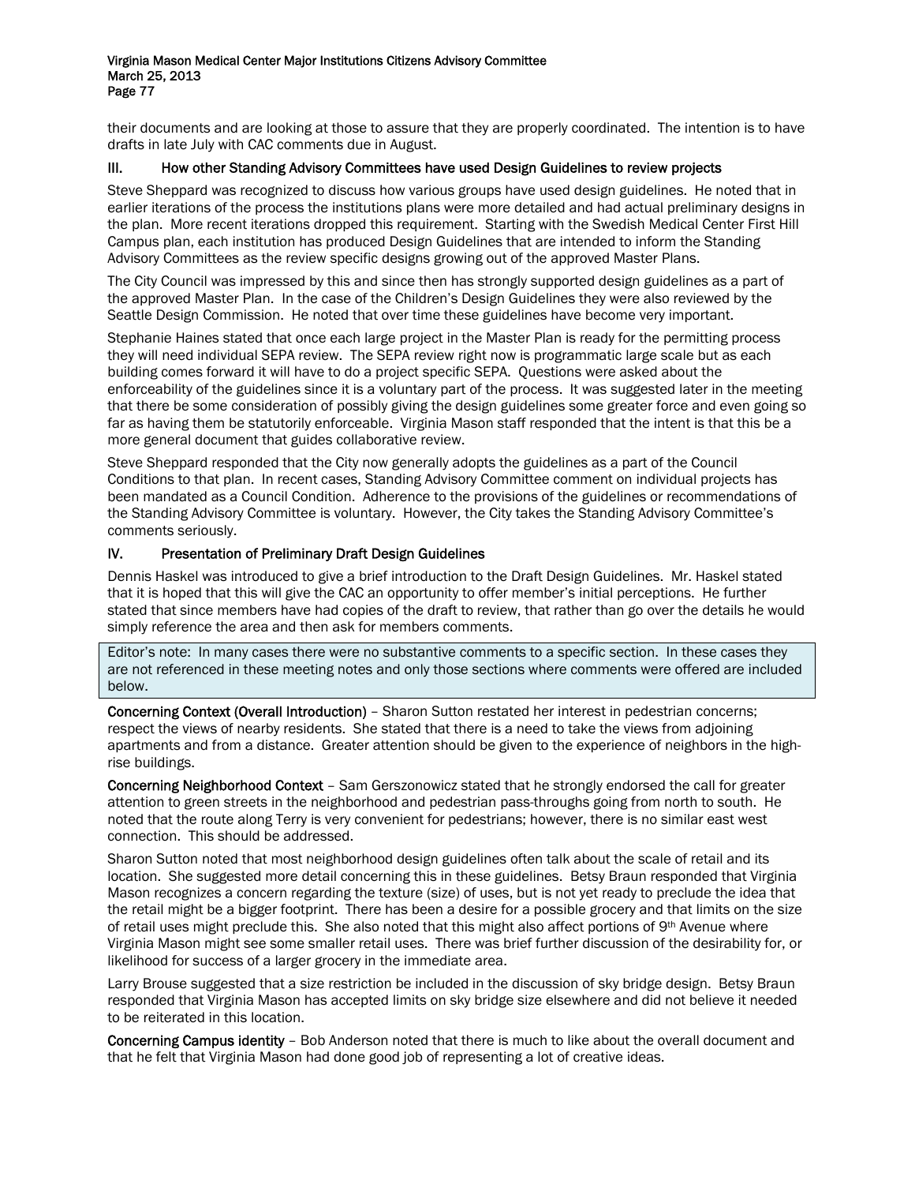their documents and are looking at those to assure that they are properly coordinated. The intention is to have drafts in late July with CAC comments due in August.

## III. How other Standing Advisory Committees have used Design Guidelines to review projects

Steve Sheppard was recognized to discuss how various groups have used design guidelines. He noted that in earlier iterations of the process the institutions plans were more detailed and had actual preliminary designs in the plan. More recent iterations dropped this requirement. Starting with the Swedish Medical Center First Hill Campus plan, each institution has produced Design Guidelines that are intended to inform the Standing Advisory Committees as the review specific designs growing out of the approved Master Plans.

The City Council was impressed by this and since then has strongly supported design guidelines as a part of the approved Master Plan. In the case of the Children's Design Guidelines they were also reviewed by the Seattle Design Commission. He noted that over time these guidelines have become very important.

Stephanie Haines stated that once each large project in the Master Plan is ready for the permitting process they will need individual SEPA review. The SEPA review right now is programmatic large scale but as each building comes forward it will have to do a project specific SEPA. Questions were asked about the enforceability of the guidelines since it is a voluntary part of the process. It was suggested later in the meeting that there be some consideration of possibly giving the design guidelines some greater force and even going so far as having them be statutorily enforceable. Virginia Mason staff responded that the intent is that this be a more general document that guides collaborative review.

Steve Sheppard responded that the City now generally adopts the guidelines as a part of the Council Conditions to that plan. In recent cases, Standing Advisory Committee comment on individual projects has been mandated as a Council Condition. Adherence to the provisions of the guidelines or recommendations of the Standing Advisory Committee is voluntary. However, the City takes the Standing Advisory Committee's comments seriously.

## IV. Presentation of Preliminary Draft Design Guidelines

Dennis Haskel was introduced to give a brief introduction to the Draft Design Guidelines. Mr. Haskel stated that it is hoped that this will give the CAC an opportunity to offer member's initial perceptions. He further stated that since members have had copies of the draft to review, that rather than go over the details he would simply reference the area and then ask for members comments.

> Editor's note: In many cases there were no substantive comments to a specific section. In these cases they are not referenced in these meeting notes and only those sections where comments were offered are included below.

**Concerning Context (Overall Introduction)** – Sharon Sutton restated her interest in pedestrian concerns; respect the views of nearby residents. She stated that there is a need to take the views from adjoining apartments and from a distance. Greater attention should be given to the experience of neighbors in the high-rise buildings.

**Concerning Neighborhood Context** – Sam Gerszonowicz stated that he strongly endorsed the call for greater attention to green streets in the neighborhood and pedestrian pass-throughs going from north to south. He noted that the route along Terry is very convenient for pedestrians; however, there is no similar east west connection. This should be addressed.

Sharon Sutton noted that most neighborhood design guidelines often talk about the scale of retail and its location. She suggested more detail concerning this in these guidelines. Betsy Braun responded that Virginia Mason recognizes a concern regarding the texture (size) of uses, but is not yet ready to preclude the idea that the retail might be a bigger footprint. There has been a desire for a possible grocery and that limits on the size of retail uses might preclude this. She also noted that this might also affect portions of 9th Avenue where Virginia Mason might see some smaller retail uses. There was brief further discussion of the desirability for, or likelihood for success of a larger grocery in the immediate area.

Larry Brouse suggested that a size restriction be included in the discussion of sky bridge design. Betsy Braun responded that Virginia Mason has accepted limits on sky bridge size elsewhere and did not believe it needed to be reiterated in this location.

**Concerning Campus identity** – Bob Anderson noted that there is much to like about the overall document and that he felt that Virginia Mason had done good job of representing a lot of creative ideas.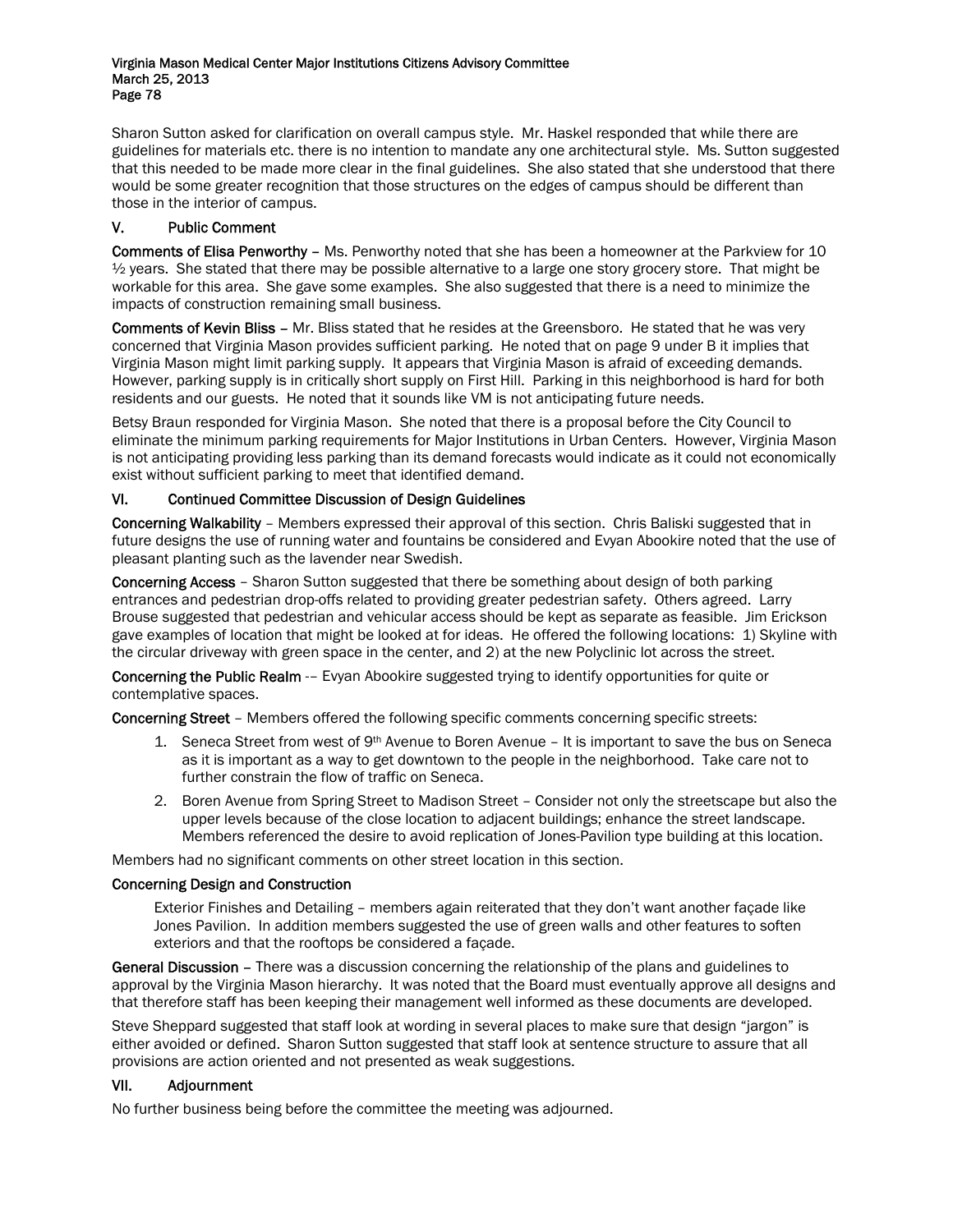Sharon Sutton asked for clarification on overall campus style. Mr. Haskel responded that while there are guidelines for materials etc. there is no intention to mandate any one architectural style. Ms. Sutton suggested that this needed to be made more clear in the final guidelines. She also stated that she understood that there would be some greater recognition that those structures on the edges of campus should be different than those in the interior of campus.

## V. Public Comment

**Comments of Elisa Penworthy** – Ms. Penworthy noted that she has been a homeowner at the Parkview for 10 ½ years. She stated that there may be possible alternative to a large one story grocery store. That might be workable for this area. She gave some examples. She also suggested that there is a need to minimize the impacts of construction remaining small business.

**Comments of Kevin Bliss** – Mr. Bliss stated that he resides at the Greensboro. He stated that he was very concerned that Virginia Mason provides sufficient parking. He noted that on page 9 under B it implies that Virginia Mason might limit parking supply. It appears that Virginia Mason is afraid of exceeding demands. However, parking supply is in critically short supply on First Hill. Parking in this neighborhood is hard for both residents and our guests. He noted that it sounds like VM is not anticipating future needs.

Betsy Braun responded for Virginia Mason. She noted that there is a proposal before the City Council to eliminate the minimum parking requirements for Major Institutions in Urban Centers. However, Virginia Mason is not anticipating providing less parking than its demand forecasts would indicate as it could not economically exist without sufficient parking to meet that identified demand.

## VI. Continued Committee Discussion of Design Guidelines

**Concerning Walkability** – Members expressed their approval of this section. Chris Baliski suggested that in future designs the use of running water and fountains be considered and Evyan Abookire noted that the use of pleasant planting such as the lavender near Swedish.

**Concerning Access** – Sharon Sutton suggested that there be something about design of both parking entrances and pedestrian drop-offs related to providing greater pedestrian safety. Others agreed. Larry Brouse suggested that pedestrian and vehicular access should be kept as separate as feasible. Jim Erickson gave examples of location that might be looked at for ideas. He offered the following locations: 1) Skyline with the circular driveway with green space in the center, and 2) at the new Polyclinic lot across the street.

**Concerning the Public Realm** -– Evyan Abookire suggested trying to identify opportunities for quite or contemplative spaces.

**Concerning Street** – Members offered the following specific comments concerning specific streets:

1. Seneca Street from west of 9th Avenue to Boren Avenue – It is important to save the bus on Seneca as it is important as a way to get downtown to the people in the neighborhood. Take care not to further constrain the flow of traffic on Seneca.
2. Boren Avenue from Spring Street to Madison Street – Consider not only the streetscape but also the upper levels because of the close location to adjacent buildings; enhance the street landscape. Members referenced the desire to avoid replication of Jones-Pavilion type building at this location.

Members had no significant comments on other street location in this section.

**Concerning Design and Construction**

Exterior Finishes and Detailing – members again reiterated that they don't want another façade like Jones Pavilion. In addition members suggested the use of green walls and other features to soften exteriors and that the rooftops be considered a façade.

**General Discussion** – There was a discussion concerning the relationship of the plans and guidelines to approval by the Virginia Mason hierarchy. It was noted that the Board must eventually approve all designs and that therefore staff has been keeping their management well informed as these documents are developed.

Steve Sheppard suggested that staff look at wording in several places to make sure that design "jargon" is either avoided or defined. Sharon Sutton suggested that staff look at sentence structure to assure that all provisions are action oriented and not presented as weak suggestions.

## VII. Adjournment

No further business being before the committee the meeting was adjourned.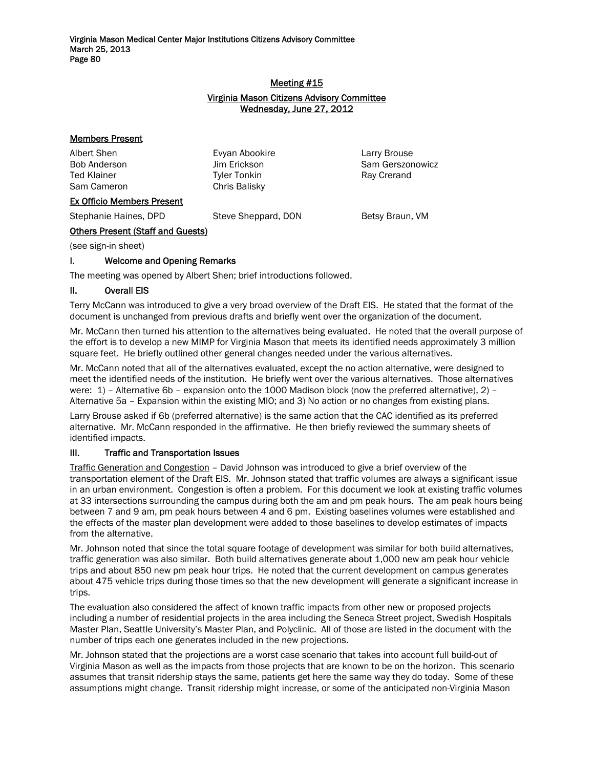## Meeting #15

### Virginia Mason Citizens Advisory Committee
### Wednesday, June 27, 2012

**Members Present**

| | | |
|---|---|---|
| Albert Shen | Evyan Abookire | Larry Brouse |
| Bob Anderson | Jim Erickson | Sam Gerszonowicz |
| Ted Klainer | Tyler Tonkin | Ray Crerand |
| Sam Cameron | Chris Balisky | |

**Ex Officio Members Present**

| | | |
|---|---|---|
| Stephanie Haines, DPD | Steve Sheppard, DON | Betsy Braun, VM |

**Others Present (Staff and Guests)**

(see sign-in sheet)

### I. Welcome and Opening Remarks

The meeting was opened by Albert Shen; brief introductions followed.

### II. Overall EIS

Terry McCann was introduced to give a very broad overview of the Draft EIS. He stated that the format of the document is unchanged from previous drafts and briefly went over the organization of the document.

Mr. McCann then turned his attention to the alternatives being evaluated. He noted that the overall purpose of the effort is to develop a new MIMP for Virginia Mason that meets its identified needs approximately 3 million square feet. He briefly outlined other general changes needed under the various alternatives.

Mr. McCann noted that all of the alternatives evaluated, except the no action alternative, were designed to meet the identified needs of the institution. He briefly went over the various alternatives. Those alternatives were: 1) – Alternative 6b – expansion onto the 1000 Madison block (now the preferred alternative), 2) – Alternative 5a – Expansion within the existing MIO; and 3) No action or no changes from existing plans.

Larry Brouse asked if 6b (preferred alternative) is the same action that the CAC identified as its preferred alternative. Mr. McCann responded in the affirmative. He then briefly reviewed the summary sheets of identified impacts.

### III. Traffic and Transportation Issues

Traffic Generation and Congestion – David Johnson was introduced to give a brief overview of the transportation element of the Draft EIS. Mr. Johnson stated that traffic volumes are always a significant issue in an urban environment. Congestion is often a problem. For this document we look at existing traffic volumes at 33 intersections surrounding the campus during both the am and pm peak hours. The am peak hours being between 7 and 9 am, pm peak hours between 4 and 6 pm. Existing baselines volumes were established and the effects of the master plan development were added to those baselines to develop estimates of impacts from the alternative.

Mr. Johnson noted that since the total square footage of development was similar for both build alternatives, traffic generation was also similar. Both build alternatives generate about 1,000 new am peak hour vehicle trips and about 850 new pm peak hour trips. He noted that the current development on campus generates about 475 vehicle trips during those times so that the new development will generate a significant increase in trips.

The evaluation also considered the affect of known traffic impacts from other new or proposed projects including a number of residential projects in the area including the Seneca Street project, Swedish Hospitals Master Plan, Seattle University's Master Plan, and Polyclinic. All of those are listed in the document with the number of trips each one generates included in the new projections.

Mr. Johnson stated that the projections are a worst case scenario that takes into account full build-out of Virginia Mason as well as the impacts from those projects that are known to be on the horizon. This scenario assumes that transit ridership stays the same, patients get here the same way they do today. Some of these assumptions might change. Transit ridership might increase, or some of the anticipated non-Virginia Mason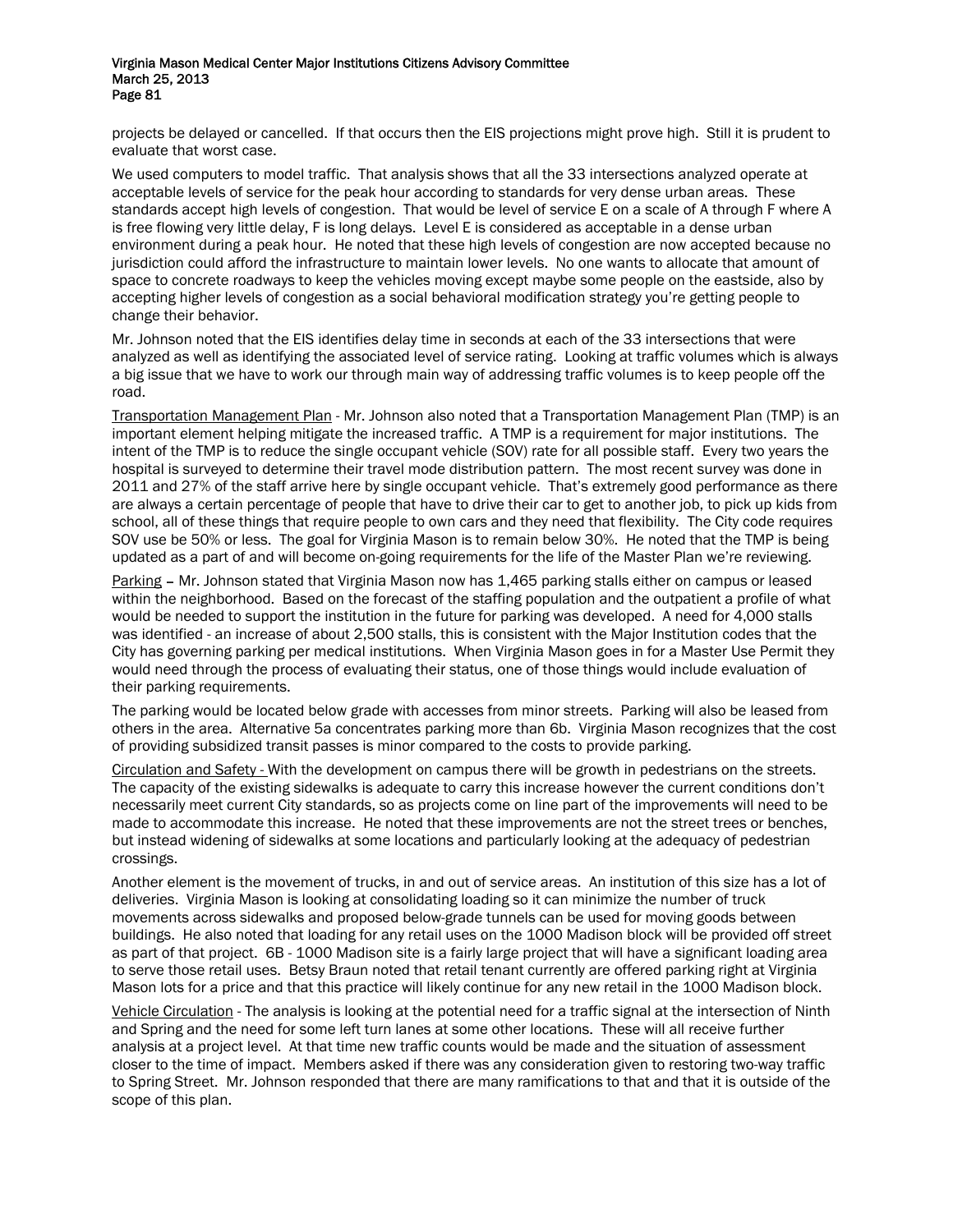projects be delayed or cancelled. If that occurs then the EIS projections might prove high. Still it is prudent to evaluate that worst case.

We used computers to model traffic. That analysis shows that all the 33 intersections analyzed operate at acceptable levels of service for the peak hour according to standards for very dense urban areas. These standards accept high levels of congestion. That would be level of service E on a scale of A through F where A is free flowing very little delay, F is long delays. Level E is considered as acceptable in a dense urban environment during a peak hour. He noted that these high levels of congestion are now accepted because no jurisdiction could afford the infrastructure to maintain lower levels. No one wants to allocate that amount of space to concrete roadways to keep the vehicles moving except maybe some people on the eastside, also by accepting higher levels of congestion as a social behavioral modification strategy you're getting people to change their behavior.

Mr. Johnson noted that the EIS identifies delay time in seconds at each of the 33 intersections that were analyzed as well as identifying the associated level of service rating. Looking at traffic volumes which is always a big issue that we have to work our through main way of addressing traffic volumes is to keep people off the road.

Transportation Management Plan - Mr. Johnson also noted that a Transportation Management Plan (TMP) is an important element helping mitigate the increased traffic. A TMP is a requirement for major institutions. The intent of the TMP is to reduce the single occupant vehicle (SOV) rate for all possible staff. Every two years the hospital is surveyed to determine their travel mode distribution pattern. The most recent survey was done in 2011 and 27% of the staff arrive here by single occupant vehicle. That's extremely good performance as there are always a certain percentage of people that have to drive their car to get to another job, to pick up kids from school, all of these things that require people to own cars and they need that flexibility. The City code requires SOV use be 50% or less. The goal for Virginia Mason is to remain below 30%. He noted that the TMP is being updated as a part of and will become on-going requirements for the life of the Master Plan we're reviewing.

Parking – Mr. Johnson stated that Virginia Mason now has 1,465 parking stalls either on campus or leased within the neighborhood. Based on the forecast of the staffing population and the outpatient a profile of what would be needed to support the institution in the future for parking was developed. A need for 4,000 stalls was identified - an increase of about 2,500 stalls, this is consistent with the Major Institution codes that the City has governing parking per medical institutions. When Virginia Mason goes in for a Master Use Permit they would need through the process of evaluating their status, one of those things would include evaluation of their parking requirements.

The parking would be located below grade with accesses from minor streets. Parking will also be leased from others in the area. Alternative 5a concentrates parking more than 6b. Virginia Mason recognizes that the cost of providing subsidized transit passes is minor compared to the costs to provide parking.

Circulation and Safety - With the development on campus there will be growth in pedestrians on the streets. The capacity of the existing sidewalks is adequate to carry this increase however the current conditions don't necessarily meet current City standards, so as projects come on line part of the improvements will need to be made to accommodate this increase. He noted that these improvements are not the street trees or benches, but instead widening of sidewalks at some locations and particularly looking at the adequacy of pedestrian crossings.

Another element is the movement of trucks, in and out of service areas. An institution of this size has a lot of deliveries. Virginia Mason is looking at consolidating loading so it can minimize the number of truck movements across sidewalks and proposed below-grade tunnels can be used for moving goods between buildings. He also noted that loading for any retail uses on the 1000 Madison block will be provided off street as part of that project. 6B - 1000 Madison site is a fairly large project that will have a significant loading area to serve those retail uses. Betsy Braun noted that retail tenant currently are offered parking right at Virginia Mason lots for a price and that this practice will likely continue for any new retail in the 1000 Madison block.

Vehicle Circulation - The analysis is looking at the potential need for a traffic signal at the intersection of Ninth and Spring and the need for some left turn lanes at some other locations. These will all receive further analysis at a project level. At that time new traffic counts would be made and the situation of assessment closer to the time of impact. Members asked if there was any consideration given to restoring two-way traffic to Spring Street. Mr. Johnson responded that there are many ramifications to that and that it is outside of the scope of this plan.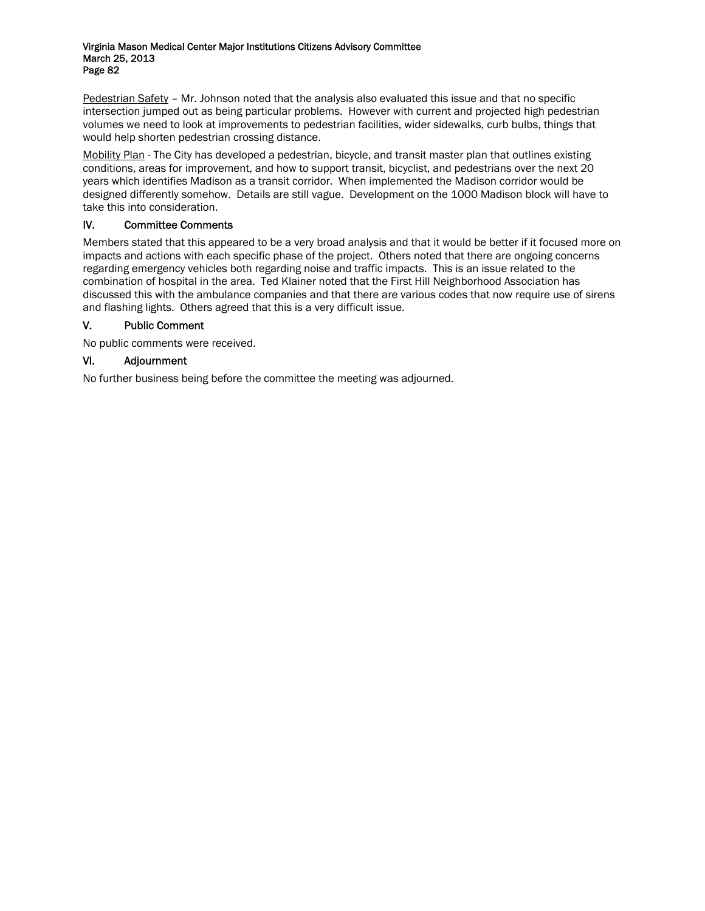Pedestrian Safety – Mr. Johnson noted that the analysis also evaluated this issue and that no specific intersection jumped out as being particular problems. However with current and projected high pedestrian volumes we need to look at improvements to pedestrian facilities, wider sidewalks, curb bulbs, things that would help shorten pedestrian crossing distance.

Mobility Plan - The City has developed a pedestrian, bicycle, and transit master plan that outlines existing conditions, areas for improvement, and how to support transit, bicyclist, and pedestrians over the next 20 years which identifies Madison as a transit corridor. When implemented the Madison corridor would be designed differently somehow. Details are still vague. Development on the 1000 Madison block will have to take this into consideration.

## IV. Committee Comments

Members stated that this appeared to be a very broad analysis and that it would be better if it focused more on impacts and actions with each specific phase of the project. Others noted that there are ongoing concerns regarding emergency vehicles both regarding noise and traffic impacts. This is an issue related to the combination of hospital in the area. Ted Klainer noted that the First Hill Neighborhood Association has discussed this with the ambulance companies and that there are various codes that now require use of sirens and flashing lights. Others agreed that this is a very difficult issue.

## V. Public Comment

No public comments were received.

## VI. Adjournment

No further business being before the committee the meeting was adjourned.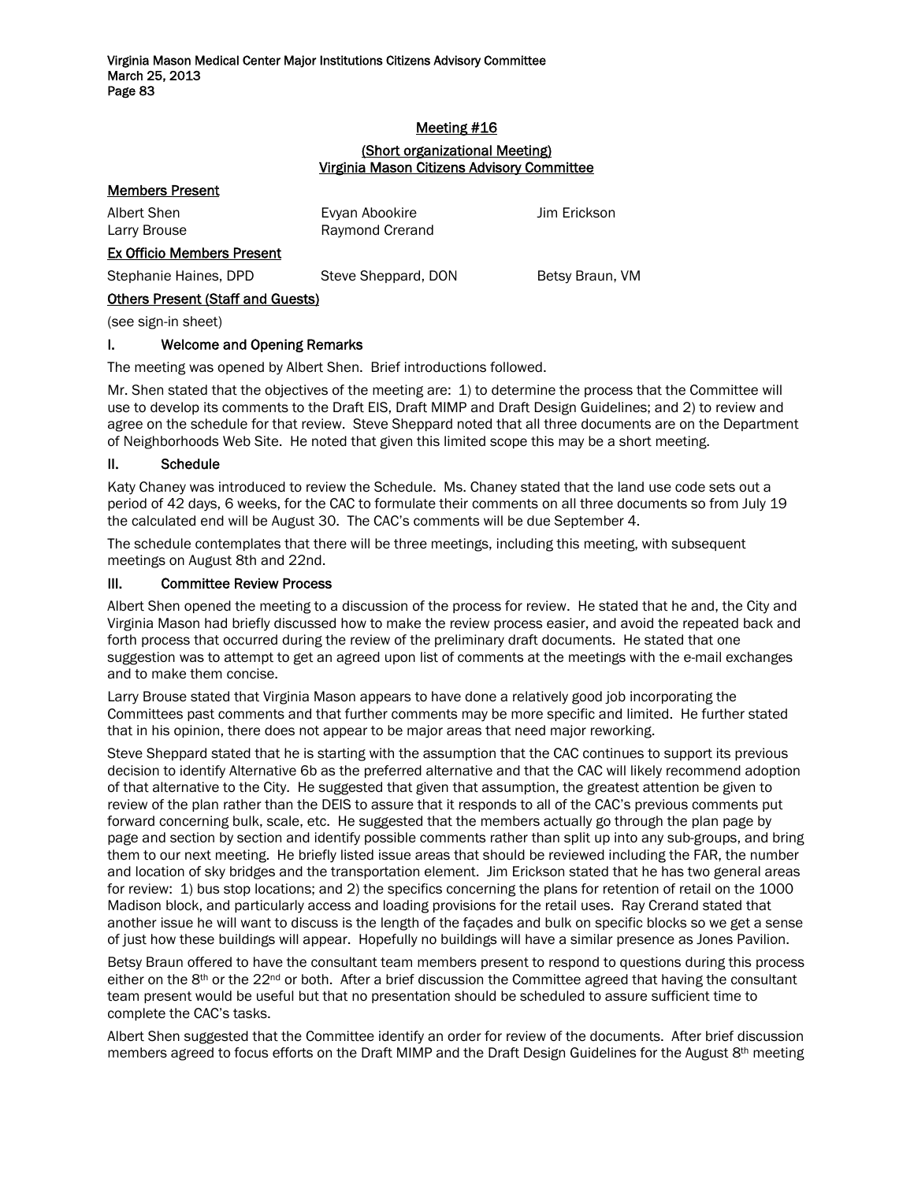## Meeting #16

### (Short organizational Meeting)
### Virginia Mason Citizens Advisory Committee

**Members Present**

| | | |
|---|---|---|
| Albert Shen | Evyan Abookire | Jim Erickson |
| Larry Brouse | Raymond Crerand | |

**Ex Officio Members Present**

| | | |
|---|---|---|
| Stephanie Haines, DPD | Steve Sheppard, DON | Betsy Braun, VM |

**Others Present (Staff and Guests)**

(see sign-in sheet)

### I. Welcome and Opening Remarks

The meeting was opened by Albert Shen. Brief introductions followed.

Mr. Shen stated that the objectives of the meeting are: 1) to determine the process that the Committee will use to develop its comments to the Draft EIS, Draft MIMP and Draft Design Guidelines; and 2) to review and agree on the schedule for that review. Steve Sheppard noted that all three documents are on the Department of Neighborhoods Web Site. He noted that given this limited scope this may be a short meeting.

### II. Schedule

Katy Chaney was introduced to review the Schedule. Ms. Chaney stated that the land use code sets out a period of 42 days, 6 weeks, for the CAC to formulate their comments on all three documents so from July 19 the calculated end will be August 30. The CAC's comments will be due September 4.

The schedule contemplates that there will be three meetings, including this meeting, with subsequent meetings on August 8th and 22nd.

### III. Committee Review Process

Albert Shen opened the meeting to a discussion of the process for review. He stated that he and, the City and Virginia Mason had briefly discussed how to make the review process easier, and avoid the repeated back and forth process that occurred during the review of the preliminary draft documents. He stated that one suggestion was to attempt to get an agreed upon list of comments at the meetings with the e-mail exchanges and to make them concise.

Larry Brouse stated that Virginia Mason appears to have done a relatively good job incorporating the Committees past comments and that further comments may be more specific and limited. He further stated that in his opinion, there does not appear to be major areas that need major reworking.

Steve Sheppard stated that he is starting with the assumption that the CAC continues to support its previous decision to identify Alternative 6b as the preferred alternative and that the CAC will likely recommend adoption of that alternative to the City. He suggested that given that assumption, the greatest attention be given to review of the plan rather than the DEIS to assure that it responds to all of the CAC's previous comments put forward concerning bulk, scale, etc. He suggested that the members actually go through the plan page by page and section by section and identify possible comments rather than split up into any sub-groups, and bring them to our next meeting. He briefly listed issue areas that should be reviewed including the FAR, the number and location of sky bridges and the transportation element. Jim Erickson stated that he has two general areas for review: 1) bus stop locations; and 2) the specifics concerning the plans for retention of retail on the 1000 Madison block, and particularly access and loading provisions for the retail uses. Ray Crerand stated that another issue he will want to discuss is the length of the façades and bulk on specific blocks so we get a sense of just how these buildings will appear. Hopefully no buildings will have a similar presence as Jones Pavilion.

Betsy Braun offered to have the consultant team members present to respond to questions during this process either on the 8th or the 22nd or both. After a brief discussion the Committee agreed that having the consultant team present would be useful but that no presentation should be scheduled to assure sufficient time to complete the CAC's tasks.

Albert Shen suggested that the Committee identify an order for review of the documents. After brief discussion members agreed to focus efforts on the Draft MIMP and the Draft Design Guidelines for the August 8th meeting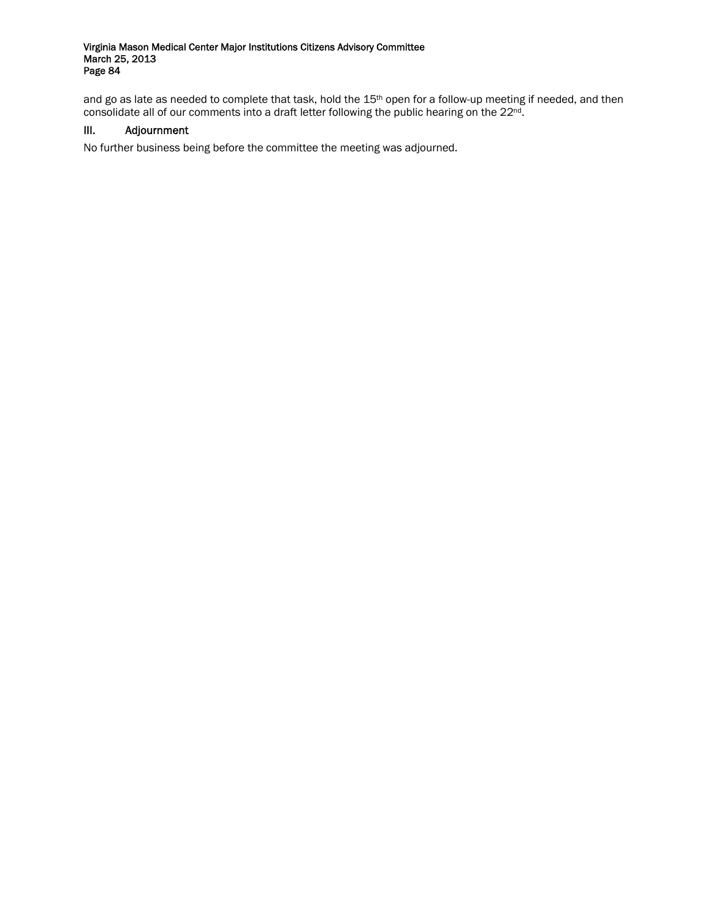and go as late as needed to complete that task, hold the 15th open for a follow-up meeting if needed, and then consolidate all of our comments into a draft letter following the public hearing on the 22nd.

## III. Adjournment

No further business being before the committee the meeting was adjourned.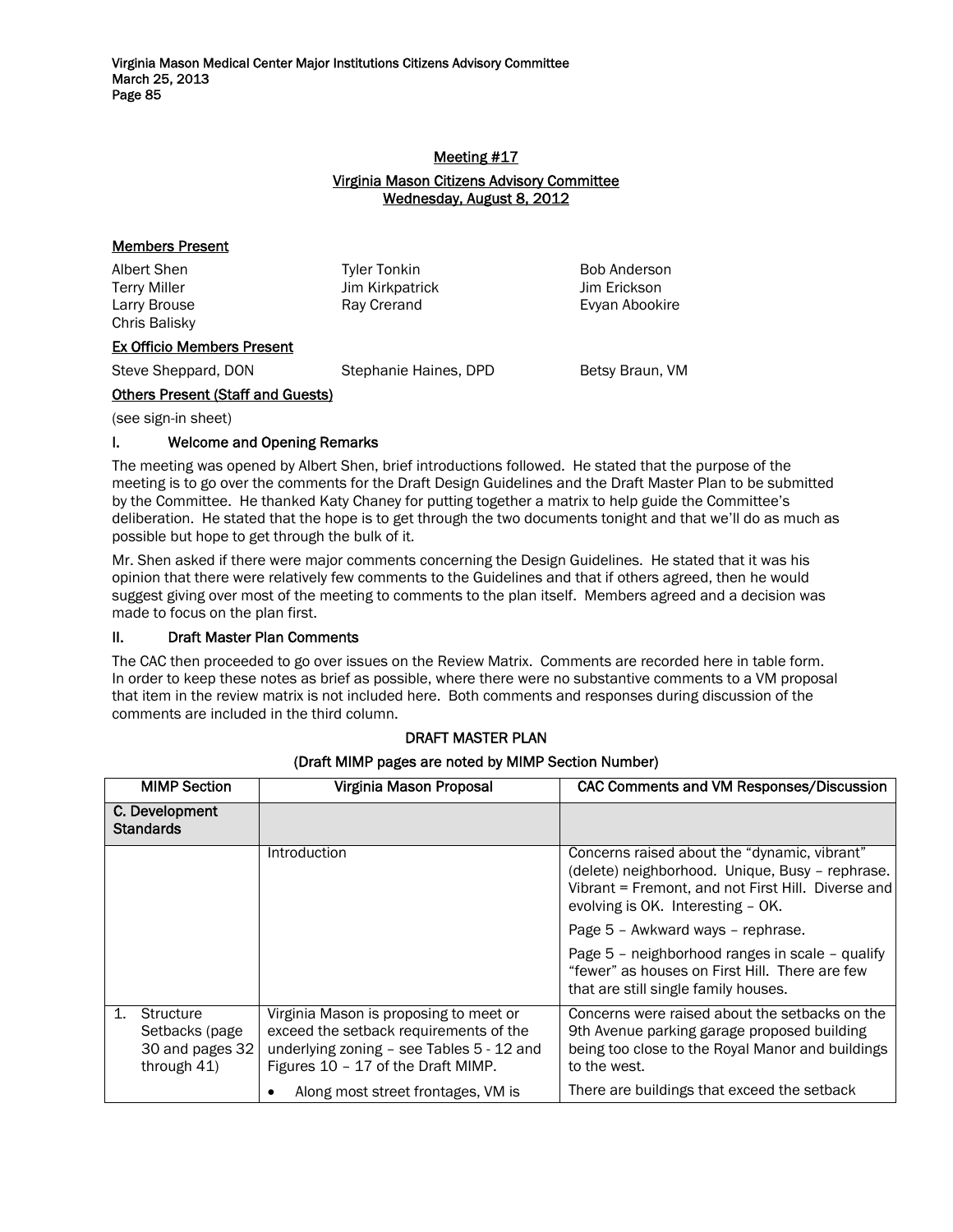Meeting #17

Virginia Mason Citizens Advisory Committee
Wednesday, August 8, 2012

**Members Present**

Albert Shen
Terry Miller
Larry Brouse
Chris Balisky
Tyler Tonkin
Jim Kirkpatrick
Ray Crerand
Bob Anderson
Jim Erickson
Evyan Abookire

**Ex Officio Members Present**

Steve Sheppard, DON
Stephanie Haines, DPD
Betsy Braun, VM

**Others Present (Staff and Guests)**

(see sign-in sheet)

## I. Welcome and Opening Remarks

The meeting was opened by Albert Shen, brief introductions followed. He stated that the purpose of the meeting is to go over the comments for the Draft Design Guidelines and the Draft Master Plan to be submitted by the Committee. He thanked Katy Chaney for putting together a matrix to help guide the Committee's deliberation. He stated that the hope is to get through the two documents tonight and that we'll do as much as possible but hope to get through the bulk of it.

Mr. Shen asked if there were major comments concerning the Design Guidelines. He stated that it was his opinion that there were relatively few comments to the Guidelines and that if others agreed, then he would suggest giving over most of the meeting to comments to the plan itself. Members agreed and a decision was made to focus on the plan first.

## II. Draft Master Plan Comments

The CAC then proceeded to go over issues on the Review Matrix. Comments are recorded here in table form. In order to keep these notes as brief as possible, where there were no substantive comments to a VM proposal that item in the review matrix is not included here. Both comments and responses during discussion of the comments are included in the third column.

**DRAFT MASTER PLAN**

**(Draft MIMP pages are noted by MIMP Section Number)**

| MIMP Section | Virginia Mason Proposal | CAC Comments and VM Responses/Discussion |
|---|---|---|
| **C. Development Standards** | | |
| | Introduction | Concerns raised about the "dynamic, vibrant" (delete) neighborhood. Unique, Busy – rephrase. Vibrant = Fremont, and not First Hill. Diverse and evolving is OK. Interesting – OK. |
| | | Page 5 – Awkward ways – rephrase. |
| | | Page 5 – neighborhood ranges in scale – qualify "fewer" as houses on First Hill. There are few that are still single family houses. |
| 1. Structure Setbacks (page 30 and pages 32 through 41) | Virginia Mason is proposing to meet or exceed the setback requirements of the underlying zoning – see Tables 5 - 12 and Figures 10 – 17 of the Draft MIMP. | Concerns were raised about the setbacks on the 9th Avenue parking garage proposed building being too close to the Royal Manor and buildings to the west. |
| | • Along most street frontages, VM is | There are buildings that exceed the setback |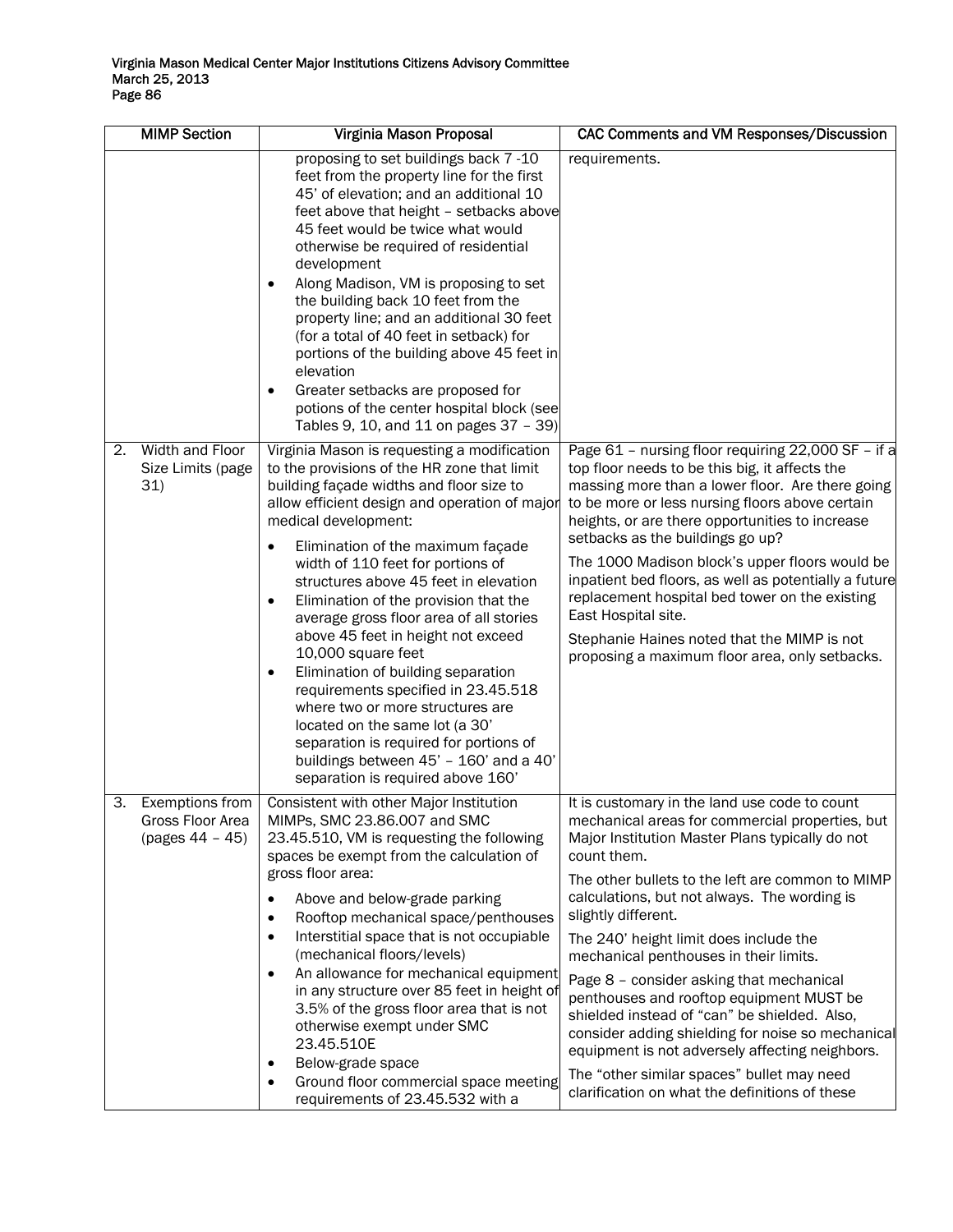| MIMP Section | Virginia Mason Proposal | CAC Comments and VM Responses/Discussion |
|---|---|---|
| | proposing to set buildings back 7 -10 feet from the property line for the first 45' of elevation; and an additional 10 feet above that height – setbacks above 45 feet would be twice what would otherwise be required of residential development<br>• Along Madison, VM is proposing to set the building back 10 feet from the property line; and an additional 30 feet (for a total of 40 feet in setback) for portions of the building above 45 feet in elevation<br>• Greater setbacks are proposed for potions of the center hospital block (see Tables 9, 10, and 11 on pages 37 – 39) | requirements. |
| 2. Width and Floor Size Limits (page 31) | Virginia Mason is requesting a modification to the provisions of the HR zone that limit building façade widths and floor size to allow efficient design and operation of major medical development:<br>• Elimination of the maximum façade width of 110 feet for portions of structures above 45 feet in elevation<br>• Elimination of the provision that the average gross floor area of all stories above 45 feet in height not exceed 10,000 square feet<br>• Elimination of building separation requirements specified in 23.45.518 where two or more structures are located on the same lot (a 30' separation is required for portions of buildings between 45' – 160' and a 40' separation is required above 160' | Page 61 – nursing floor requiring 22,000 SF – if a top floor needs to be this big, it affects the massing more than a lower floor. Are there going to be more or less nursing floors above certain heights, or are there opportunities to increase setbacks as the buildings go up?<br><br>The 1000 Madison block's upper floors would be inpatient bed floors, as well as potentially a future replacement hospital bed tower on the existing East Hospital site.<br><br>Stephanie Haines noted that the MIMP is not proposing a maximum floor area, only setbacks. |
| 3. Exemptions from Gross Floor Area (pages 44 – 45) | Consistent with other Major Institution MIMPs, SMC 23.86.007 and SMC 23.45.510, VM is requesting the following spaces be exempt from the calculation of gross floor area:<br>• Above and below-grade parking<br>• Rooftop mechanical space/penthouses<br>• Interstitial space that is not occupiable (mechanical floors/levels)<br>• An allowance for mechanical equipment in any structure over 85 feet in height of 3.5% of the gross floor area that is not otherwise exempt under SMC 23.45.510E<br>• Below-grade space<br>• Ground floor commercial space meeting requirements of 23.45.532 with a | It is customary in the land use code to count mechanical areas for commercial properties, but Major Institution Master Plans typically do not count them.<br><br>The other bullets to the left are common to MIMP calculations, but not always. The wording is slightly different.<br><br>The 240' height limit does include the mechanical penthouses in their limits.<br><br>Page 8 – consider asking that mechanical penthouses and rooftop equipment MUST be shielded instead of "can" be shielded. Also, consider adding shielding for noise so mechanical equipment is not adversely affecting neighbors.<br><br>The "other similar spaces" bullet may need clarification on what the definitions of these |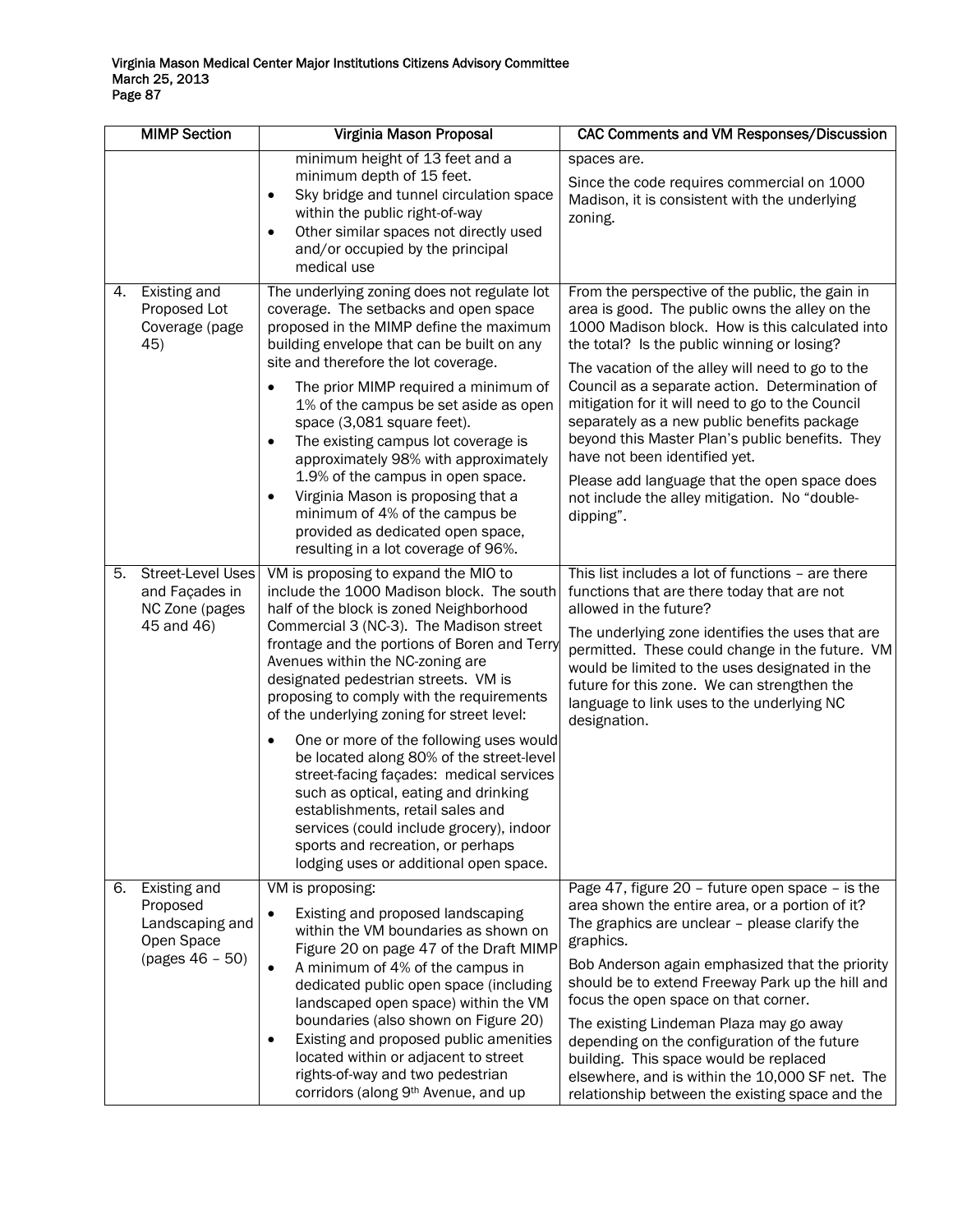| MIMP Section | Virginia Mason Proposal | CAC Comments and VM Responses/Discussion |
|---|---|---|
| | minimum height of 13 feet and a minimum depth of 15 feet.<br>• Sky bridge and tunnel circulation space within the public right-of-way<br>• Other similar spaces not directly used and/or occupied by the principal medical use | spaces are.<br><br>Since the code requires commercial on 1000 Madison, it is consistent with the underlying zoning. |
| 4. Existing and Proposed Lot Coverage (page 45) | The underlying zoning does not regulate lot coverage. The setbacks and open space proposed in the MIMP define the maximum building envelope that can be built on any site and therefore the lot coverage.<br>• The prior MIMP required a minimum of 1% of the campus be set aside as open space (3,081 square feet).<br>• The existing campus lot coverage is approximately 98% with approximately 1.9% of the campus in open space.<br>• Virginia Mason is proposing that a minimum of 4% of the campus be provided as dedicated open space, resulting in a lot coverage of 96%. | From the perspective of the public, the gain in area is good. The public owns the alley on the 1000 Madison block. How is this calculated into the total? Is the public winning or losing?<br><br>The vacation of the alley will need to go to the Council as a separate action. Determination of mitigation for it will need to go to the Council separately as a new public benefits package beyond this Master Plan's public benefits. They have not been identified yet.<br><br>Please add language that the open space does not include the alley mitigation. No "double-dipping". |
| 5. Street-Level Uses and Façades in NC Zone (pages 45 and 46) | VM is proposing to expand the MIO to include the 1000 Madison block. The south half of the block is zoned Neighborhood Commercial 3 (NC-3). The Madison street frontage and the portions of Boren and Terry Avenues within the NC-zoning are designated pedestrian streets. VM is proposing to comply with the requirements of the underlying zoning for street level:<br>• One or more of the following uses would be located along 80% of the street-level street-facing façades: medical services such as optical, eating and drinking establishments, retail sales and services (could include grocery), indoor sports and recreation, or perhaps lodging uses or additional open space. | This list includes a lot of functions – are there functions that are there today that are not allowed in the future?<br><br>The underlying zone identifies the uses that are permitted. These could change in the future. VM would be limited to the uses designated in the future for this zone. We can strengthen the language to link uses to the underlying NC designation. |
| 6. Existing and Proposed Landscaping and Open Space (pages 46 – 50) | VM is proposing:<br>• Existing and proposed landscaping within the VM boundaries as shown on Figure 20 on page 47 of the Draft MIMP<br>• A minimum of 4% of the campus in dedicated public open space (including landscaped open space) within the VM boundaries (also shown on Figure 20)<br>• Existing and proposed public amenities located within or adjacent to street rights-of-way and two pedestrian corridors (along 9th Avenue, and up | Page 47, figure 20 – future open space – is the area shown the entire area, or a portion of it? The graphics are unclear – please clarify the graphics.<br><br>Bob Anderson again emphasized that the priority should be to extend Freeway Park up the hill and focus the open space on that corner.<br><br>The existing Lindeman Plaza may go away depending on the configuration of the future building. This space would be replaced elsewhere, and is within the 10,000 SF net. The relationship between the existing space and the |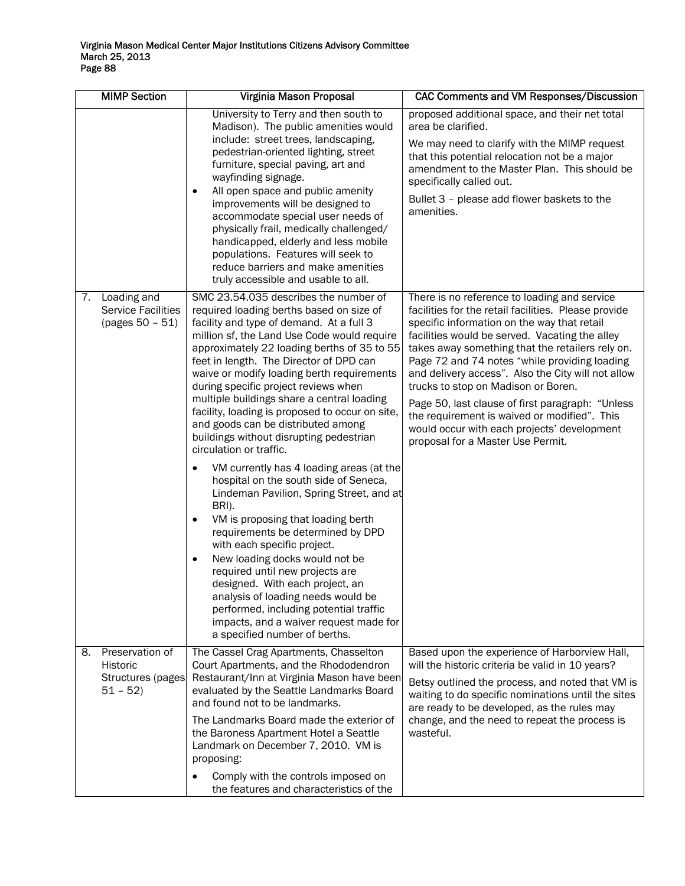| MIMP Section | Virginia Mason Proposal | CAC Comments and VM Responses/Discussion |
|---|---|---|
| | University to Terry and then south to Madison). The public amenities would include: street trees, landscaping, pedestrian-oriented lighting, street furniture, special paving, art and wayfinding signage.<br>• All open space and public amenity improvements will be designed to accommodate special user needs of physically frail, medically challenged/ handicapped, elderly and less mobile populations. Features will seek to reduce barriers and make amenities truly accessible and usable to all. | proposed additional space, and their net total area be clarified.<br><br>We may need to clarify with the MIMP request that this potential relocation not be a major amendment to the Master Plan. This should be specifically called out.<br><br>Bullet 3 – please add flower baskets to the amenities. |
| 7. Loading and Service Facilities (pages 50 – 51) | SMC 23.54.035 describes the number of required loading berths based on size of facility and type of demand. At a full 3 million sf, the Land Use Code would require approximately 22 loading berths of 35 to 55 feet in length. The Director of DPD can waive or modify loading berth requirements during specific project reviews when multiple buildings share a central loading facility, loading is proposed to occur on site, and goods can be distributed among buildings without disrupting pedestrian circulation or traffic.<br>• VM currently has 4 loading areas (at the hospital on the south side of Seneca, Lindeman Pavilion, Spring Street, and at BRI).<br>• VM is proposing that loading berth requirements be determined by DPD with each specific project.<br>• New loading docks would not be required until new projects are designed. With each project, an analysis of loading needs would be performed, including potential traffic impacts, and a waiver request made for a specified number of berths. | There is no reference to loading and service facilities for the retail facilities. Please provide specific information on the way that retail facilities would be served. Vacating the alley takes away something that the retailers rely on. Page 72 and 74 notes "while providing loading and delivery access". Also the City will not allow trucks to stop on Madison or Boren.<br><br>Page 50, last clause of first paragraph: "Unless the requirement is waived or modified". This would occur with each projects' development proposal for a Master Use Permit. |
| 8. Preservation of Historic Structures (pages 51 – 52) | The Cassel Crag Apartments, Chasselton Court Apartments, and the Rhododendron Restaurant/Inn at Virginia Mason have been evaluated by the Seattle Landmarks Board and found not to be landmarks.<br><br>The Landmarks Board made the exterior of the Baroness Apartment Hotel a Seattle Landmark on December 7, 2010. VM is proposing:<br>• Comply with the controls imposed on the features and characteristics of the | Based upon the experience of Harborview Hall, will the historic criteria be valid in 10 years?<br><br>Betsy outlined the process, and noted that VM is waiting to do specific nominations until the sites are ready to be developed, as the rules may change, and the need to repeat the process is wasteful. |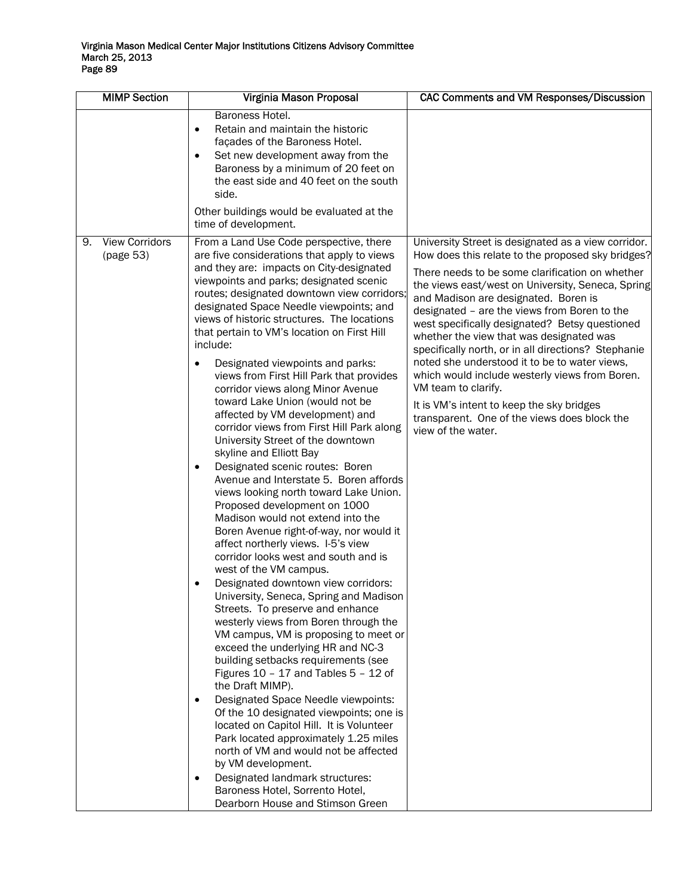| MIMP Section | Virginia Mason Proposal | CAC Comments and VM Responses/Discussion |
|---|---|---|
| | Baroness Hotel.<br>• Retain and maintain the historic façades of the Baroness Hotel.<br>• Set new development away from the Baroness by a minimum of 20 feet on the east side and 40 feet on the south side.<br><br>Other buildings would be evaluated at the time of development. | |
| 9. View Corridors (page 53) | From a Land Use Code perspective, there are five considerations that apply to views and they are: impacts on City-designated viewpoints and parks; designated scenic routes; designated downtown view corridors; designated Space Needle viewpoints; and views of historic structures. The locations that pertain to VM's location on First Hill include:<br><br>• Designated viewpoints and parks: views from First Hill Park that provides corridor views along Minor Avenue toward Lake Union (would not be affected by VM development) and corridor views from First Hill Park along University Street of the downtown skyline and Elliott Bay<br>• Designated scenic routes: Boren Avenue and Interstate 5. Boren affords views looking north toward Lake Union. Proposed development on 1000 Madison would not extend into the Boren Avenue right-of-way, nor would it affect northerly views. I-5's view corridor looks west and south and is west of the VM campus.<br>• Designated downtown view corridors: University, Seneca, Spring and Madison Streets. To preserve and enhance westerly views from Boren through the VM campus, VM is proposing to meet or exceed the underlying HR and NC-3 building setbacks requirements (see Figures 10 – 17 and Tables 5 – 12 of the Draft MIMP).<br>• Designated Space Needle viewpoints: Of the 10 designated viewpoints; one is located on Capitol Hill. It is Volunteer Park located approximately 1.25 miles north of VM and would not be affected by VM development.<br>• Designated landmark structures: Baroness Hotel, Sorrento Hotel, Dearborn House and Stimson Green | University Street is designated as a view corridor. How does this relate to the proposed sky bridges?<br><br>There needs to be some clarification on whether the views east/west on University, Seneca, Spring and Madison are designated. Boren is designated – are the views from Boren to the west specifically designated? Betsy questioned whether the view that was designated was specifically north, or in all directions? Stephanie noted she understood it to be to water views, which would include westerly views from Boren. VM team to clarify.<br><br>It is VM's intent to keep the sky bridges transparent. One of the views does block the view of the water. |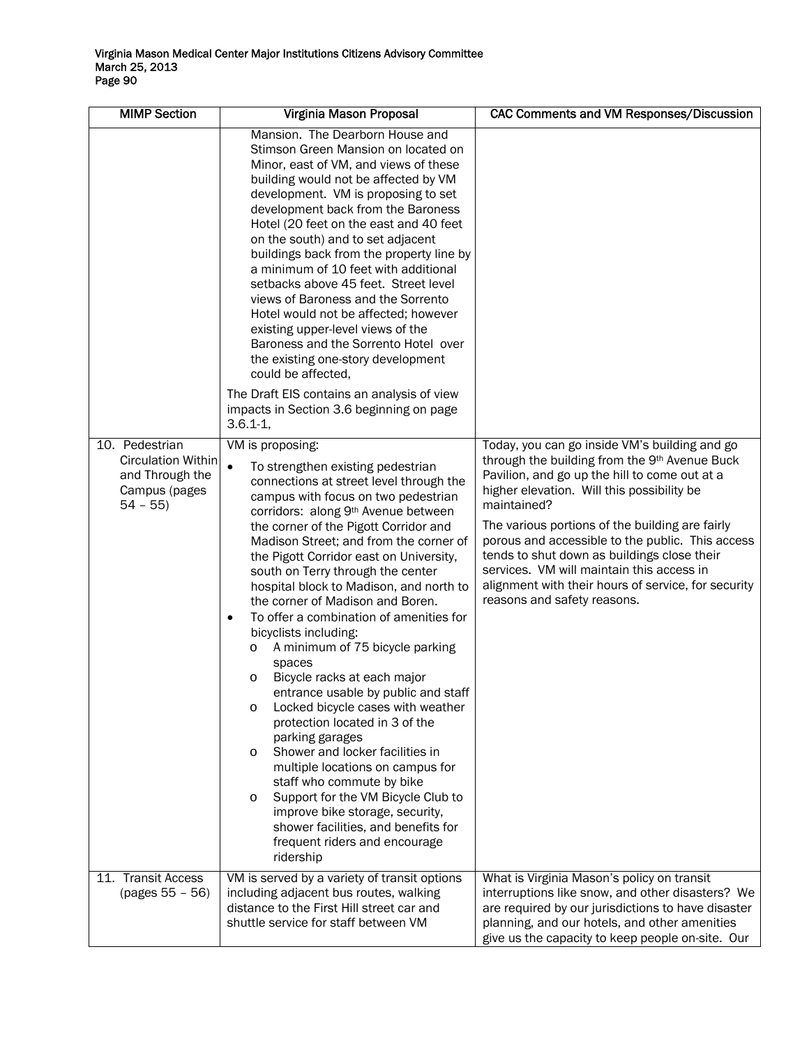| MIMP Section | Virginia Mason Proposal | CAC Comments and VM Responses/Discussion |
|---|---|---|
| | Mansion. The Dearborn House and Stimson Green Mansion on located on Minor, east of VM, and views of these building would not be affected by VM development. VM is proposing to set development back from the Baroness Hotel (20 feet on the east and 40 feet on the south) and to set adjacent buildings back from the property line by a minimum of 10 feet with additional setbacks above 45 feet. Street level views of Baroness and the Sorrento Hotel would not be affected; however existing upper-level views of the Baroness and the Sorrento Hotel over the existing one-story development could be affected,<br><br>The Draft EIS contains an analysis of view impacts in Section 3.6 beginning on page 3.6.1-1, | |
| 10. Pedestrian Circulation Within and Through the Campus (pages 54 – 55) | VM is proposing:<br>• To strengthen existing pedestrian connections at street level through the campus with focus on two pedestrian corridors: along 9th Avenue between the corner of the Pigott Corridor and Madison Street; and from the corner of the Pigott Corridor east on University, south on Terry through the center hospital block to Madison, and north to the corner of Madison and Boren.<br>• To offer a combination of amenities for bicyclists including:<br>o A minimum of 75 bicycle parking spaces<br>o Bicycle racks at each major entrance usable by public and staff<br>o Locked bicycle cases with weather protection located in 3 of the parking garages<br>o Shower and locker facilities in multiple locations on campus for staff who commute by bike<br>o Support for the VM Bicycle Club to improve bike storage, security, shower facilities, and benefits for frequent riders and encourage ridership | Today, you can go inside VM's building and go through the building from the 9th Avenue Buck Pavilion, and go up the hill to come out at a higher elevation. Will this possibility be maintained?<br><br>The various portions of the building are fairly porous and accessible to the public. This access tends to shut down as buildings close their services. VM will maintain this access in alignment with their hours of service, for security reasons and safety reasons. |
| 11. Transit Access (pages 55 – 56) | VM is served by a variety of transit options including adjacent bus routes, walking distance to the First Hill street car and shuttle service for staff between VM | What is Virginia Mason's policy on transit interruptions like snow, and other disasters? We are required by our jurisdictions to have disaster planning, and our hotels, and other amenities give us the capacity to keep people on-site. Our |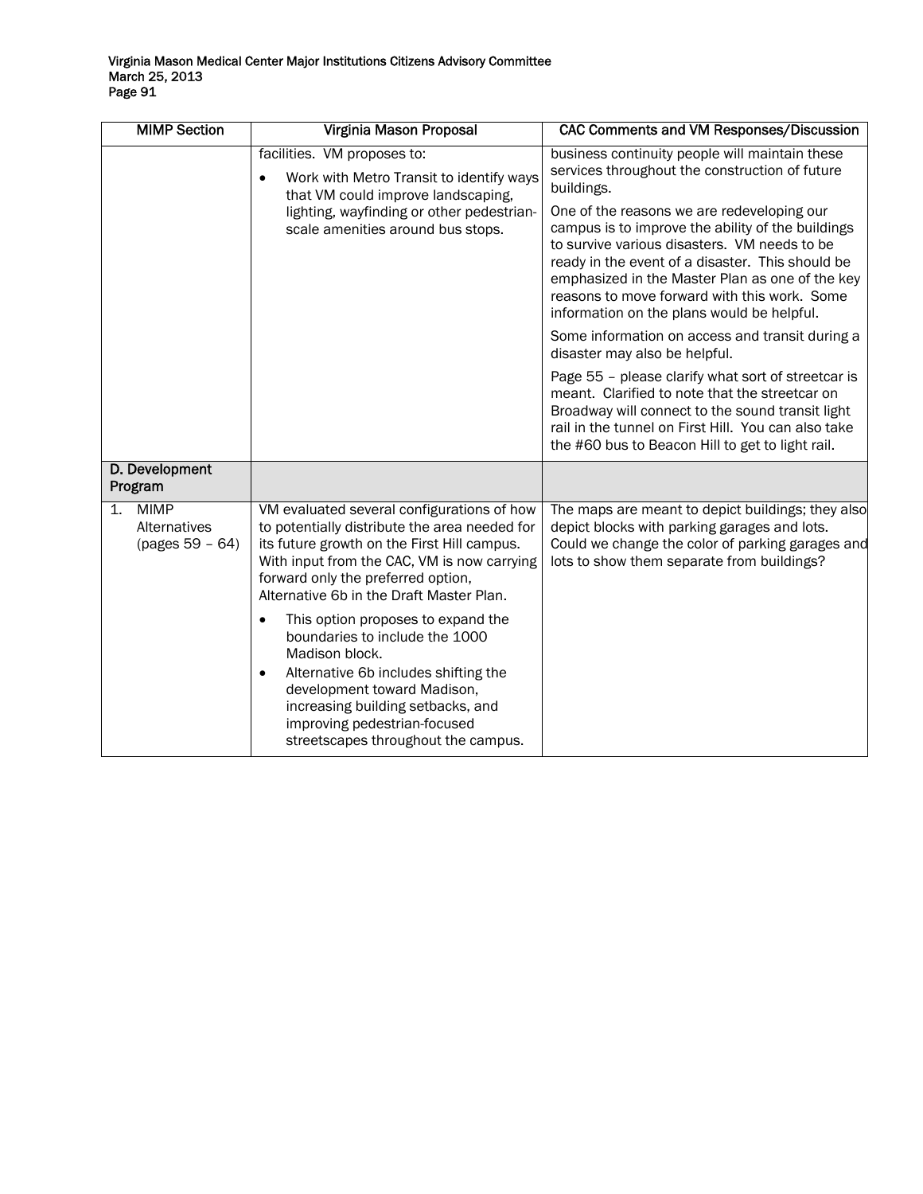| MIMP Section | Virginia Mason Proposal | CAC Comments and VM Responses/Discussion |
|---|---|---|
| | facilities. VM proposes to:<br>• Work with Metro Transit to identify ways that VM could improve landscaping, lighting, wayfinding or other pedestrian-scale amenities around bus stops. | business continuity people will maintain these services throughout the construction of future buildings.<br><br>One of the reasons we are redeveloping our campus is to improve the ability of the buildings to survive various disasters. VM needs to be ready in the event of a disaster. This should be emphasized in the Master Plan as one of the key reasons to move forward with this work. Some information on the plans would be helpful.<br><br>Some information on access and transit during a disaster may also be helpful.<br><br>Page 55 – please clarify what sort of streetcar is meant. Clarified to note that the streetcar on Broadway will connect to the sound transit light rail in the tunnel on First Hill. You can also take the #60 bus to Beacon Hill to get to light rail. |
| **D. Development Program** | | |
| 1. MIMP Alternatives (pages 59 – 64) | VM evaluated several configurations of how to potentially distribute the area needed for its future growth on the First Hill campus. With input from the CAC, VM is now carrying forward only the preferred option, Alternative 6b in the Draft Master Plan.<br>• This option proposes to expand the boundaries to include the 1000 Madison block.<br>• Alternative 6b includes shifting the development toward Madison, increasing building setbacks, and improving pedestrian-focused streetscapes throughout the campus. | The maps are meant to depict buildings; they also depict blocks with parking garages and lots. Could we change the color of parking garages and lots to show them separate from buildings? |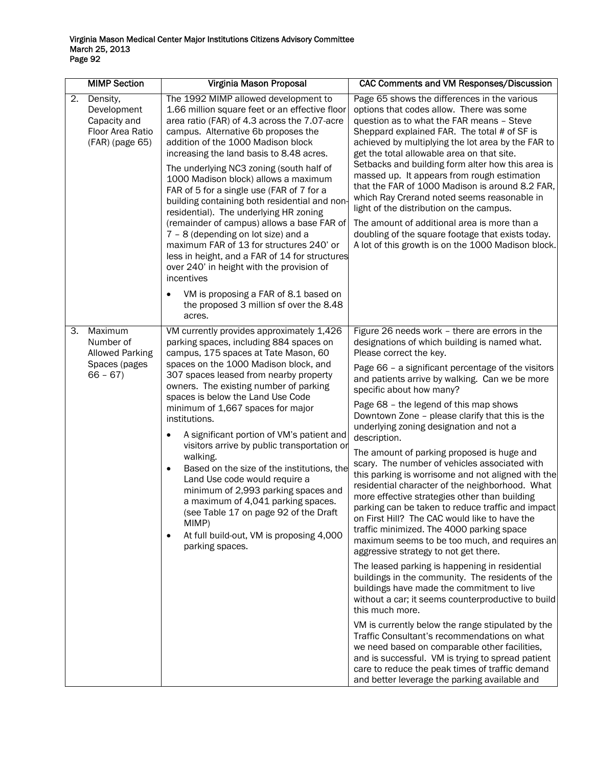| | MIMP Section | Virginia Mason Proposal | CAC Comments and VM Responses/Discussion |
|---|---|---|---|
| 2. | Density, Development Capacity and Floor Area Ratio (FAR) (page 65) | The 1992 MIMP allowed development to 1.66 million square feet or an effective floor area ratio (FAR) of 4.3 across the 7.07-acre campus. Alternative 6b proposes the addition of the 1000 Madison block increasing the land basis to 8.48 acres.<br><br>The underlying NC3 zoning (south half of 1000 Madison block) allows a maximum FAR of 5 for a single use (FAR of 7 for a building containing both residential and non-residential). The underlying HR zoning (remainder of campus) allows a base FAR of 7 – 8 (depending on lot size) and a maximum FAR of 13 for structures 240' or less in height, and a FAR of 14 for structures over 240' in height with the provision of incentives<br><br>• VM is proposing a FAR of 8.1 based on the proposed 3 million sf over the 8.48 acres. | Page 65 shows the differences in the various options that codes allow. There was some question as to what the FAR means – Steve Sheppard explained FAR. The total # of SF is achieved by multiplying the lot area by the FAR to get the total allowable area on that site. Setbacks and building form alter how this area is massed up. It appears from rough estimation that the FAR of 1000 Madison is around 8.2 FAR, which Ray Crerand noted seems reasonable in light of the distribution on the campus.<br><br>The amount of additional area is more than a doubling of the square footage that exists today. A lot of this growth is on the 1000 Madison block. |
| 3. | Maximum Number of Allowed Parking Spaces (pages 66 – 67) | VM currently provides approximately 1,426 parking spaces, including 884 spaces on campus, 175 spaces at Tate Mason, 60 spaces on the 1000 Madison block, and 307 spaces leased from nearby property owners. The existing number of parking spaces is below the Land Use Code minimum of 1,667 spaces for major institutions.<br><br>• A significant portion of VM's patient and visitors arrive by public transportation or walking.<br>• Based on the size of the institutions, the Land Use code would require a minimum of 2,993 parking spaces and a maximum of 4,041 parking spaces. (see Table 17 on page 92 of the Draft MIMP)<br>• At full build-out, VM is proposing 4,000 parking spaces. | Figure 26 needs work – there are errors in the designations of which building is named what. Please correct the key.<br><br>Page 66 – a significant percentage of the visitors and patients arrive by walking. Can we be more specific about how many?<br><br>Page 68 – the legend of this map shows Downtown Zone – please clarify that this is the underlying zoning designation and not a description.<br><br>The amount of parking proposed is huge and scary. The number of vehicles associated with this parking is worrisome and not aligned with the residential character of the neighborhood. What more effective strategies other than building parking can be taken to reduce traffic and impact on First Hill? The CAC would like to have the traffic minimized. The 4000 parking space maximum seems to be too much, and requires an aggressive strategy to not get there.<br><br>The leased parking is happening in residential buildings in the community. The residents of the buildings have made the commitment to live without a car; it seems counterproductive to build this much more.<br><br>VM is currently below the range stipulated by the Traffic Consultant's recommendations on what we need based on comparable other facilities, and is successful. VM is trying to spread patient care to reduce the peak times of traffic demand and better leverage the parking available and |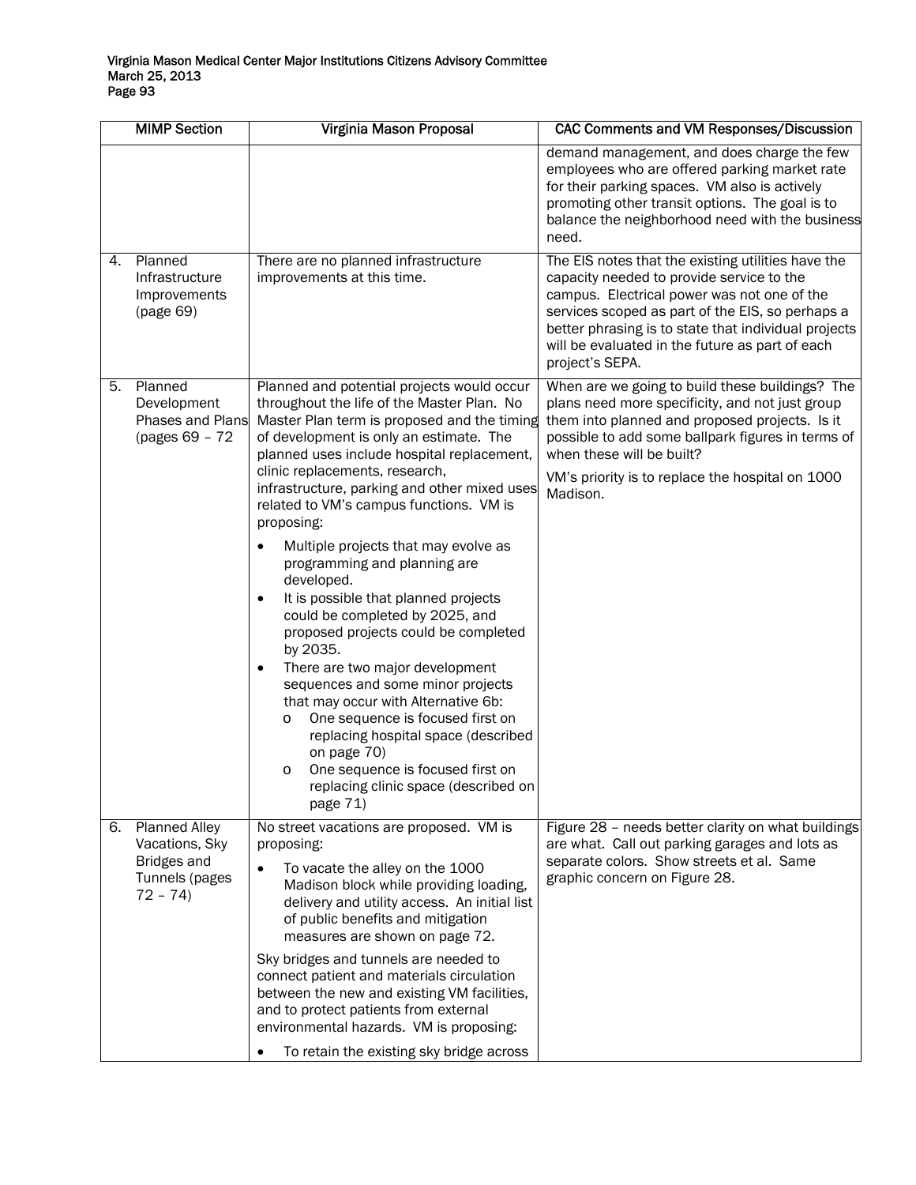| MIMP Section | Virginia Mason Proposal | CAC Comments and VM Responses/Discussion |
|---|---|---|
| | | demand management, and does charge the few employees who are offered parking market rate for their parking spaces. VM also is actively promoting other transit options. The goal is to balance the neighborhood need with the business need. |
| 4. Planned Infrastructure Improvements (page 69) | There are no planned infrastructure improvements at this time. | The EIS notes that the existing utilities have the capacity needed to provide service to the campus. Electrical power was not one of the services scoped as part of the EIS, so perhaps a better phrasing is to state that individual projects will be evaluated in the future as part of each project's SEPA. |
| 5. Planned Development Phases and Plans (pages 69 – 72 | Planned and potential projects would occur throughout the life of the Master Plan. No Master Plan term is proposed and the timing of development is only an estimate. The planned uses include hospital replacement, clinic replacements, research, infrastructure, parking and other mixed uses related to VM's campus functions. VM is proposing:<br>• Multiple projects that may evolve as programming and planning are developed.<br>• It is possible that planned projects could be completed by 2025, and proposed projects could be completed by 2035.<br>• There are two major development sequences and some minor projects that may occur with Alternative 6b:<br>o One sequence is focused first on replacing hospital space (described on page 70)<br>o One sequence is focused first on replacing clinic space (described on page 71) | When are we going to build these buildings? The plans need more specificity, and not just group them into planned and proposed projects. Is it possible to add some ballpark figures in terms of when these will be built?<br>VM's priority is to replace the hospital on 1000 Madison. |
| 6. Planned Alley Vacations, Sky Bridges and Tunnels (pages 72 – 74) | No street vacations are proposed. VM is proposing:<br>• To vacate the alley on the 1000 Madison block while providing loading, delivery and utility access. An initial list of public benefits and mitigation measures are shown on page 72.<br>Sky bridges and tunnels are needed to connect patient and materials circulation between the new and existing VM facilities, and to protect patients from external environmental hazards. VM is proposing:<br>• To retain the existing sky bridge across | Figure 28 – needs better clarity on what buildings are what. Call out parking garages and lots as separate colors. Show streets et al. Same graphic concern on Figure 28. |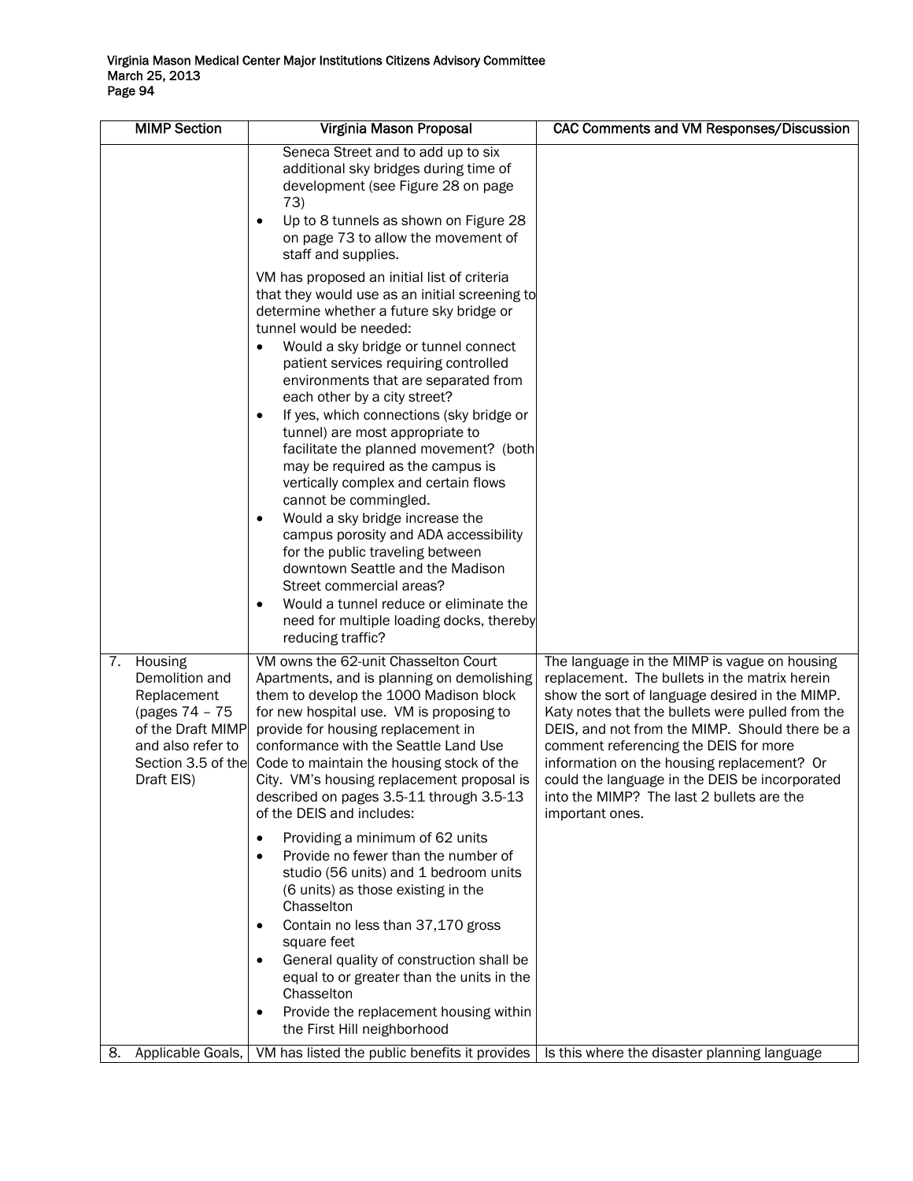| MIMP Section | Virginia Mason Proposal | CAC Comments and VM Responses/Discussion |
|---|---|---|
| | Seneca Street and to add up to six additional sky bridges during time of development (see Figure 28 on page 73)<br>• Up to 8 tunnels as shown on Figure 28 on page 73 to allow the movement of staff and supplies.<br><br>VM has proposed an initial list of criteria that they would use as an initial screening to determine whether a future sky bridge or tunnel would be needed:<br>• Would a sky bridge or tunnel connect patient services requiring controlled environments that are separated from each other by a city street?<br>• If yes, which connections (sky bridge or tunnel) are most appropriate to facilitate the planned movement? (both may be required as the campus is vertically complex and certain flows cannot be commingled.<br>• Would a sky bridge increase the campus porosity and ADA accessibility for the public traveling between downtown Seattle and the Madison Street commercial areas?<br>• Would a tunnel reduce or eliminate the need for multiple loading docks, thereby reducing traffic? | |
| 7. Housing Demolition and Replacement (pages 74 – 75 of the Draft MIMP and also refer to Section 3.5 of the Draft EIS) | VM owns the 62-unit Chasselton Court Apartments, and is planning on demolishing them to develop the 1000 Madison block for new hospital use. VM is proposing to provide for housing replacement in conformance with the Seattle Land Use Code to maintain the housing stock of the City. VM's housing replacement proposal is described on pages 3.5-11 through 3.5-13 of the DEIS and includes:<br><br>• Providing a minimum of 62 units<br>• Provide no fewer than the number of studio (56 units) and 1 bedroom units (6 units) as those existing in the Chasselton<br>• Contain no less than 37,170 gross square feet<br>• General quality of construction shall be equal to or greater than the units in the Chasselton<br>• Provide the replacement housing within the First Hill neighborhood | The language in the MIMP is vague on housing replacement. The bullets in the matrix herein show the sort of language desired in the MIMP. Katy notes that the bullets were pulled from the DEIS, and not from the MIMP. Should there be a comment referencing the DEIS for more information on the housing replacement? Or could the language in the DEIS be incorporated into the MIMP? The last 2 bullets are the important ones. |
| 8. Applicable Goals, | VM has listed the public benefits it provides | Is this where the disaster planning language |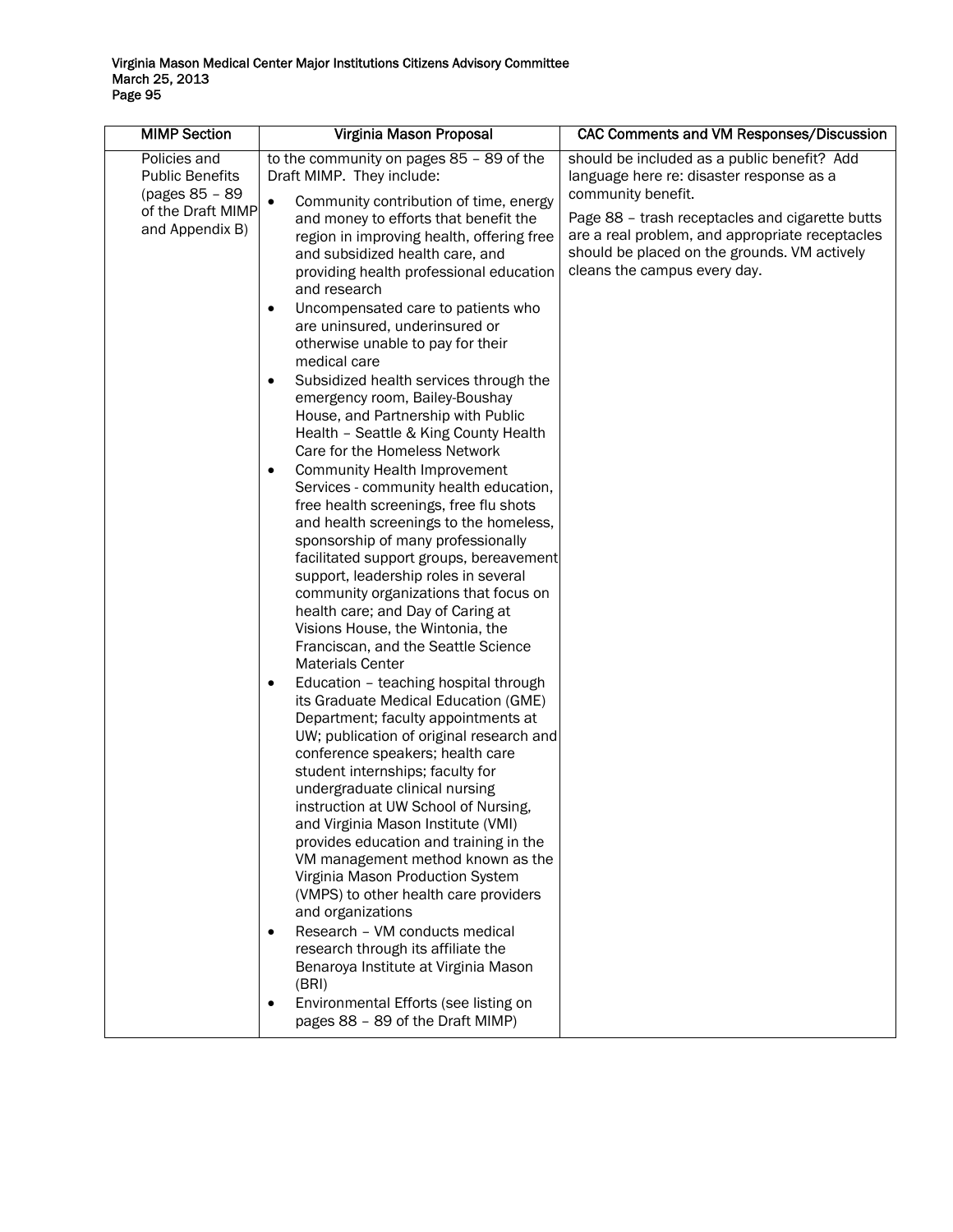| MIMP Section | Virginia Mason Proposal | CAC Comments and VM Responses/Discussion |
|---|---|---|
| Policies and Public Benefits (pages 85 – 89 of the Draft MIMP and Appendix B) | to the community on pages 85 – 89 of the Draft MIMP. They include:<br>• Community contribution of time, energy and money to efforts that benefit the region in improving health, offering free and subsidized health care, and providing health professional education and research<br>• Uncompensated care to patients who are uninsured, underinsured or otherwise unable to pay for their medical care<br>• Subsidized health services through the emergency room, Bailey-Boushay House, and Partnership with Public Health – Seattle & King County Health Care for the Homeless Network<br>• Community Health Improvement Services - community health education, free health screenings, free flu shots and health screenings to the homeless, sponsorship of many professionally facilitated support groups, bereavement support, leadership roles in several community organizations that focus on health care; and Day of Caring at Visions House, the Wintonia, the Franciscan, and the Seattle Science Materials Center<br>• Education – teaching hospital through its Graduate Medical Education (GME) Department; faculty appointments at UW; publication of original research and conference speakers; health care student internships; faculty for undergraduate clinical nursing instruction at UW School of Nursing, and Virginia Mason Institute (VMI) provides education and training in the VM management method known as the Virginia Mason Production System (VMPS) to other health care providers and organizations<br>• Research – VM conducts medical research through its affiliate the Benaroya Institute at Virginia Mason (BRI)<br>• Environmental Efforts (see listing on pages 88 – 89 of the Draft MIMP) | should be included as a public benefit? Add language here re: disaster response as a community benefit.<br><br>Page 88 – trash receptacles and cigarette butts are a real problem, and appropriate receptacles should be placed on the grounds. VM actively cleans the campus every day. |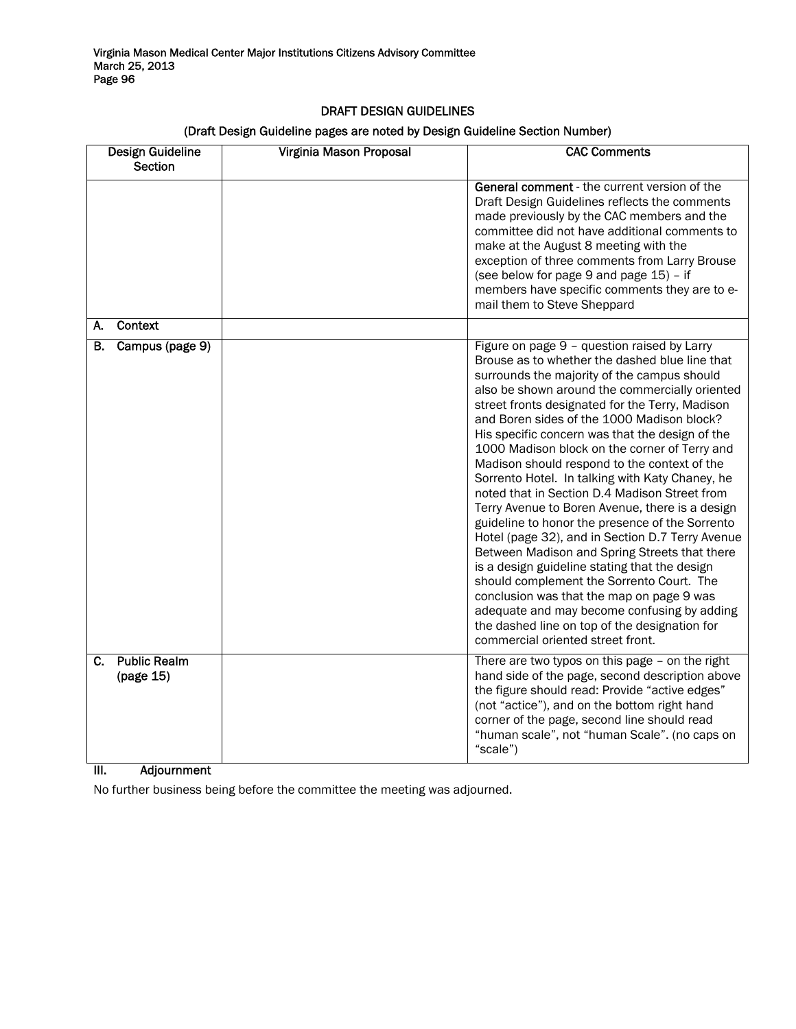## DRAFT DESIGN GUIDELINES

### (Draft Design Guideline pages are noted by Design Guideline Section Number)

| Design Guideline Section | Virginia Mason Proposal | CAC Comments |
|---|---|---|
| | | **General comment** - the current version of the Draft Design Guidelines reflects the comments made previously by the CAC members and the committee did not have additional comments to make at the August 8 meeting with the exception of three comments from Larry Brouse (see below for page 9 and page 15) – if members have specific comments they are to e-mail them to Steve Sheppard |
| A. Context | | |
| B. Campus (page 9) | | Figure on page 9 – question raised by Larry Brouse as to whether the dashed blue line that surrounds the majority of the campus should also be shown around the commercially oriented street fronts designated for the Terry, Madison and Boren sides of the 1000 Madison block? His specific concern was that the design of the 1000 Madison block on the corner of Terry and Madison should respond to the context of the Sorrento Hotel. In talking with Katy Chaney, he noted that in Section D.4 Madison Street from Terry Avenue to Boren Avenue, there is a design guideline to honor the presence of the Sorrento Hotel (page 32), and in Section D.7 Terry Avenue Between Madison and Spring Streets that there is a design guideline stating that the design should complement the Sorrento Court. The conclusion was that the map on page 9 was adequate and may become confusing by adding the dashed line on top of the designation for commercial oriented street front. |
| C. Public Realm (page 15) | | There are two typos on this page – on the right hand side of the page, second description above the figure should read: Provide "active edges" (not "actice"), and on the bottom right hand corner of the page, second line should read "human scale", not "human Scale". (no caps on "scale") |

## III. Adjournment

No further business being before the committee the meeting was adjourned.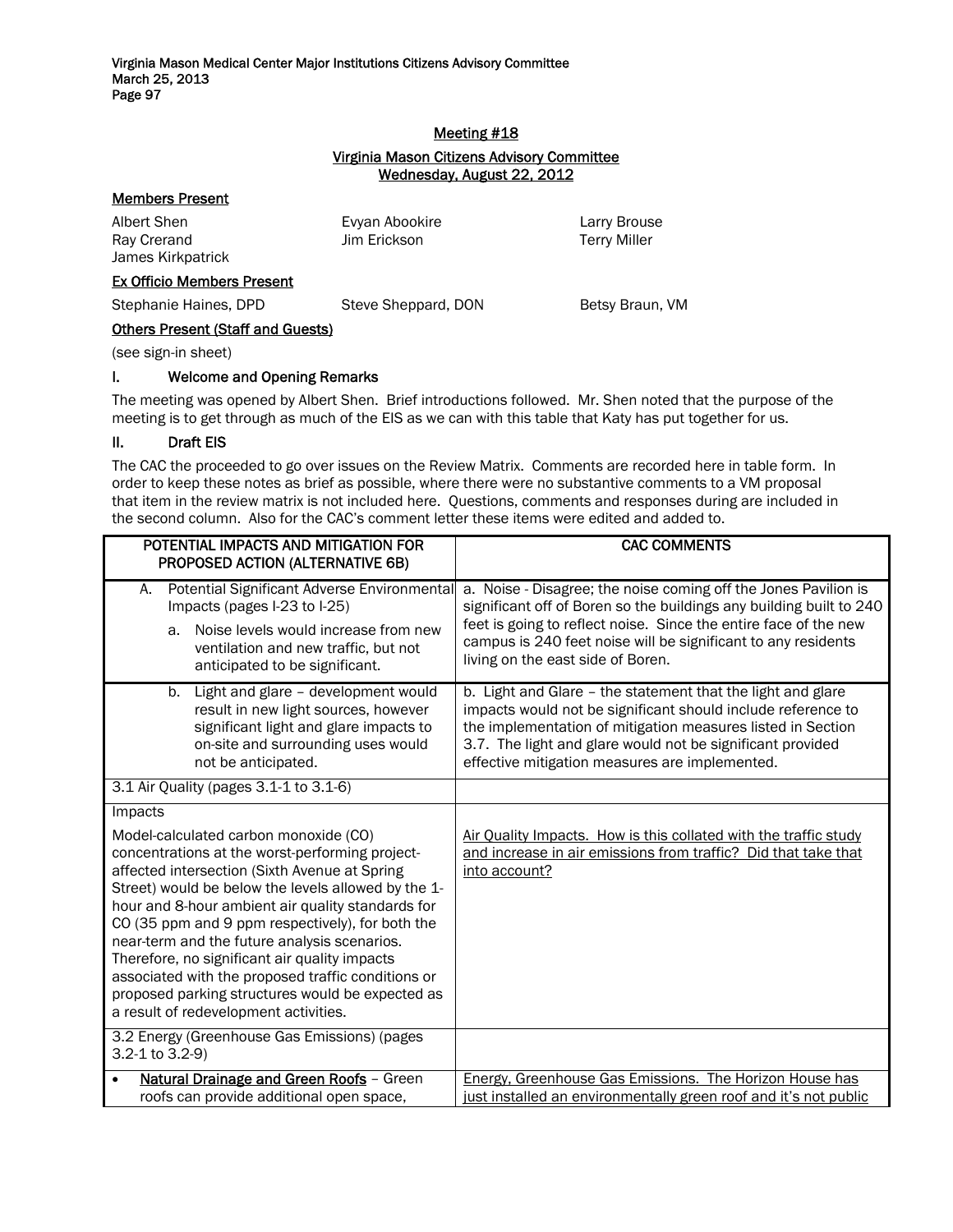## Meeting #18

## Virginia Mason Citizens Advisory Committee

## Wednesday, August 22, 2012

**Members Present**

| | | |
|---|---|---|
| Albert Shen | Evyan Abookire | Larry Brouse |
| Ray Crerand | Jim Erickson | Terry Miller |
| James Kirkpatrick | | |

**Ex Officio Members Present**

| | | |
|---|---|---|
| Stephanie Haines, DPD | Steve Sheppard, DON | Betsy Braun, VM |

**Others Present (Staff and Guests)**

(see sign-in sheet)

### I. Welcome and Opening Remarks

The meeting was opened by Albert Shen. Brief introductions followed. Mr. Shen noted that the purpose of the meeting is to get through as much of the EIS as we can with this table that Katy has put together for us.

### II. Draft EIS

The CAC the proceeded to go over issues on the Review Matrix. Comments are recorded here in table form. In order to keep these notes as brief as possible, where there were no substantive comments to a VM proposal that item in the review matrix is not included here. Questions, comments and responses during are included in the second column. Also for the CAC's comment letter these items were edited and added to.

| POTENTIAL IMPACTS AND MITIGATION FOR PROPOSED ACTION (ALTERNATIVE 6B) | CAC COMMENTS |
|---|---|
| A. Potential Significant Adverse Environmental Impacts (pages I-23 to I-25)<br>a. Noise levels would increase from new ventilation and new traffic, but not anticipated to be significant. | a. Noise - Disagree; the noise coming off the Jones Pavilion is significant off of Boren so the buildings any building built to 240 feet is going to reflect noise. Since the entire face of the new campus is 240 feet noise will be significant to any residents living on the east side of Boren. |
| b. Light and glare – development would result in new light sources, however significant light and glare impacts to on-site and surrounding uses would not be anticipated. | b. Light and Glare – the statement that the light and glare impacts would not be significant should include reference to the implementation of mitigation measures listed in Section 3.7. The light and glare would not be significant provided effective mitigation measures are implemented. |
| 3.1 Air Quality (pages 3.1-1 to 3.1-6) | |
| Impacts<br>Model-calculated carbon monoxide (CO) concentrations at the worst-performing project-affected intersection (Sixth Avenue at Spring Street) would be below the levels allowed by the 1-hour and 8-hour ambient air quality standards for CO (35 ppm and 9 ppm respectively), for both the near-term and the future analysis scenarios. Therefore, no significant air quality impacts associated with the proposed traffic conditions or proposed parking structures would be expected as a result of redevelopment activities. | <u>Air Quality Impacts. How is this collated with the traffic study and increase in air emissions from traffic? Did that take that into account?</u> |
| 3.2 Energy (Greenhouse Gas Emissions) (pages 3.2-1 to 3.2-9) | |
| • <u>Natural Drainage and Green Roofs</u> – Green roofs can provide additional open space, | <u>Energy, Greenhouse Gas Emissions. The Horizon House has just installed an environmentally green roof and it's not public</u> |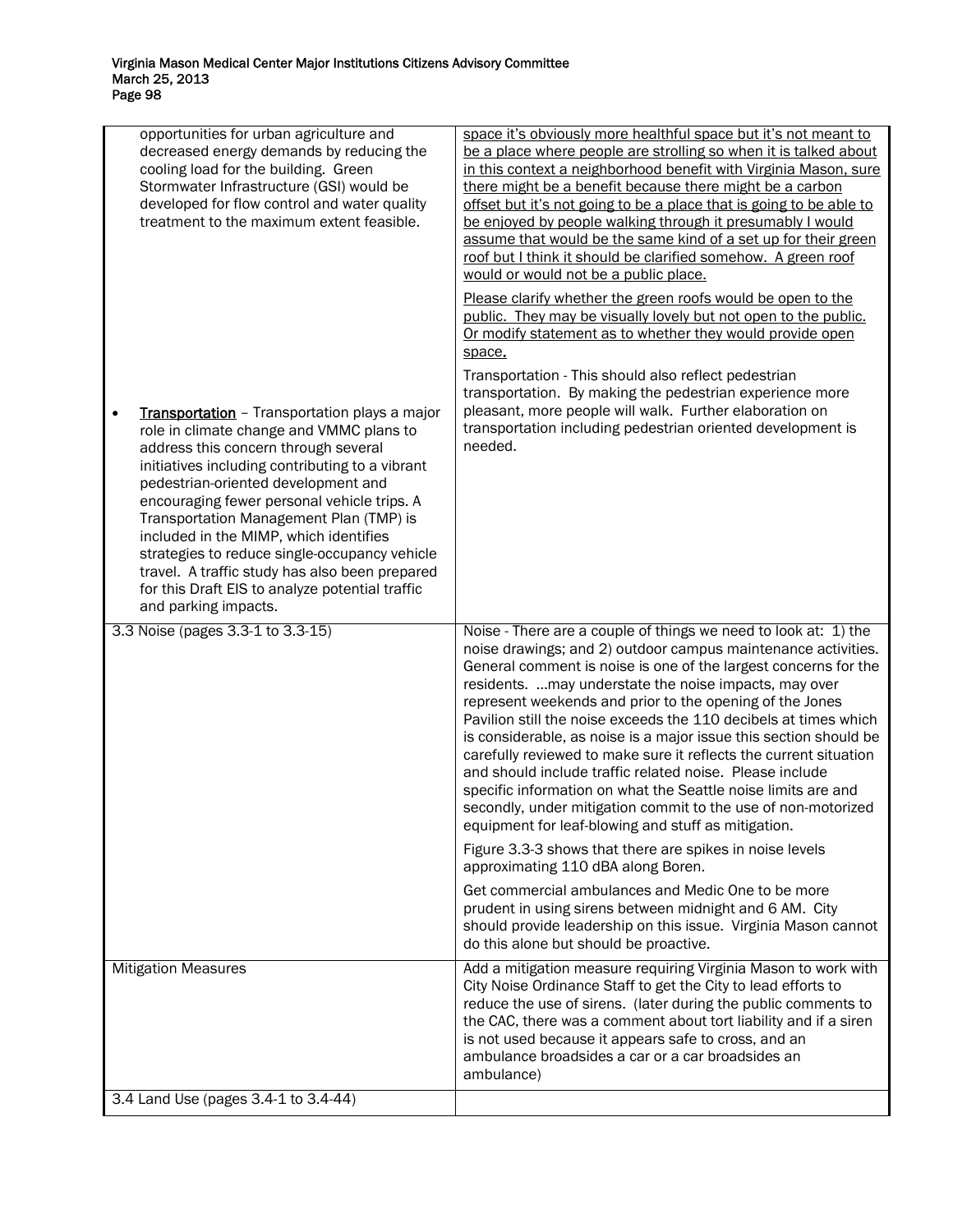| | |
|---|---|
| opportunities for urban agriculture and decreased energy demands by reducing the cooling load for the building. Green Stormwater Infrastructure (GSI) would be developed for flow control and water quality treatment to the maximum extent feasible.<br><br>• <u>**Transportation**</u> – Transportation plays a major role in climate change and VMMC plans to address this concern through several initiatives including contributing to a vibrant pedestrian-oriented development and encouraging fewer personal vehicle trips. A Transportation Management Plan (TMP) is included in the MIMP, which identifies strategies to reduce single-occupancy vehicle travel. A traffic study has also been prepared for this Draft EIS to analyze potential traffic and parking impacts. | <u>space it's obviously more healthful space but it's not meant to be a place where people are strolling so when it is talked about in this context a neighborhood benefit with Virginia Mason, sure there might be a benefit because there might be a carbon offset but it's not going to be a place that is going to be able to be enjoyed by people walking through it presumably I would assume that would be the same kind of a set up for their green roof but I think it should be clarified somehow. A green roof would or would not be a public place.</u><br><br><u>Please clarify whether the green roofs would be open to the public. They may be visually lovely but not open to the public. Or modify statement as to whether they would provide open space.</u><br><br>Transportation - This should also reflect pedestrian transportation. By making the pedestrian experience more pleasant, more people will walk. Further elaboration on transportation including pedestrian oriented development is needed. |
| 3.3 Noise (pages 3.3-1 to 3.3-15) | Noise - There are a couple of things we need to look at: 1) the noise drawings; and 2) outdoor campus maintenance activities. General comment is noise is one of the largest concerns for the residents. ...may understate the noise impacts, may over represent weekends and prior to the opening of the Jones Pavilion still the noise exceeds the 110 decibels at times which is considerable, as noise is a major issue this section should be carefully reviewed to make sure it reflects the current situation and should include traffic related noise. Please include specific information on what the Seattle noise limits are and secondly, under mitigation commit to the use of non-motorized equipment for leaf-blowing and stuff as mitigation.<br><br>Figure 3.3-3 shows that there are spikes in noise levels approximating 110 dBA along Boren.<br><br>Get commercial ambulances and Medic One to be more prudent in using sirens between midnight and 6 AM. City should provide leadership on this issue. Virginia Mason cannot do this alone but should be proactive. |
| Mitigation Measures | Add a mitigation measure requiring Virginia Mason to work with City Noise Ordinance Staff to get the City to lead efforts to reduce the use of sirens. (later during the public comments to the CAC, there was a comment about tort liability and if a siren is not used because it appears safe to cross, and an ambulance broadsides a car or a car broadsides an ambulance) |
| 3.4 Land Use (pages 3.4-1 to 3.4-44) | |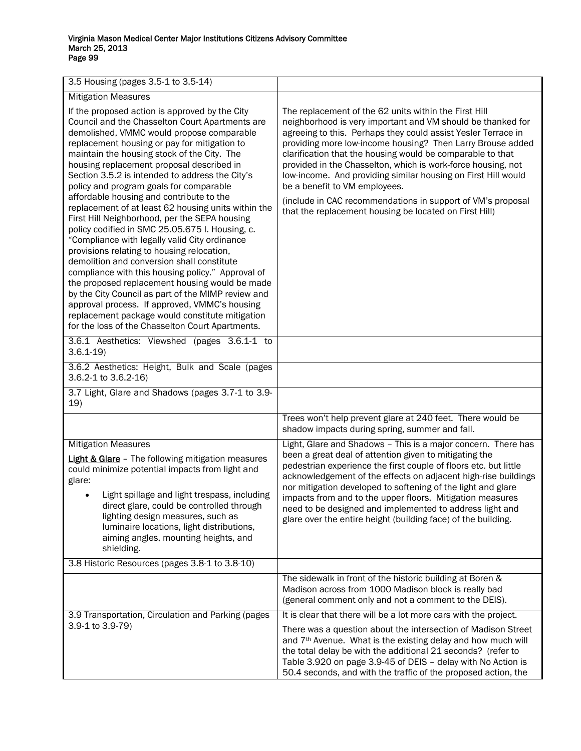| 3.5 Housing (pages 3.5-1 to 3.5-14) | |
|---|---|
| Mitigation Measures<br><br>If the proposed action is approved by the City Council and the Chasselton Court Apartments are demolished, VMMC would propose comparable replacement housing or pay for mitigation to maintain the housing stock of the City. The housing replacement proposal described in Section 3.5.2 is intended to address the City's policy and program goals for comparable affordable housing and contribute to the replacement of at least 62 housing units within the First Hill Neighborhood, per the SEPA housing policy codified in SMC 25.05.675 I. Housing, c. "Compliance with legally valid City ordinance provisions relating to housing relocation, demolition and conversion shall constitute compliance with this housing policy." Approval of the proposed replacement housing would be made by the City Council as part of the MIMP review and approval process. If approved, VMMC's housing replacement package would constitute mitigation for the loss of the Chasselton Court Apartments. | The replacement of the 62 units within the First Hill neighborhood is very important and VM should be thanked for agreeing to this. Perhaps they could assist Yesler Terrace in providing more low-income housing? Then Larry Brouse added clarification that the housing would be comparable to that provided in the Chasselton, which is work-force housing, not low-income. And providing similar housing on First Hill would be a benefit to VM employees.<br><br>(include in CAC recommendations in support of VM's proposal that the replacement housing be located on First Hill) |
| 3.6.1 Aesthetics: Viewshed (pages 3.6.1-1 to 3.6.1-19) | |
| 3.6.2 Aesthetics: Height, Bulk and Scale (pages 3.6.2-1 to 3.6.2-16) | |
| 3.7 Light, Glare and Shadows (pages 3.7-1 to 3.9-19) | |
| | Trees won't help prevent glare at 240 feet. There would be shadow impacts during spring, summer and fall. |
| Mitigation Measures<br><br>**Light & Glare** – The following mitigation measures could minimize potential impacts from light and glare:<br><br>• Light spillage and light trespass, including direct glare, could be controlled through lighting design measures, such as luminaire locations, light distributions, aiming angles, mounting heights, and shielding. | Light, Glare and Shadows – This is a major concern. There has been a great deal of attention given to mitigating the pedestrian experience the first couple of floors etc. but little acknowledgement of the effects on adjacent high-rise buildings nor mitigation developed to softening of the light and glare impacts from and to the upper floors. Mitigation measures need to be designed and implemented to address light and glare over the entire height (building face) of the building. |
| 3.8 Historic Resources (pages 3.8-1 to 3.8-10) | |
| | The sidewalk in front of the historic building at Boren & Madison across from 1000 Madison block is really bad (general comment only and not a comment to the DEIS). |
| 3.9 Transportation, Circulation and Parking (pages 3.9-1 to 3.9-79) | It is clear that there will be a lot more cars with the project.<br><br>There was a question about the intersection of Madison Street and 7th Avenue. What is the existing delay and how much will the total delay be with the additional 21 seconds? (refer to Table 3.920 on page 3.9-45 of DEIS – delay with No Action is 50.4 seconds, and with the traffic of the proposed action, the |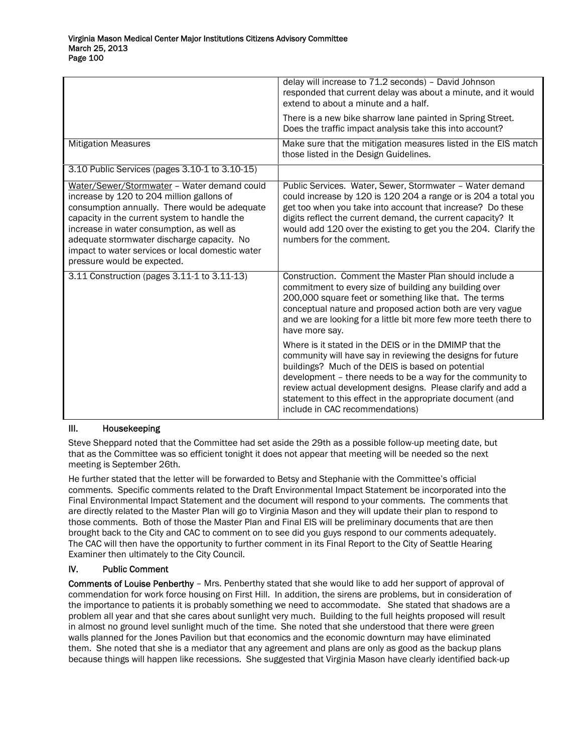| | |
|---|---|
| | delay will increase to 71.2 seconds) – David Johnson responded that current delay was about a minute, and it would extend to about a minute and a half.<br><br>There is a new bike sharrow lane painted in Spring Street. Does the traffic impact analysis take this into account? |
| Mitigation Measures | Make sure that the mitigation measures listed in the EIS match those listed in the Design Guidelines. |
| 3.10 Public Services (pages 3.10-1 to 3.10-15) | |
| Water/Sewer/Stormwater – Water demand could increase by 120 to 204 million gallons of consumption annually. There would be adequate capacity in the current system to handle the increase in water consumption, as well as adequate stormwater discharge capacity. No impact to water services or local domestic water pressure would be expected. | Public Services. Water, Sewer, Stormwater – Water demand could increase by 120 is 120 204 a range or is 204 a total you get too when you take into account that increase? Do these digits reflect the current demand, the current capacity? It would add 120 over the existing to get you the 204. Clarify the numbers for the comment. |
| 3.11 Construction (pages 3.11-1 to 3.11-13) | Construction. Comment the Master Plan should include a commitment to every size of building any building over 200,000 square feet or something like that. The terms conceptual nature and proposed action both are very vague and we are looking for a little bit more few more teeth there to have more say.<br><br>Where is it stated in the DEIS or in the DMIMP that the community will have say in reviewing the designs for future buildings? Much of the DEIS is based on potential development – there needs to be a way for the community to review actual development designs. Please clarify and add a statement to this effect in the appropriate document (and include in CAC recommendations) |

## III. Housekeeping

Steve Sheppard noted that the Committee had set aside the 29th as a possible follow-up meeting date, but that as the Committee was so efficient tonight it does not appear that meeting will be needed so the next meeting is September 26th.

He further stated that the letter will be forwarded to Betsy and Stephanie with the Committee's official comments. Specific comments related to the Draft Environmental Impact Statement be incorporated into the Final Environmental Impact Statement and the document will respond to your comments. The comments that are directly related to the Master Plan will go to Virginia Mason and they will update their plan to respond to those comments. Both of those the Master Plan and Final EIS will be preliminary documents that are then brought back to the City and CAC to comment on to see did you guys respond to our comments adequately. The CAC will then have the opportunity to further comment in its Final Report to the City of Seattle Hearing Examiner then ultimately to the City Council.

## IV. Public Comment

**Comments of Louise Penberthy** – Mrs. Penberthy stated that she would like to add her support of approval of commendation for work force housing on First Hill. In addition, the sirens are problems, but in consideration of the importance to patients it is probably something we need to accommodate. She stated that shadows are a problem all year and that she cares about sunlight very much. Building to the full heights proposed will result in almost no ground level sunlight much of the time. She noted that she understood that there were green walls planned for the Jones Pavilion but that economics and the economic downturn may have eliminated them. She noted that she is a mediator that any agreement and plans are only as good as the backup plans because things will happen like recessions. She suggested that Virginia Mason have clearly identified back-up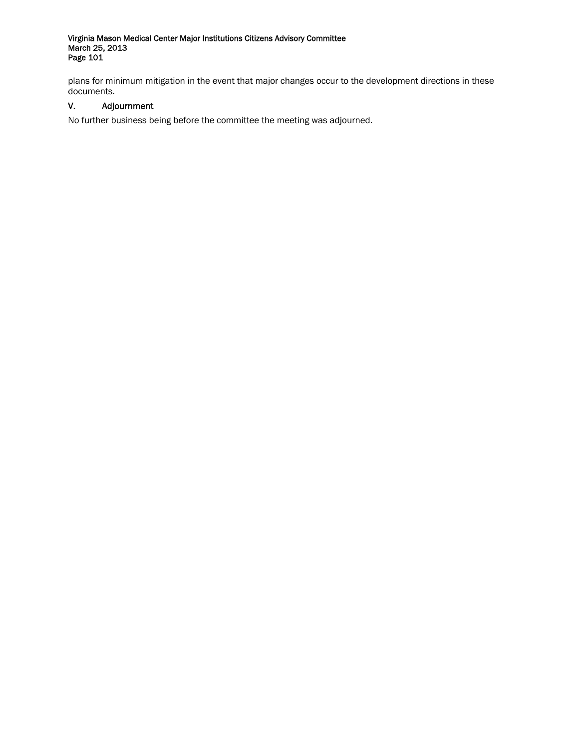plans for minimum mitigation in the event that major changes occur to the development directions in these documents.

## V. Adjournment

No further business being before the committee the meeting was adjourned.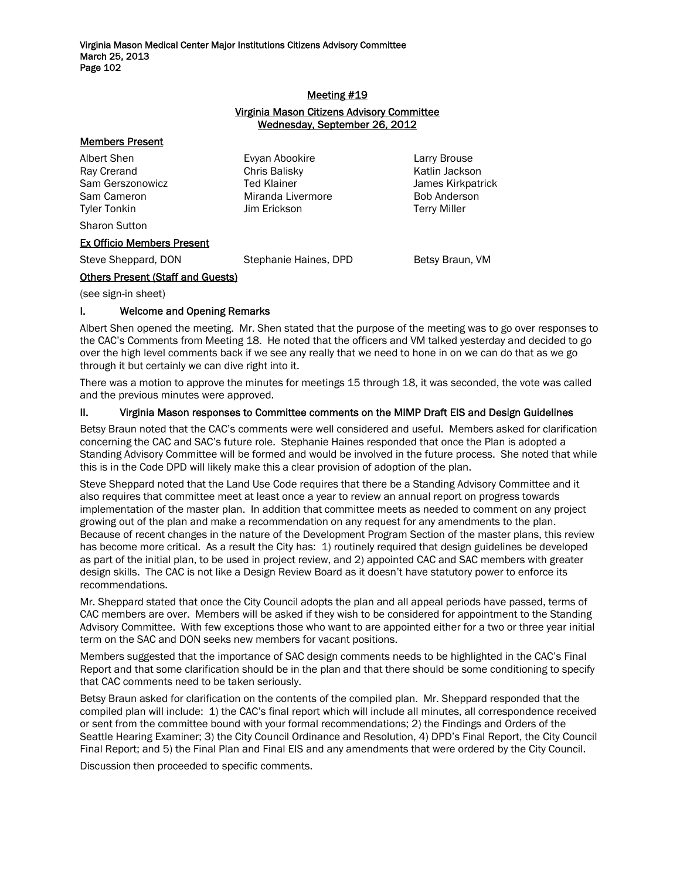## Meeting #19

### Virginia Mason Citizens Advisory Committee
### Wednesday, September 26, 2012

**Members Present**

| | | |
|---|---|---|
| Albert Shen | Evyan Abookire | Larry Brouse |
| Ray Crerand | Chris Balisky | Katlin Jackson |
| Sam Gerszonowicz | Ted Klainer | James Kirkpatrick |
| Sam Cameron | Miranda Livermore | Bob Anderson |
| Tyler Tonkin | Jim Erickson | Terry Miller |
| Sharon Sutton | | |

**Ex Officio Members Present**

| | | |
|---|---|---|
| Steve Sheppard, DON | Stephanie Haines, DPD | Betsy Braun, VM |

**Others Present (Staff and Guests)**

(see sign-in sheet)

### I. Welcome and Opening Remarks

Albert Shen opened the meeting. Mr. Shen stated that the purpose of the meeting was to go over responses to the CAC's Comments from Meeting 18. He noted that the officers and VM talked yesterday and decided to go over the high level comments back if we see any really that we need to hone in on we can do that as we go through it but certainly we can dive right into it.

There was a motion to approve the minutes for meetings 15 through 18, it was seconded, the vote was called and the previous minutes were approved.

### II. Virginia Mason responses to Committee comments on the MIMP Draft EIS and Design Guidelines

Betsy Braun noted that the CAC's comments were well considered and useful. Members asked for clarification concerning the CAC and SAC's future role. Stephanie Haines responded that once the Plan is adopted a Standing Advisory Committee will be formed and would be involved in the future process. She noted that while this is in the Code DPD will likely make this a clear provision of adoption of the plan.

Steve Sheppard noted that the Land Use Code requires that there be a Standing Advisory Committee and it also requires that committee meet at least once a year to review an annual report on progress towards implementation of the master plan. In addition that committee meets as needed to comment on any project growing out of the plan and make a recommendation on any request for any amendments to the plan. Because of recent changes in the nature of the Development Program Section of the master plans, this review has become more critical. As a result the City has: 1) routinely required that design guidelines be developed as part of the initial plan, to be used in project review, and 2) appointed CAC and SAC members with greater design skills. The CAC is not like a Design Review Board as it doesn't have statutory power to enforce its recommendations.

Mr. Sheppard stated that once the City Council adopts the plan and all appeal periods have passed, terms of CAC members are over. Members will be asked if they wish to be considered for appointment to the Standing Advisory Committee. With few exceptions those who want to are appointed either for a two or three year initial term on the SAC and DON seeks new members for vacant positions.

Members suggested that the importance of SAC design comments needs to be highlighted in the CAC's Final Report and that some clarification should be in the plan and that there should be some conditioning to specify that CAC comments need to be taken seriously.

Betsy Braun asked for clarification on the contents of the compiled plan. Mr. Sheppard responded that the compiled plan will include: 1) the CAC's final report which will include all minutes, all correspondence received or sent from the committee bound with your formal recommendations; 2) the Findings and Orders of the Seattle Hearing Examiner; 3) the City Council Ordinance and Resolution, 4) DPD's Final Report, the City Council Final Report; and 5) the Final Plan and Final EIS and any amendments that were ordered by the City Council.

Discussion then proceeded to specific comments.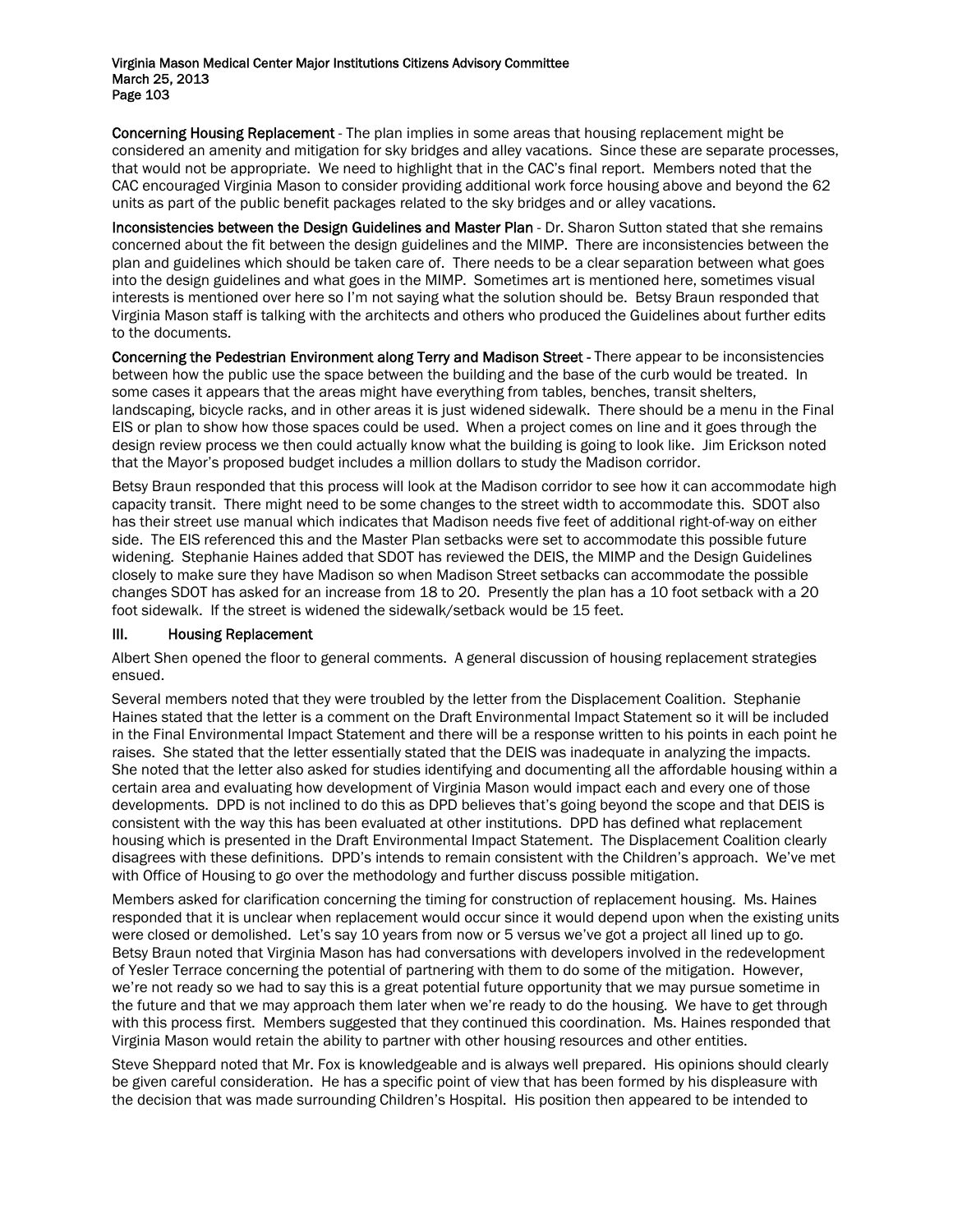**Concerning Housing Replacement** - The plan implies in some areas that housing replacement might be considered an amenity and mitigation for sky bridges and alley vacations. Since these are separate processes, that would not be appropriate. We need to highlight that in the CAC's final report. Members noted that the CAC encouraged Virginia Mason to consider providing additional work force housing above and beyond the 62 units as part of the public benefit packages related to the sky bridges and or alley vacations.

**Inconsistencies between the Design Guidelines and Master Plan** - Dr. Sharon Sutton stated that she remains concerned about the fit between the design guidelines and the MIMP. There are inconsistencies between the plan and guidelines which should be taken care of. There needs to be a clear separation between what goes into the design guidelines and what goes in the MIMP. Sometimes art is mentioned here, sometimes visual interests is mentioned over here so I'm not saying what the solution should be. Betsy Braun responded that Virginia Mason staff is talking with the architects and others who produced the Guidelines about further edits to the documents.

**Concerning the Pedestrian Environment along Terry and Madison Street** - There appear to be inconsistencies between how the public use the space between the building and the base of the curb would be treated. In some cases it appears that the areas might have everything from tables, benches, transit shelters, landscaping, bicycle racks, and in other areas it is just widened sidewalk. There should be a menu in the Final EIS or plan to show how those spaces could be used. When a project comes on line and it goes through the design review process we then could actually know what the building is going to look like. Jim Erickson noted that the Mayor's proposed budget includes a million dollars to study the Madison corridor.

Betsy Braun responded that this process will look at the Madison corridor to see how it can accommodate high capacity transit. There might need to be some changes to the street width to accommodate this. SDOT also has their street use manual which indicates that Madison needs five feet of additional right-of-way on either side. The EIS referenced this and the Master Plan setbacks were set to accommodate this possible future widening. Stephanie Haines added that SDOT has reviewed the DEIS, the MIMP and the Design Guidelines closely to make sure they have Madison so when Madison Street setbacks can accommodate the possible changes SDOT has asked for an increase from 18 to 20. Presently the plan has a 10 foot setback with a 20 foot sidewalk. If the street is widened the sidewalk/setback would be 15 feet.

## III. Housing Replacement

Albert Shen opened the floor to general comments. A general discussion of housing replacement strategies ensued.

Several members noted that they were troubled by the letter from the Displacement Coalition. Stephanie Haines stated that the letter is a comment on the Draft Environmental Impact Statement so it will be included in the Final Environmental Impact Statement and there will be a response written to his points in each point he raises. She stated that the letter essentially stated that the DEIS was inadequate in analyzing the impacts. She noted that the letter also asked for studies identifying and documenting all the affordable housing within a certain area and evaluating how development of Virginia Mason would impact each and every one of those developments. DPD is not inclined to do this as DPD believes that's going beyond the scope and that DEIS is consistent with the way this has been evaluated at other institutions. DPD has defined what replacement housing which is presented in the Draft Environmental Impact Statement. The Displacement Coalition clearly disagrees with these definitions. DPD's intends to remain consistent with the Children's approach. We've met with Office of Housing to go over the methodology and further discuss possible mitigation.

Members asked for clarification concerning the timing for construction of replacement housing. Ms. Haines responded that it is unclear when replacement would occur since it would depend upon when the existing units were closed or demolished. Let's say 10 years from now or 5 versus we've got a project all lined up to go. Betsy Braun noted that Virginia Mason has had conversations with developers involved in the redevelopment of Yesler Terrace concerning the potential of partnering with them to do some of the mitigation. However, we're not ready so we had to say this is a great potential future opportunity that we may pursue sometime in the future and that we may approach them later when we're ready to do the housing. We have to get through with this process first. Members suggested that they continued this coordination. Ms. Haines responded that Virginia Mason would retain the ability to partner with other housing resources and other entities.

Steve Sheppard noted that Mr. Fox is knowledgeable and is always well prepared. His opinions should clearly be given careful consideration. He has a specific point of view that has been formed by his displeasure with the decision that was made surrounding Children's Hospital. His position then appeared to be intended to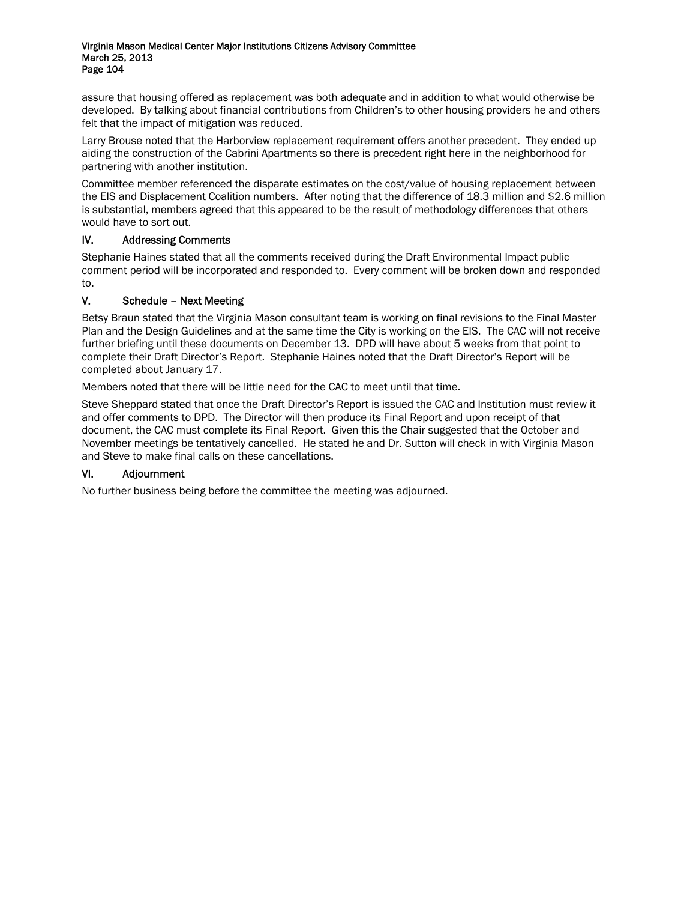assure that housing offered as replacement was both adequate and in addition to what would otherwise be developed. By talking about financial contributions from Children's to other housing providers he and others felt that the impact of mitigation was reduced.

Larry Brouse noted that the Harborview replacement requirement offers another precedent. They ended up aiding the construction of the Cabrini Apartments so there is precedent right here in the neighborhood for partnering with another institution.

Committee member referenced the disparate estimates on the cost/value of housing replacement between the EIS and Displacement Coalition numbers. After noting that the difference of 18.3 million and $2.6 million is substantial, members agreed that this appeared to be the result of methodology differences that others would have to sort out.

## IV. Addressing Comments

Stephanie Haines stated that all the comments received during the Draft Environmental Impact public comment period will be incorporated and responded to. Every comment will be broken down and responded to.

## V. Schedule – Next Meeting

Betsy Braun stated that the Virginia Mason consultant team is working on final revisions to the Final Master Plan and the Design Guidelines and at the same time the City is working on the EIS. The CAC will not receive further briefing until these documents on December 13. DPD will have about 5 weeks from that point to complete their Draft Director's Report. Stephanie Haines noted that the Draft Director's Report will be completed about January 17.

Members noted that there will be little need for the CAC to meet until that time.

Steve Sheppard stated that once the Draft Director's Report is issued the CAC and Institution must review it and offer comments to DPD. The Director will then produce its Final Report and upon receipt of that document, the CAC must complete its Final Report. Given this the Chair suggested that the October and November meetings be tentatively cancelled. He stated he and Dr. Sutton will check in with Virginia Mason and Steve to make final calls on these cancellations.

## VI. Adjournment

No further business being before the committee the meeting was adjourned.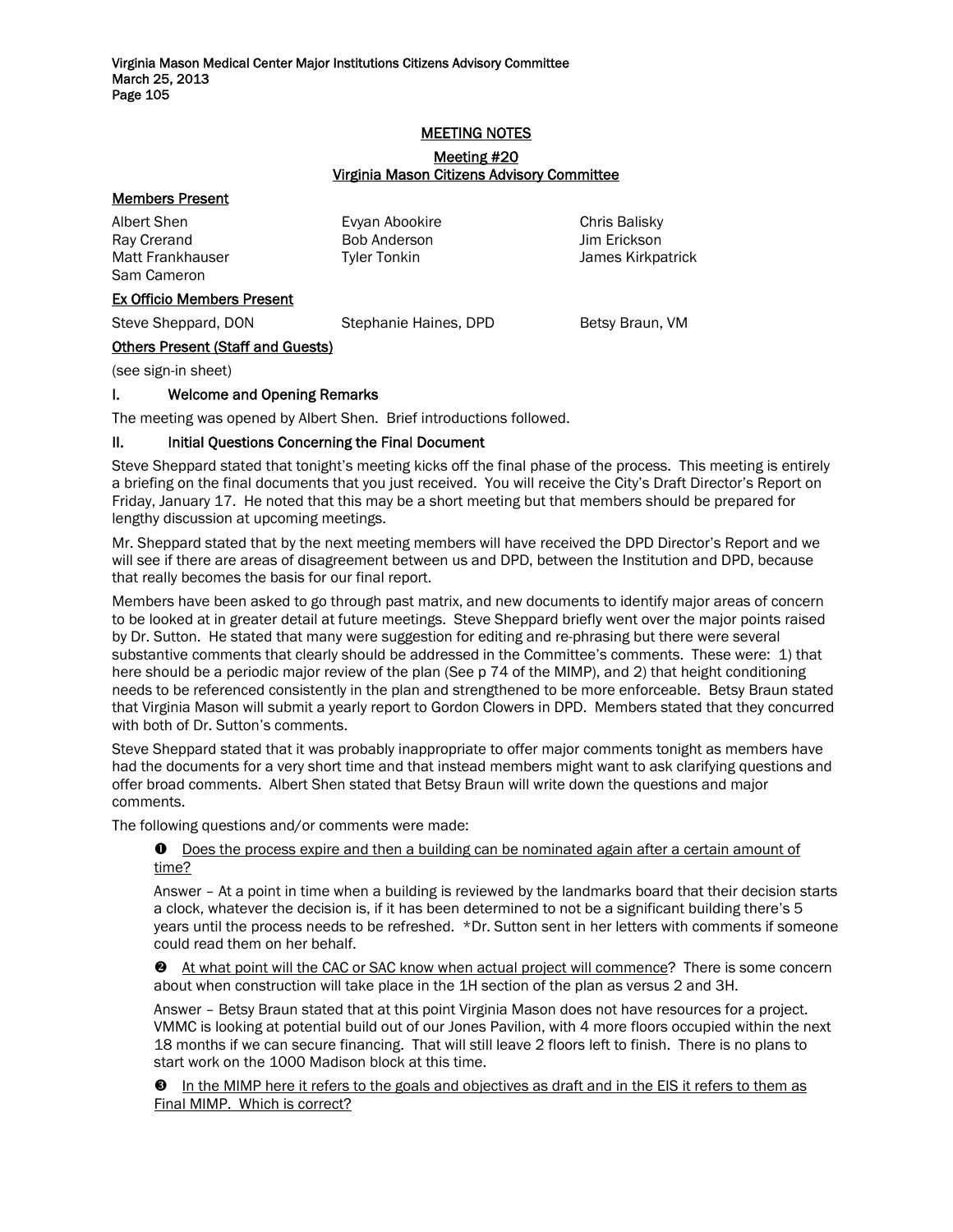## MEETING NOTES

### Meeting #20
### Virginia Mason Citizens Advisory Committee

**Members Present**

| | | |
|---|---|---|
| Albert Shen | Evyan Abookire | Chris Balisky |
| Ray Crerand | Bob Anderson | Jim Erickson |
| Matt Frankhauser | Tyler Tonkin | James Kirkpatrick |
| Sam Cameron | | |

**Ex Officio Members Present**

| | | |
|---|---|---|
| Steve Sheppard, DON | Stephanie Haines, DPD | Betsy Braun, VM |

**Others Present (Staff and Guests)**

(see sign-in sheet)

### I. Welcome and Opening Remarks

The meeting was opened by Albert Shen. Brief introductions followed.

### II. Initial Questions Concerning the Final Document

Steve Sheppard stated that tonight's meeting kicks off the final phase of the process. This meeting is entirely a briefing on the final documents that you just received. You will receive the City's Draft Director's Report on Friday, January 17. He noted that this may be a short meeting but that members should be prepared for lengthy discussion at upcoming meetings.

Mr. Sheppard stated that by the next meeting members will have received the DPD Director's Report and we will see if there are areas of disagreement between us and DPD, between the Institution and DPD, because that really becomes the basis for our final report.

Members have been asked to go through past matrix, and new documents to identify major areas of concern to be looked at in greater detail at future meetings. Steve Sheppard briefly went over the major points raised by Dr. Sutton. He stated that many were suggestion for editing and re-phrasing but there were several substantive comments that clearly should be addressed in the Committee's comments. These were: 1) that here should be a periodic major review of the plan (See p 74 of the MIMP), and 2) that height conditioning needs to be referenced consistently in the plan and strengthened to be more enforceable. Betsy Braun stated that Virginia Mason will submit a yearly report to Gordon Clowers in DPD. Members stated that they concurred with both of Dr. Sutton's comments.

Steve Sheppard stated that it was probably inappropriate to offer major comments tonight as members have had the documents for a very short time and that instead members might want to ask clarifying questions and offer broad comments. Albert Shen stated that Betsy Braun will write down the questions and major comments.

The following questions and/or comments were made:

❶ Does the process expire and then a building can be nominated again after a certain amount of time?

Answer – At a point in time when a building is reviewed by the landmarks board that their decision starts a clock, whatever the decision is, if it has been determined to not be a significant building there's 5 years until the process needs to be refreshed. *Dr. Sutton sent in her letters with comments if someone could read them on her behalf.

❷ At what point will the CAC or SAC know when actual project will commence? There is some concern about when construction will take place in the 1H section of the plan as versus 2 and 3H.

Answer – Betsy Braun stated that at this point Virginia Mason does not have resources for a project. VMMC is looking at potential build out of our Jones Pavilion, with 4 more floors occupied within the next 18 months if we can secure financing. That will still leave 2 floors left to finish. There is no plans to start work on the 1000 Madison block at this time.

❸ In the MIMP here it refers to the goals and objectives as draft and in the EIS it refers to them as Final MIMP. Which is correct?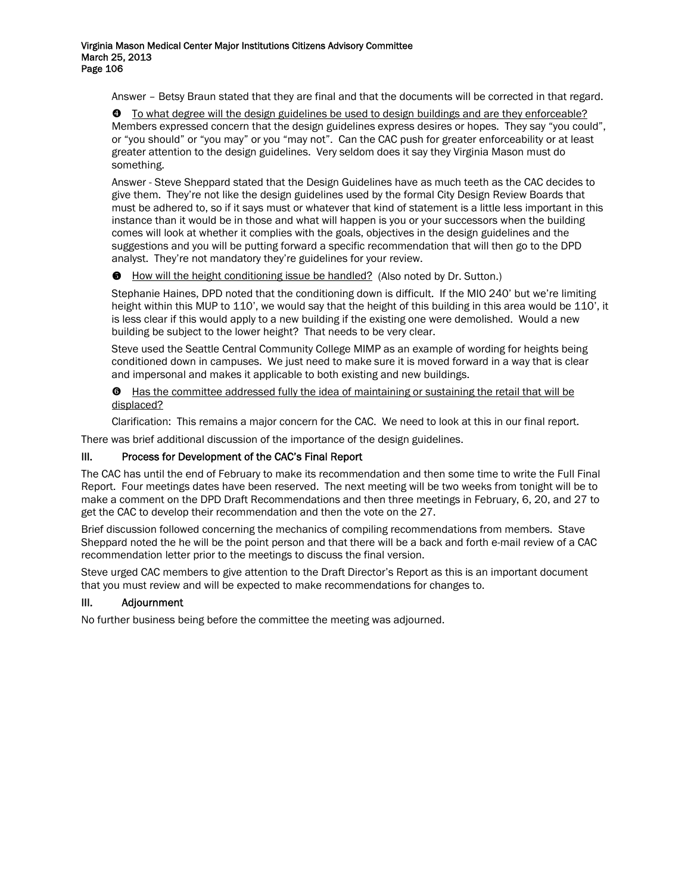Answer – Betsy Braun stated that they are final and that the documents will be corrected in that regard.

❹ <u>To what degree will the design guidelines be used to design buildings and are they enforceable?</u> Members expressed concern that the design guidelines express desires or hopes. They say "you could", or "you should" or "you may" or you "may not". Can the CAC push for greater enforceability or at least greater attention to the design guidelines. Very seldom does it say they Virginia Mason must do something.

Answer - Steve Sheppard stated that the Design Guidelines have as much teeth as the CAC decides to give them. They're not like the design guidelines used by the formal City Design Review Boards that must be adhered to, so if it says must or whatever that kind of statement is a little less important in this instance than it would be in those and what will happen is you or your successors when the building comes will look at whether it complies with the goals, objectives in the design guidelines and the suggestions and you will be putting forward a specific recommendation that will then go to the DPD analyst. They're not mandatory they're guidelines for your review.

❺ <u>How will the height conditioning issue be handled?</u> (Also noted by Dr. Sutton.)

Stephanie Haines, DPD noted that the conditioning down is difficult. If the MIO 240' but we're limiting height within this MUP to 110', we would say that the height of this building in this area would be 110', it is less clear if this would apply to a new building if the existing one were demolished. Would a new building be subject to the lower height? That needs to be very clear.

Steve used the Seattle Central Community College MIMP as an example of wording for heights being conditioned down in campuses. We just need to make sure it is moved forward in a way that is clear and impersonal and makes it applicable to both existing and new buildings.

❻ <u>Has the committee addressed fully the idea of maintaining or sustaining the retail that will be displaced?</u>

Clarification: This remains a major concern for the CAC. We need to look at this in our final report.

There was brief additional discussion of the importance of the design guidelines.

## III. Process for Development of the CAC's Final Report

The CAC has until the end of February to make its recommendation and then some time to write the Full Final Report. Four meetings dates have been reserved. The next meeting will be two weeks from tonight will be to make a comment on the DPD Draft Recommendations and then three meetings in February, 6, 20, and 27 to get the CAC to develop their recommendation and then the vote on the 27.

Brief discussion followed concerning the mechanics of compiling recommendations from members. Stave Sheppard noted the he will be the point person and that there will be a back and forth e-mail review of a CAC recommendation letter prior to the meetings to discuss the final version.

Steve urged CAC members to give attention to the Draft Director's Report as this is an important document that you must review and will be expected to make recommendations for changes to.

## III. Adjournment

No further business being before the committee the meeting was adjourned.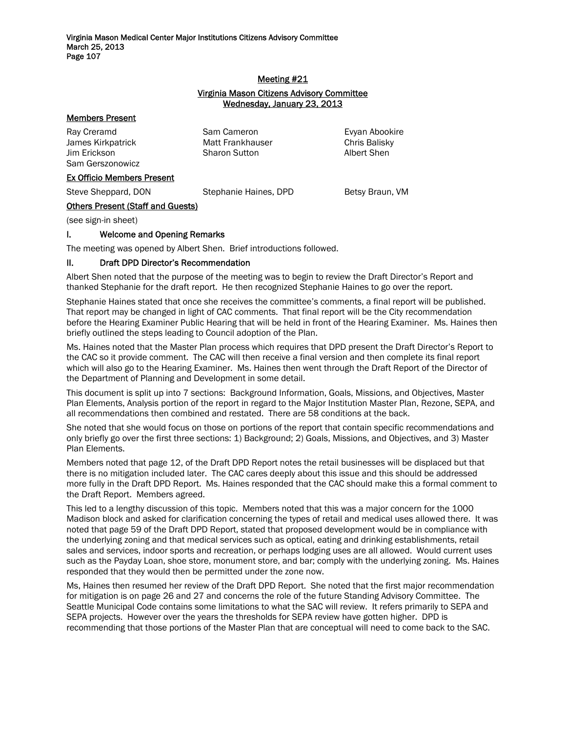## Meeting #21

### Virginia Mason Citizens Advisory Committee
### Wednesday, January 23, 2013

**Members Present**

| | | |
|---|---|---|
| Ray Creramd | Sam Cameron | Evyan Abookire |
| James Kirkpatrick | Matt Frankhauser | Chris Balisky |
| Jim Erickson | Sharon Sutton | Albert Shen |
| Sam Gerszonowicz | | |

**Ex Officio Members Present**

| | | |
|---|---|---|
| Steve Sheppard, DON | Stephanie Haines, DPD | Betsy Braun, VM |

**Others Present (Staff and Guests)**

(see sign-in sheet)

## I. Welcome and Opening Remarks

The meeting was opened by Albert Shen. Brief introductions followed.

## II. Draft DPD Director's Recommendation

Albert Shen noted that the purpose of the meeting was to begin to review the Draft Director's Report and thanked Stephanie for the draft report. He then recognized Stephanie Haines to go over the report.

Stephanie Haines stated that once she receives the committee's comments, a final report will be published. That report may be changed in light of CAC comments. That final report will be the City recommendation before the Hearing Examiner Public Hearing that will be held in front of the Hearing Examiner. Ms. Haines then briefly outlined the steps leading to Council adoption of the Plan.

Ms. Haines noted that the Master Plan process which requires that DPD present the Draft Director's Report to the CAC so it provide comment. The CAC will then receive a final version and then complete its final report which will also go to the Hearing Examiner. Ms. Haines then went through the Draft Report of the Director of the Department of Planning and Development in some detail.

This document is split up into 7 sections: Background Information, Goals, Missions, and Objectives, Master Plan Elements, Analysis portion of the report in regard to the Major Institution Master Plan, Rezone, SEPA, and all recommendations then combined and restated. There are 58 conditions at the back.

She noted that she would focus on those on portions of the report that contain specific recommendations and only briefly go over the first three sections: 1) Background; 2) Goals, Missions, and Objectives, and 3) Master Plan Elements.

Members noted that page 12, of the Draft DPD Report notes the retail businesses will be displaced but that there is no mitigation included later. The CAC cares deeply about this issue and this should be addressed more fully in the Draft DPD Report. Ms. Haines responded that the CAC should make this a formal comment to the Draft Report. Members agreed.

This led to a lengthy discussion of this topic. Members noted that this was a major concern for the 1000 Madison block and asked for clarification concerning the types of retail and medical uses allowed there. It was noted that page 59 of the Draft DPD Report, stated that proposed development would be in compliance with the underlying zoning and that medical services such as optical, eating and drinking establishments, retail sales and services, indoor sports and recreation, or perhaps lodging uses are all allowed. Would current uses such as the Payday Loan, shoe store, monument store, and bar; comply with the underlying zoning. Ms. Haines responded that they would then be permitted under the zone now.

Ms, Haines then resumed her review of the Draft DPD Report. She noted that the first major recommendation for mitigation is on page 26 and 27 and concerns the role of the future Standing Advisory Committee. The Seattle Municipal Code contains some limitations to what the SAC will review. It refers primarily to SEPA and SEPA projects. However over the years the thresholds for SEPA review have gotten higher. DPD is recommending that those portions of the Master Plan that are conceptual will need to come back to the SAC.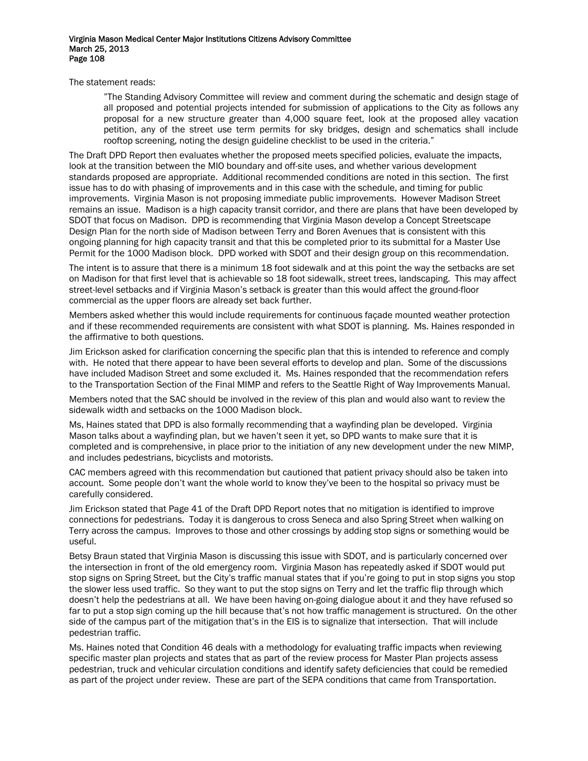The statement reads:

> "The Standing Advisory Committee will review and comment during the schematic and design stage of all proposed and potential projects intended for submission of applications to the City as follows any proposal for a new structure greater than 4,000 square feet, look at the proposed alley vacation petition, any of the street use term permits for sky bridges, design and schematics shall include rooftop screening, noting the design guideline checklist to be used in the criteria."

The Draft DPD Report then evaluates whether the proposed meets specified policies, evaluate the impacts, look at the transition between the MIO boundary and off-site uses, and whether various development standards proposed are appropriate. Additional recommended conditions are noted in this section. The first issue has to do with phasing of improvements and in this case with the schedule, and timing for public improvements. Virginia Mason is not proposing immediate public improvements. However Madison Street remains an issue. Madison is a high capacity transit corridor, and there are plans that have been developed by SDOT that focus on Madison. DPD is recommending that Virginia Mason develop a Concept Streetscape Design Plan for the north side of Madison between Terry and Boren Avenues that is consistent with this ongoing planning for high capacity transit and that this be completed prior to its submittal for a Master Use Permit for the 1000 Madison block. DPD worked with SDOT and their design group on this recommendation.

The intent is to assure that there is a minimum 18 foot sidewalk and at this point the way the setbacks are set on Madison for that first level that is achievable so 18 foot sidewalk, street trees, landscaping. This may affect street-level setbacks and if Virginia Mason's setback is greater than this would affect the ground-floor commercial as the upper floors are already set back further.

Members asked whether this would include requirements for continuous façade mounted weather protection and if these recommended requirements are consistent with what SDOT is planning. Ms. Haines responded in the affirmative to both questions.

Jim Erickson asked for clarification concerning the specific plan that this is intended to reference and comply with. He noted that there appear to have been several efforts to develop and plan. Some of the discussions have included Madison Street and some excluded it. Ms. Haines responded that the recommendation refers to the Transportation Section of the Final MIMP and refers to the Seattle Right of Way Improvements Manual.

Members noted that the SAC should be involved in the review of this plan and would also want to review the sidewalk width and setbacks on the 1000 Madison block.

Ms, Haines stated that DPD is also formally recommending that a wayfinding plan be developed. Virginia Mason talks about a wayfinding plan, but we haven't seen it yet, so DPD wants to make sure that it is completed and is comprehensive, in place prior to the initiation of any new development under the new MIMP, and includes pedestrians, bicyclists and motorists.

CAC members agreed with this recommendation but cautioned that patient privacy should also be taken into account. Some people don't want the whole world to know they've been to the hospital so privacy must be carefully considered.

Jim Erickson stated that Page 41 of the Draft DPD Report notes that no mitigation is identified to improve connections for pedestrians. Today it is dangerous to cross Seneca and also Spring Street when walking on Terry across the campus. Improves to those and other crossings by adding stop signs or something would be useful.

Betsy Braun stated that Virginia Mason is discussing this issue with SDOT, and is particularly concerned over the intersection in front of the old emergency room. Virginia Mason has repeatedly asked if SDOT would put stop signs on Spring Street, but the City's traffic manual states that if you're going to put in stop signs you stop the slower less used traffic. So they want to put the stop signs on Terry and let the traffic flip through which doesn't help the pedestrians at all. We have been having on-going dialogue about it and they have refused so far to put a stop sign coming up the hill because that's not how traffic management is structured. On the other side of the campus part of the mitigation that's in the EIS is to signalize that intersection. That will include pedestrian traffic.

Ms. Haines noted that Condition 46 deals with a methodology for evaluating traffic impacts when reviewing specific master plan projects and states that as part of the review process for Master Plan projects assess pedestrian, truck and vehicular circulation conditions and identify safety deficiencies that could be remedied as part of the project under review. These are part of the SEPA conditions that came from Transportation.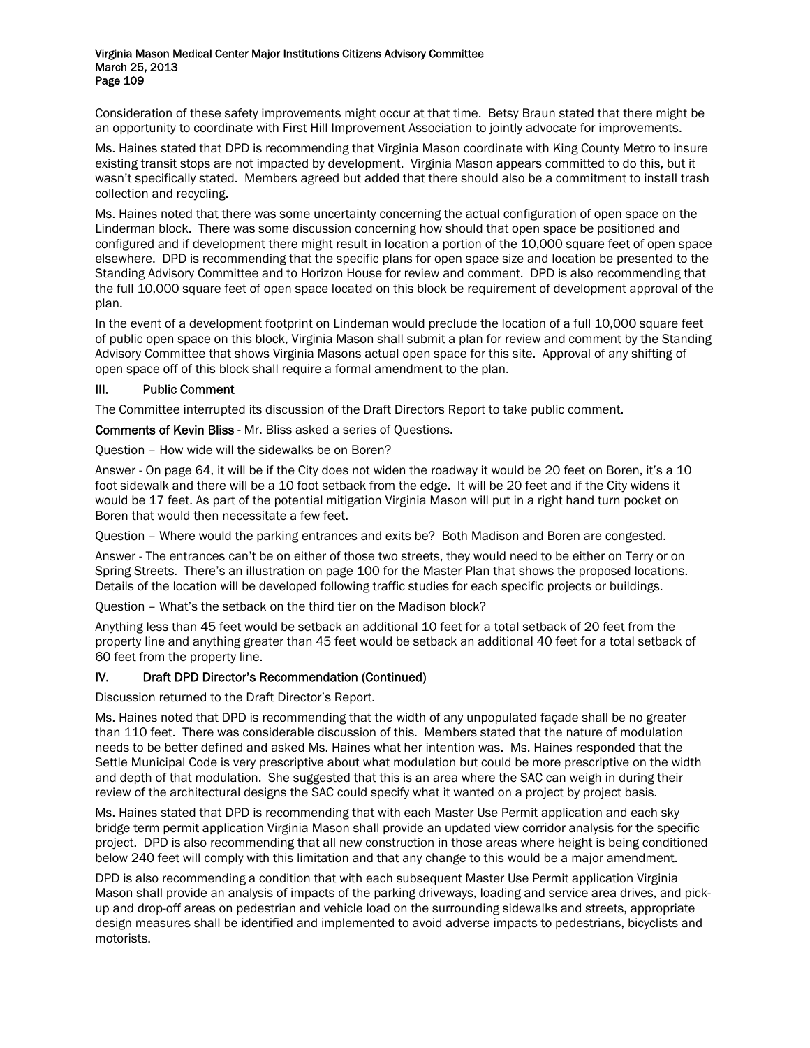Consideration of these safety improvements might occur at that time. Betsy Braun stated that there might be an opportunity to coordinate with First Hill Improvement Association to jointly advocate for improvements.

Ms. Haines stated that DPD is recommending that Virginia Mason coordinate with King County Metro to insure existing transit stops are not impacted by development. Virginia Mason appears committed to do this, but it wasn't specifically stated. Members agreed but added that there should also be a commitment to install trash collection and recycling.

Ms. Haines noted that there was some uncertainty concerning the actual configuration of open space on the Linderman block. There was some discussion concerning how should that open space be positioned and configured and if development there might result in location a portion of the 10,000 square feet of open space elsewhere. DPD is recommending that the specific plans for open space size and location be presented to the Standing Advisory Committee and to Horizon House for review and comment. DPD is also recommending that the full 10,000 square feet of open space located on this block be requirement of development approval of the plan.

In the event of a development footprint on Lindeman would preclude the location of a full 10,000 square feet of public open space on this block, Virginia Mason shall submit a plan for review and comment by the Standing Advisory Committee that shows Virginia Masons actual open space for this site. Approval of any shifting of open space off of this block shall require a formal amendment to the plan.

## III. Public Comment

The Committee interrupted its discussion of the Draft Directors Report to take public comment.

**Comments of Kevin Bliss** - Mr. Bliss asked a series of Questions.

Question – How wide will the sidewalks be on Boren?

Answer - On page 64, it will be if the City does not widen the roadway it would be 20 feet on Boren, it's a 10 foot sidewalk and there will be a 10 foot setback from the edge. It will be 20 feet and if the City widens it would be 17 feet. As part of the potential mitigation Virginia Mason will put in a right hand turn pocket on Boren that would then necessitate a few feet.

Question – Where would the parking entrances and exits be? Both Madison and Boren are congested.

Answer - The entrances can't be on either of those two streets, they would need to be either on Terry or on Spring Streets. There's an illustration on page 100 for the Master Plan that shows the proposed locations. Details of the location will be developed following traffic studies for each specific projects or buildings.

Question – What's the setback on the third tier on the Madison block?

Anything less than 45 feet would be setback an additional 10 feet for a total setback of 20 feet from the property line and anything greater than 45 feet would be setback an additional 40 feet for a total setback of 60 feet from the property line.

## IV. Draft DPD Director's Recommendation (Continued)

Discussion returned to the Draft Director's Report.

Ms. Haines noted that DPD is recommending that the width of any unpopulated façade shall be no greater than 110 feet. There was considerable discussion of this. Members stated that the nature of modulation needs to be better defined and asked Ms. Haines what her intention was. Ms. Haines responded that the Settle Municipal Code is very prescriptive about what modulation but could be more prescriptive on the width and depth of that modulation. She suggested that this is an area where the SAC can weigh in during their review of the architectural designs the SAC could specify what it wanted on a project by project basis.

Ms. Haines stated that DPD is recommending that with each Master Use Permit application and each sky bridge term permit application Virginia Mason shall provide an updated view corridor analysis for the specific project. DPD is also recommending that all new construction in those areas where height is being conditioned below 240 feet will comply with this limitation and that any change to this would be a major amendment.

DPD is also recommending a condition that with each subsequent Master Use Permit application Virginia Mason shall provide an analysis of impacts of the parking driveways, loading and service area drives, and pick-up and drop-off areas on pedestrian and vehicle load on the surrounding sidewalks and streets, appropriate design measures shall be identified and implemented to avoid adverse impacts to pedestrians, bicyclists and motorists.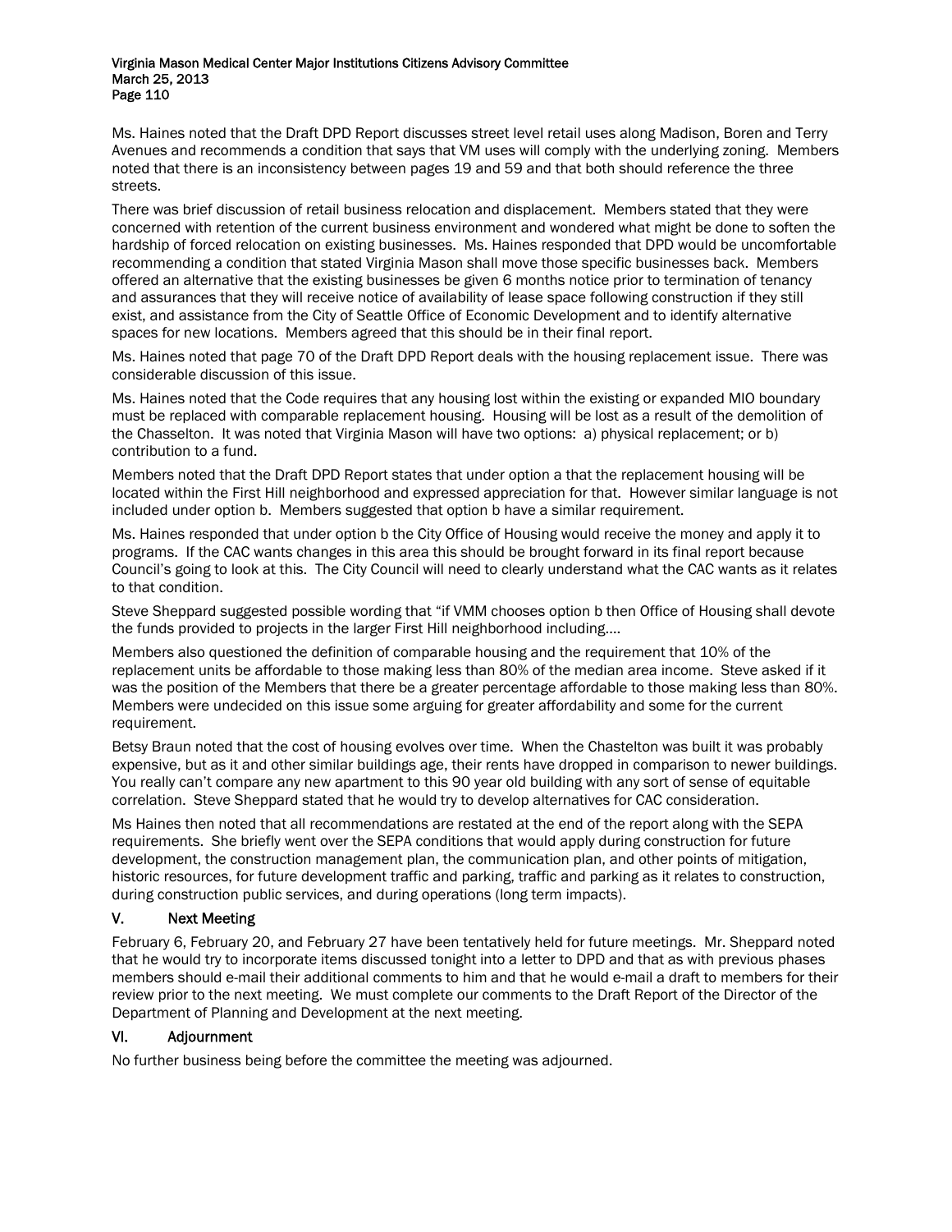Ms. Haines noted that the Draft DPD Report discusses street level retail uses along Madison, Boren and Terry Avenues and recommends a condition that says that VM uses will comply with the underlying zoning. Members noted that there is an inconsistency between pages 19 and 59 and that both should reference the three streets.

There was brief discussion of retail business relocation and displacement. Members stated that they were concerned with retention of the current business environment and wondered what might be done to soften the hardship of forced relocation on existing businesses. Ms. Haines responded that DPD would be uncomfortable recommending a condition that stated Virginia Mason shall move those specific businesses back. Members offered an alternative that the existing businesses be given 6 months notice prior to termination of tenancy and assurances that they will receive notice of availability of lease space following construction if they still exist, and assistance from the City of Seattle Office of Economic Development and to identify alternative spaces for new locations. Members agreed that this should be in their final report.

Ms. Haines noted that page 70 of the Draft DPD Report deals with the housing replacement issue. There was considerable discussion of this issue.

Ms. Haines noted that the Code requires that any housing lost within the existing or expanded MIO boundary must be replaced with comparable replacement housing. Housing will be lost as a result of the demolition of the Chasselton. It was noted that Virginia Mason will have two options: a) physical replacement; or b) contribution to a fund.

Members noted that the Draft DPD Report states that under option a that the replacement housing will be located within the First Hill neighborhood and expressed appreciation for that. However similar language is not included under option b. Members suggested that option b have a similar requirement.

Ms. Haines responded that under option b the City Office of Housing would receive the money and apply it to programs. If the CAC wants changes in this area this should be brought forward in its final report because Council's going to look at this. The City Council will need to clearly understand what the CAC wants as it relates to that condition.

Steve Sheppard suggested possible wording that "if VMM chooses option b then Office of Housing shall devote the funds provided to projects in the larger First Hill neighborhood including….

Members also questioned the definition of comparable housing and the requirement that 10% of the replacement units be affordable to those making less than 80% of the median area income. Steve asked if it was the position of the Members that there be a greater percentage affordable to those making less than 80%. Members were undecided on this issue some arguing for greater affordability and some for the current requirement.

Betsy Braun noted that the cost of housing evolves over time. When the Chastelton was built it was probably expensive, but as it and other similar buildings age, their rents have dropped in comparison to newer buildings. You really can't compare any new apartment to this 90 year old building with any sort of sense of equitable correlation. Steve Sheppard stated that he would try to develop alternatives for CAC consideration.

Ms Haines then noted that all recommendations are restated at the end of the report along with the SEPA requirements. She briefly went over the SEPA conditions that would apply during construction for future development, the construction management plan, the communication plan, and other points of mitigation, historic resources, for future development traffic and parking, traffic and parking as it relates to construction, during construction public services, and during operations (long term impacts).

## V. Next Meeting

February 6, February 20, and February 27 have been tentatively held for future meetings. Mr. Sheppard noted that he would try to incorporate items discussed tonight into a letter to DPD and that as with previous phases members should e-mail their additional comments to him and that he would e-mail a draft to members for their review prior to the next meeting. We must complete our comments to the Draft Report of the Director of the Department of Planning and Development at the next meeting.

## VI. Adjournment

No further business being before the committee the meeting was adjourned.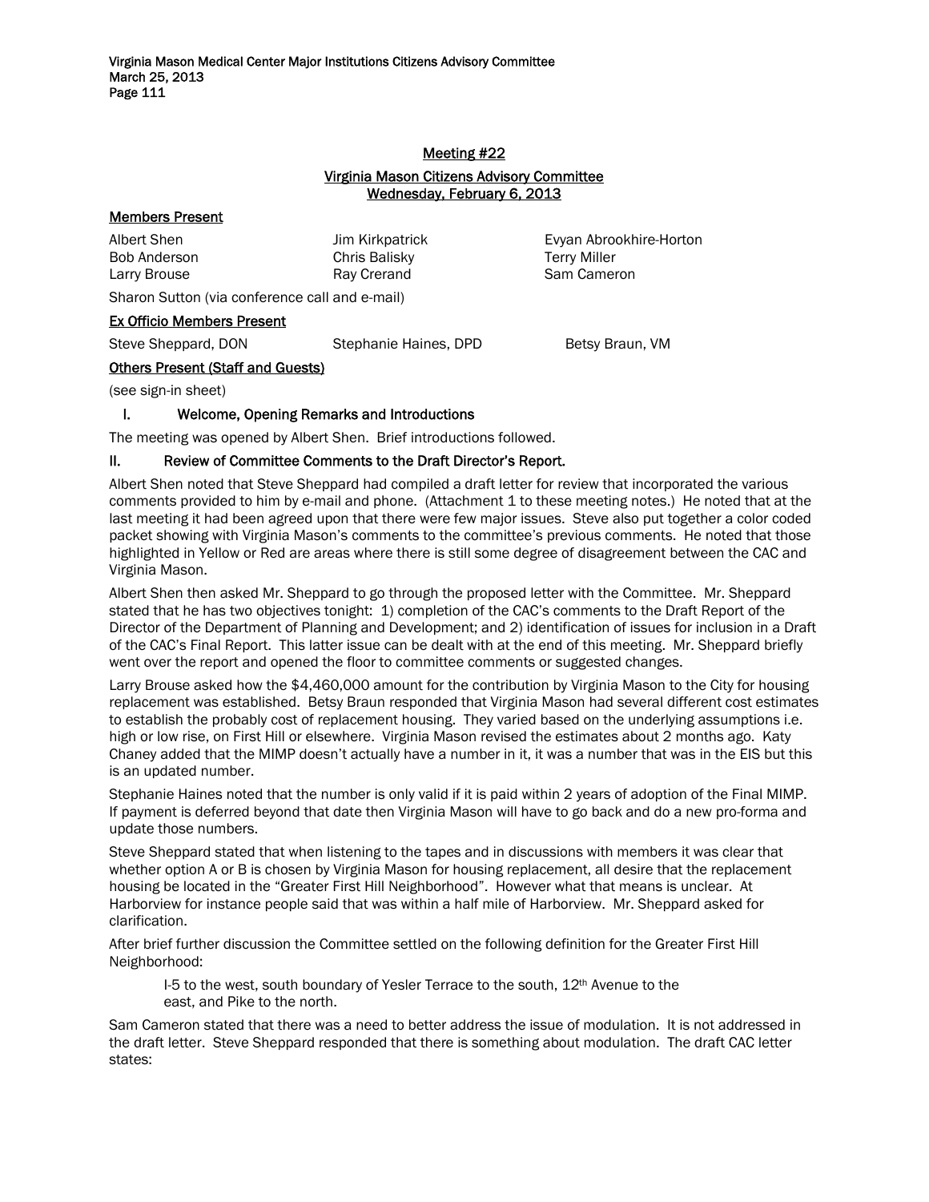## Meeting #22

## Virginia Mason Citizens Advisory Committee
## Wednesday, February 6, 2013

### Members Present

| | | |
|---|---|---|
| Albert Shen | Jim Kirkpatrick | Evyan Abrookhire-Horton |
| Bob Anderson | Chris Balisky | Terry Miller |
| Larry Brouse | Ray Crerand | Sam Cameron |

Sharon Sutton (via conference call and e-mail)

### Ex Officio Members Present

| | | |
|---|---|---|
| Steve Sheppard, DON | Stephanie Haines, DPD | Betsy Braun, VM |

### Others Present (Staff and Guests)

(see sign-in sheet)

### I. Welcome, Opening Remarks and Introductions

The meeting was opened by Albert Shen. Brief introductions followed.

### II. Review of Committee Comments to the Draft Director's Report.

Albert Shen noted that Steve Sheppard had compiled a draft letter for review that incorporated the various comments provided to him by e-mail and phone. (Attachment 1 to these meeting notes.) He noted that at the last meeting it had been agreed upon that there were few major issues. Steve also put together a color coded packet showing with Virginia Mason's comments to the committee's previous comments. He noted that those highlighted in Yellow or Red are areas where there is still some degree of disagreement between the CAC and Virginia Mason.

Albert Shen then asked Mr. Sheppard to go through the proposed letter with the Committee. Mr. Sheppard stated that he has two objectives tonight: 1) completion of the CAC's comments to the Draft Report of the Director of the Department of Planning and Development; and 2) identification of issues for inclusion in a Draft of the CAC's Final Report. This latter issue can be dealt with at the end of this meeting. Mr. Sheppard briefly went over the report and opened the floor to committee comments or suggested changes.

Larry Brouse asked how the $4,460,000 amount for the contribution by Virginia Mason to the City for housing replacement was established. Betsy Braun responded that Virginia Mason had several different cost estimates to establish the probably cost of replacement housing. They varied based on the underlying assumptions i.e. high or low rise, on First Hill or elsewhere. Virginia Mason revised the estimates about 2 months ago. Katy Chaney added that the MIMP doesn't actually have a number in it, it was a number that was in the EIS but this is an updated number.

Stephanie Haines noted that the number is only valid if it is paid within 2 years of adoption of the Final MIMP. If payment is deferred beyond that date then Virginia Mason will have to go back and do a new pro-forma and update those numbers.

Steve Sheppard stated that when listening to the tapes and in discussions with members it was clear that whether option A or B is chosen by Virginia Mason for housing replacement, all desire that the replacement housing be located in the "Greater First Hill Neighborhood". However what that means is unclear. At Harborview for instance people said that was within a half mile of Harborview. Mr. Sheppard asked for clarification.

After brief further discussion the Committee settled on the following definition for the Greater First Hill Neighborhood:

> I-5 to the west, south boundary of Yesler Terrace to the south, 12th Avenue to the east, and Pike to the north.

Sam Cameron stated that there was a need to better address the issue of modulation. It is not addressed in the draft letter. Steve Sheppard responded that there is something about modulation. The draft CAC letter states: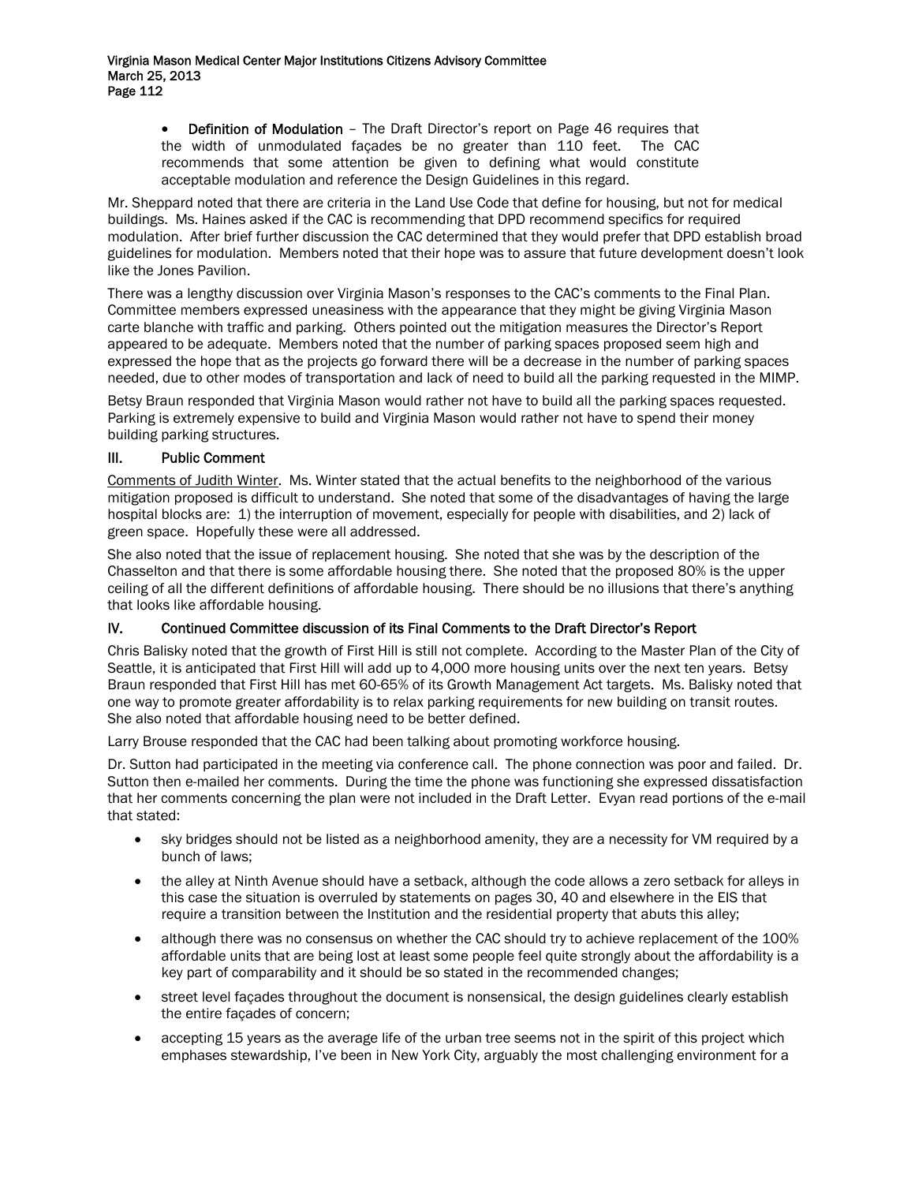- **Definition of Modulation** – The Draft Director's report on Page 46 requires that the width of unmodulated façades be no greater than 110 feet. The CAC recommends that some attention be given to defining what would constitute acceptable modulation and reference the Design Guidelines in this regard.

Mr. Sheppard noted that there are criteria in the Land Use Code that define for housing, but not for medical buildings. Ms. Haines asked if the CAC is recommending that DPD recommend specifics for required modulation. After brief further discussion the CAC determined that they would prefer that DPD establish broad guidelines for modulation. Members noted that their hope was to assure that future development doesn't look like the Jones Pavilion.

There was a lengthy discussion over Virginia Mason's responses to the CAC's comments to the Final Plan. Committee members expressed uneasiness with the appearance that they might be giving Virginia Mason carte blanche with traffic and parking. Others pointed out the mitigation measures the Director's Report appeared to be adequate. Members noted that the number of parking spaces proposed seem high and expressed the hope that as the projects go forward there will be a decrease in the number of parking spaces needed, due to other modes of transportation and lack of need to build all the parking requested in the MIMP.

Betsy Braun responded that Virginia Mason would rather not have to build all the parking spaces requested. Parking is extremely expensive to build and Virginia Mason would rather not have to spend their money building parking structures.

## III. Public Comment

Comments of Judith Winter. Ms. Winter stated that the actual benefits to the neighborhood of the various mitigation proposed is difficult to understand. She noted that some of the disadvantages of having the large hospital blocks are: 1) the interruption of movement, especially for people with disabilities, and 2) lack of green space. Hopefully these were all addressed.

She also noted that the issue of replacement housing. She noted that she was by the description of the Chasselton and that there is some affordable housing there. She noted that the proposed 80% is the upper ceiling of all the different definitions of affordable housing. There should be no illusions that there's anything that looks like affordable housing.

## IV. Continued Committee discussion of its Final Comments to the Draft Director's Report

Chris Balisky noted that the growth of First Hill is still not complete. According to the Master Plan of the City of Seattle, it is anticipated that First Hill will add up to 4,000 more housing units over the next ten years. Betsy Braun responded that First Hill has met 60-65% of its Growth Management Act targets. Ms. Balisky noted that one way to promote greater affordability is to relax parking requirements for new building on transit routes. She also noted that affordable housing need to be better defined.

Larry Brouse responded that the CAC had been talking about promoting workforce housing.

Dr. Sutton had participated in the meeting via conference call. The phone connection was poor and failed. Dr. Sutton then e-mailed her comments. During the time the phone was functioning she expressed dissatisfaction that her comments concerning the plan were not included in the Draft Letter. Evyan read portions of the e-mail that stated:

- sky bridges should not be listed as a neighborhood amenity, they are a necessity for VM required by a bunch of laws;
- the alley at Ninth Avenue should have a setback, although the code allows a zero setback for alleys in this case the situation is overruled by statements on pages 30, 40 and elsewhere in the EIS that require a transition between the Institution and the residential property that abuts this alley;
- although there was no consensus on whether the CAC should try to achieve replacement of the 100% affordable units that are being lost at least some people feel quite strongly about the affordability is a key part of comparability and it should be so stated in the recommended changes;
- street level façades throughout the document is nonsensical, the design guidelines clearly establish the entire façades of concern;
- accepting 15 years as the average life of the urban tree seems not in the spirit of this project which emphases stewardship, I've been in New York City, arguably the most challenging environment for a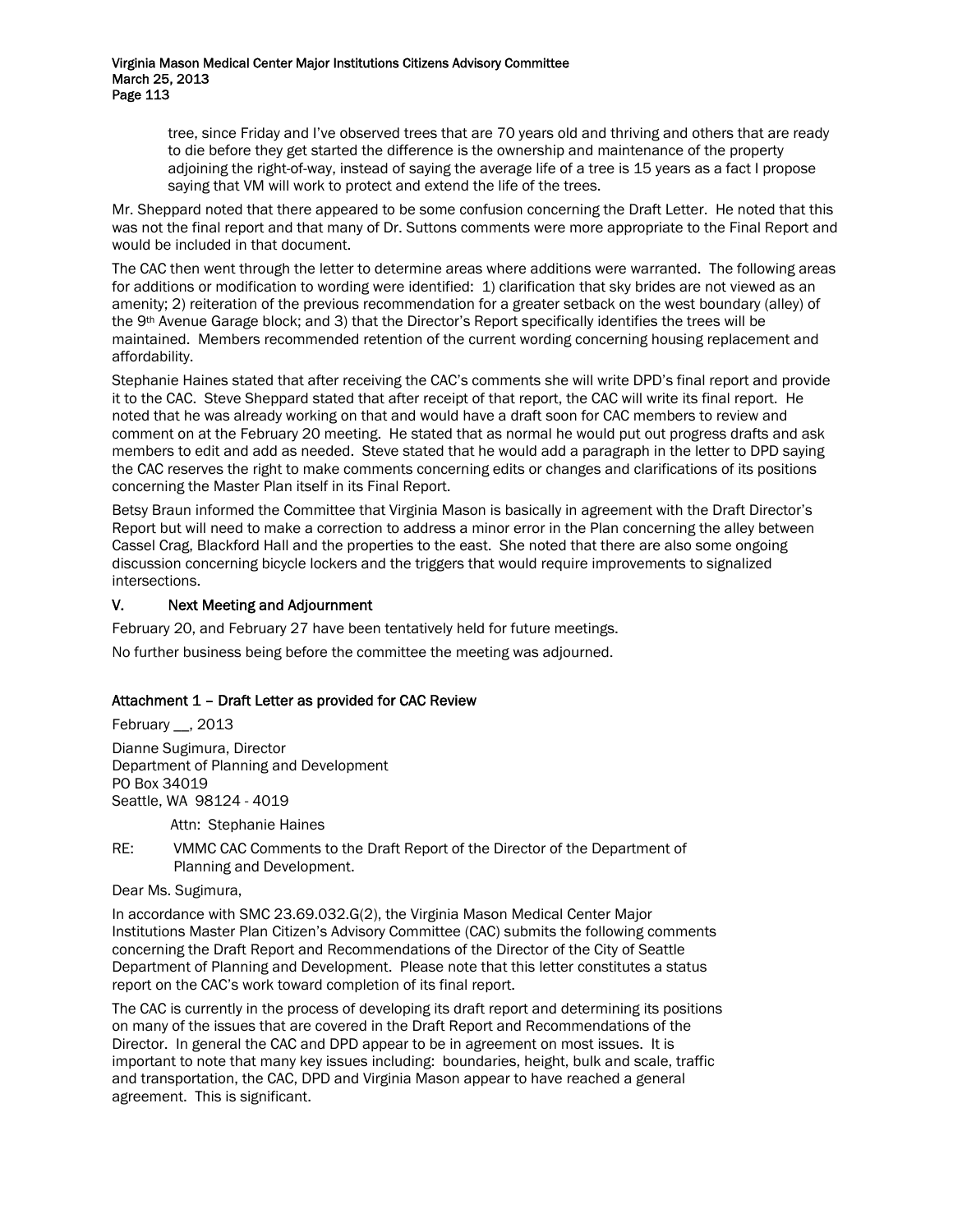tree, since Friday and I've observed trees that are 70 years old and thriving and others that are ready to die before they get started the difference is the ownership and maintenance of the property adjoining the right-of-way, instead of saying the average life of a tree is 15 years as a fact I propose saying that VM will work to protect and extend the life of the trees.

Mr. Sheppard noted that there appeared to be some confusion concerning the Draft Letter. He noted that this was not the final report and that many of Dr. Suttons comments were more appropriate to the Final Report and would be included in that document.

The CAC then went through the letter to determine areas where additions were warranted. The following areas for additions or modification to wording were identified: 1) clarification that sky brides are not viewed as an amenity; 2) reiteration of the previous recommendation for a greater setback on the west boundary (alley) of the 9th Avenue Garage block; and 3) that the Director's Report specifically identifies the trees will be maintained. Members recommended retention of the current wording concerning housing replacement and affordability.

Stephanie Haines stated that after receiving the CAC's comments she will write DPD's final report and provide it to the CAC. Steve Sheppard stated that after receipt of that report, the CAC will write its final report. He noted that he was already working on that and would have a draft soon for CAC members to review and comment on at the February 20 meeting. He stated that as normal he would put out progress drafts and ask members to edit and add as needed. Steve stated that he would add a paragraph in the letter to DPD saying the CAC reserves the right to make comments concerning edits or changes and clarifications of its positions concerning the Master Plan itself in its Final Report.

Betsy Braun informed the Committee that Virginia Mason is basically in agreement with the Draft Director's Report but will need to make a correction to address a minor error in the Plan concerning the alley between Cassel Crag, Blackford Hall and the properties to the east. She noted that there are also some ongoing discussion concerning bicycle lockers and the triggers that would require improvements to signalized intersections.

## V. Next Meeting and Adjournment

February 20, and February 27 have been tentatively held for future meetings.

No further business being before the committee the meeting was adjourned.

### Attachment 1 – Draft Letter as provided for CAC Review

February __, 2013

Dianne Sugimura, Director
Department of Planning and Development
PO Box 34019
Seattle, WA 98124 - 4019

Attn: Stephanie Haines

RE: VMMC CAC Comments to the Draft Report of the Director of the Department of Planning and Development.

Dear Ms. Sugimura,

In accordance with SMC 23.69.032.G(2), the Virginia Mason Medical Center Major Institutions Master Plan Citizen's Advisory Committee (CAC) submits the following comments concerning the Draft Report and Recommendations of the Director of the City of Seattle Department of Planning and Development. Please note that this letter constitutes a status report on the CAC's work toward completion of its final report.

The CAC is currently in the process of developing its draft report and determining its positions on many of the issues that are covered in the Draft Report and Recommendations of the Director. In general the CAC and DPD appear to be in agreement on most issues. It is important to note that many key issues including: boundaries, height, bulk and scale, traffic and transportation, the CAC, DPD and Virginia Mason appear to have reached a general agreement. This is significant.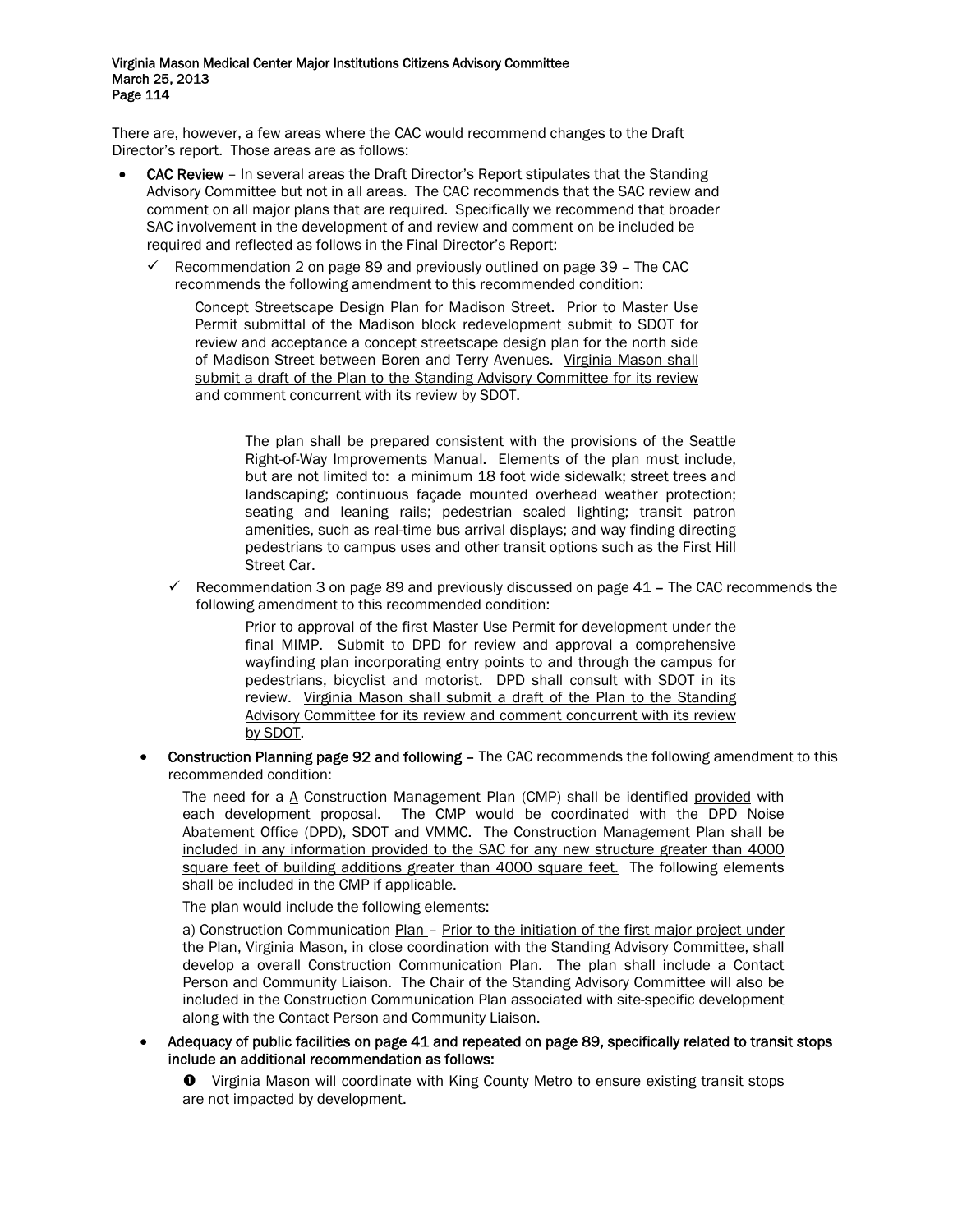There are, however, a few areas where the CAC would recommend changes to the Draft Director's report. Those areas are as follows:

- **CAC Review** – In several areas the Draft Director's Report stipulates that the Standing Advisory Committee but not in all areas. The CAC recommends that the SAC review and comment on all major plans that are required. Specifically we recommend that broader SAC involvement in the development of and review and comment on be included be required and reflected as follows in the Final Director's Report:

  - ✓ Recommendation 2 on page 89 and previously outlined on page 39 – The CAC recommends the following amendment to this recommended condition:

    > Concept Streetscape Design Plan for Madison Street. Prior to Master Use Permit submittal of the Madison block redevelopment submit to SDOT for review and acceptance a concept streetscape design plan for the north side of Madison Street between Boren and Terry Avenues. <u>Virginia Mason shall submit a draft of the Plan to the Standing Advisory Committee for its review and comment concurrent with its review by SDOT</u>.
    >
    > The plan shall be prepared consistent with the provisions of the Seattle Right-of-Way Improvements Manual. Elements of the plan must include, but are not limited to: a minimum 18 foot wide sidewalk; street trees and landscaping; continuous façade mounted overhead weather protection; seating and leaning rails; pedestrian scaled lighting; transit patron amenities, such as real-time bus arrival displays; and way finding directing pedestrians to campus uses and other transit options such as the First Hill Street Car.

  - ✓ Recommendation 3 on page 89 and previously discussed on page 41 – The CAC recommends the following amendment to this recommended condition:

    > Prior to approval of the first Master Use Permit for development under the final MIMP. Submit to DPD for review and approval a comprehensive wayfinding plan incorporating entry points to and through the campus for pedestrians, bicyclist and motorist. DPD shall consult with SDOT in its review. <u>Virginia Mason shall submit a draft of the Plan to the Standing Advisory Committee for its review and comment concurrent with its review by SDOT</u>.

- **Construction Planning page 92 and following** – The CAC recommends the following amendment to this recommended condition:

  > ~~The need for a~~ <u>A</u> Construction Management Plan (CMP) shall be ~~identified~~ <u>provided</u> with each development proposal. The CMP would be coordinated with the DPD Noise Abatement Office (DPD), SDOT and VMMC. <u>The Construction Management Plan shall be included in any information provided to the SAC for any new structure greater than 4000 square feet of building additions greater than 4000 square feet.</u> The following elements shall be included in the CMP if applicable.
  >
  > The plan would include the following elements:
  >
  > a) Construction Communication <u>Plan</u> – <u>Prior to the initiation of the first major project under the Plan, Virginia Mason, in close coordination with the Standing Advisory Committee, shall develop a overall Construction Communication Plan. The plan shall</u> include a Contact Person and Community Liaison. The Chair of the Standing Advisory Committee will also be included in the Construction Communication Plan associated with site-specific development along with the Contact Person and Community Liaison.

- **Adequacy of public facilities on page 41 and repeated on page 89, specifically related to transit stops include an additional recommendation as follows:**

  > ❶ Virginia Mason will coordinate with King County Metro to ensure existing transit stops are not impacted by development.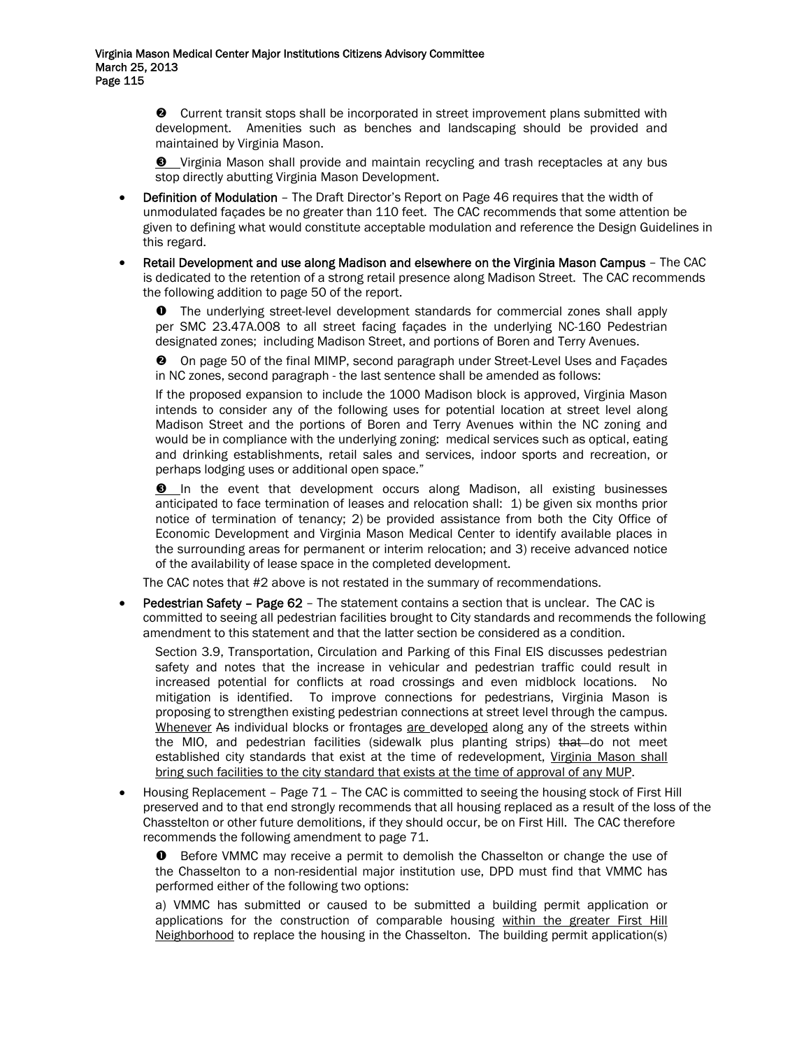❷ Current transit stops shall be incorporated in street improvement plans submitted with development. Amenities such as benches and landscaping should be provided and maintained by Virginia Mason.

❸ Virginia Mason shall provide and maintain recycling and trash receptacles at any bus stop directly abutting Virginia Mason Development.

- **Definition of Modulation** – The Draft Director's Report on Page 46 requires that the width of unmodulated façades be no greater than 110 feet. The CAC recommends that some attention be given to defining what would constitute acceptable modulation and reference the Design Guidelines in this regard.
- **Retail Development and use along Madison and elsewhere on the Virginia Mason Campus** – The CAC is dedicated to the retention of a strong retail presence along Madison Street. The CAC recommends the following addition to page 50 of the report.

  ❶ The underlying street-level development standards for commercial zones shall apply per SMC 23.47A.008 to all street facing façades in the underlying NC-160 Pedestrian designated zones; including Madison Street, and portions of Boren and Terry Avenues.

  ❷ On page 50 of the final MIMP, second paragraph under Street-Level Uses and Façades in NC zones, second paragraph - the last sentence shall be amended as follows:

  If the proposed expansion to include the 1000 Madison block is approved, Virginia Mason intends to consider any of the following uses for potential location at street level along Madison Street and the portions of Boren and Terry Avenues within the NC zoning and would be in compliance with the underlying zoning: medical services such as optical, eating and drinking establishments, retail sales and services, indoor sports and recreation, or perhaps lodging uses or additional open space."

  ❸ In the event that development occurs along Madison, all existing businesses anticipated to face termination of leases and relocation shall: 1) be given six months prior notice of termination of tenancy; 2) be provided assistance from both the City Office of Economic Development and Virginia Mason Medical Center to identify available places in the surrounding areas for permanent or interim relocation; and 3) receive advanced notice of the availability of lease space in the completed development.

  The CAC notes that #2 above is not restated in the summary of recommendations.

- **Pedestrian Safety – Page 62** – The statement contains a section that is unclear. The CAC is committed to seeing all pedestrian facilities brought to City standards and recommends the following amendment to this statement and that the latter section be considered as a condition.

  Section 3.9, Transportation, Circulation and Parking of this Final EIS discusses pedestrian safety and notes that the increase in vehicular and pedestrian traffic could result in increased potential for conflicts at road crossings and even midblock locations. No mitigation is identified. To improve connections for pedestrians, Virginia Mason is proposing to strengthen existing pedestrian connections at street level through the campus. <u>Whenever</u> ~~As~~ individual blocks or frontages <u>are</u> develop<u>ed</u> along any of the streets within the MIO, and pedestrian facilities (sidewalk plus planting strips) ~~that~~ do not meet established city standards that exist at the time of redevelopment, <u>Virginia Mason shall bring such facilities to the city standard that exists at the time of approval of any MUP</u>.

- Housing Replacement – Page 71 – The CAC is committed to seeing the housing stock of First Hill preserved and to that end strongly recommends that all housing replaced as a result of the loss of the Chasstelton or other future demolitions, if they should occur, be on First Hill. The CAC therefore recommends the following amendment to page 71.

  ❶ Before VMMC may receive a permit to demolish the Chasselton or change the use of the Chasselton to a non-residential major institution use, DPD must find that VMMC has performed either of the following two options:

  a) VMMC has submitted or caused to be submitted a building permit application or applications for the construction of comparable housing <u>within the greater First Hill Neighborhood</u> to replace the housing in the Chasselton. The building permit application(s)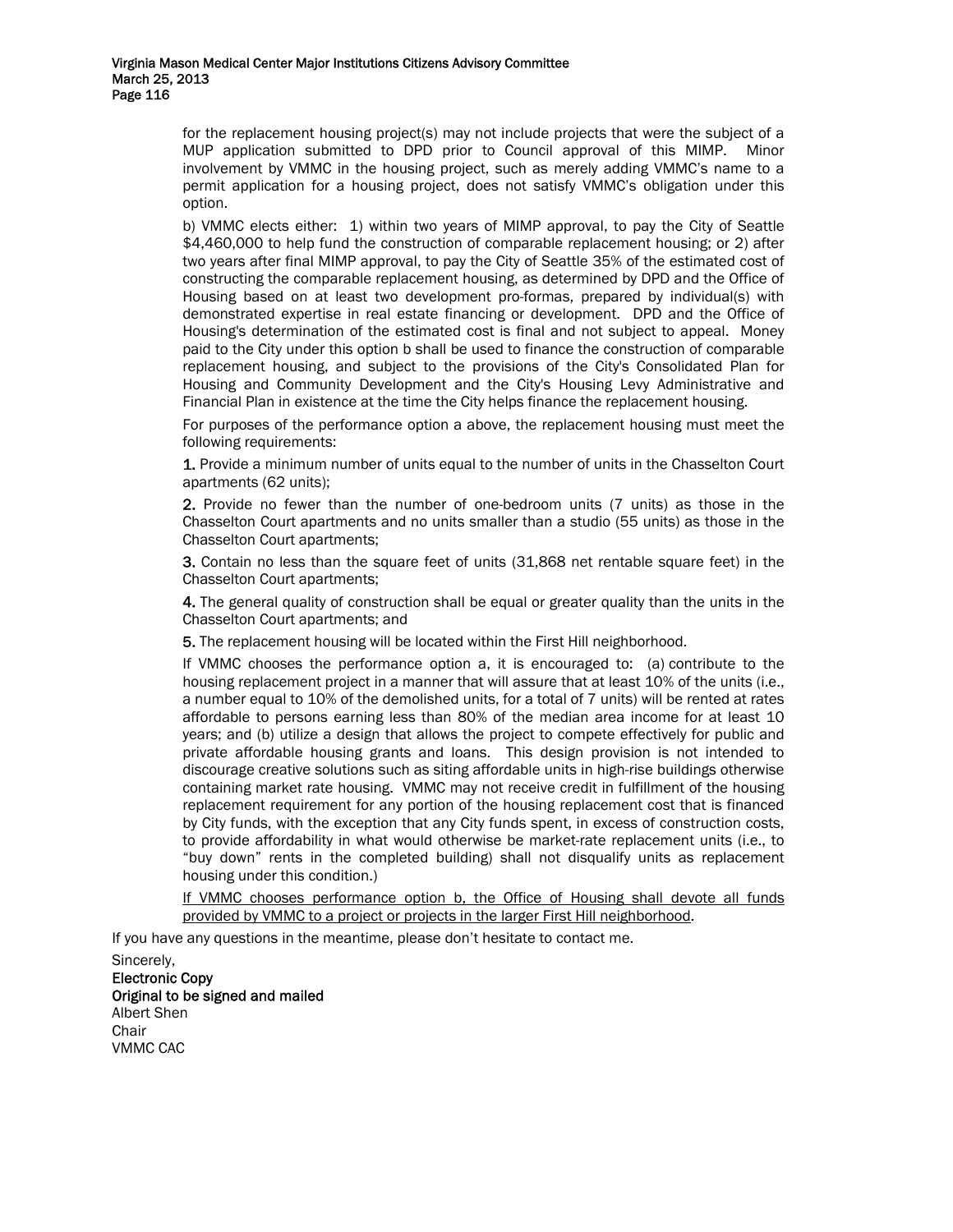for the replacement housing project(s) may not include projects that were the subject of a MUP application submitted to DPD prior to Council approval of this MIMP. Minor involvement by VMMC in the housing project, such as merely adding VMMC's name to a permit application for a housing project, does not satisfy VMMC's obligation under this option.

b) VMMC elects either: 1) within two years of MIMP approval, to pay the City of Seattle $4,460,000 to help fund the construction of comparable replacement housing; or 2) after two years after final MIMP approval, to pay the City of Seattle 35% of the estimated cost of constructing the comparable replacement housing, as determined by DPD and the Office of Housing based on at least two development pro-formas, prepared by individual(s) with demonstrated expertise in real estate financing or development. DPD and the Office of Housing's determination of the estimated cost is final and not subject to appeal. Money paid to the City under this option b shall be used to finance the construction of comparable replacement housing, and subject to the provisions of the City's Consolidated Plan for Housing and Community Development and the City's Housing Levy Administrative and Financial Plan in existence at the time the City helps finance the replacement housing.

For purposes of the performance option a above, the replacement housing must meet the following requirements:

**1.** Provide a minimum number of units equal to the number of units in the Chasselton Court apartments (62 units);

**2.** Provide no fewer than the number of one-bedroom units (7 units) as those in the Chasselton Court apartments and no units smaller than a studio (55 units) as those in the Chasselton Court apartments;

**3.** Contain no less than the square feet of units (31,868 net rentable square feet) in the Chasselton Court apartments;

**4.** The general quality of construction shall be equal or greater quality than the units in the Chasselton Court apartments; and

**5.** The replacement housing will be located within the First Hill neighborhood.

If VMMC chooses the performance option a, it is encouraged to: (a) contribute to the housing replacement project in a manner that will assure that at least 10% of the units (i.e., a number equal to 10% of the demolished units, for a total of 7 units) will be rented at rates affordable to persons earning less than 80% of the median area income for at least 10 years; and (b) utilize a design that allows the project to compete effectively for public and private affordable housing grants and loans. This design provision is not intended to discourage creative solutions such as siting affordable units in high-rise buildings otherwise containing market rate housing. VMMC may not receive credit in fulfillment of the housing replacement requirement for any portion of the housing replacement cost that is financed by City funds, with the exception that any City funds spent, in excess of construction costs, to provide affordability in what would otherwise be market-rate replacement units (i.e., to "buy down" rents in the completed building) shall not disqualify units as replacement housing under this condition.)

<u>If VMMC chooses performance option b, the Office of Housing shall devote all funds provided by VMMC to a project or projects in the larger First Hill neighborhood</u>.

If you have any questions in the meantime, please don't hesitate to contact me.

Sincerely,

**Electronic Copy**
**Original to be signed and mailed**
Albert Shen
Chair
VMMC CAC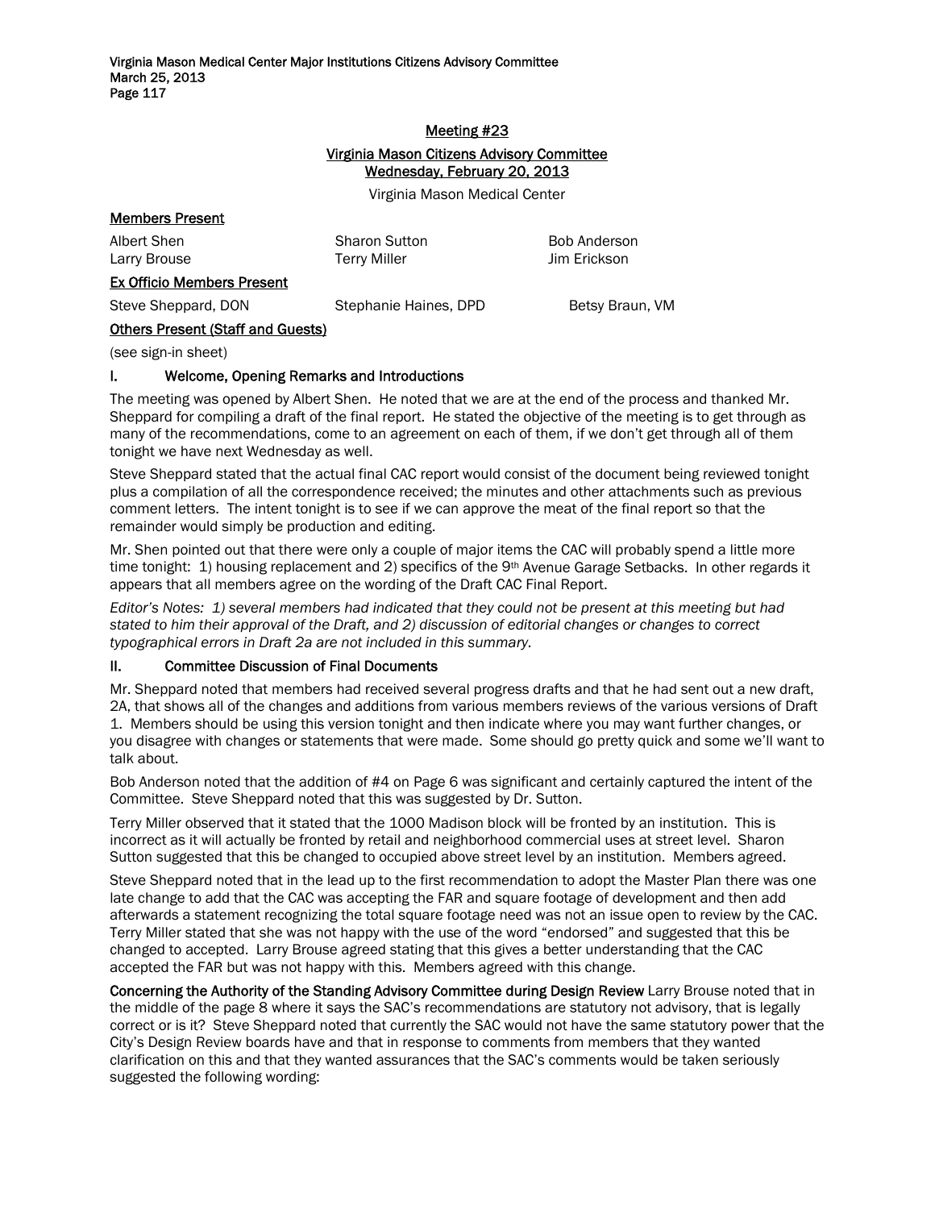## Meeting #23

## Virginia Mason Citizens Advisory Committee
## Wednesday, February 20, 2013

Virginia Mason Medical Center

**Members Present**

| | | |
|---|---|---|
| Albert Shen | Sharon Sutton | Bob Anderson |
| Larry Brouse | Terry Miller | Jim Erickson |

**Ex Officio Members Present**

| | | |
|---|---|---|
| Steve Sheppard, DON | Stephanie Haines, DPD | Betsy Braun, VM |

**Others Present (Staff and Guests)**

(see sign-in sheet)

### I. Welcome, Opening Remarks and Introductions

The meeting was opened by Albert Shen. He noted that we are at the end of the process and thanked Mr. Sheppard for compiling a draft of the final report. He stated the objective of the meeting is to get through as many of the recommendations, come to an agreement on each of them, if we don't get through all of them tonight we have next Wednesday as well.

Steve Sheppard stated that the actual final CAC report would consist of the document being reviewed tonight plus a compilation of all the correspondence received; the minutes and other attachments such as previous comment letters. The intent tonight is to see if we can approve the meat of the final report so that the remainder would simply be production and editing.

Mr. Shen pointed out that there were only a couple of major items the CAC will probably spend a little more time tonight: 1) housing replacement and 2) specifics of the 9th Avenue Garage Setbacks. In other regards it appears that all members agree on the wording of the Draft CAC Final Report.

*Editor's Notes: 1) several members had indicated that they could not be present at this meeting but had stated to him their approval of the Draft, and 2) discussion of editorial changes or changes to correct typographical errors in Draft 2a are not included in this summary.*

### II. Committee Discussion of Final Documents

Mr. Sheppard noted that members had received several progress drafts and that he had sent out a new draft, 2A, that shows all of the changes and additions from various members reviews of the various versions of Draft 1. Members should be using this version tonight and then indicate where you may want further changes, or you disagree with changes or statements that were made. Some should go pretty quick and some we'll want to talk about.

Bob Anderson noted that the addition of #4 on Page 6 was significant and certainly captured the intent of the Committee. Steve Sheppard noted that this was suggested by Dr. Sutton.

Terry Miller observed that it stated that the 1000 Madison block will be fronted by an institution. This is incorrect as it will actually be fronted by retail and neighborhood commercial uses at street level. Sharon Sutton suggested that this be changed to occupied above street level by an institution. Members agreed.

Steve Sheppard noted that in the lead up to the first recommendation to adopt the Master Plan there was one late change to add that the CAC was accepting the FAR and square footage of development and then add afterwards a statement recognizing the total square footage need was not an issue open to review by the CAC. Terry Miller stated that she was not happy with the use of the word "endorsed" and suggested that this be changed to accepted. Larry Brouse agreed stating that this gives a better understanding that the CAC accepted the FAR but was not happy with this. Members agreed with this change.

**Concerning the Authority of the Standing Advisory Committee during Design Review** Larry Brouse noted that in the middle of the page 8 where it says the SAC's recommendations are statutory not advisory, that is legally correct or is it? Steve Sheppard noted that currently the SAC would not have the same statutory power that the City's Design Review boards have and that in response to comments from members that they wanted clarification on this and that they wanted assurances that the SAC's comments would be taken seriously suggested the following wording: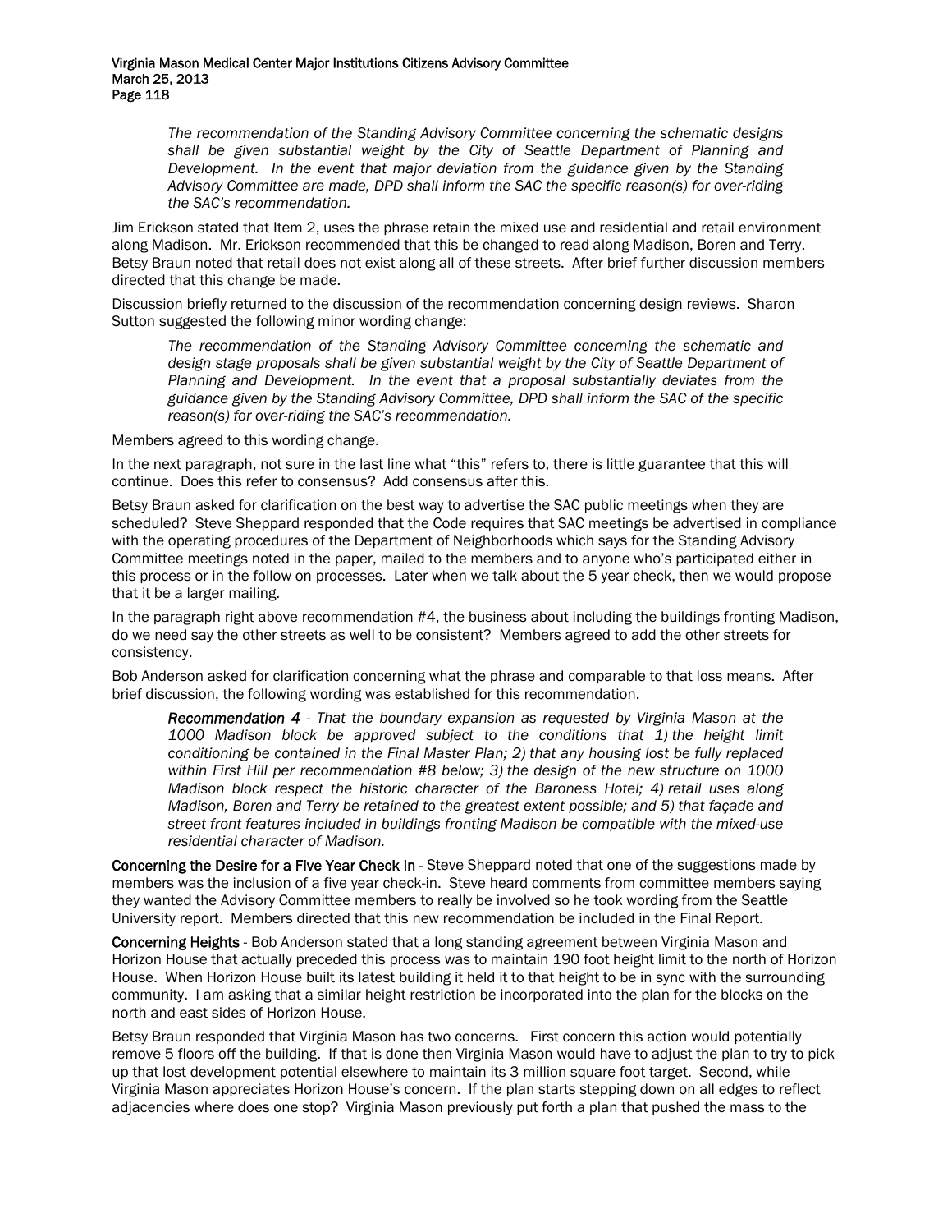*The recommendation of the Standing Advisory Committee concerning the schematic designs shall be given substantial weight by the City of Seattle Department of Planning and Development. In the event that major deviation from the guidance given by the Standing Advisory Committee are made, DPD shall inform the SAC the specific reason(s) for over-riding the SAC's recommendation.*

Jim Erickson stated that Item 2, uses the phrase retain the mixed use and residential and retail environment along Madison. Mr. Erickson recommended that this be changed to read along Madison, Boren and Terry. Betsy Braun noted that retail does not exist along all of these streets. After brief further discussion members directed that this change be made.

Discussion briefly returned to the discussion of the recommendation concerning design reviews. Sharon Sutton suggested the following minor wording change:

> *The recommendation of the Standing Advisory Committee concerning the schematic and design stage proposals shall be given substantial weight by the City of Seattle Department of Planning and Development. In the event that a proposal substantially deviates from the guidance given by the Standing Advisory Committee, DPD shall inform the SAC of the specific reason(s) for over-riding the SAC's recommendation.*

Members agreed to this wording change.

In the next paragraph, not sure in the last line what "this" refers to, there is little guarantee that this will continue. Does this refer to consensus? Add consensus after this.

Betsy Braun asked for clarification on the best way to advertise the SAC public meetings when they are scheduled? Steve Sheppard responded that the Code requires that SAC meetings be advertised in compliance with the operating procedures of the Department of Neighborhoods which says for the Standing Advisory Committee meetings noted in the paper, mailed to the members and to anyone who's participated either in this process or in the follow on processes. Later when we talk about the 5 year check, then we would propose that it be a larger mailing.

In the paragraph right above recommendation #4, the business about including the buildings fronting Madison, do we need say the other streets as well to be consistent? Members agreed to add the other streets for consistency.

Bob Anderson asked for clarification concerning what the phrase and comparable to that loss means. After brief discussion, the following wording was established for this recommendation.

> ***Recommendation 4*** *- That the boundary expansion as requested by Virginia Mason at the 1000 Madison block be approved subject to the conditions that 1) the height limit conditioning be contained in the Final Master Plan; 2) that any housing lost be fully replaced within First Hill per recommendation #8 below; 3) the design of the new structure on 1000 Madison block respect the historic character of the Baroness Hotel; 4) retail uses along Madison, Boren and Terry be retained to the greatest extent possible; and 5) that façade and street front features included in buildings fronting Madison be compatible with the mixed-use residential character of Madison.*

**Concerning the Desire for a Five Year Check in** - Steve Sheppard noted that one of the suggestions made by members was the inclusion of a five year check-in. Steve heard comments from committee members saying they wanted the Advisory Committee members to really be involved so he took wording from the Seattle University report. Members directed that this new recommendation be included in the Final Report.

**Concerning Heights** - Bob Anderson stated that a long standing agreement between Virginia Mason and Horizon House that actually preceded this process was to maintain 190 foot height limit to the north of Horizon House. When Horizon House built its latest building it held it to that height to be in sync with the surrounding community. I am asking that a similar height restriction be incorporated into the plan for the blocks on the north and east sides of Horizon House.

Betsy Braun responded that Virginia Mason has two concerns. First concern this action would potentially remove 5 floors off the building. If that is done then Virginia Mason would have to adjust the plan to try to pick up that lost development potential elsewhere to maintain its 3 million square foot target. Second, while Virginia Mason appreciates Horizon House's concern. If the plan starts stepping down on all edges to reflect adjacencies where does one stop? Virginia Mason previously put forth a plan that pushed the mass to the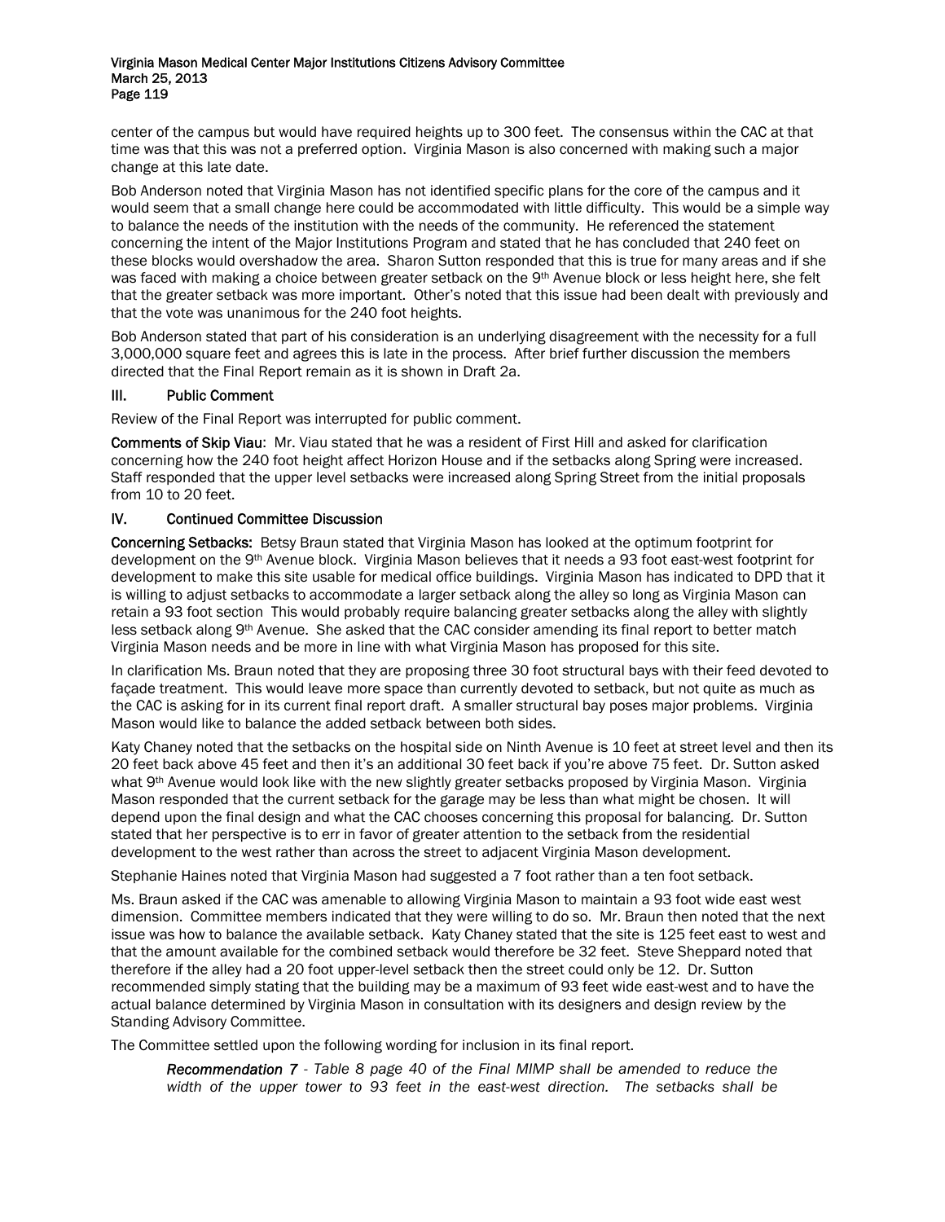center of the campus but would have required heights up to 300 feet. The consensus within the CAC at that time was that this was not a preferred option. Virginia Mason is also concerned with making such a major change at this late date.

Bob Anderson noted that Virginia Mason has not identified specific plans for the core of the campus and it would seem that a small change here could be accommodated with little difficulty. This would be a simple way to balance the needs of the institution with the needs of the community. He referenced the statement concerning the intent of the Major Institutions Program and stated that he has concluded that 240 feet on these blocks would overshadow the area. Sharon Sutton responded that this is true for many areas and if she was faced with making a choice between greater setback on the 9th Avenue block or less height here, she felt that the greater setback was more important. Other's noted that this issue had been dealt with previously and that the vote was unanimous for the 240 foot heights.

Bob Anderson stated that part of his consideration is an underlying disagreement with the necessity for a full 3,000,000 square feet and agrees this is late in the process. After brief further discussion the members directed that the Final Report remain as it is shown in Draft 2a.

## III. Public Comment

Review of the Final Report was interrupted for public comment.

**Comments of Skip Viau**: Mr. Viau stated that he was a resident of First Hill and asked for clarification concerning how the 240 foot height affect Horizon House and if the setbacks along Spring were increased. Staff responded that the upper level setbacks were increased along Spring Street from the initial proposals from 10 to 20 feet.

## IV. Continued Committee Discussion

**Concerning Setbacks:** Betsy Braun stated that Virginia Mason has looked at the optimum footprint for development on the 9th Avenue block. Virginia Mason believes that it needs a 93 foot east-west footprint for development to make this site usable for medical office buildings. Virginia Mason has indicated to DPD that it is willing to adjust setbacks to accommodate a larger setback along the alley so long as Virginia Mason can retain a 93 foot section This would probably require balancing greater setbacks along the alley with slightly less setback along 9th Avenue. She asked that the CAC consider amending its final report to better match Virginia Mason needs and be more in line with what Virginia Mason has proposed for this site.

In clarification Ms. Braun noted that they are proposing three 30 foot structural bays with their feed devoted to façade treatment. This would leave more space than currently devoted to setback, but not quite as much as the CAC is asking for in its current final report draft. A smaller structural bay poses major problems. Virginia Mason would like to balance the added setback between both sides.

Katy Chaney noted that the setbacks on the hospital side on Ninth Avenue is 10 feet at street level and then its 20 feet back above 45 feet and then it's an additional 30 feet back if you're above 75 feet. Dr. Sutton asked what 9th Avenue would look like with the new slightly greater setbacks proposed by Virginia Mason. Virginia Mason responded that the current setback for the garage may be less than what might be chosen. It will depend upon the final design and what the CAC chooses concerning this proposal for balancing. Dr. Sutton stated that her perspective is to err in favor of greater attention to the setback from the residential development to the west rather than across the street to adjacent Virginia Mason development.

Stephanie Haines noted that Virginia Mason had suggested a 7 foot rather than a ten foot setback.

Ms. Braun asked if the CAC was amenable to allowing Virginia Mason to maintain a 93 foot wide east west dimension. Committee members indicated that they were willing to do so. Mr. Braun then noted that the next issue was how to balance the available setback. Katy Chaney stated that the site is 125 feet east to west and that the amount available for the combined setback would therefore be 32 feet. Steve Sheppard noted that therefore if the alley had a 20 foot upper-level setback then the street could only be 12. Dr. Sutton recommended simply stating that the building may be a maximum of 93 feet wide east-west and to have the actual balance determined by Virginia Mason in consultation with its designers and design review by the Standing Advisory Committee.

The Committee settled upon the following wording for inclusion in its final report.

> ***Recommendation 7*** *- Table 8 page 40 of the Final MIMP shall be amended to reduce the width of the upper tower to 93 feet in the east-west direction. The setbacks shall be*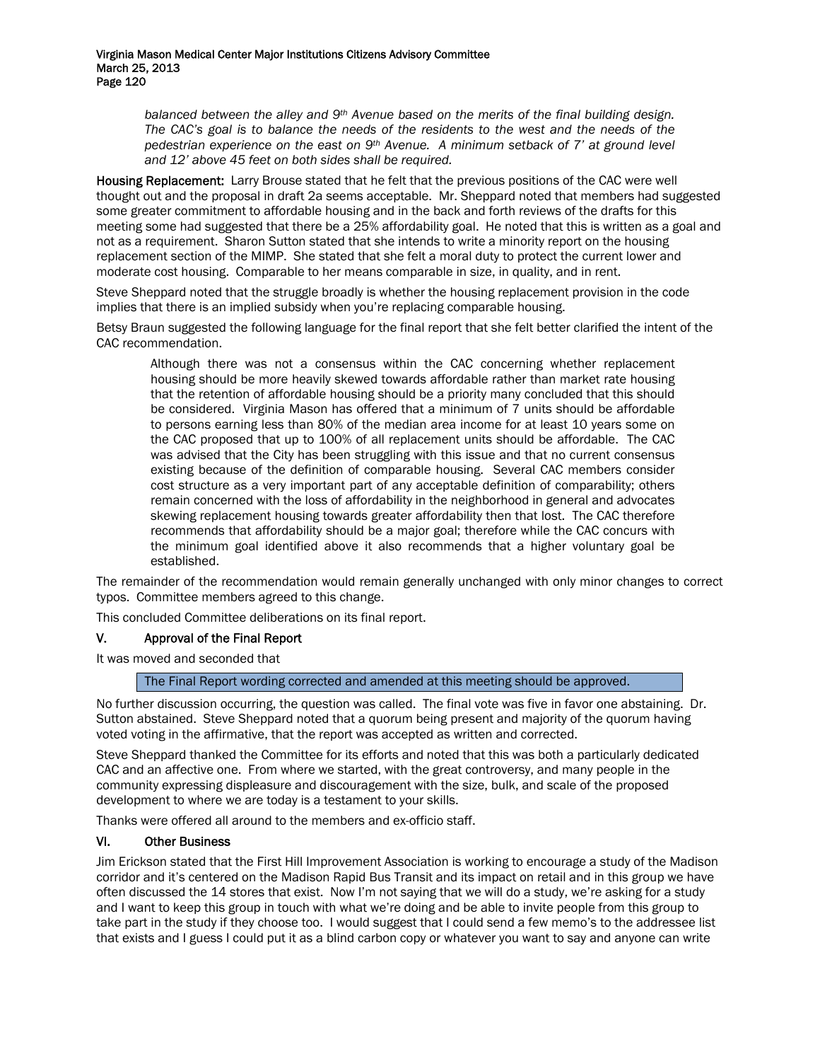*balanced between the alley and 9th Avenue based on the merits of the final building design. The CAC's goal is to balance the needs of the residents to the west and the needs of the pedestrian experience on the east on 9th Avenue. A minimum setback of 7' at ground level and 12' above 45 feet on both sides shall be required.*

**Housing Replacement:** Larry Brouse stated that he felt that the previous positions of the CAC were well thought out and the proposal in draft 2a seems acceptable. Mr. Sheppard noted that members had suggested some greater commitment to affordable housing and in the back and forth reviews of the drafts for this meeting some had suggested that there be a 25% affordability goal. He noted that this is written as a goal and not as a requirement. Sharon Sutton stated that she intends to write a minority report on the housing replacement section of the MIMP. She stated that she felt a moral duty to protect the current lower and moderate cost housing. Comparable to her means comparable in size, in quality, and in rent.

Steve Sheppard noted that the struggle broadly is whether the housing replacement provision in the code implies that there is an implied subsidy when you're replacing comparable housing.

Betsy Braun suggested the following language for the final report that she felt better clarified the intent of the CAC recommendation.

> Although there was not a consensus within the CAC concerning whether replacement housing should be more heavily skewed towards affordable rather than market rate housing that the retention of affordable housing should be a priority many concluded that this should be considered. Virginia Mason has offered that a minimum of 7 units should be affordable to persons earning less than 80% of the median area income for at least 10 years some on the CAC proposed that up to 100% of all replacement units should be affordable. The CAC was advised that the City has been struggling with this issue and that no current consensus existing because of the definition of comparable housing. Several CAC members consider cost structure as a very important part of any acceptable definition of comparability; others remain concerned with the loss of affordability in the neighborhood in general and advocates skewing replacement housing towards greater affordability then that lost. The CAC therefore recommends that affordability should be a major goal; therefore while the CAC concurs with the minimum goal identified above it also recommends that a higher voluntary goal be established.

The remainder of the recommendation would remain generally unchanged with only minor changes to correct typos. Committee members agreed to this change.

This concluded Committee deliberations on its final report.

## V. Approval of the Final Report

It was moved and seconded that

> The Final Report wording corrected and amended at this meeting should be approved.

No further discussion occurring, the question was called. The final vote was five in favor one abstaining. Dr. Sutton abstained. Steve Sheppard noted that a quorum being present and majority of the quorum having voted voting in the affirmative, that the report was accepted as written and corrected.

Steve Sheppard thanked the Committee for its efforts and noted that this was both a particularly dedicated CAC and an affective one. From where we started, with the great controversy, and many people in the community expressing displeasure and discouragement with the size, bulk, and scale of the proposed development to where we are today is a testament to your skills.

Thanks were offered all around to the members and ex-officio staff.

## VI. Other Business

Jim Erickson stated that the First Hill Improvement Association is working to encourage a study of the Madison corridor and it's centered on the Madison Rapid Bus Transit and its impact on retail and in this group we have often discussed the 14 stores that exist. Now I'm not saying that we will do a study, we're asking for a study and I want to keep this group in touch with what we're doing and be able to invite people from this group to take part in the study if they choose too. I would suggest that I could send a few memo's to the addressee list that exists and I guess I could put it as a blind carbon copy or whatever you want to say and anyone can write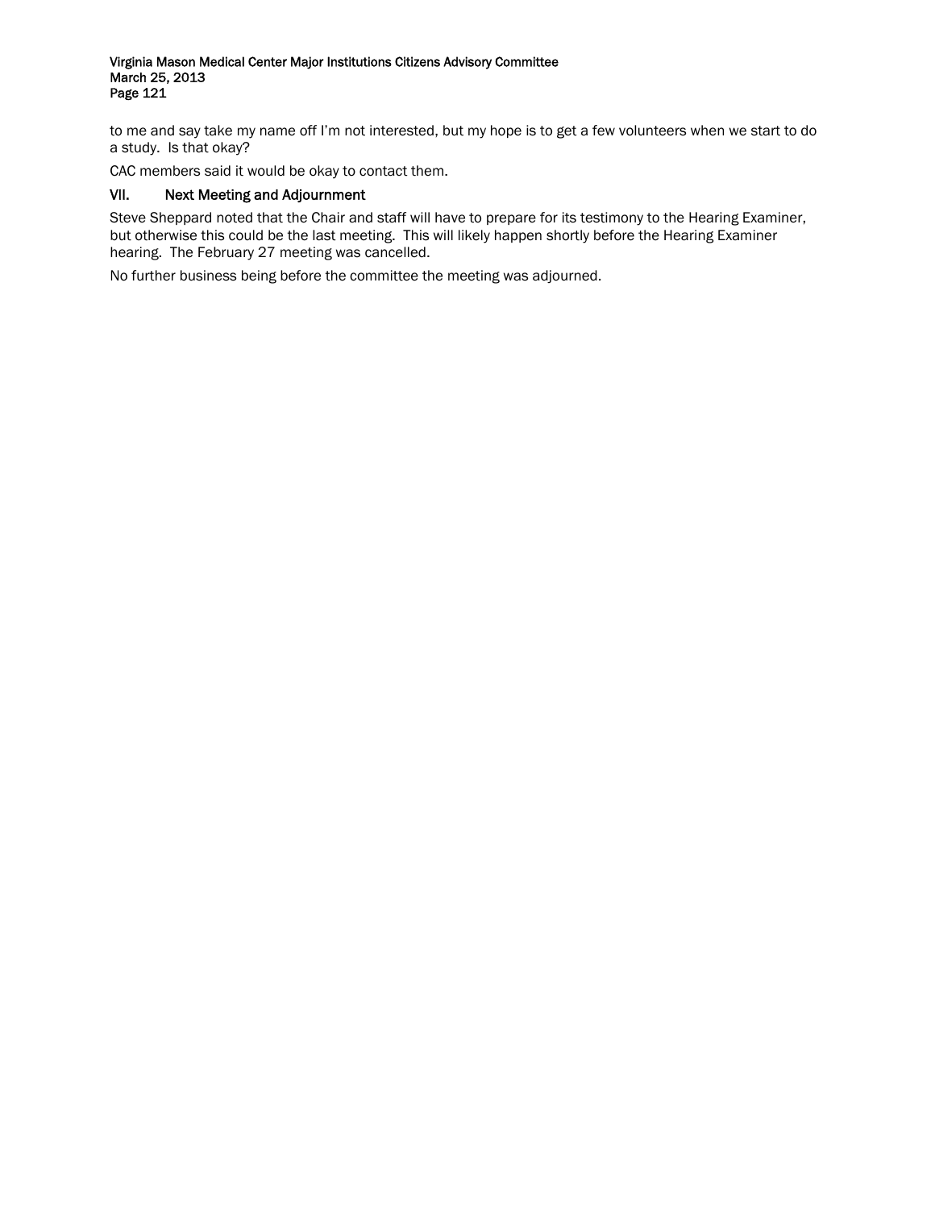to me and say take my name off I'm not interested, but my hope is to get a few volunteers when we start to do a study. Is that okay?

CAC members said it would be okay to contact them.

## VII. Next Meeting and Adjournment

Steve Sheppard noted that the Chair and staff will have to prepare for its testimony to the Hearing Examiner, but otherwise this could be the last meeting. This will likely happen shortly before the Hearing Examiner hearing. The February 27 meeting was cancelled.

No further business being before the committee the meeting was adjourned.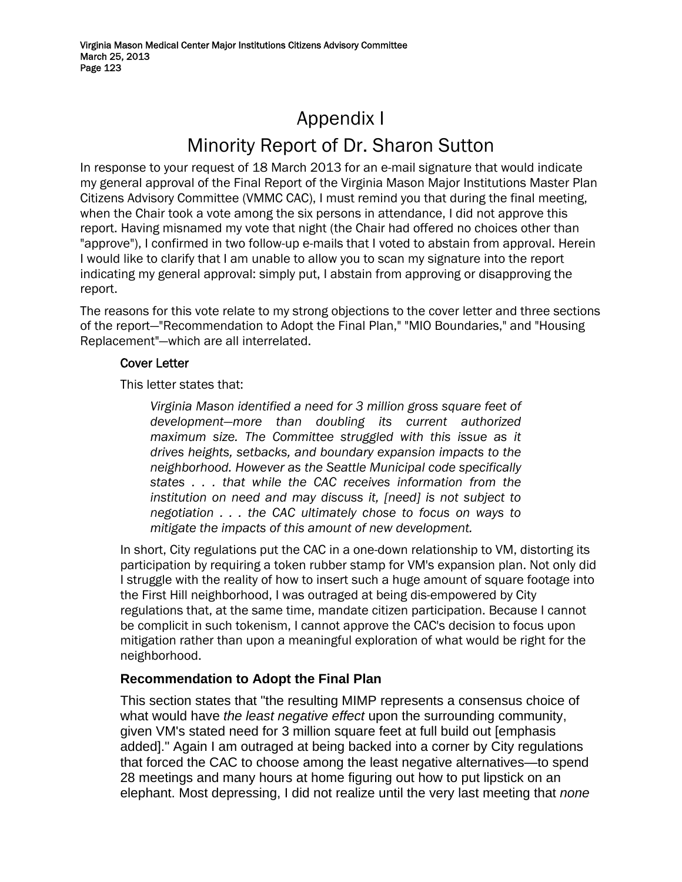# Appendix I

# Minority Report of Dr. Sharon Sutton

In response to your request of 18 March 2013 for an e-mail signature that would indicate my general approval of the Final Report of the Virginia Mason Major Institutions Master Plan Citizens Advisory Committee (VMMC CAC), I must remind you that during the final meeting, when the Chair took a vote among the six persons in attendance, I did not approve this report. Having misnamed my vote that night (the Chair had offered no choices other than "approve"), I confirmed in two follow-up e-mails that I voted to abstain from approval. Herein I would like to clarify that I am unable to allow you to scan my signature into the report indicating my general approval: simply put, I abstain from approving or disapproving the report.

The reasons for this vote relate to my strong objections to the cover letter and three sections of the report—"Recommendation to Adopt the Final Plan," "MIO Boundaries," and "Housing Replacement"—which are all interrelated.

### Cover Letter

This letter states that:

> *Virginia Mason identified a need for 3 million gross square feet of development—more than doubling its current authorized maximum size. The Committee struggled with this issue as it drives heights, setbacks, and boundary expansion impacts to the neighborhood. However as the Seattle Municipal code specifically states . . . that while the CAC receives information from the institution on need and may discuss it, [need] is not subject to negotiation . . . the CAC ultimately chose to focus on ways to mitigate the impacts of this amount of new development.*

In short, City regulations put the CAC in a one-down relationship to VM, distorting its participation by requiring a token rubber stamp for VM's expansion plan. Not only did I struggle with the reality of how to insert such a huge amount of square footage into the First Hill neighborhood, I was outraged at being dis-empowered by City regulations that, at the same time, mandate citizen participation. Because I cannot be complicit in such tokenism, I cannot approve the CAC's decision to focus upon mitigation rather than upon a meaningful exploration of what would be right for the neighborhood.

### Recommendation to Adopt the Final Plan

This section states that "the resulting MIMP represents a consensus choice of what would have *the least negative effect* upon the surrounding community, given VM's stated need for 3 million square feet at full build out [emphasis added]." Again I am outraged at being backed into a corner by City regulations that forced the CAC to choose among the least negative alternatives—to spend 28 meetings and many hours at home figuring out how to put lipstick on an elephant. Most depressing, I did not realize until the very last meeting that *none*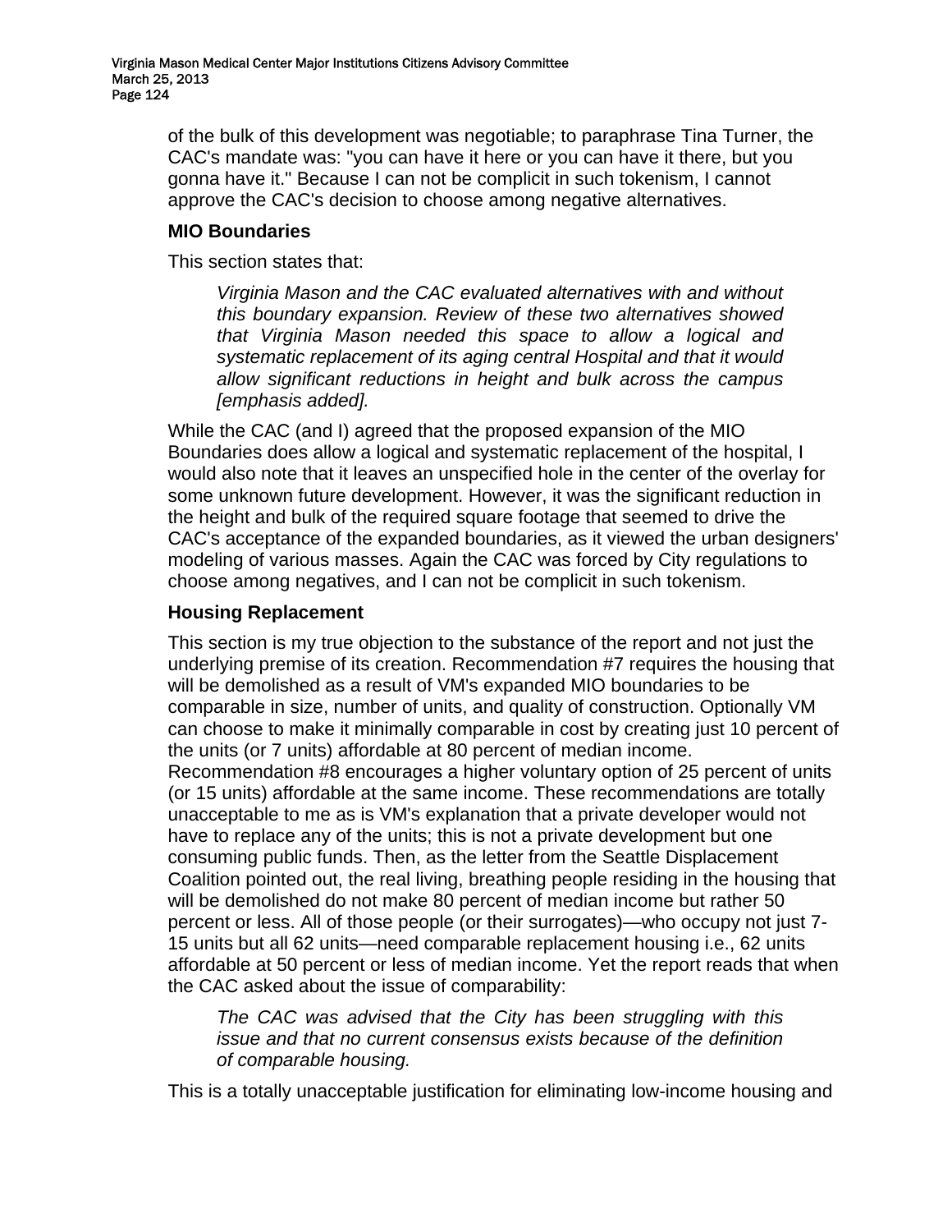of the bulk of this development was negotiable; to paraphrase Tina Turner, the CAC's mandate was: "you can have it here or you can have it there, but you gonna have it." Because I can not be complicit in such tokenism, I cannot approve the CAC's decision to choose among negative alternatives.

### MIO Boundaries

This section states that:

> *Virginia Mason and the CAC evaluated alternatives with and without this boundary expansion. Review of these two alternatives showed that Virginia Mason needed this space to allow a logical and systematic replacement of its aging central Hospital and that it would allow significant reductions in height and bulk across the campus [emphasis added].*

While the CAC (and I) agreed that the proposed expansion of the MIO Boundaries does allow a logical and systematic replacement of the hospital, I would also note that it leaves an unspecified hole in the center of the overlay for some unknown future development. However, it was the significant reduction in the height and bulk of the required square footage that seemed to drive the CAC's acceptance of the expanded boundaries, as it viewed the urban designers' modeling of various masses. Again the CAC was forced by City regulations to choose among negatives, and I can not be complicit in such tokenism.

### Housing Replacement

This section is my true objection to the substance of the report and not just the underlying premise of its creation. Recommendation #7 requires the housing that will be demolished as a result of VM's expanded MIO boundaries to be comparable in size, number of units, and quality of construction. Optionally VM can choose to make it minimally comparable in cost by creating just 10 percent of the units (or 7 units) affordable at 80 percent of median income. Recommendation #8 encourages a higher voluntary option of 25 percent of units (or 15 units) affordable at the same income. These recommendations are totally unacceptable to me as is VM's explanation that a private developer would not have to replace any of the units; this is not a private development but one consuming public funds. Then, as the letter from the Seattle Displacement Coalition pointed out, the real living, breathing people residing in the housing that will be demolished do not make 80 percent of median income but rather 50 percent or less. All of those people (or their surrogates)—who occupy not just 7-15 units but all 62 units—need comparable replacement housing i.e., 62 units affordable at 50 percent or less of median income. Yet the report reads that when the CAC asked about the issue of comparability:

> *The CAC was advised that the City has been struggling with this issue and that no current consensus exists because of the definition of comparable housing.*

This is a totally unacceptable justification for eliminating low-income housing and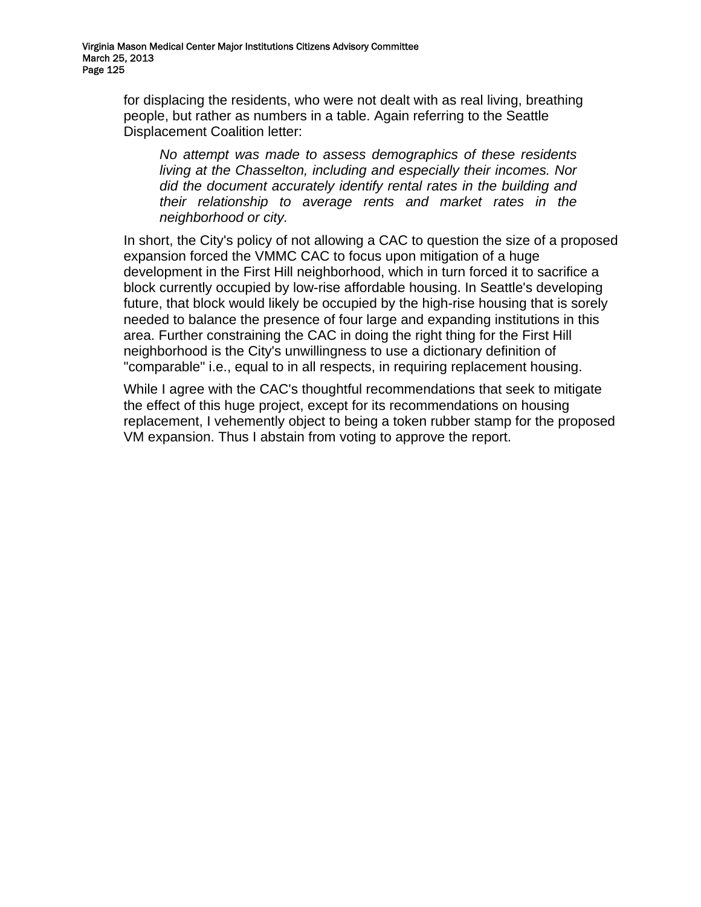for displacing the residents, who were not dealt with as real living, breathing people, but rather as numbers in a table. Again referring to the Seattle Displacement Coalition letter:

> *No attempt was made to assess demographics of these residents living at the Chasselton, including and especially their incomes. Nor did the document accurately identify rental rates in the building and their relationship to average rents and market rates in the neighborhood or city.*

In short, the City's policy of not allowing a CAC to question the size of a proposed expansion forced the VMMC CAC to focus upon mitigation of a huge development in the First Hill neighborhood, which in turn forced it to sacrifice a block currently occupied by low-rise affordable housing. In Seattle's developing future, that block would likely be occupied by the high-rise housing that is sorely needed to balance the presence of four large and expanding institutions in this area. Further constraining the CAC in doing the right thing for the First Hill neighborhood is the City's unwillingness to use a dictionary definition of "comparable" i.e., equal to in all respects, in requiring replacement housing.

While I agree with the CAC's thoughtful recommendations that seek to mitigate the effect of this huge project, except for its recommendations on housing replacement, I vehemently object to being a token rubber stamp for the proposed VM expansion. Thus I abstain from voting to approve the report.